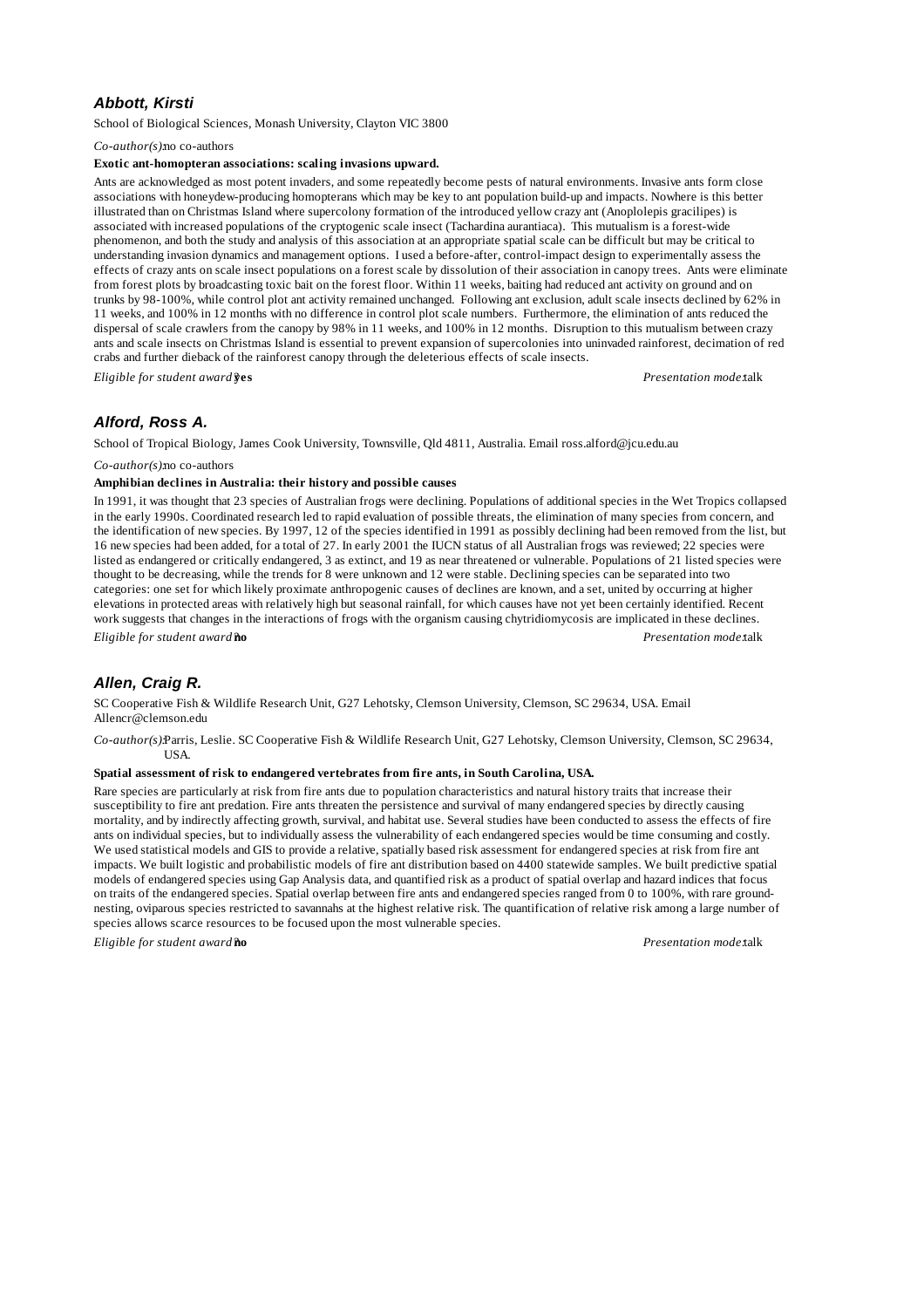### *Abbott, Kirsti*

School of Biological Sciences, Monash University, Clayton VIC 3800

*Co-author(s):* no co-authors

**Exotic ant-homopteran associations: scaling invasions upward.**

Ants are acknowledged as most potent invaders, and some repeatedly become pests of natural environments. Invasive ants form close associations with honeydew-producing homopterans which may be key to ant population build-up and impacts. Nowhere is this better illustrated than on Christmas Island where supercolony formation of the introduced yellow crazy ant (Anoplolepis gracilipes) is associated with increased populations of the cryptogenic scale insect (Tachardina aurantiaca). This mutualism is a forest-wide phenomenon, and both the study and analysis of this association at an appropriate spatial scale can be difficult but may be critical to understanding invasion dynamics and management options. I used a before-after, control-impact design to experimentally assess the effects of crazy ants on scale insect populations on a forest scale by dissolution of their association in canopy trees. Ants were eliminate from forest plots by broadcasting toxic bait on the forest floor. Within 11 weeks, baiting had reduced ant activity on ground and on trunks by 98-100%, while control plot ant activity remained unchanged. Following ant exclusion, adult scale insects declined by 62% in 11 weeks, and 100% in 12 months with no difference in control plot scale numbers. Furthermore, the elimination of ants reduced the dispersal of scale crawlers from the canopy by 98% in 11 weeks, and 100% in 12 months. Disruption to this mutualism between crazy ants and scale insects on Christmas Island is essential to prevent expansion of supercolonies into uninvaded rainforest, decimation of red crabs and further dieback of the rainforest canopy through the deleterious effects of scale insects.

*Eligible for student award?* **yes** *Presentation mode:* talk

### *Alford, Ross A.*

School of Tropical Biology, James Cook University, Townsville, Qld 4811, Australia. Email ross.alford@jcu.edu.au

*Co-author(s):* no co-authors

**Amphibian declines in Australia: their history and possible causes**

In 1991, it was thought that 23 species of Australian frogs were declining. Populations of additional species in the Wet Tropics collapsed in the early 1990s. Coordinated research led to rapid evaluation of possible threats, the elimination of many species from concern, and the identification of new species. By 1997, 12 of the species identified in 1991 as possibly declining had been removed from the list, but 16 new species had been added, for a total of 27. In early 2001 the IUCN status of all Australian frogs was reviewed; 22 species were listed as endangered or critically endangered, 3 as extinct, and 19 as near threatened or vulnerable. Populations of 21 listed species were thought to be decreasing, while the trends for 8 were unknown and 12 were stable. Declining species can be separated into two categories: one set for which likely proximate anthropogenic causes of declines are known, and a set, united by occurring at higher elevations in protected areas with relatively high but seasonal rainfall, for which causes have not yet been certainly identified. Recent work suggests that changes in the interactions of frogs with the organism causing chytridiomycosis are implicated in these declines.

*Eligible for student award?* **no** *Presentation mode:* talk

### *Allen, Craig R.*

SC Cooperative Fish & Wildlife Research Unit, G27 Lehotsky, Clemson University, Clemson, SC 29634, USA. Email Allencr@clemson.edu

*Co-author(s):* Parris, Leslie. SC Cooperative Fish & Wildlife Research Unit, G27 Lehotsky, Clemson University, Clemson, SC 29634, USA.

**Spatial assessment of risk to endangered vertebrates from fire ants, in South Carolina, USA.**

Rare species are particularly at risk from fire ants due to population characteristics and natural history traits that increase their susceptibility to fire ant predation. Fire ants threaten the persistence and survival of many endangered species by directly causing mortality, and by indirectly affecting growth, survival, and habitat use. Several studies have been conducted to assess the effects of fire ants on individual species, but to individually assess the vulnerability of each endangered species would be time consuming and costly. We used statistical models and GIS to provide a relative, spatially based risk assessment for endangered species at risk from fire ant impacts. We built logistic and probabilistic models of fire ant distribution based on 4400 statewide samples. We built predictive spatial models of endangered species using Gap Analysis data, and quantified risk as a product of spatial overlap and hazard indices that focus on traits of the endangered species. Spatial overlap between fire ants and endangered species ranged from 0 to 100%, with rare ground-nesting, oviparous species restricted to savannahs at the highest relative risk. The quantification of relative risk among a large number of species allows scarce resources to be focused upon the most vulnerable species.

*Eligible for student award?* **no** *Presentation mode:* talk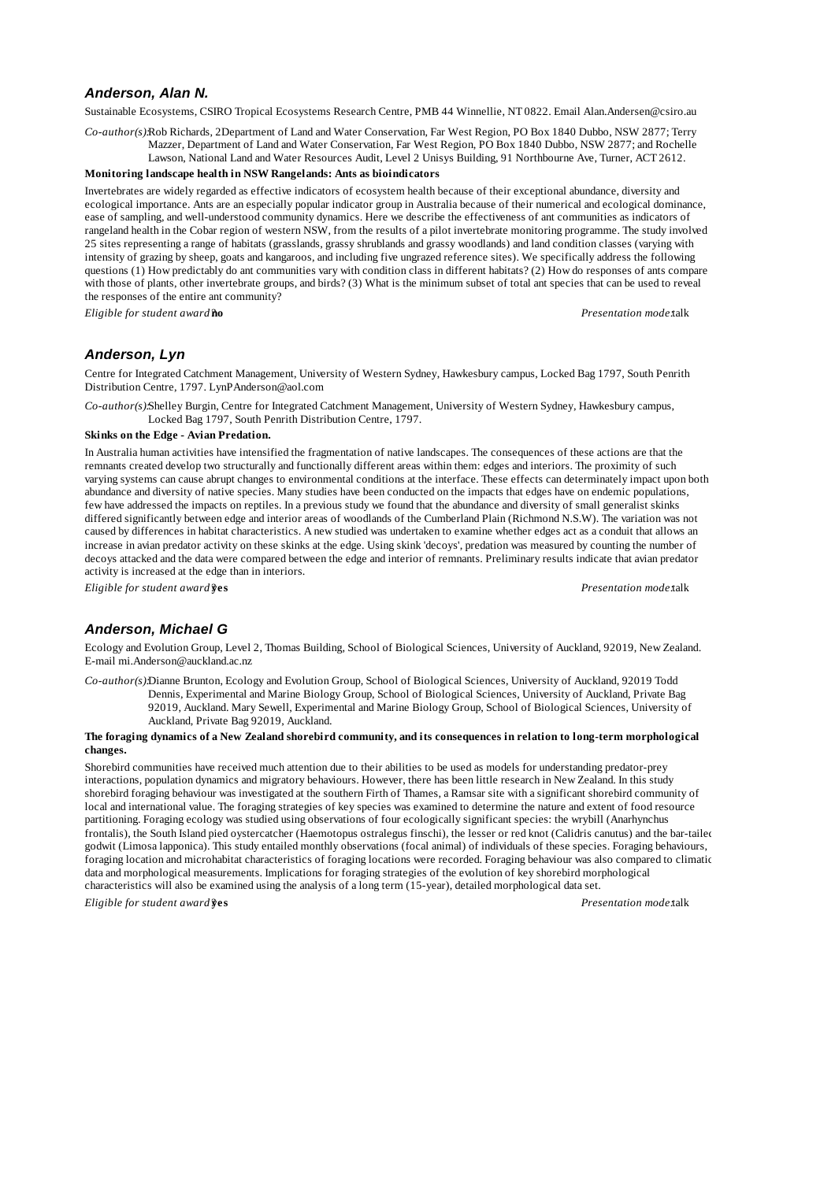### *Anderson, Alan N.*

Sustainable Ecosystems, CSIRO Tropical Ecosystems Research Centre, PMB 44 Winnellie, NT 0822. Email Alan.Andersen@csiro.au

*Co-author(s):* Rob Richards, 2Department of Land and Water Conservation, Far West Region, PO Box 1840 Dubbo, NSW 2877; Terry Mazzer, Department of Land and Water Conservation, Far West Region, PO Box 1840 Dubbo, NSW 2877; and Rochelle Lawson, National Land and Water Resources Audit, Level 2 Unisys Building, 91 Northbourne Ave, Turner, ACT 2612.

**Monitoring landscape health in NSW Rangelands: Ants as bioindicators**

Invertebrates are widely regarded as effective indicators of ecosystem health because of their exceptional abundance, diversity and ecological importance. Ants are an especially popular indicator group in Australia because of their numerical and ecological dominance, ease of sampling, and well-understood community dynamics. Here we describe the effectiveness of ant communities as indicators of rangeland health in the Cobar region of western NSW, from the results of a pilot invertebrate monitoring programme. The study involved 25 sites representing a range of habitats (grasslands, grassy shrublands and grassy woodlands) and land condition classes (varying with intensity of grazing by sheep, goats and kangaroos, and including five ungrazed reference sites). We specifically address the following questions (1) How predictably do ant communities vary with condition class in different habitats? (2) How do responses of ants compare with those of plants, other invertebrate groups, and birds? (3) What is the minimum subset of total ant species that can be used to reveal the responses of the entire ant community?

*Eligible for student award:* **no** *Presentation mode:* talk

### *Anderson, Lyn*

Centre for Integrated Catchment Management, University of Western Sydney, Hawkesbury campus, Locked Bag 1797, South Penrith Distribution Centre, 1797. LynPAnderson@aol.com

*Co-author(s):* Shelley Burgin, Centre for Integrated Catchment Management, University of Western Sydney, Hawkesbury campus, Locked Bag 1797, South Penrith Distribution Centre, 1797.

**Skinks on the Edge - Avian Predation.**

In Australia human activities have intensified the fragmentation of native landscapes. The consequences of these actions are that the remnants created develop two structurally and functionally different areas within them: edges and interiors. The proximity of such varying systems can cause abrupt changes to environmental conditions at the interface. These effects can determinately impact upon both abundance and diversity of native species. Many studies have been conducted on the impacts that edges have on endemic populations, few have addressed the impacts on reptiles. In a previous study we found that the abundance and diversity of small generalist skinks differed significantly between edge and interior areas of woodlands of the Cumberland Plain (Richmond N.S.W). The variation was not caused by differences in habitat characteristics. A new studied was undertaken to examine whether edges act as a conduit that allows an increase in avian predator activity on these skinks at the edge. Using skink 'decoys', predation was measured by counting the number of decoys attacked and the data were compared between the edge and interior of remnants. Preliminary results indicate that avian predator activity is increased at the edge than in interiors.

*Eligible for student award:* **yes** *Presentation mode:* talk

### *Anderson, Michael G*

Ecology and Evolution Group, Level 2, Thomas Building, School of Biological Sciences, University of Auckland, 92019, New Zealand. E-mail mi.Anderson@auckland.ac.nz

*Co-author(s):* Dianne Brunton, Ecology and Evolution Group, School of Biological Sciences, University of Auckland, 92019 Todd Dennis, Experimental and Marine Biology Group, School of Biological Sciences, University of Auckland, Private Bag 92019, Auckland. Mary Sewell, Experimental and Marine Biology Group, School of Biological Sciences, University of Auckland, Private Bag 92019, Auckland.

**The foraging dynamics of a New Zealand shorebird community, and its consequences in relation to long-term morphological changes.**

Shorebird communities have received much attention due to their abilities to be used as models for understanding predator-prey interactions, population dynamics and migratory behaviours. However, there has been little research in New Zealand. In this study shorebird foraging behaviour was investigated at the southern Firth of Thames, a Ramsar site with a significant shorebird community of local and international value. The foraging strategies of key species was examined to determine the nature and extent of food resource partitioning. Foraging ecology was studied using observations of four ecologically significant species: the wrybill (Anarhynchus frontalis), the South Island pied oystercatcher (Haematopus ostralegus finschi), the lesser or red knot (Calidris canutus) and the bar-tailed godwit (Limosa lapponica). This study entailed monthly observations (focal animal) of individuals of these species. Foraging behaviours, foraging location and microhabitat characteristics of foraging locations were recorded. Foraging behaviour was also compared to climatic data and morphological measurements. Implications for foraging strategies of the evolution of key shorebird morphological characteristics will also be examined using the analysis of a long term (15-year), detailed morphological data set.

*Eligible for student award:* **yes** *Presentation mode:* talk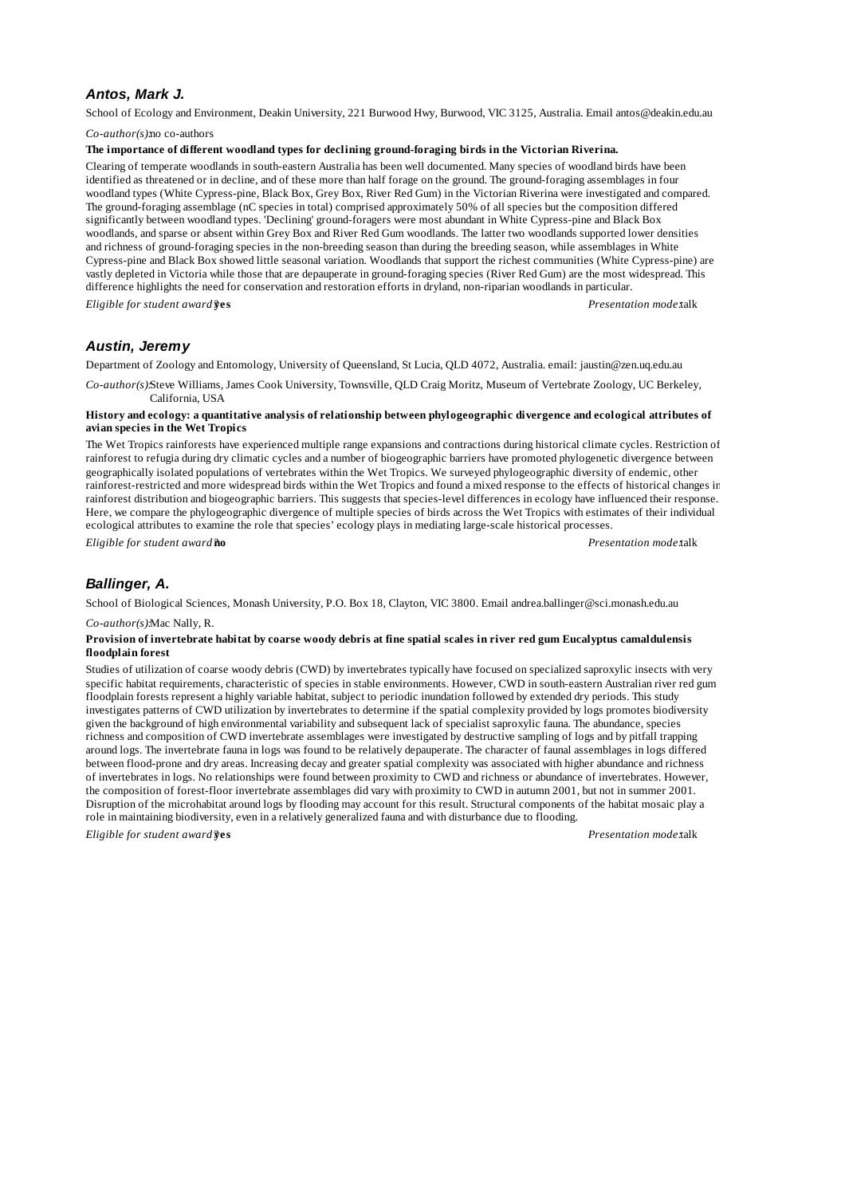## Antos, Mark J.

School of Ecology and Environment, Deakin University, 221 Burwood Hwy, Burwood, VIC 3125, Australia. Email antos@deakin.edu.au

*Co-author(s):* no co-authors

**The importance of different woodland types for declining ground-foraging birds in the Victorian Riverina.**

Clearing of temperate woodlands in south-eastern Australia has been well documented. Many species of woodland birds have been identified as threatened or in decline, and of these more than half forage on the ground. The ground-foraging assemblages in four woodland types (White Cypress-pine, Black Box, Grey Box, River Red Gum) in the Victorian Riverina were investigated and compared. The ground-foraging assemblage (nC species in total) comprised approximately 50% of all species but the composition differed significantly between woodland types. 'Declining' ground-foragers were most abundant in White Cypress-pine and Black Box woodlands, and sparse or absent within Grey Box and River Red Gum woodlands. The latter two woodlands supported lower densities and richness of ground-foraging species in the non-breeding season than during the breeding season, while assemblages in White Cypress-pine and Black Box showed little seasonal variation. Woodlands that support the richest communities (White Cypress-pine) are vastly depleted in Victoria while those that are depauperate in ground-foraging species (River Red Gum) are the most widespread. This difference highlights the need for conservation and restoration efforts in dryland, non-riparian woodlands in particular.

*Eligible for student award?* **yes** *Presentation mode:* talk

## Austin, Jeremy

Department of Zoology and Entomology, University of Queensland, St Lucia, QLD 4072, Australia. email: jaustin@zen.uq.edu.au

*Co-author(s):* Steve Williams, James Cook University, Townsville, QLD Craig Moritz, Museum of Vertebrate Zoology, UC Berkeley, California, USA

**History and ecology: a quantitative analysis of relationship between phylogeographic divergence and ecological attributes of avian species in the Wet Tropics**

The Wet Tropics rainforests have experienced multiple range expansions and contractions during historical climate cycles. Restriction of rainforest to refugia during dry climatic cycles and a number of biogeographic barriers have promoted phylogenetic divergence between geographically isolated populations of vertebrates within the Wet Tropics. We surveyed phylogeographic diversity of endemic, other rainforest-restricted and more widespread birds within the Wet Tropics and found a mixed response to the effects of historical changes in rainforest distribution and biogeographic barriers. This suggests that species-level differences in ecology have influenced their response. Here, we compare the phylogeographic divergence of multiple species of birds across the Wet Tropics with estimates of their individual ecological attributes to examine the role that species' ecology plays in mediating large-scale historical processes.

*Eligible for student award?* **no** *Presentation mode:* talk

## Ballinger, A.

School of Biological Sciences, Monash University, P.O. Box 18, Clayton, VIC 3800. Email andrea.ballinger@sci.monash.edu.au

*Co-author(s):* Mac Nally, R.

**Provision of invertebrate habitat by coarse woody debris at fine spatial scales in river red gum Eucalyptus camaldulensis floodplain forest**

Studies of utilization of coarse woody debris (CWD) by invertebrates typically have focused on specialized saproxylic insects with very specific habitat requirements, characteristic of species in stable environments. However, CWD in south-eastern Australian river red gum floodplain forests represent a highly variable habitat, subject to periodic inundation followed by extended dry periods. This study investigates patterns of CWD utilization by invertebrates to determine if the spatial complexity provided by logs promotes biodiversity given the background of high environmental variability and subsequent lack of specialist saproxylic fauna. The abundance, species richness and composition of CWD invertebrate assemblages were investigated by destructive sampling of logs and by pitfall trapping around logs. The invertebrate fauna in logs was found to be relatively depauperate. The character of faunal assemblages in logs differed between flood-prone and dry areas. Increasing decay and greater spatial complexity was associated with higher abundance and richness of invertebrates in logs. No relationships were found between proximity to CWD and richness or abundance of invertebrates. However, the composition of forest-floor invertebrate assemblages did vary with proximity to CWD in autumn 2001, but not in summer 2001. Disruption of the microhabitat around logs by flooding may account for this result. Structural components of the habitat mosaic play a role in maintaining biodiversity, even in a relatively generalized fauna and with disturbance due to flooding.

*Eligible for student award?* **yes** *Presentation mode:* talk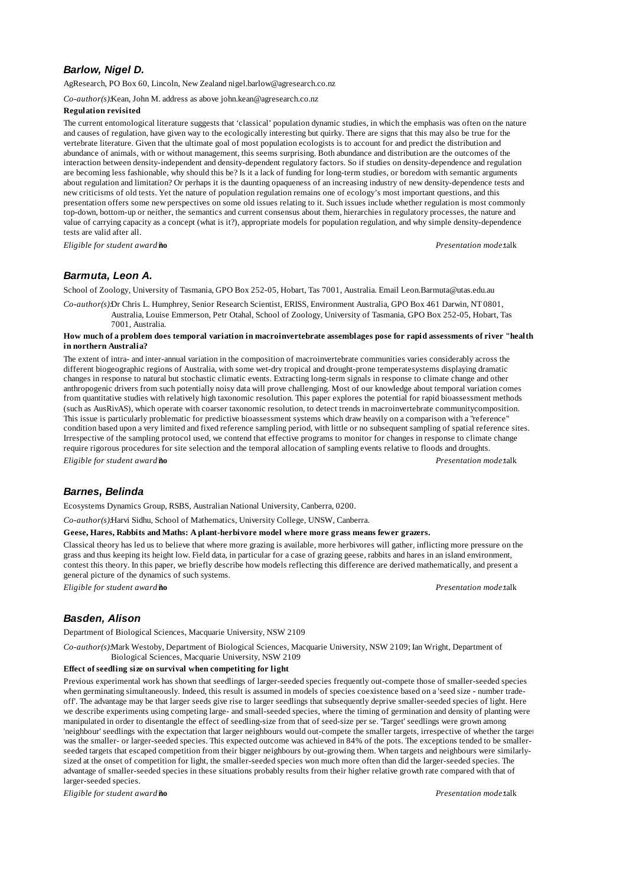### *Barlow, Nigel D.*

AgResearch, PO Box 60, Lincoln, New Zealand nigel.barlow@agresearch.co.nz

*Co-author(s):* Kean, John M. address as above john.kean@agresearch.co.nz

**Regulation revisited**

The current entomological literature suggests that 'classical' population dynamic studies, in which the emphasis was often on the nature and causes of regulation, have given way to the ecologically interesting but quirky. There are signs that this may also be true for the vertebrate literature. Given that the ultimate goal of most population ecologists is to account for and predict the distribution and abundance of animals, with or without management, this seems surprising. Both abundance and distribution are the outcomes of the interaction between density-independent and density-dependent regulatory factors. So if studies on density-dependence and regulation are becoming less fashionable, why should this be? Is it a lack of funding for long-term studies, or boredom with semantic arguments about regulation and limitation? Or perhaps it is the daunting opaqueness of an increasing industry of new density-dependence tests and new criticisms of old tests. Yet the nature of population regulation remains one of ecology's most important questions, and this presentation offers some new perspectives on some old issues relating to it. Such issues include whether regulation is most commonly top-down, bottom-up or neither, the semantics and current consensus about them, hierarchies in regulatory processes, the nature and value of carrying capacity as a concept (what is it?), appropriate models for population regulation, and why simple density-dependence tests are valid after all.

*Eligible for student award:* **no** *Presentation mode:* talk

### *Barmuta, Leon A.*

School of Zoology, University of Tasmania, GPO Box 252-05, Hobart, Tas 7001, Australia. Email Leon.Barmuta@utas.edu.au

*Co-author(s):* Dr Chris L. Humphrey, Senior Research Scientist, ERISS, Environment Australia, GPO Box 461 Darwin, NT 0801, Australia, Louise Emmerson, Petr Otahal, School of Zoology, University of Tasmania, GPO Box 252-05, Hobart, Tas 7001, Australia.

**How much of a problem does temporal variation in macroinvertebrate assemblages pose for rapid assessments of river "health in northern Australia?**

The extent of intra- and inter-annual variation in the composition of macroinvertebrate communities varies considerably across the different biogeographic regions of Australia, with some wet-dry tropical and drought-prone temperatesystems displaying dramatic changes in response to natural but stochastic climatic events. Extracting long-term signals in response to climate change and other anthropogenic drivers from such potentially noisy data will prove challenging. Most of our knowledge about temporal variation comes from quantitative studies with relatively high taxonomic resolution. This paper explores the potential for rapid bioassessment methods (such as AusRivAS), which operate with coarser taxonomic resolution, to detect trends in macroinvertebrate communitycomposition. This issue is particularly problematic for predictive bioassessment systems which draw heavily on a comparison with a "reference" condition based upon a very limited and fixed reference sampling period, with little or no subsequent sampling of spatial reference sites. Irrespective of the sampling protocol used, we contend that effective programs to monitor for changes in response to climate change require rigorous procedures for site selection and the temporal allocation of sampling events relative to floods and droughts.

*Eligible for student award:* **no** *Presentation mode:* talk

### *Barnes, Belinda*

Ecosystems Dynamics Group, RSBS, Australian National University, Canberra, 0200.

*Co-author(s):* Harvi Sidhu, School of Mathematics, University College, UNSW, Canberra.

**Geese, Hares, Rabbits and Maths: A plant-herbivore model where more grass means fewer grazers.**

Classical theory has led us to believe that where more grazing is available, more herbivores will gather, inflicting more pressure on the grass and thus keeping its height low. Field data, in particular for a case of grazing geese, rabbits and hares in an island environment, contest this theory. In this paper, we briefly describe how models reflecting this difference are derived mathematically, and present a general picture of the dynamics of such systems.

*Eligible for student award:* **no** *Presentation mode:* talk

### *Basden, Alison*

Department of Biological Sciences, Macquarie University, NSW 2109

*Co-author(s):* Mark Westoby, Department of Biological Sciences, Macquarie University, NSW 2109; Ian Wright, Department of Biological Sciences, Macquarie University, NSW 2109

**Effect of seedling size on survival when competiting for light**

Previous experimental work has shown that seedlings of larger-seeded species frequently out-compete those of smaller-seeded species when germinating simultaneously. Indeed, this result is assumed in models of species coexistence based on a 'seed size - number trade-off'. The advantage may be that larger seeds give rise to larger seedlings that subsequently deprive smaller-seeded species of light. Here we describe experiments using competing large- and small-seeded species, where the timing of germination and density of planting were manipulated in order to disentangle the effect of seedling-size from that of seed-size per se. 'Target' seedlings were grown among 'neighbour' seedlings with the expectation that larger neighbours would out-compete the smaller targets, irrespective of whether the target was the smaller- or larger-seeded species. This expected outcome was achieved in 84% of the pots. The exceptions tended to be smaller-seeded targets that escaped competition from their bigger neighbours by out-growing them. When targets and neighbours were similarly-sized at the onset of competition for light, the smaller-seeded species won much more often than did the larger-seeded species. The advantage of smaller-seeded species in these situations probably results from their higher relative growth rate compared with that of larger-seeded species.

*Eligible for student award:* **no** *Presentation mode:* talk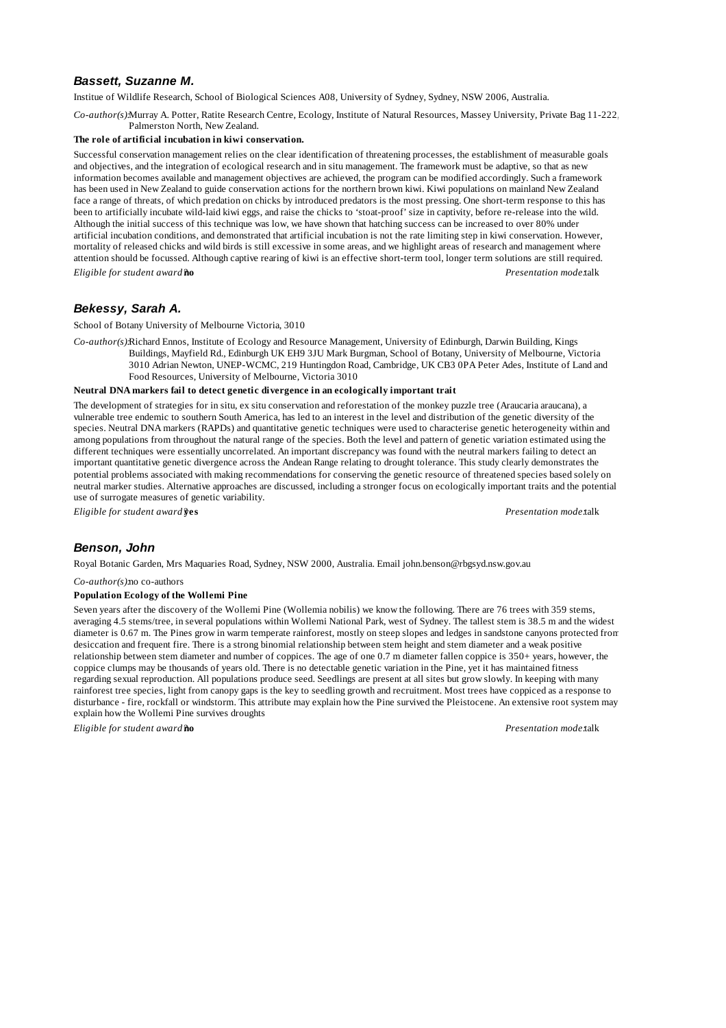### *Bassett, Suzanne M.*

Institue of Wildlife Research, School of Biological Sciences A08, University of Sydney, Sydney, NSW 2006, Australia.

*Co-author(s):* Murray A. Potter, Ratite Research Centre, Ecology, Institute of Natural Resources, Massey University, Private Bag 11-222, Palmerston North, New Zealand.

**The role of artificial incubation in kiwi conservation.**

Successful conservation management relies on the clear identification of threatening processes, the establishment of measurable goals and objectives, and the integration of ecological research and in situ management. The framework must be adaptive, so that as new information becomes available and management objectives are achieved, the program can be modified accordingly. Such a framework has been used in New Zealand to guide conservation actions for the northern brown kiwi. Kiwi populations on mainland New Zealand face a range of threats, of which predation on chicks by introduced predators is the most pressing. One short-term response to this has been to artificially incubate wild-laid kiwi eggs, and raise the chicks to 'stoat-proof' size in captivity, before re-release into the wild. Although the initial success of this technique was low, we have shown that hatching success can be increased to over 80% under artificial incubation conditions, and demonstrated that artificial incubation is not the rate limiting step in kiwi conservation. However, mortality of released chicks and wild birds is still excessive in some areas, and we highlight areas of research and management where attention should be focussed. Although captive rearing of kiwi is an effective short-term tool, longer term solutions are still required.

*Eligible for student award:* **no** *Presentation mode:* talk

### *Bekessy, Sarah A.*

School of Botany University of Melbourne Victoria, 3010

*Co-author(s):* Richard Ennos, Institute of Ecology and Resource Management, University of Edinburgh, Darwin Building, Kings Buildings, Mayfield Rd., Edinburgh UK EH9 3JU Mark Burgman, School of Botany, University of Melbourne, Victoria 3010 Adrian Newton, UNEP-WCMC, 219 Huntingdon Road, Cambridge, UK CB3 0PA Peter Ades, Institute of Land and Food Resources, University of Melbourne, Victoria 3010

**Neutral DNA markers fail to detect genetic divergence in an ecologically important trait**

The development of strategies for in situ, ex situ conservation and reforestation of the monkey puzzle tree (Araucaria araucana), a vulnerable tree endemic to southern South America, has led to an interest in the level and distribution of the genetic diversity of the species. Neutral DNA markers (RAPDs) and quantitative genetic techniques were used to characterise genetic heterogeneity within and among populations from throughout the natural range of the species. Both the level and pattern of genetic variation estimated using the different techniques were essentially uncorrelated. An important discrepancy was found with the neutral markers failing to detect an important quantitative genetic divergence across the Andean Range relating to drought tolerance. This study clearly demonstrates the potential problems associated with making recommendations for conserving the genetic resource of threatened species based solely on neutral marker studies. Alternative approaches are discussed, including a stronger focus on ecologically important traits and the potential use of surrogate measures of genetic variability.

*Eligible for student award:* **yes** *Presentation mode:* talk

### *Benson, John*

Royal Botanic Garden, Mrs Maquaries Road, Sydney, NSW 2000, Australia. Email john.benson@rbgsyd.nsw.gov.au

*Co-author(s):* no co-authors

**Population Ecology of the Wollemi Pine**

Seven years after the discovery of the Wollemi Pine (Wollemia nobilis) we know the following. There are 76 trees with 359 stems, averaging 4.5 stems/tree, in several populations within Wollemi National Park, west of Sydney. The tallest stem is 38.5 m and the widest diameter is 0.67 m. The Pines grow in warm temperate rainforest, mostly on steep slopes and ledges in sandstone canyons protected from desiccation and frequent fire. There is a strong binomial relationship between stem height and stem diameter and a weak positive relationship between stem diameter and number of coppices. The age of one 0.7 m diameter fallen coppice is 350+ years, however, the coppice clumps may be thousands of years old. There is no detectable genetic variation in the Pine, yet it has maintained fitness regarding sexual reproduction. All populations produce seed. Seedlings are present at all sites but grow slowly. In keeping with many rainforest tree species, light from canopy gaps is the key to seedling growth and recruitment. Most trees have coppiced as a response to disturbance - fire, rockfall or windstorm. This attribute may explain how the Pine survived the Pleistocene. An extensive root system may explain how the Wollemi Pine survives droughts

*Eligible for student award:* **no** *Presentation mode:* talk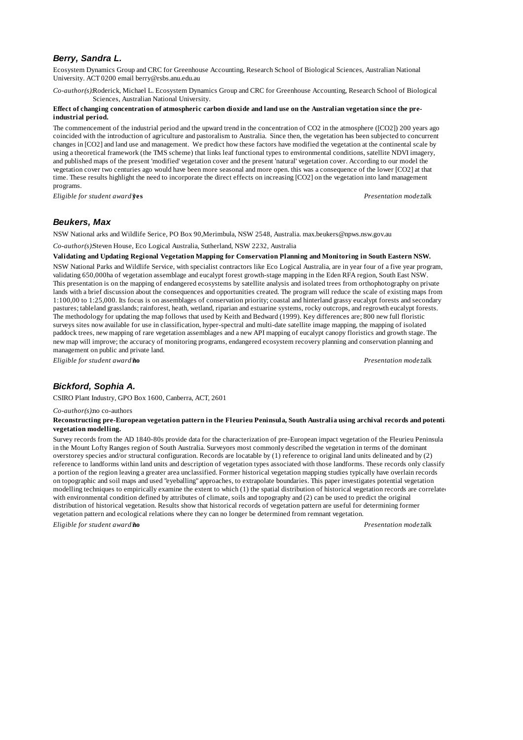### *Berry, Sandra L.*

Ecosystem Dynamics Group and CRC for Greenhouse Accounting, Research School of Biological Sciences, Australian National University. ACT 0200 email berry@rsbs.anu.edu.au

*Co-author(s):* Roderick, Michael L. Ecosystem Dynamics Group and CRC for Greenhouse Accounting, Research School of Biological Sciences, Australian National University.

**Effect of changing concentration of atmospheric carbon dioxide and land use on the Australian vegetation since the pre-industrial period.**

The commencement of the industrial period and the upward trend in the concentration of CO2 in the atmosphere ([CO2]) 200 years ago coincided with the introduction of agriculture and pastoralism to Australia. Since then, the vegetation has been subjected to concurrent changes in [CO2] and land use and management. We predict how these factors have modified the vegetation at the continental scale by using a theoretical framework (the TMS scheme) that links leaf functional types to environmental conditions, satellite NDVI imagery, and published maps of the present 'modified' vegetation cover and the present 'natural' vegetation cover. According to our model the vegetation cover two centuries ago would have been more seasonal and more open. this was a consequence of the lower [CO2] at that time. These results highlight the need to incorporate the direct effects on increasing [CO2] on the vegetation into land management programs.

*Eligible for student award?* **yes** *Presentation mode:* talk

### *Beukers, Max*

NSW National arks and Wildlife Serice, PO Box 90,Merimbula, NSW 2548, Australia. max.beukers@npws.nsw.gov.au

*Co-author(s):* Steven House, Eco Logical Australia, Sutherland, NSW 2232, Australia

**Validating and Updating Regional Vegetation Mapping for Conservation Planning and Monitoring in South Eastern NSW.**

NSW National Parks and Wildlife Service, with specialist contractors like Eco Logical Australia, are in year four of a five year program, validating 650,000ha of vegetation assemblage and eucalypt forest growth-stage mapping in the Eden RFA region, South East NSW. This presentation is on the mapping of endangered ecosystems by satellite analysis and isolated trees from orthophotography on private lands with a brief discussion about the consequences and opportunities created. The program will reduce the scale of existing maps from 1:100,00 to 1:25,000. Its focus is on assemblages of conservation priority; coastal and hinterland grassy eucalypt forests and secondary pastures; tableland grasslands; rainforest, heath, wetland, riparian and estuarine systems, rocky outcrops, and regrowth eucalypt forests. The methodology for updating the map follows that used by Keith and Bedward (1999). Key differences are; 800 new full floristic surveys sites now available for use in classification, hyper-spectral and multi-date satellite image mapping, the mapping of isolated paddock trees, new mapping of rare vegetation assemblages and a new API mapping of eucalypt canopy floristics and growth stage. The new map will improve; the accuracy of monitoring programs, endangered ecosystem recovery planning and conservation planning and management on public and private land.

*Eligible for student award?* **no** *Presentation mode:* talk

### *Bickford, Sophia A.*

CSIRO Plant Industry, GPO Box 1600, Canberra, ACT, 2601

*Co-author(s):* no co-authors

**Reconstructing pre-European vegetation pattern in the Fleurieu Peninsula, South Australia using archival records and potential vegetation modelling.**

Survey records from the AD 1840-80s provide data for the characterization of pre-European impact vegetation of the Fleurieu Peninsula in the Mount Lofty Ranges region of South Australia. Surveyors most commonly described the vegetation in terms of the dominant overstorey species and/or structural configuration. Records are locatable by (1) reference to original land units delineated and by (2) reference to landforms within land units and description of vegetation types associated with those landforms. These records only classify a portion of the region leaving a greater area unclassified. Former historical vegetation mapping studies typically have overlain records on topographic and soil maps and used "eyeballing" approaches, to extrapolate boundaries. This paper investigates potential vegetation modelling techniques to empirically examine the extent to which (1) the spatial distribution of historical vegetation records are correlated with environmental condition defined by attributes of climate, soils and topography and (2) can be used to predict the original distribution of historical vegetation. Results show that historical records of vegetation pattern are useful for determining former vegetation pattern and ecological relations where they can no longer be determined from remnant vegetation.

*Eligible for student award?* **no** *Presentation mode:* talk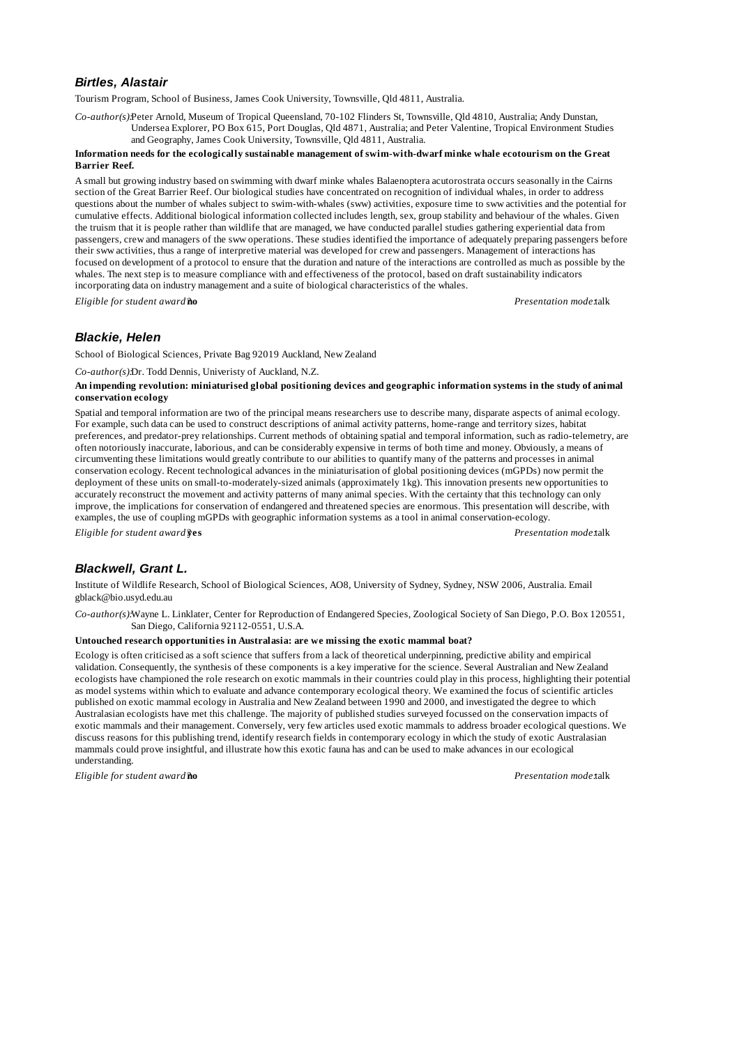### *Birtles, Alastair*

Tourism Program, School of Business, James Cook University, Townsville, Qld 4811, Australia.

*Co-author(s):* Peter Arnold, Museum of Tropical Queensland, 70-102 Flinders St, Townsville, Qld 4810, Australia; Andy Dunstan, Undersea Explorer, PO Box 615, Port Douglas, Qld 4871, Australia; and Peter Valentine, Tropical Environment Studies and Geography, James Cook University, Townsville, Qld 4811, Australia.

**Information needs for the ecologically sustainable management of swim-with-dwarf minke whale ecotourism on the Great Barrier Reef.**

A small but growing industry based on swimming with dwarf minke whales Balaenoptera acutorostrata occurs seasonally in the Cairns section of the Great Barrier Reef. Our biological studies have concentrated on recognition of individual whales, in order to address questions about the number of whales subject to swim-with-whales (sww) activities, exposure time to sww activities and the potential for cumulative effects. Additional biological information collected includes length, sex, group stability and behaviour of the whales. Given the truism that it is people rather than wildlife that are managed, we have conducted parallel studies gathering experiential data from passengers, crew and managers of the sww operations. These studies identified the importance of adequately preparing passengers before their sww activities, thus a range of interpretive material was developed for crew and passengers. Management of interactions has focused on development of a protocol to ensure that the duration and nature of the interactions are controlled as much as possible by the whales. The next step is to measure compliance with and effectiveness of the protocol, based on draft sustainability indicators incorporating data on industry management and a suite of biological characteristics of the whales.

*Eligible for student award:* **no** — *Presentation mode:* talk

### *Blackie, Helen*

School of Biological Sciences, Private Bag 92019 Auckland, New Zealand

*Co-author(s):* Dr. Todd Dennis, Univeristy of Auckland, N.Z.

**An impending revolution: miniaturised global positioning devices and geographic information systems in the study of animal conservation ecology**

Spatial and temporal information are two of the principal means researchers use to describe many, disparate aspects of animal ecology. For example, such data can be used to construct descriptions of animal activity patterns, home-range and territory sizes, habitat preferences, and predator-prey relationships. Current methods of obtaining spatial and temporal information, such as radio-telemetry, are often notoriously inaccurate, laborious, and can be considerably expensive in terms of both time and money. Obviously, a means of circumventing these limitations would greatly contribute to our abilities to quantify many of the patterns and processes in animal conservation ecology. Recent technological advances in the miniaturisation of global positioning devices (mGPDs) now permit the deployment of these units on small-to-moderately-sized animals (approximately 1kg). This innovation presents new opportunities to accurately reconstruct the movement and activity patterns of many animal species. With the certainty that this technology can only improve, the implications for conservation of endangered and threatened species are enormous. This presentation will describe, with examples, the use of coupling mGPDs with geographic information systems as a tool in animal conservation-ecology.

*Eligible for student award:* **yes** — *Presentation mode:* talk

### *Blackwell, Grant L.*

Institute of Wildlife Research, School of Biological Sciences, AO8, University of Sydney, Sydney, NSW 2006, Australia. Email gblack@bio.usyd.edu.au

*Co-author(s):* Wayne L. Linklater, Center for Reproduction of Endangered Species, Zoological Society of San Diego, P.O. Box 120551, San Diego, California 92112-0551, U.S.A.

**Untouched research opportunities in Australasia: are we missing the exotic mammal boat?**

Ecology is often criticised as a soft science that suffers from a lack of theoretical underpinning, predictive ability and empirical validation. Consequently, the synthesis of these components is a key imperative for the science. Several Australian and New Zealand ecologists have championed the role research on exotic mammals in their countries could play in this process, highlighting their potential as model systems within which to evaluate and advance contemporary ecological theory. We examined the focus of scientific articles published on exotic mammal ecology in Australia and New Zealand between 1990 and 2000, and investigated the degree to which Australasian ecologists have met this challenge. The majority of published studies surveyed focussed on the conservation impacts of exotic mammals and their management. Conversely, very few articles used exotic mammals to address broader ecological questions. We discuss reasons for this publishing trend, identify research fields in contemporary ecology in which the study of exotic Australasian mammals could prove insightful, and illustrate how this exotic fauna has and can be used to make advances in our ecological understanding.

*Eligible for student award:* **no** — *Presentation mode:* talk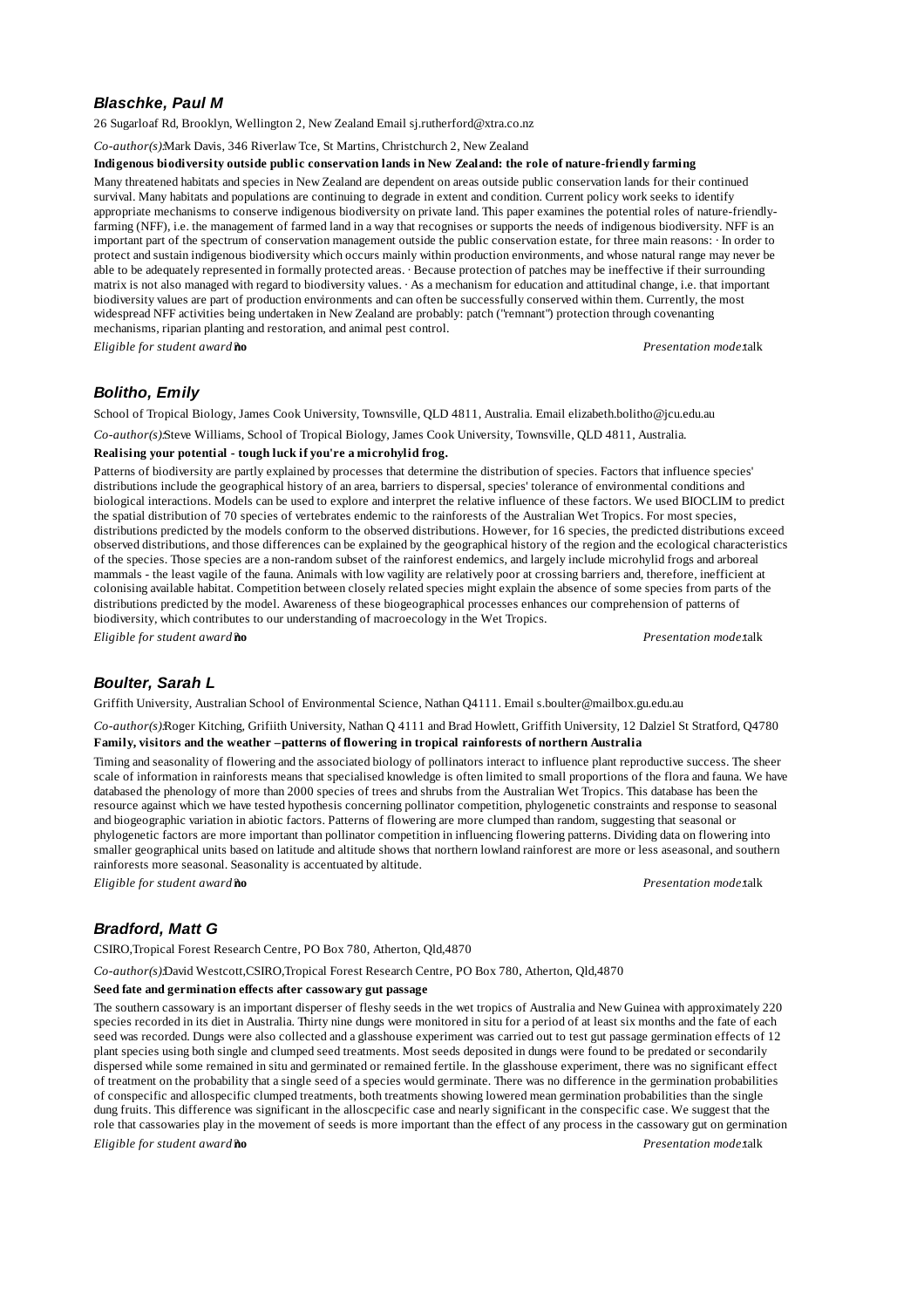### *Blaschke, Paul M*

26 Sugarloaf Rd, Brooklyn, Wellington 2, New Zealand Email sj.rutherford@xtra.co.nz

*Co-author(s):* Mark Davis, 346 Riverlaw Tce, St Martins, Christchurch 2, New Zealand

**Indigenous biodiversity outside public conservation lands in New Zealand: the role of nature-friendly farming**

Many threatened habitats and species in New Zealand are dependent on areas outside public conservation lands for their continued survival. Many habitats and populations are continuing to degrade in extent and condition. Current policy work seeks to identify appropriate mechanisms to conserve indigenous biodiversity on private land. This paper examines the potential roles of nature-friendly-farming (NFF), i.e. the management of farmed land in a way that recognises or supports the needs of indigenous biodiversity. NFF is an important part of the spectrum of conservation management outside the public conservation estate, for three main reasons: · In order to protect and sustain indigenous biodiversity which occurs mainly within production environments, and whose natural range may never be able to be adequately represented in formally protected areas. · Because protection of patches may be ineffective if their surrounding matrix is not also managed with regard to biodiversity values. · As a mechanism for education and attitudinal change, i.e. that important biodiversity values are part of production environments and can often be successfully conserved within them. Currently, the most widespread NFF activities being undertaken in New Zealand are probably: patch ("remnant") protection through covenanting mechanisms, riparian planting and restoration, and animal pest control.

*Eligible for student award:* **no** *Presentation mode:* talk

### *Bolitho, Emily*

School of Tropical Biology, James Cook University, Townsville, QLD 4811, Australia. Email elizabeth.bolitho@jcu.edu.au

*Co-author(s):* Steve Williams, School of Tropical Biology, James Cook University, Townsville, QLD 4811, Australia.

**Realising your potential - tough luck if you're a microhylid frog.**

Patterns of biodiversity are partly explained by processes that determine the distribution of species. Factors that influence species' distributions include the geographical history of an area, barriers to dispersal, species' tolerance of environmental conditions and biological interactions. Models can be used to explore and interpret the relative influence of these factors. We used BIOCLIM to predict the spatial distribution of 70 species of vertebrates endemic to the rainforests of the Australian Wet Tropics. For most species, distributions predicted by the models conform to the observed distributions. However, for 16 species, the predicted distributions exceed observed distributions, and those differences can be explained by the geographical history of the region and the ecological characteristics of the species. Those species are a non-random subset of the rainforest endemics, and largely include microhylid frogs and arboreal mammals - the least vagile of the fauna. Animals with low vagility are relatively poor at crossing barriers and, therefore, inefficient at colonising available habitat. Competition between closely related species might explain the absence of some species from parts of the distributions predicted by the model. Awareness of these biogeographical processes enhances our comprehension of patterns of biodiversity, which contributes to our understanding of macroecology in the Wet Tropics.

*Eligible for student award:* **no** *Presentation mode:* talk

### *Boulter, Sarah L*

Griffith University, Australian School of Environmental Science, Nathan Q4111. Email s.boulter@mailbox.gu.edu.au

*Co-author(s):* Roger Kitching, Grifiith University, Nathan Q 4111 and Brad Howlett, Griffith University, 12 Dalziel St Stratford, Q4780

**Family, visitors and the weather – patterns of flowering in tropical rainforests of northern Australia**

Timing and seasonality of flowering and the associated biology of pollinators interact to influence plant reproductive success. The sheer scale of information in rainforests means that specialised knowledge is often limited to small proportions of the flora and fauna. We have databased the phenology of more than 2000 species of trees and shrubs from the Australian Wet Tropics. This database has been the resource against which we have tested hypothesis concerning pollinator competition, phylogenetic constraints and response to seasonal and biogeographic variation in abiotic factors. Patterns of flowering are more clumped than random, suggesting that seasonal or phylogenetic factors are more important than pollinator competition in influencing flowering patterns. Dividing data on flowering into smaller geographical units based on latitude and altitude shows that northern lowland rainforest are more or less aseasonal, and southern rainforests more seasonal. Seasonality is accentuated by altitude.

*Eligible for student award:* **no** *Presentation mode:* talk

### *Bradford, Matt G*

CSIRO, Tropical Forest Research Centre, PO Box 780, Atherton, Qld, 4870

*Co-author(s):* David Westcott, CSIRO, Tropical Forest Research Centre, PO Box 780, Atherton, Qld, 4870

**Seed fate and germination effects after cassowary gut passage**

The southern cassowary is an important disperser of fleshy seeds in the wet tropics of Australia and New Guinea with approximately 220 species recorded in its diet in Australia. Thirty nine dungs were monitored in situ for a period of at least six months and the fate of each seed was recorded. Dungs were also collected and a glasshouse experiment was carried out to test gut passage germination effects of 12 plant species using both single and clumped seed treatments. Most seeds deposited in dungs were found to be predated or secondarily dispersed while some remained in situ and germinated or remained fertile. In the glasshouse experiment, there was no significant effect of treatment on the probability that a single seed of a species would germinate. There was no difference in the germination probabilities of conspecific and allospecific clumped treatments, both treatments showing lowered mean germination probabilities than the single dung fruits. This difference was significant in the alloscpecific case and nearly significant in the conspecific case. We suggest that the role that cassowaries play in the movement of seeds is more important than the effect of any process in the cassowary gut on germination

*Eligible for student award:* **no** *Presentation mode:* talk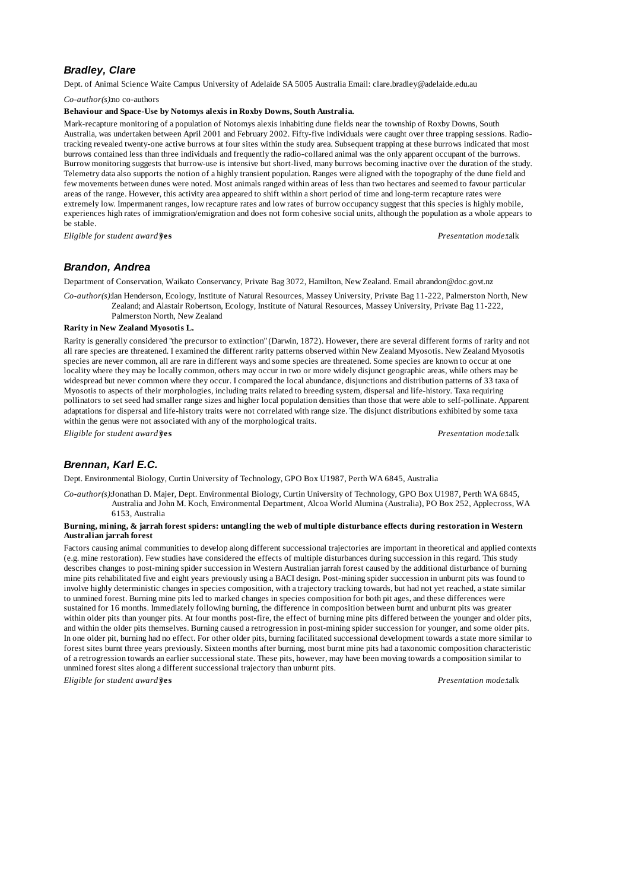### *Bradley, Clare*

Dept. of Animal Science Waite Campus University of Adelaide SA 5005 Australia Email: clare.bradley@adelaide.edu.au

*Co-author(s):* no co-authors

**Behaviour and Space-Use by Notomys alexis in Roxby Downs, South Australia.**

Mark-recapture monitoring of a population of Notomys alexis inhabiting dune fields near the township of Roxby Downs, South Australia, was undertaken between April 2001 and February 2002. Fifty-five individuals were caught over three trapping sessions. Radio-tracking revealed twenty-one active burrows at four sites within the study area. Subsequent trapping at these burrows indicated that most burrows contained less than three individuals and frequently the radio-collared animal was the only apparent occupant of the burrows. Burrow monitoring suggests that burrow-use is intensive but short-lived, many burrows becoming inactive over the duration of the study. Telemetry data also supports the notion of a highly transient population. Ranges were aligned with the topography of the dune field and few movements between dunes were noted. Most animals ranged within areas of less than two hectares and seemed to favour particular areas of the range. However, this activity area appeared to shift within a short period of time and long-term recapture rates were extremely low. Impermanent ranges, low recapture rates and low rates of burrow occupancy suggest that this species is highly mobile, experiences high rates of immigration/emigration and does not form cohesive social units, although the population as a whole appears to be stable.

*Eligible for student award?* **yes** *Presentation mode:* talk

### *Brandon, Andrea*

Department of Conservation, Waikato Conservancy, Private Bag 3072, Hamilton, New Zealand. Email abrandon@doc.govt.nz

*Co-author(s):* Ian Henderson, Ecology, Institute of Natural Resources, Massey University, Private Bag 11-222, Palmerston North, New Zealand; and Alastair Robertson, Ecology, Institute of Natural Resources, Massey University, Private Bag 11-222, Palmerston North, New Zealand

**Rarity in New Zealand Myosotis L.**

Rarity is generally considered "the precursor to extinction" (Darwin, 1872). However, there are several different forms of rarity and not all rare species are threatened. I examined the different rarity patterns observed within New Zealand Myosotis. New Zealand Myosotis species are never common, all are rare in different ways and some species are threatened. Some species are known to occur at one locality where they may be locally common, others may occur in two or more widely disjunct geographic areas, while others may be widespread but never common where they occur. I compared the local abundance, disjunctions and distribution patterns of 33 taxa of Myosotis to aspects of their morphologies, including traits related to breeding system, dispersal and life-history. Taxa requiring pollinators to set seed had smaller range sizes and higher local population densities than those that were able to self-pollinate. Apparent adaptations for dispersal and life-history traits were not correlated with range size. The disjunct distributions exhibited by some taxa within the genus were not associated with any of the morphological traits.

*Eligible for student award?* **yes** *Presentation mode:* talk

### *Brennan, Karl E.C.*

Dept. Environmental Biology, Curtin University of Technology, GPO Box U1987, Perth WA 6845, Australia

*Co-author(s):* Jonathan D. Majer, Dept. Environmental Biology, Curtin University of Technology, GPO Box U1987, Perth WA 6845, Australia and John M. Koch, Environmental Department, Alcoa World Alumina (Australia), PO Box 252, Applecross, WA 6153, Australia

**Burning, mining, & jarrah forest spiders: untangling the web of multiple disturbance effects during restoration in Western Australian jarrah forest**

Factors causing animal communities to develop along different successional trajectories are important in theoretical and applied contexts (e.g. mine restoration). Few studies have considered the effects of multiple disturbances during succession in this regard. This study describes changes to post-mining spider succession in Western Australian jarrah forest caused by the additional disturbance of burning mine pits rehabilitated five and eight years previously using a BACI design. Post-mining spider succession in unburnt pits was found to involve highly deterministic changes in species composition, with a trajectory tracking towards, but had not yet reached, a state similar to unmined forest. Burning mine pits led to marked changes in species composition for both pit ages, and these differences were sustained for 16 months. Immediately following burning, the difference in composition between burnt and unburnt pits was greater within older pits than younger pits. At four months post-fire, the effect of burning mine pits differed between the younger and older pits, and within the older pits themselves. Burning caused a retrogression in post-mining spider succession for younger, and some older pits. In one older pit, burning had no effect. For other older pits, burning facilitated successional development towards a state more similar to forest sites burnt three years previously. Sixteen months after burning, most burnt mine pits had a taxonomic composition characteristic of a retrogression towards an earlier successional state. These pits, however, may have been moving towards a composition similar to unmined forest sites along a different successional trajectory than unburnt pits.

*Eligible for student award?* **yes** *Presentation mode:* talk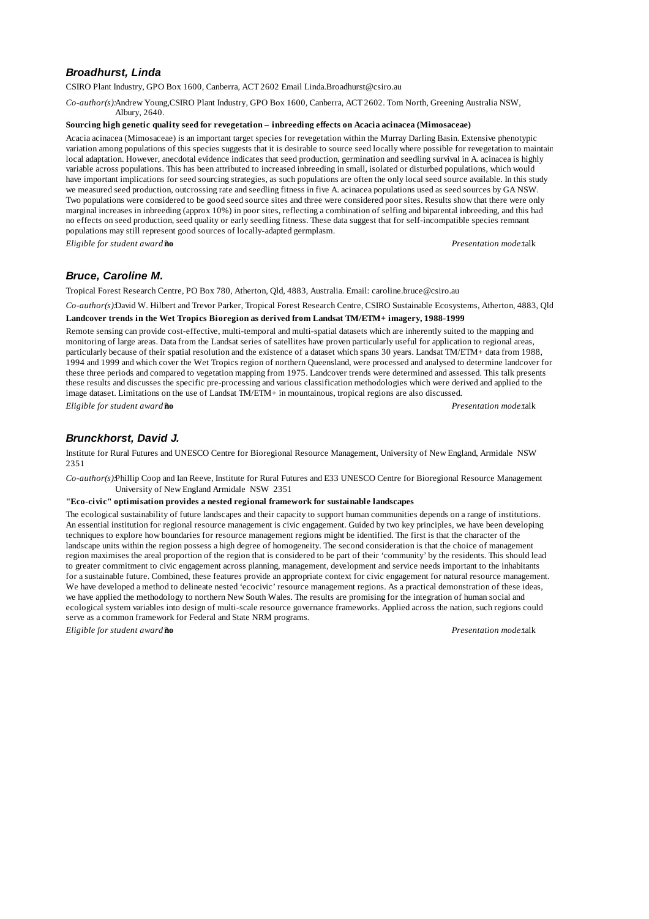### *Broadhurst, Linda*

CSIRO Plant Industry, GPO Box 1600, Canberra, ACT 2602 Email Linda.Broadhurst@csiro.au

*Co-author(s):* Andrew Young, CSIRO Plant Industry, GPO Box 1600, Canberra, ACT 2602. Tom North, Greening Australia NSW, Albury, 2640.

**Sourcing high genetic quality seed for revegetation – inbreeding effects on Acacia acinacea (Mimosaceae)**

Acacia acinacea (Mimosaceae) is an important target species for revegetation within the Murray Darling Basin. Extensive phenotypic variation among populations of this species suggests that it is desirable to source seed locally where possible for revegetation to maintain local adaptation. However, anecdotal evidence indicates that seed production, germination and seedling survival in A. acinacea is highly variable across populations. This has been attributed to increased inbreeding in small, isolated or disturbed populations, which would have important implications for seed sourcing strategies, as such populations are often the only local seed source available. In this study we measured seed production, outcrossing rate and seedling fitness in five A. acinacea populations used as seed sources by GA NSW. Two populations were considered to be good seed source sites and three were considered poor sites. Results show that there were only marginal increases in inbreeding (approx 10%) in poor sites, reflecting a combination of selfing and biparental inbreeding, and this had no effects on seed production, seed quality or early seedling fitness. These data suggest that for self-incompatible species remnant populations may still represent good sources of locally-adapted germplasm.

*Eligible for student award:* **no** *Presentation mode:* talk

### *Bruce, Caroline M.*

Tropical Forest Research Centre, PO Box 780, Atherton, Qld, 4883, Australia. Email: caroline.bruce@csiro.au

*Co-author(s):* David W. Hilbert and Trevor Parker, Tropical Forest Research Centre, CSIRO Sustainable Ecosystems, Atherton, 4883, Qld

**Landcover trends in the Wet Tropics Bioregion as derived from Landsat TM/ETM+ imagery, 1988-1999**

Remote sensing can provide cost-effective, multi-temporal and multi-spatial datasets which are inherently suited to the mapping and monitoring of large areas. Data from the Landsat series of satellites have proven particularly useful for application to regional areas, particularly because of their spatial resolution and the existence of a dataset which spans 30 years. Landsat TM/ETM+ data from 1988, 1994 and 1999 and which cover the Wet Tropics region of northern Queensland, were processed and analysed to determine landcover for these three periods and compared to vegetation mapping from 1975. Landcover trends were determined and assessed. This talk presents these results and discusses the specific pre-processing and various classification methodologies which were derived and applied to the image dataset. Limitations on the use of Landsat TM/ETM+ in mountainous, tropical regions are also discussed.

*Eligible for student award:* **no** *Presentation mode:* talk

### *Brunckhorst, David J.*

Institute for Rural Futures and UNESCO Centre for Bioregional Resource Management, University of New England, Armidale NSW 2351

*Co-author(s):* Phillip Coop and Ian Reeve, Institute for Rural Futures and E33 UNESCO Centre for Bioregional Resource Management University of New England Armidale NSW 2351

**"Eco-civic" optimisation provides a nested regional framework for sustainable landscapes**

The ecological sustainability of future landscapes and their capacity to support human communities depends on a range of institutions. An essential institution for regional resource management is civic engagement. Guided by two key principles, we have been developing techniques to explore how boundaries for resource management regions might be identified. The first is that the character of the landscape units within the region possess a high degree of homogeneity. The second consideration is that the choice of management region maximises the areal proportion of the region that is considered to be part of their 'community' by the residents. This should lead to greater commitment to civic engagement across planning, management, development and service needs important to the inhabitants for a sustainable future. Combined, these features provide an appropriate context for civic engagement for natural resource management. We have developed a method to delineate nested 'ecocivic' resource management regions. As a practical demonstration of these ideas, we have applied the methodology to northern New South Wales. The results are promising for the integration of human social and ecological system variables into design of multi-scale resource governance frameworks. Applied across the nation, such regions could serve as a common framework for Federal and State NRM programs.

*Eligible for student award:* **no** *Presentation mode:* talk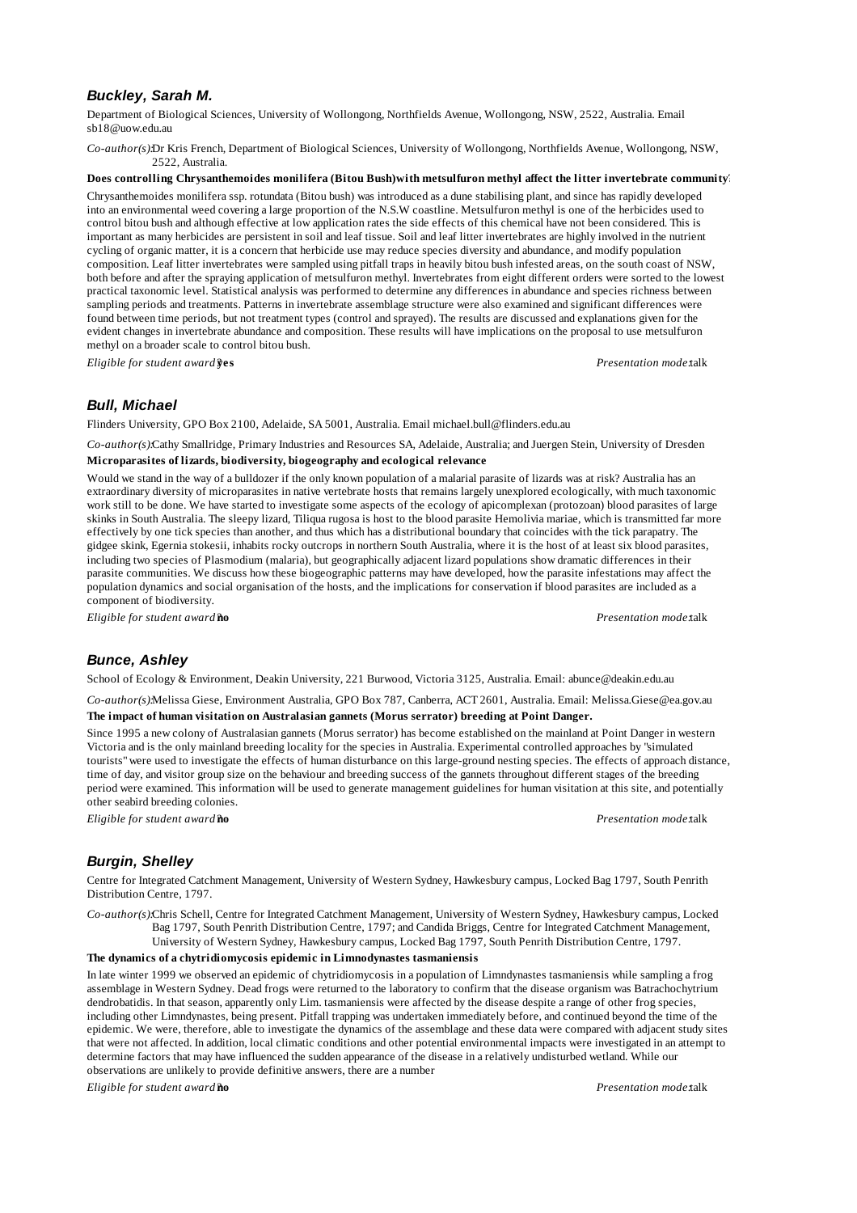### *Buckley, Sarah M.*

Department of Biological Sciences, University of Wollongong, Northfields Avenue, Wollongong, NSW, 2522, Australia. Email sb18@uow.edu.au

*Co-author(s):* Dr Kris French, Department of Biological Sciences, University of Wollongong, Northfields Avenue, Wollongong, NSW, 2522, Australia.

**Does controlling Chrysanthemoides monilifera (Bitou Bush)with metsulfuron methyl affect the litter invertebrate community?**

Chrysanthemoides monilifera ssp. rotundata (Bitou bush) was introduced as a dune stabilising plant, and since has rapidly developed into an environmental weed covering a large proportion of the N.S.W coastline. Metsulfuron methyl is one of the herbicides used to control bitou bush and although effective at low application rates the side effects of this chemical have not been considered. This is important as many herbicides are persistent in soil and leaf tissue. Soil and leaf litter invertebrates are highly involved in the nutrient cycling of organic matter, it is a concern that herbicide use may reduce species diversity and abundance, and modify population composition. Leaf litter invertebrates were sampled using pitfall traps in heavily bitou bush infested areas, on the south coast of NSW, both before and after the spraying application of metsulfuron methyl. Invertebrates from eight different orders were sorted to the lowest practical taxonomic level. Statistical analysis was performed to determine any differences in abundance and species richness between sampling periods and treatments. Patterns in invertebrate assemblage structure were also examined and significant differences were found between time periods, but not treatment types (control and sprayed). The results are discussed and explanations given for the evident changes in invertebrate abundance and composition. These results will have implications on the proposal to use metsulfuron methyl on a broader scale to control bitou bush.

*Eligible for student award?* **yes** *Presentation mode:* talk

### *Bull, Michael*

Flinders University, GPO Box 2100, Adelaide, SA 5001, Australia. Email michael.bull@flinders.edu.au

*Co-author(s):* Cathy Smallridge, Primary Industries and Resources SA, Adelaide, Australia; and Juergen Stein, University of Dresden

**Microparasites of lizards, biodiversity, biogeography and ecological relevance**

Would we stand in the way of a bulldozer if the only known population of a malarial parasite of lizards was at risk? Australia has an extraordinary diversity of microparasites in native vertebrate hosts that remains largely unexplored ecologically, with much taxonomic work still to be done. We have started to investigate some aspects of the ecology of apicomplexan (protozoan) blood parasites of large skinks in South Australia. The sleepy lizard, Tiliqua rugosa is host to the blood parasite Hemolivia mariae, which is transmitted far more effectively by one tick species than another, and thus which has a distributional boundary that coincides with the tick parapatry. The gidgee skink, Egernia stokesii, inhabits rocky outcrops in northern South Australia, where it is the host of at least six blood parasites, including two species of Plasmodium (malaria), but geographically adjacent lizard populations show dramatic differences in their parasite communities. We discuss how these biogeographic patterns may have developed, how the parasite infestations may affect the population dynamics and social organisation of the hosts, and the implications for conservation if blood parasites are included as a component of biodiversity.

*Eligible for student award?* **no** *Presentation mode:* talk

### *Bunce, Ashley*

School of Ecology & Environment, Deakin University, 221 Burwood, Victoria 3125, Australia. Email: abunce@deakin.edu.au

*Co-author(s):* Melissa Giese, Environment Australia, GPO Box 787, Canberra, ACT 2601, Australia. Email: Melissa.Giese@ea.gov.au

**The impact of human visitation on Australasian gannets (Morus serrator) breeding at Point Danger.**

Since 1995 a new colony of Australasian gannets (Morus serrator) has become established on the mainland at Point Danger in western Victoria and is the only mainland breeding locality for the species in Australia. Experimental controlled approaches by "simulated tourists" were used to investigate the effects of human disturbance on this large-ground nesting species. The effects of approach distance, time of day, and visitor group size on the behaviour and breeding success of the gannets throughout different stages of the breeding period were examined. This information will be used to generate management guidelines for human visitation at this site, and potentially other seabird breeding colonies.

*Eligible for student award?* **no** *Presentation mode:* talk

### *Burgin, Shelley*

Centre for Integrated Catchment Management, University of Western Sydney, Hawkesbury campus, Locked Bag 1797, South Penrith Distribution Centre, 1797.

*Co-author(s):* Chris Schell, Centre for Integrated Catchment Management, University of Western Sydney, Hawkesbury campus, Locked Bag 1797, South Penrith Distribution Centre, 1797; and Candida Briggs, Centre for Integrated Catchment Management, University of Western Sydney, Hawkesbury campus, Locked Bag 1797, South Penrith Distribution Centre, 1797.

**The dynamics of a chytridiomycosis epidemic in Limnodynastes tasmaniensis**

In late winter 1999 we observed an epidemic of chytridiomycosis in a population of Limndynastes tasmaniensis while sampling a frog assemblage in Western Sydney. Dead frogs were returned to the laboratory to confirm that the disease organism was Batrachochytrium dendrobatidis. In that season, apparently only Lim. tasmaniensis were affected by the disease despite a range of other frog species, including other Limndynastes, being present. Pitfall trapping was undertaken immediately before, and continued beyond the time of the epidemic. We were, therefore, able to investigate the dynamics of the assemblage and these data were compared with adjacent study sites that were not affected. In addition, local climatic conditions and other potential environmental impacts were investigated in an attempt to determine factors that may have influenced the sudden appearance of the disease in a relatively undisturbed wetland. While our observations are unlikely to provide definitive answers, there are a number

*Eligible for student award?* **no** *Presentation mode:* talk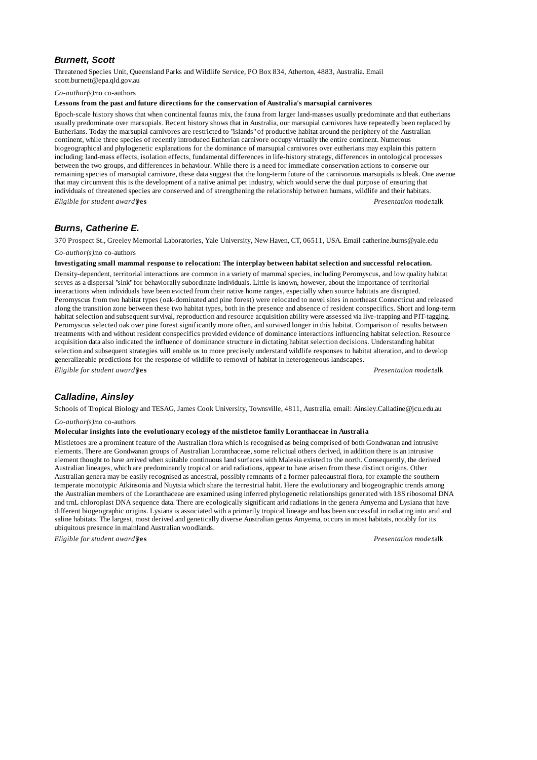### *Burnett, Scott*

Threatened Species Unit, Queensland Parks and Wildlife Service, PO Box 834, Atherton, 4883, Australia. Email scott.burnett@epa.qld.gov.au

*Co-author(s):* no co-authors

**Lessons from the past and future directions for the conservation of Australia's marsupial carnivores**

Epoch-scale history shows that when continental faunas mix, the fauna from larger land-masses usually predominate and that eutherians usually predominate over marsupials. Recent history shows that in Australia, our marsupial carnivores have repeatedly been replaced by Eutherians. Today the marsupial carnivores are restricted to "islands" of productive habitat around the periphery of the Australian continent, while three species of recently introduced Eutherian carnivore occupy virtually the entire continent. Numerous biogeographical and phylogenetic explanations for the dominance of marsupial carnivores over eutherians may explain this pattern including; land-mass effects, isolation effects, fundamental differences in life-history strategy, differences in ontological processes between the two groups, and differences in behaviour. While there is a need for immediate conservation actions to conserve our remaining species of marsupial carnivore, these data suggest that the long-term future of the carnivorous marsupials is bleak. One avenue that may circumvent this is the development of a native animal pet industry, which would serve the dual purpose of ensuring that individuals of threatened species are conserved and of strengthening the relationship between humans, wildlife and their habitats.

*Eligible for student award?* **yes** *Presentation mode:* talk

### *Burns, Catherine E.*

370 Prospect St., Greeley Memorial Laboratories, Yale University, New Haven, CT, 06511, USA. Email catherine.burns@yale.edu

*Co-author(s):* no co-authors

**Investigating small mammal response to relocation: The interplay between habitat selection and successful relocation.**

Density-dependent, territorial interactions are common in a variety of mammal species, including Peromyscus, and low quality habitat serves as a dispersal "sink" for behaviorally subordinate individuals. Little is known, however, about the importance of territorial interactions when individuals have been evicted from their native home ranges, especially when source habitats are disrupted. Peromyscus from two habitat types (oak-dominated and pine forest) were relocated to novel sites in northeast Connecticut and released along the transition zone between these two habitat types, both in the presence and absence of resident conspecifics. Short and long-term habitat selection and subsequent survival, reproduction and resource acquisition ability were assessed via live-trapping and PIT-tagging. Peromyscus selected oak over pine forest significantly more often, and survived longer in this habitat. Comparison of results between treatments with and without resident conspecifics provided evidence of dominance interactions influencing habitat selection. Resource acquisition data also indicated the influence of dominance structure in dictating habitat selection decisions. Understanding habitat selection and subsequent strategies will enable us to more precisely understand wildlife responses to habitat alteration, and to develop generalizeable predictions for the response of wildlife to removal of habitat in heterogeneous landscapes.

*Eligible for student award?* **yes** *Presentation mode:* talk

### *Calladine, Ainsley*

Schools of Tropical Biology and TESAG, James Cook University, Townsville, 4811, Australia. email: Ainsley.Calladine@jcu.edu.au

*Co-author(s):* no co-authors

**Molecular insights into the evolutionary ecology of the mistletoe family Loranthaceae in Australia**

Mistletoes are a prominent feature of the Australian flora which is recognised as being comprised of both Gondwanan and intrusive elements. There are Gondwanan groups of Australian Loranthaceae, some relictual others derived, in addition there is an intrusive element thought to have arrived when suitable continuous land surfaces with Malesia existed to the north. Consequently, the derived Australian lineages, which are predominantly tropical or arid radiations, appear to have arisen from these distinct origins. Other Australian genera may be easily recognised as ancestral, possibly remnants of a former paleoaustral flora, for example the southern temperate monotypic Atkinsonia and Nuytsia which share the terrestrial habit. Here the evolutionary and biogeographic trends among the Australian members of the Loranthaceae are examined using inferred phylogenetic relationships generated with 18S ribosomal DNA and trnL chloroplast DNA sequence data. There are ecologically significant arid radiations in the genera Amyema and Lysiana that have different biogeographic origins. Lysiana is associated with a primarily tropical lineage and has been successful in radiating into arid and saline habitats. The largest, most derived and genetically diverse Australian genus Amyema, occurs in most habitats, notably for its ubiquitous presence in mainland Australian woodlands.

*Eligible for student award?* **yes** *Presentation mode:* talk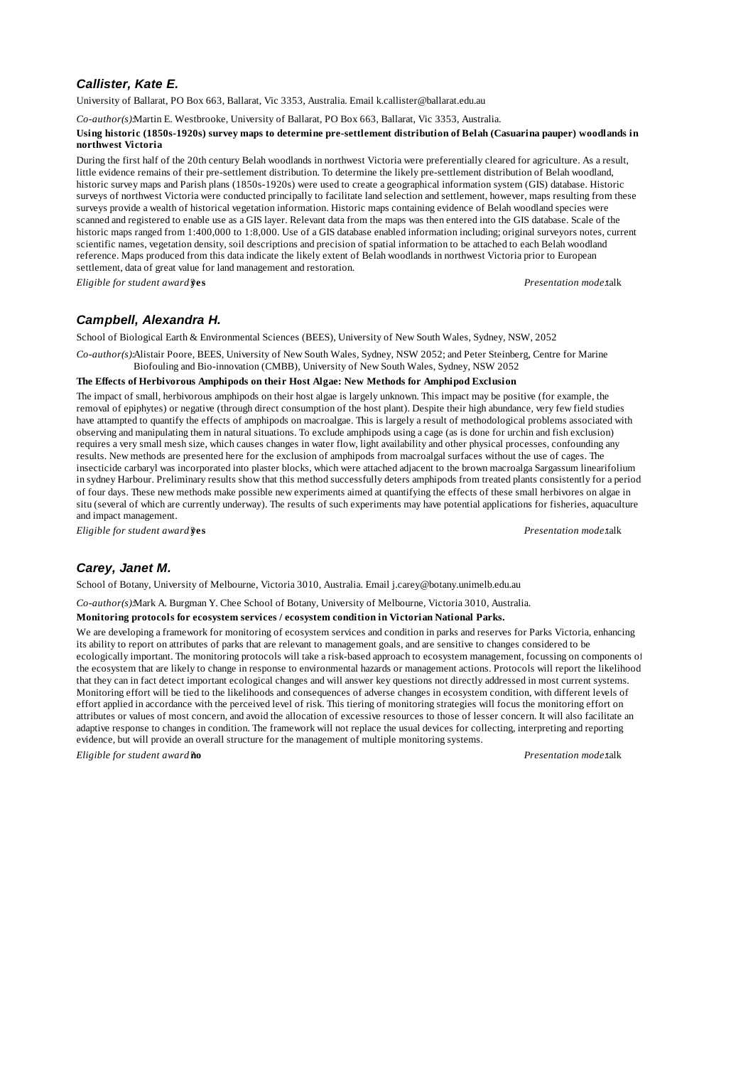### *Callister, Kate E.*

University of Ballarat, PO Box 663, Ballarat, Vic 3353, Australia. Email k.callister@ballarat.edu.au

*Co-author(s):* Martin E. Westbrooke, University of Ballarat, PO Box 663, Ballarat, Vic 3353, Australia.

**Using historic (1850s-1920s) survey maps to determine pre-settlement distribution of Belah (Casuarina pauper) woodlands in northwest Victoria**

During the first half of the 20th century Belah woodlands in northwest Victoria were preferentially cleared for agriculture. As a result, little evidence remains of their pre-settlement distribution. To determine the likely pre-settlement distribution of Belah woodland, historic survey maps and Parish plans (1850s-1920s) were used to create a geographical information system (GIS) database. Historic surveys of northwest Victoria were conducted principally to facilitate land selection and settlement, however, maps resulting from these surveys provide a wealth of historical vegetation information. Historic maps containing evidence of Belah woodland species were scanned and registered to enable use as a GIS layer. Relevant data from the maps was then entered into the GIS database. Scale of the historic maps ranged from 1:400,000 to 1:8,000. Use of a GIS database enabled information including; original surveyors notes, current scientific names, vegetation density, soil descriptions and precision of spatial information to be attached to each Belah woodland reference. Maps produced from this data indicate the likely extent of Belah woodlands in northwest Victoria prior to European settlement, data of great value for land management and restoration.

*Eligible for student award?* **yes** *Presentation mode:* talk

### *Campbell, Alexandra H.*

School of Biological Earth & Environmental Sciences (BEES), University of New South Wales, Sydney, NSW, 2052

*Co-author(s):* Alistair Poore, BEES, University of New South Wales, Sydney NSW 2052; and Peter Steinberg, Centre for Marine Biofouling and Bio-innovation (CMBB), University of New South Wales, Sydney, NSW 2052

**The Effects of Herbivorous Amphipods on their Host Algae: New Methods for Amphipod Exclusion**

The impact of small, herbivorous amphipods on their host algae is largely unknown. This impact may be positive (for example, the removal of epiphytes) or negative (through direct consumption of the host plant). Despite their high abundance, very few field studies have attampted to quantify the effects of amphipods on macroalgae. This is largely a result of methodological problems associated with observing and manipulating them in natural situations. To exclude amphipods using a cage (as is done for urchin and fish exclusion) requires a very small mesh size, which causes changes in water flow, light availability and other physical processes, confounding any results. New methods are presented here for the exclusion of amphipods from macroalgal surfaces without the use of cages. The insecticide carbaryl was incorporated into plaster blocks, which were attached adjacent to the brown macroalga Sargassum linearifolium in sydney Harbour. Preliminary results show that this method successfully deters amphipods from treated plants consistently for a period of four days. These new methods make possible new experiments aimed at quantifying the effects of these small herbivores on algae in situ (several of which are currently underway). The results of such experiments may have potential applications for fisheries, aquaculture and impact management.

*Eligible for student award?* **yes** *Presentation mode:* talk

### *Carey, Janet M.*

School of Botany, University of Melbourne, Victoria 3010, Australia. Email j.carey@botany.unimelb.edu.au

*Co-author(s):* Mark A. Burgman Y. Chee School of Botany, University of Melbourne, Victoria 3010, Australia.

**Monitoring protocols for ecosystem services / ecosystem condition in Victorian National Parks.**

We are developing a framework for monitoring of ecosystem services and condition in parks and reserves for Parks Victoria, enhancing its ability to report on attributes of parks that are relevant to management goals, and are sensitive to changes considered to be ecologically important. The monitoring protocols will take a risk-based approach to ecosystem management, focussing on components of the ecosystem that are likely to change in response to environmental hazards or management actions. Protocols will report the likelihood that they can in fact detect important ecological changes and will answer key questions not directly addressed in most current systems. Monitoring effort will be tied to the likelihoods and consequences of adverse changes in ecosystem condition, with different levels of effort applied in accordance with the perceived level of risk. This tiering of monitoring strategies will focus the monitoring effort on attributes or values of most concern, and avoid the allocation of excessive resources to those of lesser concern. It will also facilitate an adaptive response to changes in condition. The framework will not replace the usual devices for collecting, interpreting and reporting evidence, but will provide an overall structure for the management of multiple monitoring systems.

*Eligible for student award?* **no** *Presentation mode:* talk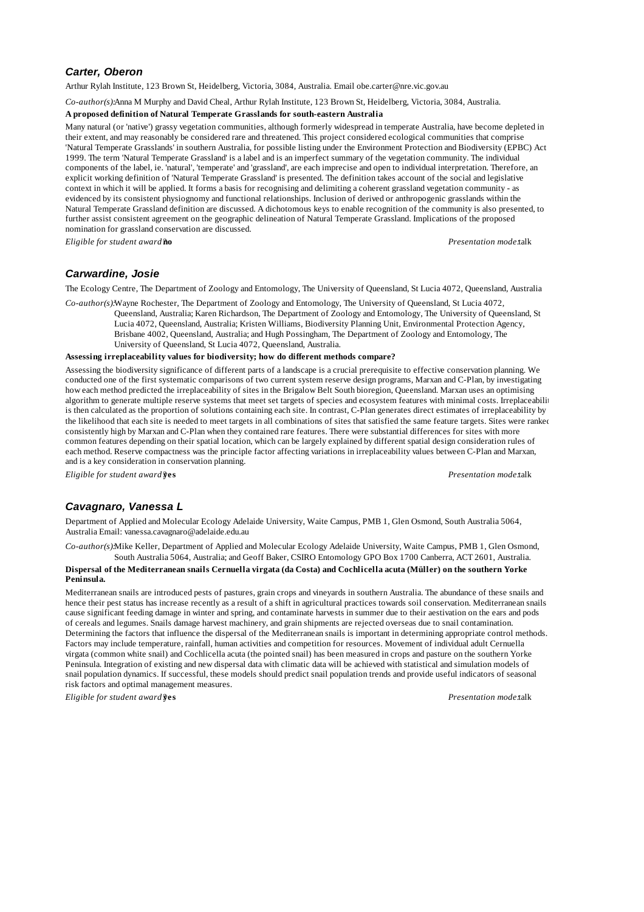### *Carter, Oberon*

Arthur Rylah Institute, 123 Brown St, Heidelberg, Victoria, 3084, Australia. Email obe.carter@nre.vic.gov.au

*Co-author(s):* Anna M Murphy and David Cheal, Arthur Rylah Institute, 123 Brown St, Heidelberg, Victoria, 3084, Australia.

**A proposed definition of Natural Temperate Grasslands for south-eastern Australia**

Many natural (or 'native') grassy vegetation communities, although formerly widespread in temperate Australia, have become depleted in their extent, and may reasonably be considered rare and threatened. This project considered ecological communities that comprise 'Natural Temperate Grasslands' in southern Australia, for possible listing under the Environment Protection and Biodiversity (EPBC) Act 1999. The term 'Natural Temperate Grassland' is a label and is an imperfect summary of the vegetation community. The individual components of the label, ie. 'natural', 'temperate' and 'grassland', are each imprecise and open to individual interpretation. Therefore, an explicit working definition of 'Natural Temperate Grassland' is presented. The definition takes account of the social and legislative context in which it will be applied. It forms a basis for recognising and delimiting a coherent grassland vegetation community - as evidenced by its consistent physiognomy and functional relationships. Inclusion of derived or anthropogenic grasslands within the Natural Temperate Grassland definition are discussed. A dichotomous keys to enable recognition of the community is also presented, to further assist consistent agreement on the geographic delineation of Natural Temperate Grassland. Implications of the proposed nomination for grassland conservation are discussed.

*Eligible for student award?* **no** *Presentation mode:* talk

### *Carwardine, Josie*

The Ecology Centre, The Department of Zoology and Entomology, The University of Queensland, St Lucia 4072, Queensland, Australia

*Co-author(s):* Wayne Rochester, The Department of Zoology and Entomology, The University of Queensland, St Lucia 4072, Queensland, Australia; Karen Richardson, The Department of Zoology and Entomology, The University of Queensland, St Lucia 4072, Queensland, Australia; Kristen Williams, Biodiversity Planning Unit, Environmental Protection Agency, Brisbane 4002, Queensland, Australia; and Hugh Possingham, The Department of Zoology and Entomology, The University of Queensland, St Lucia 4072, Queensland, Australia.

**Assessing irreplaceability values for biodiversity; how do different methods compare?**

Assessing the biodiversity significance of different parts of a landscape is a crucial prerequisite to effective conservation planning. We conducted one of the first systematic comparisons of two current system reserve design programs, Marxan and C-Plan, by investigating how each method predicted the irreplaceability of sites in the Brigalow Belt South bioregion, Queensland. Marxan uses an optimising algorithm to generate multiple reserve systems that meet set targets of species and ecosystem features with minimal costs. Irreplaceability is then calculated as the proportion of solutions containing each site. In contrast, C-Plan generates direct estimates of irreplaceability by the likelihood that each site is needed to meet targets in all combinations of sites that satisfied the same feature targets. Sites were ranked consistently high by Marxan and C-Plan when they contained rare features. There were substantial differences for sites with more common features depending on their spatial location, which can be largely explained by different spatial design consideration rules of each method. Reserve compactness was the principle factor affecting variations in irreplaceability values between C-Plan and Marxan, and is a key consideration in conservation planning.

*Eligible for student award?* **yes** *Presentation mode:* talk

### *Cavagnaro, Vanessa L*

Department of Applied and Molecular Ecology Adelaide University, Waite Campus, PMB 1, Glen Osmond, South Australia 5064, Australia Email: vanessa.cavagnaro@adelaide.edu.au

*Co-author(s):* Mike Keller, Department of Applied and Molecular Ecology Adelaide University, Waite Campus, PMB 1, Glen Osmond, South Australia 5064, Australia; and Geoff Baker, CSIRO Entomology GPO Box 1700 Canberra, ACT 2601, Australia.

**Dispersal of the Mediterranean snails Cernuella virgata (da Costa) and Cochlicella acuta (Müller) on the southern Yorke Peninsula.**

Mediterranean snails are introduced pests of pastures, grain crops and vineyards in southern Australia. The abundance of these snails and hence their pest status has increase recently as a result of a shift in agricultural practices towards soil conservation. Mediterranean snails cause significant feeding damage in winter and spring, and contaminate harvests in summer due to their aestivation on the ears and pods of cereals and legumes. Snails damage harvest machinery, and grain shipments are rejected overseas due to snail contamination. Determining the factors that influence the dispersal of the Mediterranean snails is important in determining appropriate control methods. Factors may include temperature, rainfall, human activities and competition for resources. Movement of individual adult Cernuella virgata (common white snail) and Cochlicella acuta (the pointed snail) has been measured in crops and pasture on the southern Yorke Peninsula. Integration of existing and new dispersal data with climatic data will be achieved with statistical and simulation models of snail population dynamics. If successful, these models should predict snail population trends and provide useful indicators of seasonal risk factors and optimal management measures.

*Eligible for student award?* **yes** *Presentation mode:* talk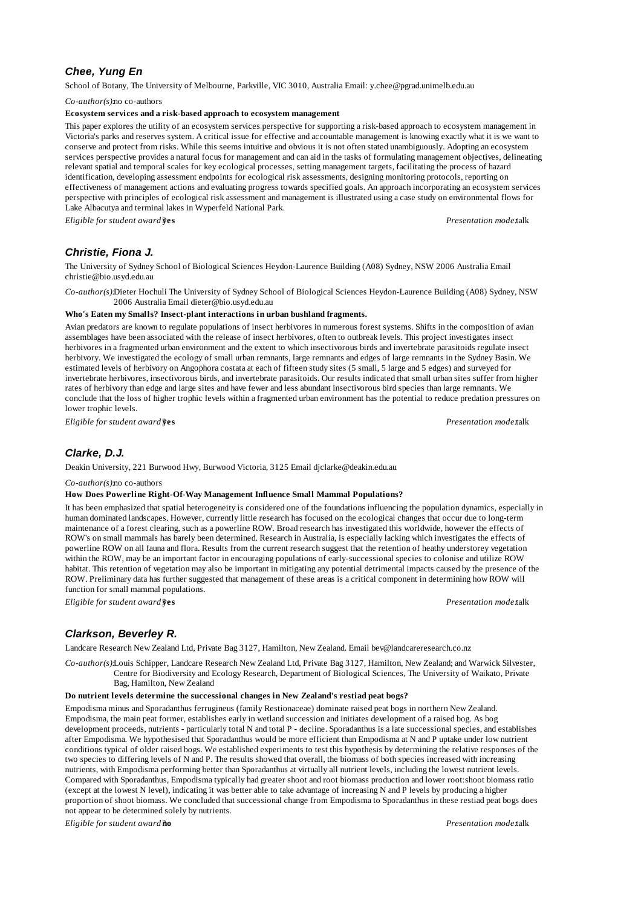## Chee, Yung En

School of Botany, The University of Melbourne, Parkville, VIC 3010, Australia Email: y.chee@pgrad.unimelb.edu.au

*Co-author(s):* no co-authors

**Ecosystem services and a risk-based approach to ecosystem management**

This paper explores the utility of an ecosystem services perspective for supporting a risk-based approach to ecosystem management in Victoria's parks and reserves system. A critical issue for effective and accountable management is knowing exactly what it is we want to conserve and protect from risks. While this seems intuitive and obvious it is not often stated unambiguously. Adopting an ecosystem services perspective provides a natural focus for management and can aid in the tasks of formulating management objectives, delineating relevant spatial and temporal scales for key ecological processes, setting management targets, facilitating the process of hazard identification, developing assessment endpoints for ecological risk assessments, designing monitoring protocols, reporting on effectiveness of management actions and evaluating progress towards specified goals. An approach incorporating an ecosystem services perspective with principles of ecological risk assessment and management is illustrated using a case study on environmental flows for Lake Albacutya and terminal lakes in Wyperfeld National Park.

*Eligible for student award?* **yes** *Presentation mode:* talk

## Christie, Fiona J.

The University of Sydney School of Biological Sciences Heydon-Laurence Building (A08) Sydney, NSW 2006 Australia Email christie@bio.usyd.edu.au

*Co-author(s):* Dieter Hochuli The University of Sydney School of Biological Sciences Heydon-Laurence Building (A08) Sydney, NSW 2006 Australia Email dieter@bio.usyd.edu.au

**Who's Eaten my Smalls? Insect-plant interactions in urban bushland fragments.**

Avian predators are known to regulate populations of insect herbivores in numerous forest systems. Shifts in the composition of avian assemblages have been associated with the release of insect herbivores, often to outbreak levels. This project investigates insect herbivores in a fragmented urban environment and the extent to which insectivorous birds and invertebrate parasitoids regulate insect herbivory. We investigated the ecology of small urban remnants, large remnants and edges of large remnants in the Sydney Basin. We estimated levels of herbivory on Angophora costata at each of fifteen study sites (5 small, 5 large and 5 edges) and surveyed for invertebrate herbivores, insectivorous birds, and invertebrate parasitoids. Our results indicated that small urban sites suffer from higher rates of herbivory than edge and large sites and have fewer and less abundant insectivorous bird species than large remnants. We conclude that the loss of higher trophic levels within a fragmented urban environment has the potential to reduce predation pressures on lower trophic levels.

*Eligible for student award?* **yes** *Presentation mode:* talk

## Clarke, D.J.

Deakin University, 221 Burwood Hwy, Burwood Victoria, 3125 Email djclarke@deakin.edu.au

*Co-author(s):* no co-authors

**How Does Powerline Right-Of-Way Management Influence Small Mammal Populations?**

It has been emphasized that spatial heterogeneity is considered one of the foundations influencing the population dynamics, especially in human dominated landscapes. However, currently little research has focused on the ecological changes that occur due to long-term maintenance of a forest clearing, such as a powerline ROW. Broad research has investigated this worldwide, however the effects of ROW's on small mammals has barely been determined. Research in Australia, is especially lacking which investigates the effects of powerline ROW on all fauna and flora. Results from the current research suggest that the retention of heathy understorey vegetation within the ROW, may be an important factor in encouraging populations of early-successional species to colonise and utilize ROW habitat. This retention of vegetation may also be important in mitigating any potential detrimental impacts caused by the presence of the ROW. Preliminary data has further suggested that management of these areas is a critical component in determining how ROW will function for small mammal populations.

*Eligible for student award?* **yes** *Presentation mode:* talk

## Clarkson, Beverley R.

Landcare Research New Zealand Ltd, Private Bag 3127, Hamilton, New Zealand. Email bev@landcareresearch.co.nz

*Co-author(s):* Louis Schipper, Landcare Research New Zealand Ltd, Private Bag 3127, Hamilton, New Zealand; and Warwick Silvester, Centre for Biodiversity and Ecology Research, Department of Biological Sciences, The University of Waikato, Private Bag, Hamilton, New Zealand

**Do nutrient levels determine the successional changes in New Zealand's restiad peat bogs?**

Empodisma minus and Sporadanthus ferrugineus (family Restionaceae) dominate raised peat bogs in northern New Zealand. Empodisma, the main peat former, establishes early in wetland succession and initiates development of a raised bog. As bog development proceeds, nutrients - particularly total N and total P - decline. Sporadanthus is a late successional species, and establishes after Empodisma. We hypothesised that Sporadanthus would be more efficient than Empodisma at N and P uptake under low nutrient conditions typical of older raised bogs. We established experiments to test this hypothesis by determining the relative responses of the two species to differing levels of N and P. The results showed that overall, the biomass of both species increased with increasing nutrients, with Empodisma performing better than Sporadanthus at virtually all nutrient levels, including the lowest nutrient levels. Compared with Sporadanthus, Empodisma typically had greater shoot and root biomass production and lower root:shoot biomass ratio (except at the lowest N level), indicating it was better able to take advantage of increasing N and P levels by producing a higher proportion of shoot biomass. We concluded that successional change from Empodisma to Sporadanthus in these restiad peat bogs does not appear to be determined solely by nutrients.

*Eligible for student award?* **no** *Presentation mode:* talk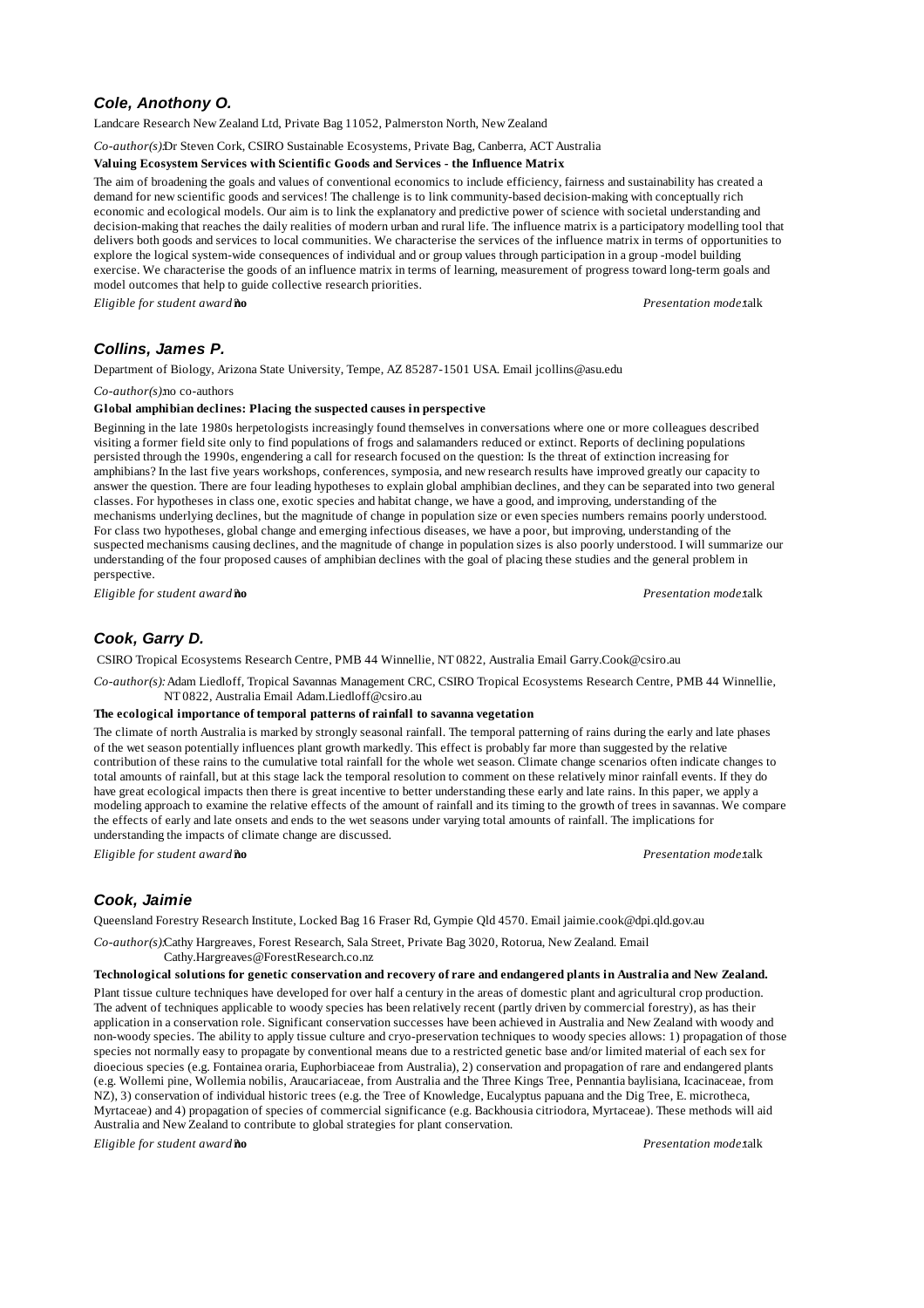### *Cole, Anothony O.*

Landcare Research New Zealand Ltd, Private Bag 11052, Palmerston North, New Zealand

*Co-author(s):* Dr Steven Cork, CSIRO Sustainable Ecosystems, Private Bag, Canberra, ACT Australia

**Valuing Ecosystem Services with Scientific Goods and Services - the Influence Matrix**

The aim of broadening the goals and values of conventional economics to include efficiency, fairness and sustainability has created a demand for new scientific goods and services! The challenge is to link community-based decision-making with conceptually rich economic and ecological models. Our aim is to link the explanatory and predictive power of science with societal understanding and decision-making that reaches the daily realities of modern urban and rural life. The influence matrix is a participatory modelling tool that delivers both goods and services to local communities. We characterise the services of the influence matrix in terms of opportunities to explore the logical system-wide consequences of individual and or group values through participation in a group -model building exercise. We characterise the goods of an influence matrix in terms of learning, measurement of progress toward long-term goals and model outcomes that help to guide collective research priorities.

*Eligible for student award:* **no** *Presentation mode:* talk

### *Collins, James P.*

Department of Biology, Arizona State University, Tempe, AZ 85287-1501 USA. Email jcollins@asu.edu

*Co-author(s):* no co-authors

**Global amphibian declines: Placing the suspected causes in perspective**

Beginning in the late 1980s herpetologists increasingly found themselves in conversations where one or more colleagues described visiting a former field site only to find populations of frogs and salamanders reduced or extinct. Reports of declining populations persisted through the 1990s, engendering a call for research focused on the question: Is the threat of extinction increasing for amphibians? In the last five years workshops, conferences, symposia, and new research results have improved greatly our capacity to answer the question. There are four leading hypotheses to explain global amphibian declines, and they can be separated into two general classes. For hypotheses in class one, exotic species and habitat change, we have a good, and improving, understanding of the mechanisms underlying declines, but the magnitude of change in population size or even species numbers remains poorly understood. For class two hypotheses, global change and emerging infectious diseases, we have a poor, but improving, understanding of the suspected mechanisms causing declines, and the magnitude of change in population sizes is also poorly understood. I will summarize our understanding of the four proposed causes of amphibian declines with the goal of placing these studies and the general problem in perspective.

*Eligible for student award:* **no** *Presentation mode:* talk

### *Cook, Garry D.*

CSIRO Tropical Ecosystems Research Centre, PMB 44 Winnellie, NT 0822, Australia Email Garry.Cook@csiro.au

*Co-author(s):* Adam Liedloff, Tropical Savannas Management CRC, CSIRO Tropical Ecosystems Research Centre, PMB 44 Winnellie, NT 0822, Australia Email Adam.Liedloff@csiro.au

**The ecological importance of temporal patterns of rainfall to savanna vegetation**

The climate of north Australia is marked by strongly seasonal rainfall. The temporal patterning of rains during the early and late phases of the wet season potentially influences plant growth markedly. This effect is probably far more than suggested by the relative contribution of these rains to the cumulative total rainfall for the whole wet season. Climate change scenarios often indicate changes to total amounts of rainfall, but at this stage lack the temporal resolution to comment on these relatively minor rainfall events. If they do have great ecological impacts then there is great incentive to better understanding these early and late rains. In this paper, we apply a modeling approach to examine the relative effects of the amount of rainfall and its timing to the growth of trees in savannas. We compare the effects of early and late onsets and ends to the wet seasons under varying total amounts of rainfall. The implications for understanding the impacts of climate change are discussed.

*Eligible for student award:* **no** *Presentation mode:* talk

### *Cook, Jaimie*

Queensland Forestry Research Institute, Locked Bag 16 Fraser Rd, Gympie Qld 4570. Email jaimie.cook@dpi.qld.gov.au

*Co-author(s):* Cathy Hargreaves, Forest Research, Sala Street, Private Bag 3020, Rotorua, New Zealand. Email Cathy.Hargreaves@ForestResearch.co.nz

**Technological solutions for genetic conservation and recovery of rare and endangered plants in Australia and New Zealand.**

Plant tissue culture techniques have developed for over half a century in the areas of domestic plant and agricultural crop production. The advent of techniques applicable to woody species has been relatively recent (partly driven by commercial forestry), as has their application in a conservation role. Significant conservation successes have been achieved in Australia and New Zealand with woody and non-woody species. The ability to apply tissue culture and cryo-preservation techniques to woody species allows: 1) propagation of those species not normally easy to propagate by conventional means due to a restricted genetic base and/or limited material of each sex for dioecious species (e.g. Fontainea oraria, Euphorbiaceae from Australia), 2) conservation and propagation of rare and endangered plants (e.g. Wollemi pine, Wollemia nobilis, Araucariaceae, from Australia and the Three Kings Tree, Pennantia baylisiana, Icacinaceae, from NZ), 3) conservation of individual historic trees (e.g. the Tree of Knowledge, Eucalyptus papuana and the Dig Tree, E. microtheca, Myrtaceae) and 4) propagation of species of commercial significance (e.g. Backhousia citriodora, Myrtaceae). These methods will aid Australia and New Zealand to contribute to global strategies for plant conservation.

*Eligible for student award:* **no** *Presentation mode:* talk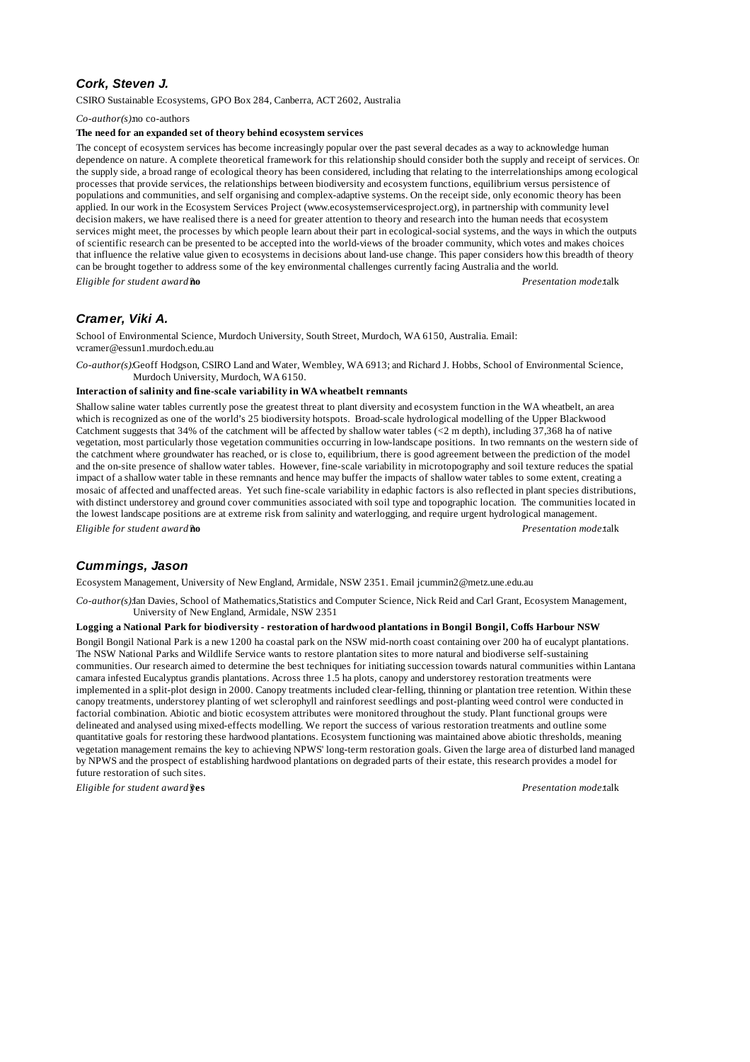### *Cork, Steven J.*

CSIRO Sustainable Ecosystems, GPO Box 284, Canberra, ACT 2602, Australia

*Co-author(s):* no co-authors

**The need for an expanded set of theory behind ecosystem services**

The concept of ecosystem services has become increasingly popular over the past several decades as a way to acknowledge human dependence on nature. A complete theoretical framework for this relationship should consider both the supply and receipt of services. On the supply side, a broad range of ecological theory has been considered, including that relating to the interrelationships among ecological processes that provide services, the relationships between biodiversity and ecosystem functions, equilibrium versus persistence of populations and communities, and self organising and complex-adaptive systems. On the receipt side, only economic theory has been applied. In our work in the Ecosystem Services Project (www.ecosystemservicesproject.org), in partnership with community level decision makers, we have realised there is a need for greater attention to theory and research into the human needs that ecosystem services might meet, the processes by which people learn about their part in ecological-social systems, and the ways in which the outputs of scientific research can be presented to be accepted into the world-views of the broader community, which votes and makes choices that influence the relative value given to ecosystems in decisions about land-use change. This paper considers how this breadth of theory can be brought together to address some of the key environmental challenges currently facing Australia and the world.

*Eligible for student award:* **no** *Presentation mode:* talk

### *Cramer, Viki A.*

School of Environmental Science, Murdoch University, South Street, Murdoch, WA 6150, Australia. Email: vcramer@essun1.murdoch.edu.au

*Co-author(s):* Geoff Hodgson, CSIRO Land and Water, Wembley, WA 6913; and Richard J. Hobbs, School of Environmental Science, Murdoch University, Murdoch, WA 6150.

**Interaction of salinity and fine-scale variability in WA wheatbelt remnants**

Shallow saline water tables currently pose the greatest threat to plant diversity and ecosystem function in the WA wheatbelt, an area which is recognized as one of the world's 25 biodiversity hotspots. Broad-scale hydrological modelling of the Upper Blackwood Catchment suggests that 34% of the catchment will be affected by shallow water tables (<2 m depth), including 37,368 ha of native vegetation, most particularly those vegetation communities occurring in low-landscape positions. In two remnants on the western side of the catchment where groundwater has reached, or is close to, equilibrium, there is good agreement between the prediction of the model and the on-site presence of shallow water tables. However, fine-scale variability in microtopography and soil texture reduces the spatial impact of a shallow water table in these remnants and hence may buffer the impacts of shallow water tables to some extent, creating a mosaic of affected and unaffected areas. Yet such fine-scale variability in edaphic factors is also reflected in plant species distributions, with distinct understorey and ground cover communities associated with soil type and topographic location. The communities located in the lowest landscape positions are at extreme risk from salinity and waterlogging, and require urgent hydrological management.

*Eligible for student award:* **no** *Presentation mode:* talk

### *Cummings, Jason*

Ecosystem Management, University of New England, Armidale, NSW 2351. Email jcummin2@metz.une.edu.au

*Co-author(s):* Ian Davies, School of Mathematics,Statistics and Computer Science, Nick Reid and Carl Grant, Ecosystem Management, University of New England, Armidale, NSW 2351

**Logging a National Park for biodiversity - restoration of hardwood plantations in Bongil Bongil, Coffs Harbour NSW**

Bongil Bongil National Park is a new 1200 ha coastal park on the NSW mid-north coast containing over 200 ha of eucalypt plantations. The NSW National Parks and Wildlife Service wants to restore plantation sites to more natural and biodiverse self-sustaining communities. Our research aimed to determine the best techniques for initiating succession towards natural communities within Lantana camara infested Eucalyptus grandis plantations. Across three 1.5 ha plots, canopy and understorey restoration treatments were implemented in a split-plot design in 2000. Canopy treatments included clear-felling, thinning or plantation tree retention. Within these canopy treatments, understorey planting of wet sclerophyll and rainforest seedlings and post-planting weed control were conducted in factorial combination. Abiotic and biotic ecosystem attributes were monitored throughout the study. Plant functional groups were delineated and analysed using mixed-effects modelling. We report the success of various restoration treatments and outline some quantitative goals for restoring these hardwood plantations. Ecosystem functioning was maintained above abiotic thresholds, meaning vegetation management remains the key to achieving NPWS' long-term restoration goals. Given the large area of disturbed land managed by NPWS and the prospect of establishing hardwood plantations on degraded parts of their estate, this research provides a model for future restoration of such sites.

*Eligible for student award:* **yes** *Presentation mode:* talk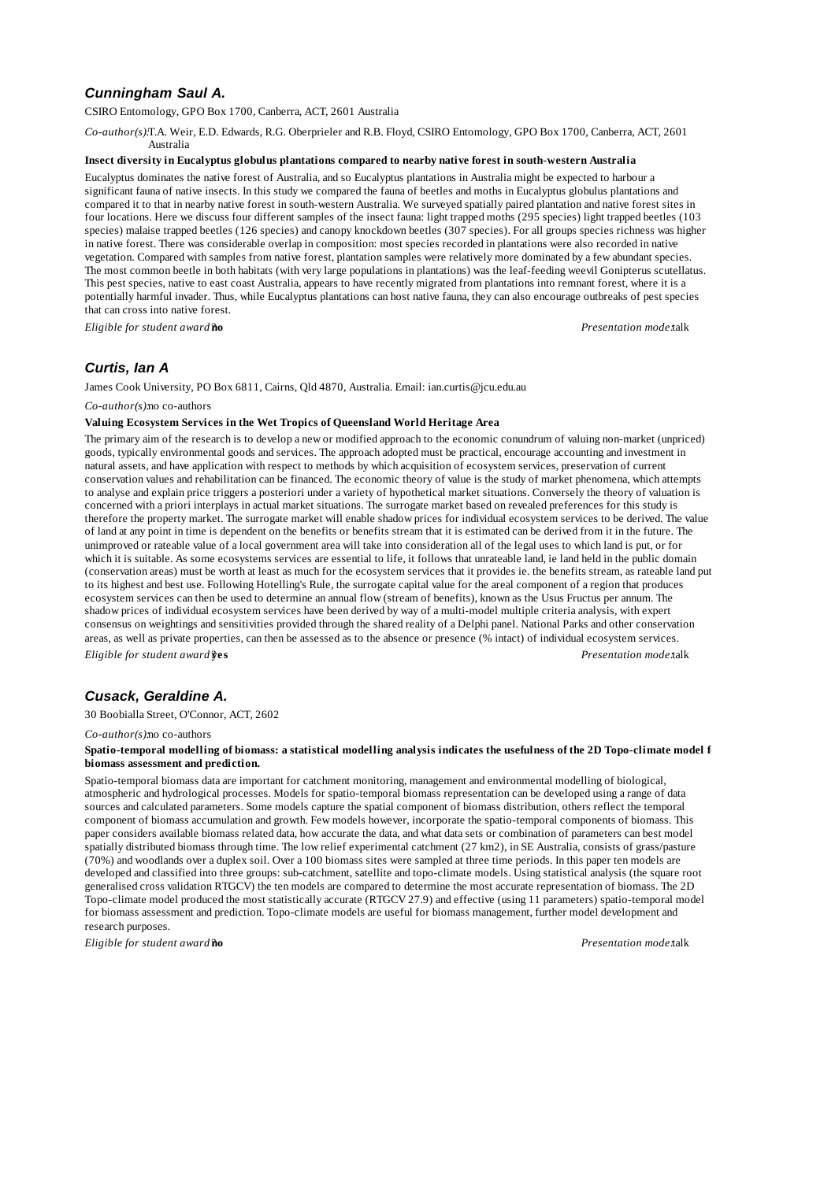### *Cunningham Saul A.*

CSIRO Entomology, GPO Box 1700, Canberra, ACT, 2601 Australia

*Co-author(s):* T.A. Weir, E.D. Edwards, R.G. Oberprieler and R.B. Floyd, CSIRO Entomology, GPO Box 1700, Canberra, ACT, 2601 Australia

**Insect diversity in Eucalyptus globulus plantations compared to nearby native forest in south-western Australia**

Eucalyptus dominates the native forest of Australia, and so Eucalyptus plantations in Australia might be expected to harbour a significant fauna of native insects. In this study we compared the fauna of beetles and moths in Eucalyptus globulus plantations and compared it to that in nearby native forest in south-western Australia. We surveyed spatially paired plantation and native forest sites in four locations. Here we discuss four different samples of the insect fauna: light trapped moths (295 species) light trapped beetles (103 species) malaise trapped beetles (126 species) and canopy knockdown beetles (307 species). For all groups species richness was higher in native forest. There was considerable overlap in composition: most species recorded in plantations were also recorded in native vegetation. Compared with samples from native forest, plantation samples were relatively more dominated by a few abundant species. The most common beetle in both habitats (with very large populations in plantations) was the leaf-feeding weevil Gonipterus scutellatus. This pest species, native to east coast Australia, appears to have recently migrated from plantations into remnant forest, where it is a potentially harmful invader. Thus, while Eucalyptus plantations can host native fauna, they can also encourage outbreaks of pest species that can cross into native forest.

*Eligible for student award:* **no** *Presentation mode:* talk

### *Curtis, Ian A*

James Cook University, PO Box 6811, Cairns, Qld 4870, Australia. Email: ian.curtis@jcu.edu.au

*Co-author(s):* no co-authors

**Valuing Ecosystem Services in the Wet Tropics of Queensland World Heritage Area**

The primary aim of the research is to develop a new or modified approach to the economic conundrum of valuing non-market (unpriced) goods, typically environmental goods and services. The approach adopted must be practical, encourage accounting and investment in natural assets, and have application with respect to methods by which acquisition of ecosystem services, preservation of current conservation values and rehabilitation can be financed. The economic theory of value is the study of market phenomena, which attempts to analyse and explain price triggers a posteriori under a variety of hypothetical market situations. Conversely the theory of valuation is concerned with a priori interplays in actual market situations. The surrogate market based on revealed preferences for this study is therefore the property market. The surrogate market will enable shadow prices for individual ecosystem services to be derived. The value of land at any point in time is dependent on the benefits or benefits stream that it is estimated can be derived from it in the future. The unimproved or rateable value of a local government area will take into consideration all of the legal uses to which land is put, or for which it is suitable. As some ecosystems services are essential to life, it follows that unrateable land, ie land held in the public domain (conservation areas) must be worth at least as much for the ecosystem services that it provides ie. the benefits stream, as rateable land put to its highest and best use. Following Hotelling's Rule, the surrogate capital value for the areal component of a region that produces ecosystem services can then be used to determine an annual flow (stream of benefits), known as the Usus Fructus per annum. The shadow prices of individual ecosystem services have been derived by way of a multi-model multiple criteria analysis, with expert consensus on weightings and sensitivities provided through the shared reality of a Delphi panel. National Parks and other conservation areas, as well as private properties, can then be assessed as to the absence or presence (% intact) of individual ecosystem services.

*Eligible for student award:* **yes** *Presentation mode:* talk

### *Cusack, Geraldine A.*

30 Boobialla Street, O'Connor, ACT, 2602

*Co-author(s):* no co-authors

**Spatio-temporal modelling of biomass: a statistical modelling analysis indicates the usefulness of the 2D Topo-climate model f biomass assessment and prediction.**

Spatio-temporal biomass data are important for catchment monitoring, management and environmental modelling of biological, atmospheric and hydrological processes. Models for spatio-temporal biomass representation can be developed using a range of data sources and calculated parameters. Some models capture the spatial component of biomass distribution, others reflect the temporal component of biomass accumulation and growth. Few models however, incorporate the spatio-temporal components of biomass. This paper considers available biomass related data, how accurate the data, and what data sets or combination of parameters can best model spatially distributed biomass through time. The low relief experimental catchment (27 km2), in SE Australia, consists of grass/pasture (70%) and woodlands over a duplex soil. Over a 100 biomass sites were sampled at three time periods. In this paper ten models are developed and classified into three groups: sub-catchment, satellite and topo-climate models. Using statistical analysis (the square root generalised cross validation RTGCV) the ten models are compared to determine the most accurate representation of biomass. The 2D Topo-climate model produced the most statistically accurate (RTGCV 27.9) and effective (using 11 parameters) spatio-temporal model for biomass assessment and prediction. Topo-climate models are useful for biomass management, further model development and research purposes.

*Eligible for student award:* **no** *Presentation mode:* talk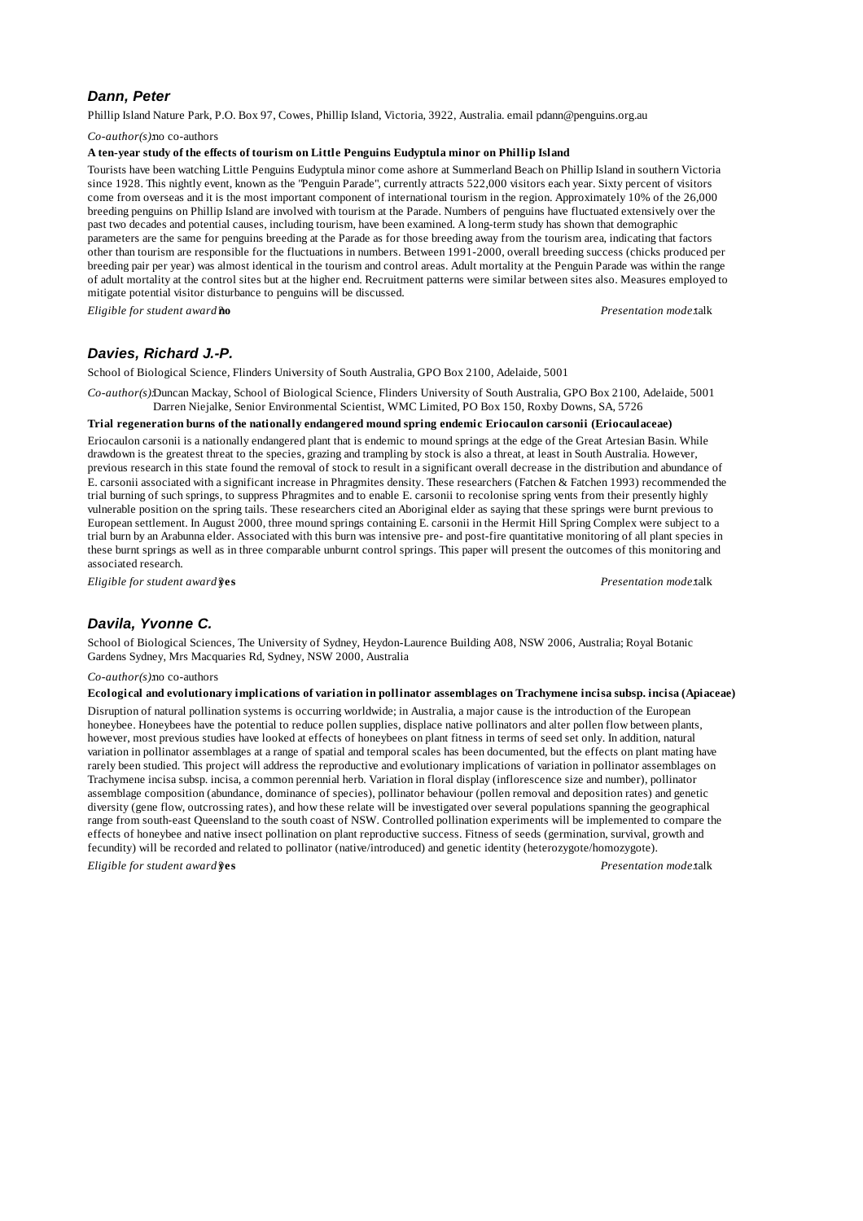### *Dann, Peter*

Phillip Island Nature Park, P.O. Box 97, Cowes, Phillip Island, Victoria, 3922, Australia. email pdann@penguins.org.au

*Co-author(s):* no co-authors

**A ten-year study of the effects of tourism on Little Penguins Eudyptula minor on Phillip Island**

Tourists have been watching Little Penguins Eudyptula minor come ashore at Summerland Beach on Phillip Island in southern Victoria since 1928. This nightly event, known as the "Penguin Parade", currently attracts 522,000 visitors each year. Sixty percent of visitors come from overseas and it is the most important component of international tourism in the region. Approximately 10% of the 26,000 breeding penguins on Phillip Island are involved with tourism at the Parade. Numbers of penguins have fluctuated extensively over the past two decades and potential causes, including tourism, have been examined. A long-term study has shown that demographic parameters are the same for penguins breeding at the Parade as for those breeding away from the tourism area, indicating that factors other than tourism are responsible for the fluctuations in numbers. Between 1991-2000, overall breeding success (chicks produced per breeding pair per year) was almost identical in the tourism and control areas. Adult mortality at the Penguin Parade was within the range of adult mortality at the control sites but at the higher end. Recruitment patterns were similar between sites also. Measures employed to mitigate potential visitor disturbance to penguins will be discussed.

*Eligible for student award?* **no** *Presentation mode:* talk

### *Davies, Richard J.-P.*

School of Biological Science, Flinders University of South Australia, GPO Box 2100, Adelaide, 5001

*Co-author(s):* Duncan Mackay, School of Biological Science, Flinders University of South Australia, GPO Box 2100, Adelaide, 5001
Darren Niejalke, Senior Environmental Scientist, WMC Limited, PO Box 150, Roxby Downs, SA, 5726

**Trial regeneration burns of the nationally endangered mound spring endemic Eriocaulon carsonii (Eriocaulaceae)**

Eriocaulon carsonii is a nationally endangered plant that is endemic to mound springs at the edge of the Great Artesian Basin. While drawdown is the greatest threat to the species, grazing and trampling by stock is also a threat, at least in South Australia. However, previous research in this state found the removal of stock to result in a significant overall decrease in the distribution and abundance of E. carsonii associated with a significant increase in Phragmites density. These researchers (Fatchen & Fatchen 1993) recommended the trial burning of such springs, to suppress Phragmites and to enable E. carsonii to recolonise spring vents from their presently highly vulnerable position on the spring tails. These researchers cited an Aboriginal elder as saying that these springs were burnt previous to European settlement. In August 2000, three mound springs containing E. carsonii in the Hermit Hill Spring Complex were subject to a trial burn by an Arabunna elder. Associated with this burn was intensive pre- and post-fire quantitative monitoring of all plant species in these burnt springs as well as in three comparable unburnt control springs. This paper will present the outcomes of this monitoring and associated research.

*Eligible for student award?* **yes** *Presentation mode:* talk

### *Davila, Yvonne C.*

School of Biological Sciences, The University of Sydney, Heydon-Laurence Building A08, NSW 2006, Australia; Royal Botanic Gardens Sydney, Mrs Macquaries Rd, Sydney, NSW 2000, Australia

*Co-author(s):* no co-authors

**Ecological and evolutionary implications of variation in pollinator assemblages on Trachymene incisa subsp. incisa (Apiaceae)**

Disruption of natural pollination systems is occurring worldwide; in Australia, a major cause is the introduction of the European honeybee. Honeybees have the potential to reduce pollen supplies, displace native pollinators and alter pollen flow between plants, however, most previous studies have looked at effects of honeybees on plant fitness in terms of seed set only. In addition, natural variation in pollinator assemblages at a range of spatial and temporal scales has been documented, but the effects on plant mating have rarely been studied. This project will address the reproductive and evolutionary implications of variation in pollinator assemblages on Trachymene incisa subsp. incisa, a common perennial herb. Variation in floral display (inflorescence size and number), pollinator assemblage composition (abundance, dominance of species), pollinator behaviour (pollen removal and deposition rates) and genetic diversity (gene flow, outcrossing rates), and how these relate will be investigated over several populations spanning the geographical range from south-east Queensland to the south coast of NSW. Controlled pollination experiments will be implemented to compare the effects of honeybee and native insect pollination on plant reproductive success. Fitness of seeds (germination, survival, growth and fecundity) will be recorded and related to pollinator (native/introduced) and genetic identity (heterozygote/homozygote).

*Eligible for student award?* **yes** *Presentation mode:* talk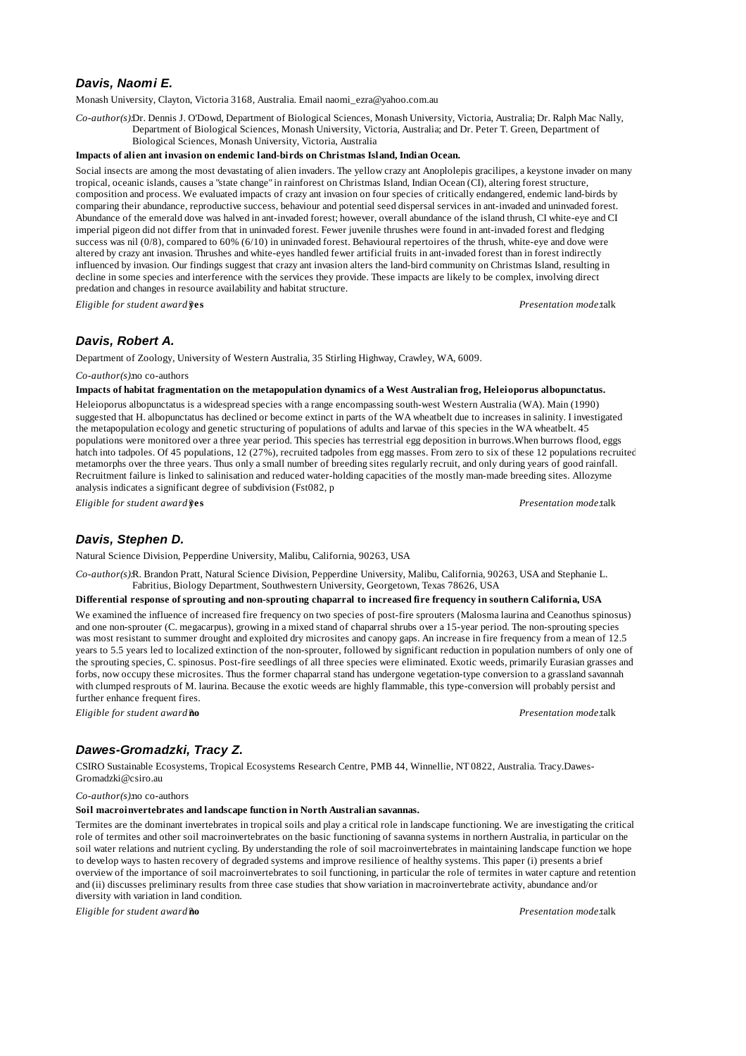### *Davis, Naomi E.*

Monash University, Clayton, Victoria 3168, Australia. Email naomi_ezra@yahoo.com.au

*Co-author(s):* Dr. Dennis J. O'Dowd, Department of Biological Sciences, Monash University, Victoria, Australia; Dr. Ralph Mac Nally, Department of Biological Sciences, Monash University, Victoria, Australia; and Dr. Peter T. Green, Department of Biological Sciences, Monash University, Victoria, Australia

**Impacts of alien ant invasion on endemic land-birds on Christmas Island, Indian Ocean.**

Social insects are among the most devastating of alien invaders. The yellow crazy ant Anoplolepis gracilipes, a keystone invader on many tropical, oceanic islands, causes a "state change" in rainforest on Christmas Island, Indian Ocean (CI), altering forest structure, composition and process. We evaluated impacts of crazy ant invasion on four species of critically endangered, endemic land-birds by comparing their abundance, reproductive success, behaviour and potential seed dispersal services in ant-invaded and uninvaded forest. Abundance of the emerald dove was halved in ant-invaded forest; however, overall abundance of the island thrush, CI white-eye and CI imperial pigeon did not differ from that in uninvaded forest. Fewer juvenile thrushes were found in ant-invaded forest and fledging success was nil (0/8), compared to 60% (6/10) in uninvaded forest. Behavioural repertoires of the thrush, white-eye and dove were altered by crazy ant invasion. Thrushes and white-eyes handled fewer artificial fruits in ant-invaded forest than in forest indirectly influenced by invasion. Our findings suggest that crazy ant invasion alters the land-bird community on Christmas Island, resulting in decline in some species and interference with the services they provide. These impacts are likely to be complex, involving direct predation and changes in resource availability and habitat structure.

*Eligible for student award?* **yes** *Presentation mode:* talk

### *Davis, Robert A.*

Department of Zoology, University of Western Australia, 35 Stirling Highway, Crawley, WA, 6009.

*Co-author(s):* no co-authors

**Impacts of habitat fragmentation on the metapopulation dynamics of a West Australian frog, Heleioporus albopunctatus.**

Heleioporus albopunctatus is a widespread species with a range encompassing south-west Western Australia (WA). Main (1990) suggested that H. albopunctatus has declined or become extinct in parts of the WA wheatbelt due to increases in salinity. I investigated the metapopulation ecology and genetic structuring of populations of adults and larvae of this species in the WA wheatbelt. 45 populations were monitored over a three year period. This species has terrestrial egg deposition in burrows. When burrows flood, eggs hatch into tadpoles. Of 45 populations, 12 (27%), recruited tadpoles from egg masses. From zero to six of these 12 populations recruited metamorphs over the three years. Thus only a small number of breeding sites regularly recruit, and only during years of good rainfall. Recruitment failure is linked to salinisation and reduced water-holding capacities of the mostly man-made breeding sites. Allozyme analysis indicates a significant degree of subdivision (Fst082, p

*Eligible for student award?* **yes** *Presentation mode:* talk

### *Davis, Stephen D.*

Natural Science Division, Pepperdine University, Malibu, California, 90263, USA

*Co-author(s):* R. Brandon Pratt, Natural Science Division, Pepperdine University, Malibu, California, 90263, USA and Stephanie L. Fabritius, Biology Department, Southwestern University, Georgetown, Texas 78626, USA

**Differential response of sprouting and non-sprouting chaparral to increased fire frequency in southern California, USA**

We examined the influence of increased fire frequency on two species of post-fire sprouters (Malosma laurina and Ceanothus spinosus) and one non-sprouter (C. megacarpus), growing in a mixed stand of chaparral shrubs over a 15-year period. The non-sprouting species was most resistant to summer drought and exploited dry microsites and canopy gaps. An increase in fire frequency from a mean of 12.5 years to 5.5 years led to localized extinction of the non-sprouter, followed by significant reduction in population numbers of only one of the sprouting species, C. spinosus. Post-fire seedlings of all three species were eliminated. Exotic weeds, primarily Eurasian grasses and forbs, now occupy these microsites. Thus the former chaparral stand has undergone vegetation-type conversion to a grassland savannah with clumped resprouts of M. laurina. Because the exotic weeds are highly flammable, this type-conversion will probably persist and further enhance frequent fires.

*Eligible for student award?* **no** *Presentation mode:* talk

### *Dawes-Gromadzki, Tracy Z.*

CSIRO Sustainable Ecosystems, Tropical Ecosystems Research Centre, PMB 44, Winnellie, NT 0822, Australia. Tracy.Dawes-Gromadzki@csiro.au

*Co-author(s):* no co-authors

**Soil macroinvertebrates and landscape function in North Australian savannas.**

Termites are the dominant invertebrates in tropical soils and play a critical role in landscape functioning. We are investigating the critical role of termites and other soil macroinvertebrates on the basic functioning of savanna systems in northern Australia, in particular on the soil water relations and nutrient cycling. By understanding the role of soil macroinvertebrates in maintaining landscape function we hope to develop ways to hasten recovery of degraded systems and improve resilience of healthy systems. This paper (i) presents a brief overview of the importance of soil macroinvertebrates to soil functioning, in particular the role of termites in water capture and retention and (ii) discusses preliminary results from three case studies that show variation in macroinvertebrate activity, abundance and/or diversity with variation in land condition.

*Eligible for student award?* **no** *Presentation mode:* talk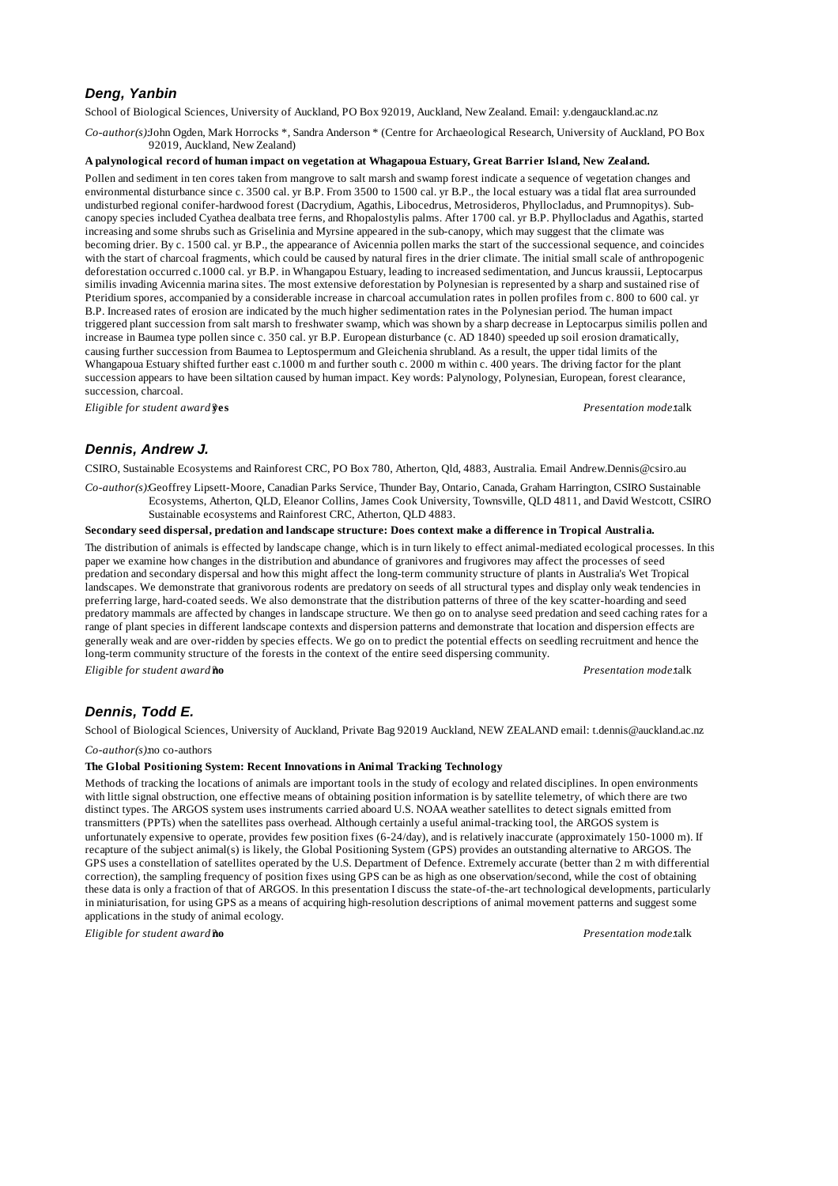### *Deng, Yanbin*

School of Biological Sciences, University of Auckland, PO Box 92019, Auckland, New Zealand. Email: y.dengauckland.ac.nz

*Co-author(s):* John Ogden, Mark Horrocks *, Sandra Anderson * (Centre for Archaeological Research, University of Auckland, PO Box 92019, Auckland, New Zealand)

**A palynological record of human impact on vegetation at Whagapoua Estuary, Great Barrier Island, New Zealand.**

Pollen and sediment in ten cores taken from mangrove to salt marsh and swamp forest indicate a sequence of vegetation changes and environmental disturbance since c. 3500 cal. yr B.P. From 3500 to 1500 cal. yr B.P., the local estuary was a tidal flat area surrounded undisturbed regional conifer-hardwood forest (Dacrydium, Agathis, Libocedrus, Metrosideros, Phyllocladus, and Prumnopitys). Sub-canopy species included Cyathea dealbata tree ferns, and Rhopalostylis palms. After 1700 cal. yr B.P. Phyllocladus and Agathis, started increasing and some shrubs such as Griselinia and Myrsine appeared in the sub-canopy, which may suggest that the climate was becoming drier. By c. 1500 cal. yr B.P., the appearance of Avicennia pollen marks the start of the successional sequence, and coincides with the start of charcoal fragments, which could be caused by natural fires in the drier climate. The initial small scale of anthropogenic deforestation occurred c.1000 cal. yr B.P. in Whangapou Estuary, leading to increased sedimentation, and Juncus kraussii, Leptocarpus similis invading Avicennia marina sites. The most extensive deforestation by Polynesian is represented by a sharp and sustained rise of Pteridium spores, accompanied by a considerable increase in charcoal accumulation rates in pollen profiles from c. 800 to 600 cal. yr B.P. Increased rates of erosion are indicated by the much higher sedimentation rates in the Polynesian period. The human impact triggered plant succession from salt marsh to freshwater swamp, which was shown by a sharp decrease in Leptocarpus similis pollen and increase in Baumea type pollen since c. 350 cal. yr B.P. European disturbance (c. AD 1840) speeded up soil erosion dramatically, causing further succession from Baumea to Leptospermum and Gleichenia shrubland. As a result, the upper tidal limits of the Whangapoua Estuary shifted further east c.1000 m and further south c. 2000 m within c. 400 years. The driving factor for the plant succession appears to have been siltation caused by human impact. Key words: Palynology, Polynesian, European, forest clearance, succession, charcoal.

*Eligible for student award?* **yes** *Presentation mode:* talk

### *Dennis, Andrew J.*

CSIRO, Sustainable Ecosystems and Rainforest CRC, PO Box 780, Atherton, Qld, 4883, Australia. Email Andrew.Dennis@csiro.au

*Co-author(s):* Geoffrey Lipsett-Moore, Canadian Parks Service, Thunder Bay, Ontario, Canada, Graham Harrington, CSIRO Sustainable Ecosystems, Atherton, QLD, Eleanor Collins, James Cook University, Townsville, QLD 4811, and David Westcott, CSIRO Sustainable ecosystems and Rainforest CRC, Atherton, QLD 4883.

**Secondary seed dispersal, predation and landscape structure: Does context make a difference in Tropical Australia.**

The distribution of animals is effected by landscape change, which is in turn likely to effect animal-mediated ecological processes. In this paper we examine how changes in the distribution and abundance of granivores and frugivores may affect the processes of seed predation and secondary dispersal and how this might affect the long-term community structure of plants in Australia's Wet Tropical landscapes. We demonstrate that granivorous rodents are predatory on seeds of all structural types and display only weak tendencies in preferring large, hard-coated seeds. We also demonstrate that the distribution patterns of three of the key scatter-hoarding and seed predatory mammals are affected by changes in landscape structure. We then go on to analyse seed predation and seed caching rates for a range of plant species in different landscape contexts and dispersion patterns and demonstrate that location and dispersion effects are generally weak and are over-ridden by species effects. We go on to predict the potential effects on seedling recruitment and hence the long-term community structure of the forests in the context of the entire seed dispersing community.

*Eligible for student award?* **no** *Presentation mode:* talk

### *Dennis, Todd E.*

School of Biological Sciences, University of Auckland, Private Bag 92019 Auckland, NEW ZEALAND email: t.dennis@auckland.ac.nz

*Co-author(s):* no co-authors

**The Global Positioning System: Recent Innovations in Animal Tracking Technology**

Methods of tracking the locations of animals are important tools in the study of ecology and related disciplines. In open environments with little signal obstruction, one effective means of obtaining position information is by satellite telemetry, of which there are two distinct types. The ARGOS system uses instruments carried aboard U.S. NOAA weather satellites to detect signals emitted from transmitters (PPTs) when the satellites pass overhead. Although certainly a useful animal-tracking tool, the ARGOS system is unfortunately expensive to operate, provides few position fixes (6-24/day), and is relatively inaccurate (approximately 150-1000 m). If recapture of the subject animal(s) is likely, the Global Positioning System (GPS) provides an outstanding alternative to ARGOS. The GPS uses a constellation of satellites operated by the U.S. Department of Defence. Extremely accurate (better than 2 m with differential correction), the sampling frequency of position fixes using GPS can be as high as one observation/second, while the cost of obtaining these data is only a fraction of that of ARGOS. In this presentation I discuss the state-of-the-art technological developments, particularly in miniaturisation, for using GPS as a means of acquiring high-resolution descriptions of animal movement patterns and suggest some applications in the study of animal ecology.

*Eligible for student award?* **no** *Presentation mode:* talk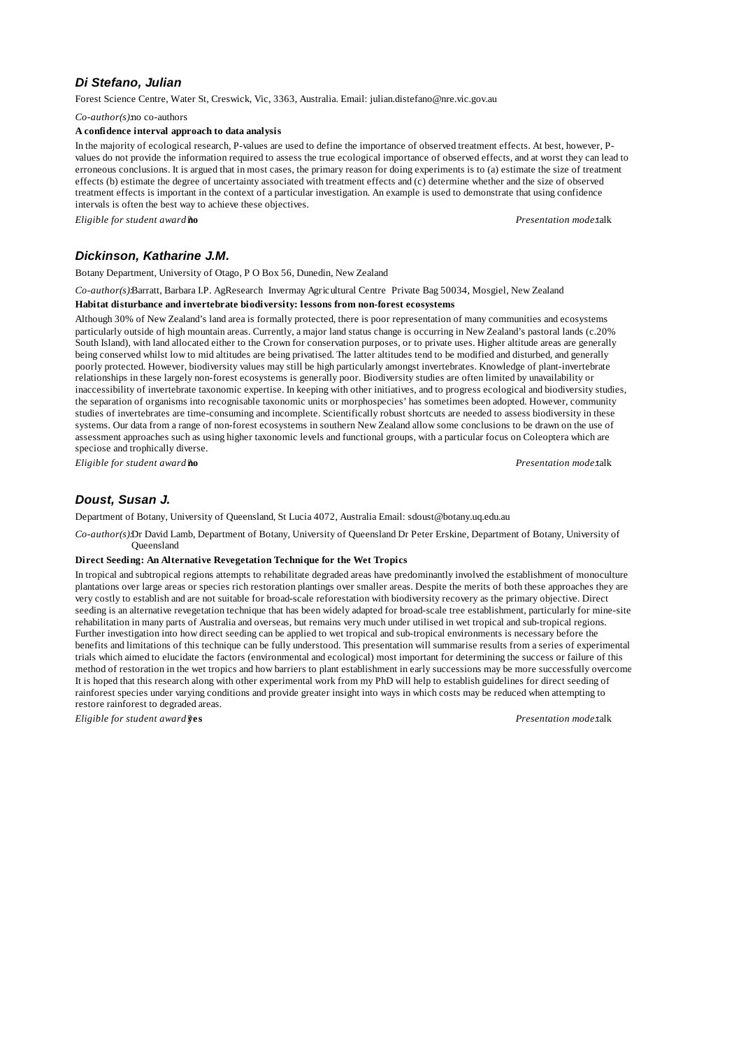### *Di Stefano, Julian*

Forest Science Centre, Water St, Creswick, Vic, 3363, Australia. Email: julian.distefano@nre.vic.gov.au

*Co-author(s):* no co-authors

**A confidence interval approach to data analysis**

In the majority of ecological research, P-values are used to define the importance of observed treatment effects. At best, however, P-values do not provide the information required to assess the true ecological importance of observed effects, and at worst they can lead to erroneous conclusions. It is argued that in most cases, the primary reason for doing experiments is to (a) estimate the size of treatment effects (b) estimate the degree of uncertainty associated with treatment effects and (c) determine whether and the size of observed treatment effects is important in the context of a particular investigation. An example is used to demonstrate that using confidence intervals is often the best way to achieve these objectives.

*Eligible for student award:* **no** *Presentation mode:* talk

### *Dickinson, Katharine J.M.*

Botany Department, University of Otago, P O Box 56, Dunedin, New Zealand

*Co-author(s):* Barratt, Barbara I.P. AgResearch Invermay Agricultural Centre Private Bag 50034, Mosgiel, New Zealand

**Habitat disturbance and invertebrate biodiversity: lessons from non-forest ecosystems**

Although 30% of New Zealand's land area is formally protected, there is poor representation of many communities and ecosystems particularly outside of high mountain areas. Currently, a major land status change is occurring in New Zealand's pastoral lands (c.20% South Island), with land allocated either to the Crown for conservation purposes, or to private uses. Higher altitude areas are generally being conserved whilst low to mid altitudes are being privatised. The latter altitudes tend to be modified and disturbed, and generally poorly protected. However, biodiversity values may still be high particularly amongst invertebrates. Knowledge of plant-invertebrate relationships in these largely non-forest ecosystems is generally poor. Biodiversity studies are often limited by unavailability or inaccessibility of invertebrate taxonomic expertise. In keeping with other initiatives, and to progress ecological and biodiversity studies, the separation of organisms into recognisable taxonomic units or morphospecies' has sometimes been adopted. However, community studies of invertebrates are time-consuming and incomplete. Scientifically robust shortcuts are needed to assess biodiversity in these systems. Our data from a range of non-forest ecosystems in southern New Zealand allow some conclusions to be drawn on the use of assessment approaches such as using higher taxonomic levels and functional groups, with a particular focus on Coleoptera which are speciose and trophically diverse.

*Eligible for student award:* **no** *Presentation mode:* talk

### *Doust, Susan J.*

Department of Botany, University of Queensland, St Lucia 4072, Australia Email: sdoust@botany.uq.edu.au

*Co-author(s):* Dr David Lamb, Department of Botany, University of Queensland Dr Peter Erskine, Department of Botany, University of Queensland

**Direct Seeding: An Alternative Revegetation Technique for the Wet Tropics**

In tropical and subtropical regions attempts to rehabilitate degraded areas have predominantly involved the establishment of monoculture plantations over large areas or species rich restoration plantings over smaller areas. Despite the merits of both these approaches they are very costly to establish and are not suitable for broad-scale reforestation with biodiversity recovery as the primary objective. Direct seeding is an alternative revegetation technique that has been widely adapted for broad-scale tree establishment, particularly for mine-site rehabilitation in many parts of Australia and overseas, but remains very much under utilised in wet tropical and sub-tropical regions. Further investigation into how direct seeding can be applied to wet tropical and sub-tropical environments is necessary before the benefits and limitations of this technique can be fully understood. This presentation will summarise results from a series of experimental trials which aimed to elucidate the factors (environmental and ecological) most important for determining the success or failure of this method of restoration in the wet tropics and how barriers to plant establishment in early successions may be more successfully overcome. It is hoped that this research along with other experimental work from my PhD will help to establish guidelines for direct seeding of rainforest species under varying conditions and provide greater insight into ways in which costs may be reduced when attempting to restore rainforest to degraded areas.

*Eligible for student award:* **yes** *Presentation mode:* talk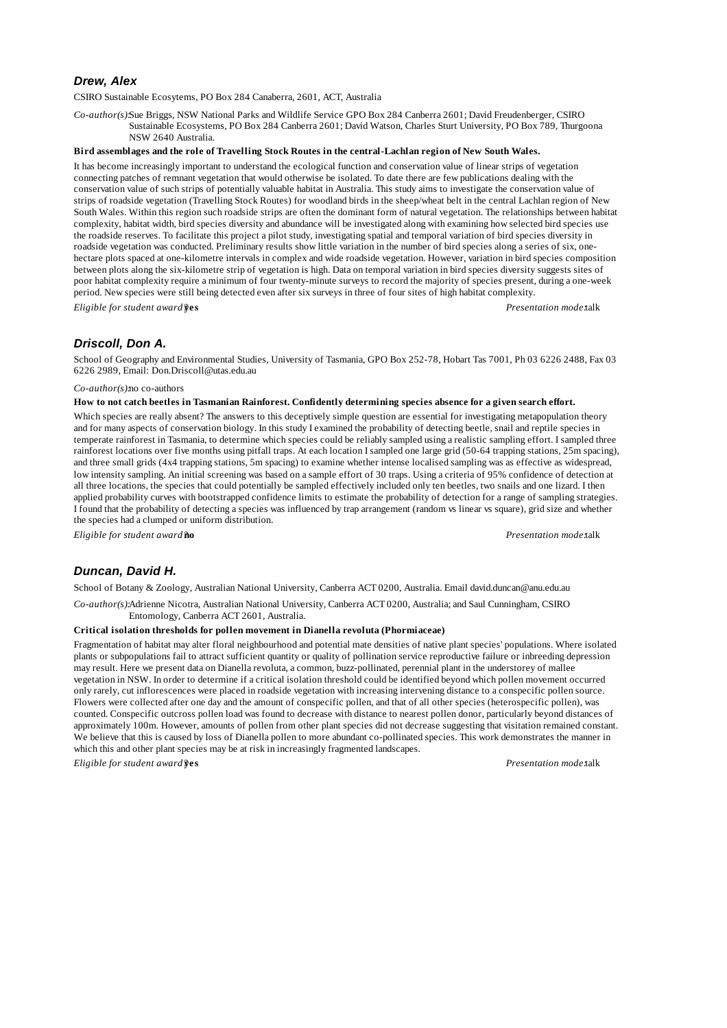### *Drew, Alex*

CSIRO Sustainable Ecosytems, PO Box 284 Canaberra, 2601, ACT, Australia

*Co-author(s):* Sue Briggs, NSW National Parks and Wildlife Service GPO Box 284 Canberra 2601; David Freudenberger, CSIRO Sustainable Ecosystems, PO Box 284 Canberra 2601; David Watson, Charles Sturt University, PO Box 789, Thurgoona NSW 2640 Australia.

**Bird assemblages and the role of Travelling Stock Routes in the central-Lachlan region of New South Wales.**

It has become increasingly important to understand the ecological function and conservation value of linear strips of vegetation connecting patches of remnant vegetation that would otherwise be isolated. To date there are few publications dealing with the conservation value of such strips of potentially valuable habitat in Australia. This study aims to investigate the conservation value of strips of roadside vegetation (Travelling Stock Routes) for woodland birds in the sheep/wheat belt in the central Lachlan region of New South Wales. Within this region such roadside strips are often the dominant form of natural vegetation. The relationships between habitat complexity, habitat width, bird species diversity and abundance will be investigated along with examining how selected bird species use the roadside reserves. To facilitate this project a pilot study, investigating spatial and temporal variation of bird species diversity in roadside vegetation was conducted. Preliminary results show little variation in the number of bird species along a series of six, one-hectare plots spaced at one-kilometre intervals in complex and wide roadside vegetation. However, variation in bird species composition between plots along the six-kilometre strip of vegetation is high. Data on temporal variation in bird species diversity suggests sites of poor habitat complexity require a minimum of four twenty-minute surveys to record the majority of species present, during a one-week period. New species were still being detected even after six surveys in three of four sites of high habitat complexity.

*Eligible for student award?* **yes** *Presentation mode:* talk

### *Driscoll, Don A.*

School of Geography and Environmental Studies, University of Tasmania, GPO Box 252-78, Hobart Tas 7001, Ph 03 6226 2488, Fax 03 6226 2989, Email: Don.Driscoll@utas.edu.au

*Co-author(s):* no co-authors

**How to not catch beetles in Tasmanian Rainforest. Confidently determining species absence for a given search effort.**

Which species are really absent? The answers to this deceptively simple question are essential for investigating metapopulation theory and for many aspects of conservation biology. In this study I examined the probability of detecting beetle, snail and reptile species in temperate rainforest in Tasmania, to determine which species could be reliably sampled using a realistic sampling effort. I sampled three rainforest locations over five months using pitfall traps. At each location I sampled one large grid (50-64 trapping stations, 25m spacing), and three small grids (4x4 trapping stations, 5m spacing) to examine whether intense localised sampling was as effective as widespread, low intensity sampling. An initial screening was based on a sample effort of 30 traps. Using a criteria of 95% confidence of detection at all three locations, the species that could potentially be sampled effectively included only ten beetles, two snails and one lizard. I then applied probability curves with bootstrapped confidence limits to estimate the probability of detection for a range of sampling strategies. I found that the probability of detecting a species was influenced by trap arrangement (random vs linear vs square), grid size and whether the species had a clumped or uniform distribution.

*Eligible for student award?* **no** *Presentation mode:* talk

### *Duncan, David H.*

School of Botany & Zoology, Australian National University, Canberra ACT 0200, Australia. Email david.duncan@anu.edu.au

*Co-author(s):* Adrienne Nicotra, Australian National University, Canberra ACT 0200, Australia; and Saul Cunningham, CSIRO Entomology, Canberra ACT 2601, Australia.

**Critical isolation thresholds for pollen movement in Dianella revoluta (Phormiaceae)**

Fragmentation of habitat may alter floral neighbourhood and potential mate densities of native plant species' populations. Where isolated plants or subpopulations fail to attract sufficient quantity or quality of pollination service reproductive failure or inbreeding depression may result. Here we present data on Dianella revoluta, a common, buzz-pollinated, perennial plant in the understorey of mallee vegetation in NSW. In order to determine if a critical isolation threshold could be identified beyond which pollen movement occurred only rarely, cut inflorescences were placed in roadside vegetation with increasing intervening distance to a conspecific pollen source. Flowers were collected after one day and the amount of conspecific pollen, and that of all other species (heterospecific pollen), was counted. Conspecific outcross pollen load was found to decrease with distance to nearest pollen donor, particularly beyond distances of approximately 100m. However, amounts of pollen from other plant species did not decrease suggesting that visitation remained constant. We believe that this is caused by loss of Dianella pollen to more abundant co-pollinated species. This work demonstrates the manner in which this and other plant species may be at risk in increasingly fragmented landscapes.

*Eligible for student award?* **yes** *Presentation mode:* talk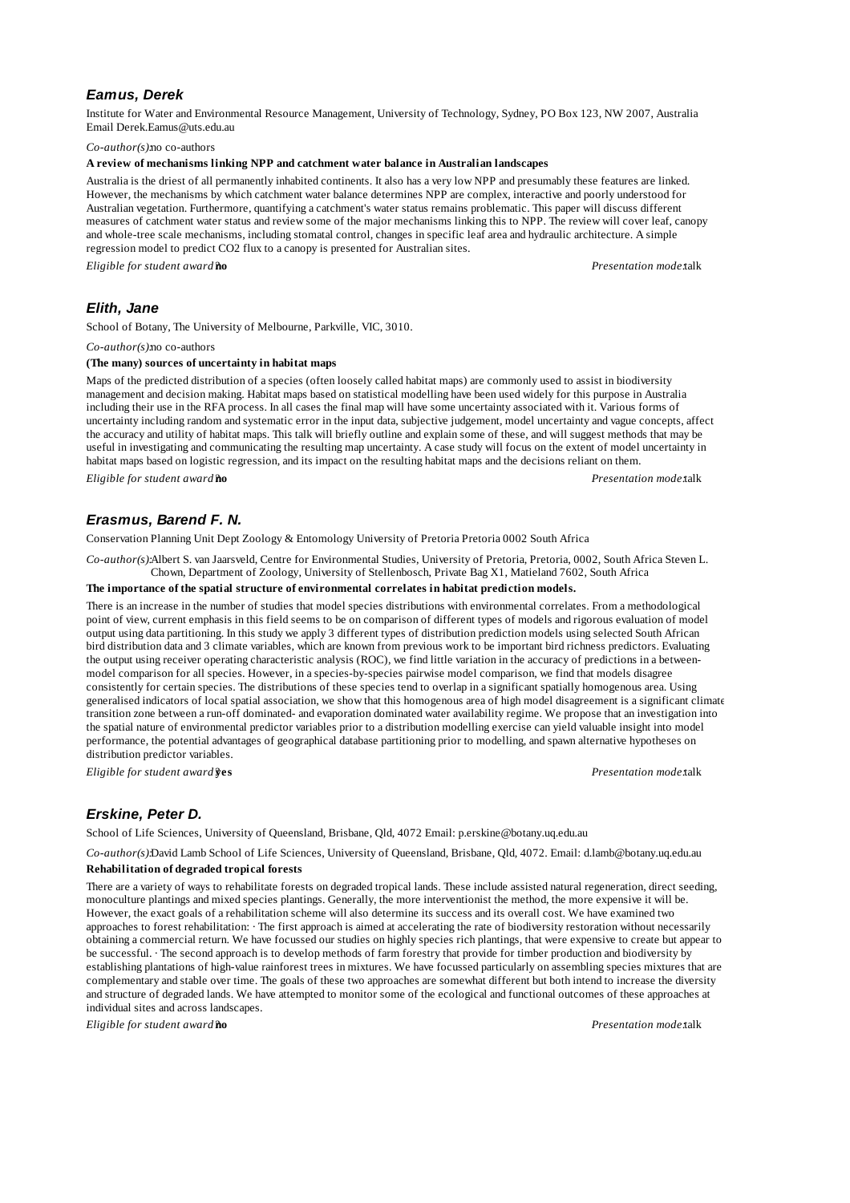### *Eamus, Derek*

Institute for Water and Environmental Resource Management, University of Technology, Sydney, PO Box 123, NW 2007, Australia
Email Derek.Eamus@uts.edu.au

*Co-author(s):* no co-authors

**A review of mechanisms linking NPP and catchment water balance in Australian landscapes**

Australia is the driest of all permanently inhabited continents. It also has a very low NPP and presumably these features are linked. However, the mechanisms by which catchment water balance determines NPP are complex, interactive and poorly understood for Australian vegetation. Furthermore, quantifying a catchment's water status remains problematic. This paper will discuss different measures of catchment water status and review some of the major mechanisms linking this to NPP. The review will cover leaf, canopy and whole-tree scale mechanisms, including stomatal control, changes in specific leaf area and hydraulic architecture. A simple regression model to predict CO2 flux to a canopy is presented for Australian sites.

*Eligible for student award:* **no** — *Presentation mode:* talk

### *Elith, Jane*

School of Botany, The University of Melbourne, Parkville, VIC, 3010.

*Co-author(s):* no co-authors

**(The many) sources of uncertainty in habitat maps**

Maps of the predicted distribution of a species (often loosely called habitat maps) are commonly used to assist in biodiversity management and decision making. Habitat maps based on statistical modelling have been used widely for this purpose in Australia including their use in the RFA process. In all cases the final map will have some uncertainty associated with it. Various forms of uncertainty including random and systematic error in the input data, subjective judgement, model uncertainty and vague concepts, affect the accuracy and utility of habitat maps. This talk will briefly outline and explain some of these, and will suggest methods that may be useful in investigating and communicating the resulting map uncertainty. A case study will focus on the extent of model uncertainty in habitat maps based on logistic regression, and its impact on the resulting habitat maps and the decisions reliant on them.

*Eligible for student award:* **no** — *Presentation mode:* talk

### *Erasmus, Barend F. N.*

Conservation Planning Unit Dept Zoology & Entomology University of Pretoria Pretoria 0002 South Africa

*Co-author(s):* Albert S. van Jaarsveld, Centre for Environmental Studies, University of Pretoria, Pretoria, 0002, South Africa Steven L. Chown, Department of Zoology, University of Stellenbosch, Private Bag X1, Matieland 7602, South Africa

**The importance of the spatial structure of environmental correlates in habitat prediction models.**

There is an increase in the number of studies that model species distributions with environmental correlates. From a methodological point of view, current emphasis in this field seems to be on comparison of different types of models and rigorous evaluation of model output using data partitioning. In this study we apply 3 different types of distribution prediction models using selected South African bird distribution data and 3 climate variables, which are known from previous work to be important bird richness predictors. Evaluating the output using receiver operating characteristic analysis (ROC), we find little variation in the accuracy of predictions in a between-model comparison for all species. However, in a species-by-species pairwise model comparison, we find that models disagree consistently for certain species. The distributions of these species tend to overlap in a significant spatially homogenous area. Using generalised indicators of local spatial association, we show that this homogenous area of high model disagreement is a significant climate transition zone between a run-off dominated- and evaporation dominated water availability regime. We propose that an investigation into the spatial nature of environmental predictor variables prior to a distribution modelling exercise can yield valuable insight into model performance, the potential advantages of geographical database partitioning prior to modelling, and spawn alternative hypotheses on distribution predictor variables.

*Eligible for student award:* **yes** — *Presentation mode:* talk

### *Erskine, Peter D.*

School of Life Sciences, University of Queensland, Brisbane, Qld, 4072 Email: p.erskine@botany.uq.edu.au

*Co-author(s):* David Lamb School of Life Sciences, University of Queensland, Brisbane, Qld, 4072. Email: d.lamb@botany.uq.edu.au

**Rehabilitation of degraded tropical forests**

There are a variety of ways to rehabilitate forests on degraded tropical lands. These include assisted natural regeneration, direct seeding, monoculture plantings and mixed species plantings. Generally, the more interventionist the method, the more expensive it will be. However, the exact goals of a rehabilitation scheme will also determine its success and its overall cost. We have examined two approaches to forest rehabilitation: · The first approach is aimed at accelerating the rate of biodiversity restoration without necessarily obtaining a commercial return. We have focussed our studies on highly species rich plantings, that were expensive to create but appear to be successful. · The second approach is to develop methods of farm forestry that provide for timber production and biodiversity by establishing plantations of high-value rainforest trees in mixtures. We have focussed particularly on assembling species mixtures that are complementary and stable over time. The goals of these two approaches are somewhat different but both intend to increase the diversity and structure of degraded lands. We have attempted to monitor some of the ecological and functional outcomes of these approaches at individual sites and across landscapes.

*Eligible for student award:* **no** — *Presentation mode:* talk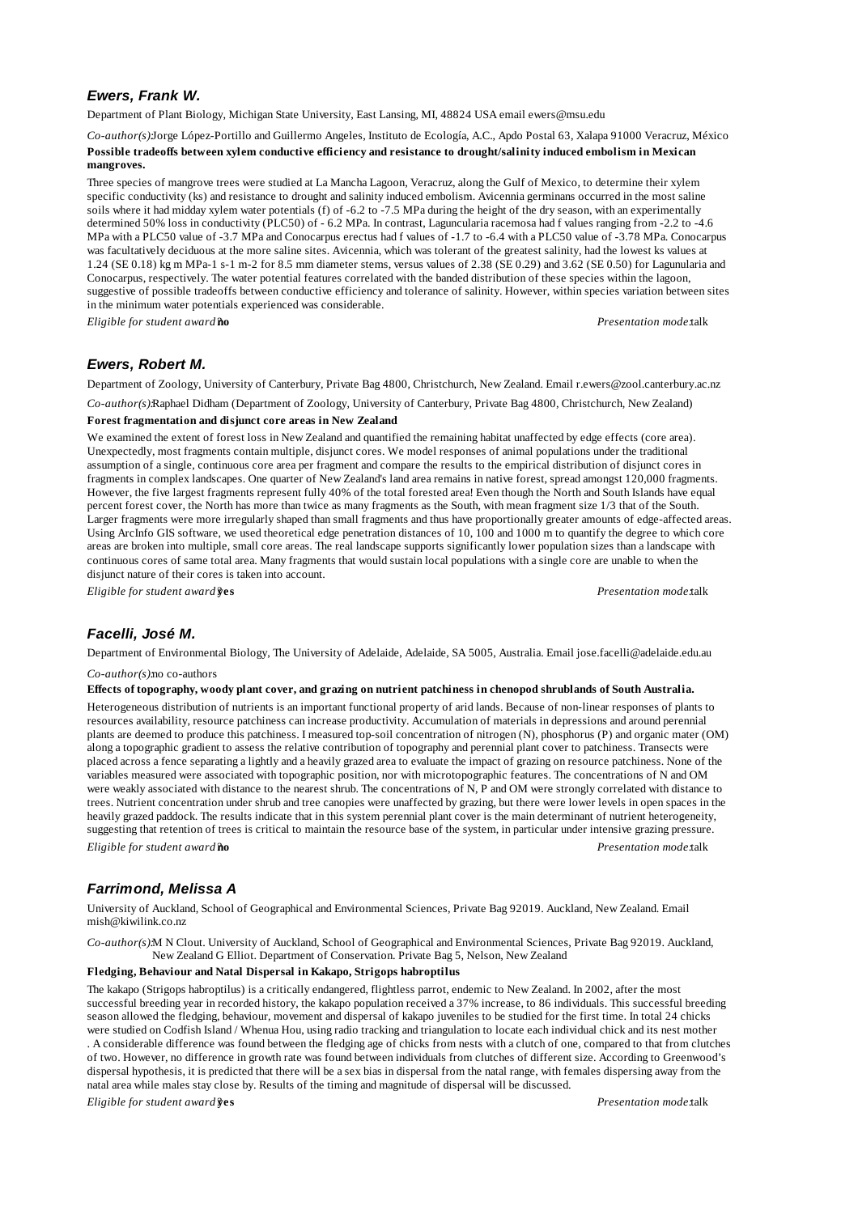### *Ewers, Frank W.*

Department of Plant Biology, Michigan State University, East Lansing, MI, 48824 USA email ewers@msu.edu

*Co-author(s):* Jorge López-Portillo and Guillermo Angeles, Instituto de Ecología, A.C., Apdo Postal 63, Xalapa 91000 Veracruz, México

**Possible tradeoffs between xylem conductive efficiency and resistance to drought/salinity induced embolism in Mexican mangroves.**

Three species of mangrove trees were studied at La Mancha Lagoon, Veracruz, along the Gulf of Mexico, to determine their xylem specific conductivity (ks) and resistance to drought and salinity induced embolism. Avicennia germinans occurred in the most saline soils where it had midday xylem water potentials (f) of -6.2 to -7.5 MPa during the height of the dry season, with an experimentally determined 50% loss in conductivity (PLC50) of - 6.2 MPa. In contrast, Laguncularia racemosa had f values ranging from -2.2 to -4.6 MPa with a PLC50 value of -3.7 MPa and Conocarpus erectus had f values of -1.7 to -6.4 with a PLC50 value of -3.78 MPa. Conocarpus was facultatively deciduous at the more saline sites. Avicennia, which was tolerant of the greatest salinity, had the lowest ks values at 1.24 (SE 0.18) kg m MPa-1 s-1 m-2 for 8.5 mm diameter stems, versus values of 2.38 (SE 0.29) and 3.62 (SE 0.50) for Lagunularia and Conocarpus, respectively. The water potential features correlated with the banded distribution of these species within the lagoon, suggestive of possible tradeoffs between conductive efficiency and tolerance of salinity. However, within species variation between sites in the minimum water potentials experienced was considerable.

*Eligible for student award:* **no** *Presentation mode:* talk

### *Ewers, Robert M.*

Department of Zoology, University of Canterbury, Private Bag 4800, Christchurch, New Zealand. Email r.ewers@zool.canterbury.ac.nz

*Co-author(s):* Raphael Didham (Department of Zoology, University of Canterbury, Private Bag 4800, Christchurch, New Zealand)

**Forest fragmentation and disjunct core areas in New Zealand**

We examined the extent of forest loss in New Zealand and quantified the remaining habitat unaffected by edge effects (core area). Unexpectedly, most fragments contain multiple, disjunct cores. We model responses of animal populations under the traditional assumption of a single, continuous core area per fragment and compare the results to the empirical distribution of disjunct cores in fragments in complex landscapes. One quarter of New Zealand's land area remains in native forest, spread amongst 120,000 fragments. However, the five largest fragments represent fully 40% of the total forested area! Even though the North and South Islands have equal percent forest cover, the North has more than twice as many fragments as the South, with mean fragment size 1/3 that of the South. Larger fragments were more irregularly shaped than small fragments and thus have proportionally greater amounts of edge-affected areas. Using ArcInfo GIS software, we used theoretical edge penetration distances of 10, 100 and 1000 m to quantify the degree to which core areas are broken into multiple, small core areas. The real landscape supports significantly lower population sizes than a landscape with continuous cores of same total area. Many fragments that would sustain local populations with a single core are unable to when the disjunct nature of their cores is taken into account.

*Eligible for student award:* **yes** *Presentation mode:* talk

### *Facelli, José M.*

Department of Environmental Biology, The University of Adelaide, Adelaide, SA 5005, Australia. Email jose.facelli@adelaide.edu.au

*Co-author(s):* no co-authors

**Effects of topography, woody plant cover, and grazing on nutrient patchiness in chenopod shrublands of South Australia.**

Heterogeneous distribution of nutrients is an important functional property of arid lands. Because of non-linear responses of plants to resources availability, resource patchiness can increase productivity. Accumulation of materials in depressions and around perennial plants are deemed to produce this patchiness. I measured top-soil concentration of nitrogen (N), phosphorus (P) and organic mater (OM) along a topographic gradient to assess the relative contribution of topography and perennial plant cover to patchiness. Transects were placed across a fence separating a lightly and a heavily grazed area to evaluate the impact of grazing on resource patchiness. None of the variables measured were associated with topographic position, nor with microtopographic features. The concentrations of N and OM were weakly associated with distance to the nearest shrub. The concentrations of N, P and OM were strongly correlated with distance to trees. Nutrient concentration under shrub and tree canopies were unaffected by grazing, but there were lower levels in open spaces in the heavily grazed paddock. The results indicate that in this system perennial plant cover is the main determinant of nutrient heterogeneity, suggesting that retention of trees is critical to maintain the resource base of the system, in particular under intensive grazing pressure.

*Eligible for student award:* **no** *Presentation mode:* talk

### *Farrimond, Melissa A*

University of Auckland, School of Geographical and Environmental Sciences, Private Bag 92019. Auckland, New Zealand. Email mish@kiwilink.co.nz

*Co-author(s):* M N Clout. University of Auckland, School of Geographical and Environmental Sciences, Private Bag 92019. Auckland, New Zealand G Elliot. Department of Conservation. Private Bag 5, Nelson, New Zealand

**Fledging, Behaviour and Natal Dispersal in Kakapo, Strigops habroptilus**

The kakapo (Strigops habroptilus) is a critically endangered, flightless parrot, endemic to New Zealand. In 2002, after the most successful breeding year in recorded history, the kakapo population received a 37% increase, to 86 individuals. This successful breeding season allowed the fledging, behaviour, movement and dispersal of kakapo juveniles to be studied for the first time. In total 24 chicks were studied on Codfish Island / Whenua Hou, using radio tracking and triangulation to locate each individual chick and its nest mother . A considerable difference was found between the fledging age of chicks from nests with a clutch of one, compared to that from clutches of two. However, no difference in growth rate was found between individuals from clutches of different size. According to Greenwood's dispersal hypothesis, it is predicted that there will be a sex bias in dispersal from the natal range, with females dispersing away from the natal area while males stay close by. Results of the timing and magnitude of dispersal will be discussed.

*Eligible for student award:* **yes** *Presentation mode:* talk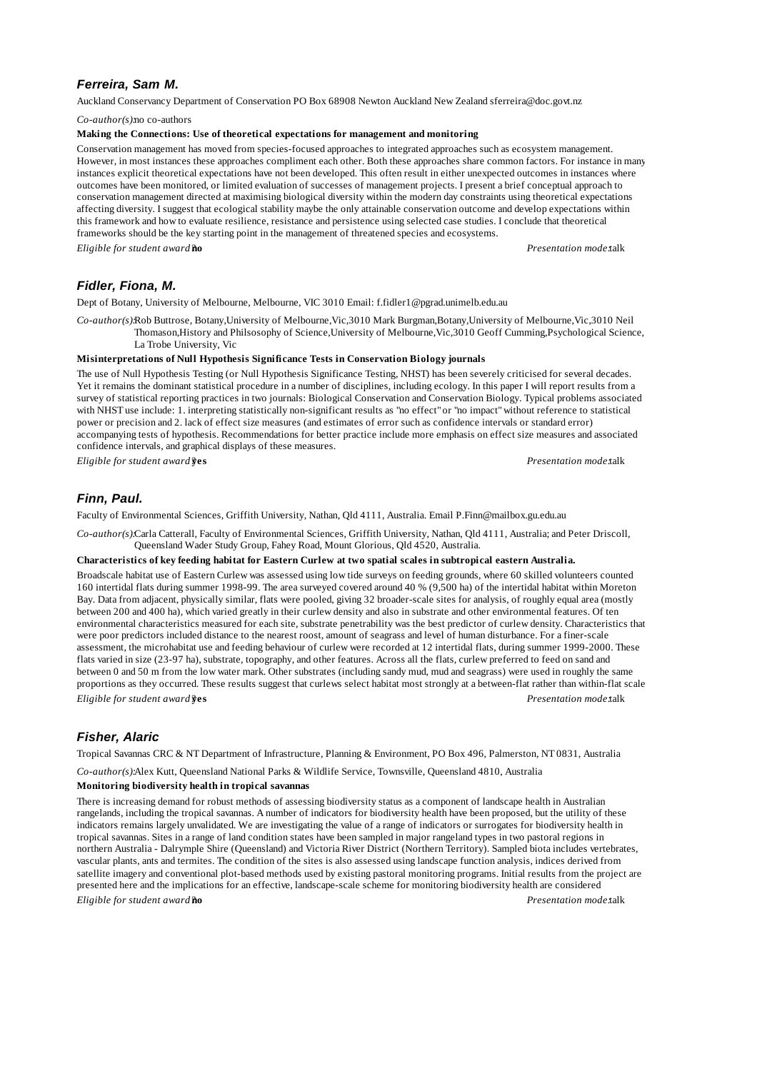### *Ferreira, Sam M.*

Auckland Conservancy Department of Conservation PO Box 68908 Newton Auckland New Zealand sferreira@doc.govt.nz

*Co-author(s):* no co-authors

**Making the Connections: Use of theoretical expectations for management and monitoring**

Conservation management has moved from species-focused approaches to integrated approaches such as ecosystem management. However, in most instances these approaches compliment each other. Both these approaches share common factors. For instance in many instances explicit theoretical expectations have not been developed. This often result in either unexpected outcomes in instances where outcomes have been monitored, or limited evaluation of successes of management projects. I present a brief conceptual approach to conservation management directed at maximising biological diversity within the modern day constraints using theoretical expectations affecting diversity. I suggest that ecological stability maybe the only attainable conservation outcome and develop expectations within this framework and how to evaluate resilience, resistance and persistence using selected case studies. I conclude that theoretical frameworks should be the key starting point in the management of threatened species and ecosystems.

*Eligible for student award?* **no** *Presentation mode:* talk

### *Fidler, Fiona, M.*

Dept of Botany, University of Melbourne, Melbourne, VIC 3010 Email: f.fidler1@pgrad.unimelb.edu.au

*Co-author(s):* Rob Buttrose, Botany,University of Melbourne,Vic,3010 Mark Burgman,Botany,University of Melbourne,Vic,3010 Neil Thomason,History and Philsosophy of Science,University of Melbourne,Vic,3010 Geoff Cumming,Psychological Science, La Trobe University, Vic

**Misinterpretations of Null Hypothesis Significance Tests in Conservation Biology journals**

The use of Null Hypothesis Testing (or Null Hypothesis Significance Testing, NHST) has been severely criticised for several decades. Yet it remains the dominant statistical procedure in a number of disciplines, including ecology. In this paper I will report results from a survey of statistical reporting practices in two journals: Biological Conservation and Conservation Biology. Typical problems associated with NHST use include: 1. interpreting statistically non-significant results as "no effect" or "no impact" without reference to statistical power or precision and 2. lack of effect size measures (and estimates of error such as confidence intervals or standard error) accompanying tests of hypothesis. Recommendations for better practice include more emphasis on effect size measures and associated confidence intervals, and graphical displays of these measures.

*Eligible for student award?* **yes** *Presentation mode:* talk

### *Finn, Paul.*

Faculty of Environmental Sciences, Griffith University, Nathan, Qld 4111, Australia. Email P.Finn@mailbox.gu.edu.au

*Co-author(s):* Carla Catterall, Faculty of Environmental Sciences, Griffith University, Nathan, Qld 4111, Australia; and Peter Driscoll, Queensland Wader Study Group, Fahey Road, Mount Glorious, Qld 4520, Australia.

**Characteristics of key feeding habitat for Eastern Curlew at two spatial scales in subtropical eastern Australia.**

Broadscale habitat use of Eastern Curlew was assessed using low tide surveys on feeding grounds, where 60 skilled volunteers counted 160 intertidal flats during summer 1998-99. The area surveyed covered around 40 % (9,500 ha) of the intertidal habitat within Moreton Bay. Data from adjacent, physically similar, flats were pooled, giving 32 broader-scale sites for analysis, of roughly equal area (mostly between 200 and 400 ha), which varied greatly in their curlew density and also in substrate and other environmental features. Of ten environmental characteristics measured for each site, substrate penetrability was the best predictor of curlew density. Characteristics that were poor predictors included distance to the nearest roost, amount of seagrass and level of human disturbance. For a finer-scale assessment, the microhabitat use and feeding behaviour of curlew were recorded at 12 intertidal flats, during summer 1999-2000. These flats varied in size (23-97 ha), substrate, topography, and other features. Across all the flats, curlew preferred to feed on sand and between 0 and 50 m from the low water mark. Other substrates (including sandy mud, mud and seagrass) were used in roughly the same proportions as they occurred. These results suggest that curlews select habitat most strongly at a between-flat rather than within-flat scale

*Eligible for student award?* **yes** *Presentation mode:* talk

### *Fisher, Alaric*

Tropical Savannas CRC & NT Department of Infrastructure, Planning & Environment, PO Box 496, Palmerston, NT 0831, Australia

*Co-author(s):* Alex Kutt, Queensland National Parks & Wildlife Service, Townsville, Queensland 4810, Australia

**Monitoring biodiversity health in tropical savannas**

There is increasing demand for robust methods of assessing biodiversity status as a component of landscape health in Australian rangelands, including the tropical savannas. A number of indicators for biodiversity health have been proposed, but the utility of these indicators remains largely unvalidated. We are investigating the value of a range of indicators or surrogates for biodiversity health in tropical savannas. Sites in a range of land condition states have been sampled in major rangeland types in two pastoral regions in northern Australia - Dalrymple Shire (Queensland) and Victoria River District (Northern Territory). Sampled biota includes vertebrates, vascular plants, ants and termites. The condition of the sites is also assessed using landscape function analysis, indices derived from satellite imagery and conventional plot-based methods used by existing pastoral monitoring programs. Initial results from the project are presented here and the implications for an effective, landscape-scale scheme for monitoring biodiversity health are considered

*Eligible for student award?* **no** *Presentation mode:* talk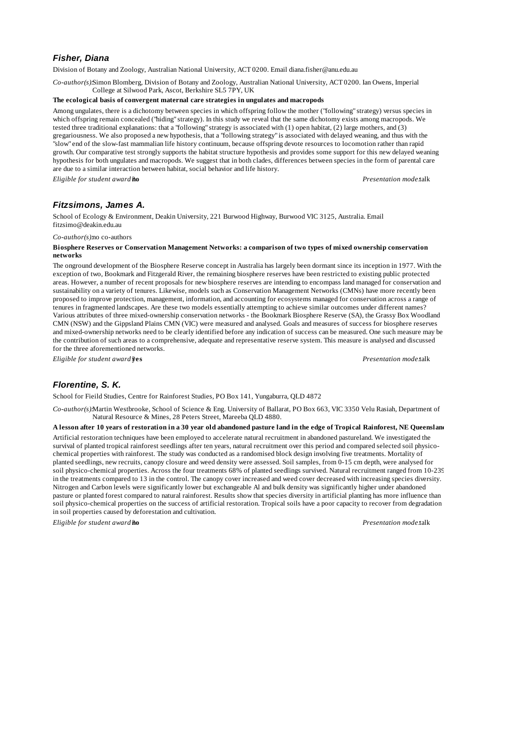### *Fisher, Diana*

Division of Botany and Zoology, Australian National University, ACT 0200. Email diana.fisher@anu.edu.au

*Co-author(s):* Simon Blomberg, Division of Botany and Zoology, Australian National University, ACT 0200. Ian Owens, Imperial College at Silwood Park, Ascot, Berkshire SL5 7PY, UK

**The ecological basis of convergent maternal care strategies in ungulates and macropods**

Among ungulates, there is a dichotomy between species in which offspring follow the mother ("following" strategy) versus species in which offspring remain concealed ("hiding" strategy). In this study we reveal that the same dichotomy exists among macropods. We tested three traditional explanations: that a "following" strategy is associated with (1) open habitat, (2) large mothers, and (3) gregariousness. We also proposed a new hypothesis, that a "following strategy" is associated with delayed weaning, and thus with the "slow" end of the slow-fast mammalian life history continuum, because offspring devote resources to locomotion rather than rapid growth. Our comparative test strongly supports the habitat structure hypothesis and provides some support for this new delayed weaning hypothesis for both ungulates and macropods. We suggest that in both clades, differences between species in the form of parental care are due to a similar interaction between habitat, social behavior and life history.

*Eligible for student award?* **no** *Presentation mode:* talk

### *Fitzsimons, James A.*

School of Ecology & Environment, Deakin University, 221 Burwood Highway, Burwood VIC 3125, Australia. Email fitzsimo@deakin.edu.au

*Co-author(s):* no co-authors

**Biosphere Reserves or Conservation Management Networks: a comparison of two types of mixed ownership conservation networks**

The onground development of the Biosphere Reserve concept in Australia has largely been dormant since its inception in 1977. With the exception of two, Bookmark and Fitzgerald River, the remaining biosphere reserves have been restricted to existing public protected areas. However, a number of recent proposals for new biosphere reserves are intending to encompass land managed for conservation and sustainability on a variety of tenures. Likewise, models such as Conservation Management Networks (CMNs) have more recently been proposed to improve protection, management, information, and accounting for ecosystems managed for conservation across a range of tenures in fragmented landscapes. Are these two models essentially attempting to achieve similar outcomes under different names? Various attributes of three mixed-ownership conservation networks - the Bookmark Biosphere Reserve (SA), the Grassy Box Woodland CMN (NSW) and the Gippsland Plains CMN (VIC) were measured and analysed. Goals and measures of success for biosphere reserves and mixed-ownership networks need to be clearly identified before any indication of success can be measured. One such measure may be the contribution of such areas to a comprehensive, adequate and representative reserve system. This measure is analysed and discussed for the three aforementioned networks.

*Eligible for student award?* **yes** *Presentation mode:* talk

### *Florentine, S. K.*

School for Fieild Studies, Centre for Rainforest Studies, PO Box 141, Yungaburra, QLD 4872

*Co-author(s):* Martin Westbrooke, School of Science & Eng. University of Ballarat, PO Box 663, VIC 3350 Velu Rasiah, Department of Natural Resource & Mines, 28 Peters Street, Mareeba QLD 4880.

**A lesson after 10 years of restoration in a 30 year old abandoned pasture land in the edge of Tropical Rainforest, NE Queenslan**

Artificial restoration techniques have been employed to accelerate natural recruitment in abandoned pastureland. We investigated the survival of planted tropical rainforest seedlings after ten years, natural recruitment over this period and compared selected soil physico-chemical properties with rainforest. The study was conducted as a randomised block design involving five treatments. Mortality of planted seedlings, new recruits, canopy closure and weed density were assessed. Soil samples, from 0-15 cm depth, were analysed for soil physico-chemical properties. Across the four treatments 68% of planted seedlings survived. Natural recruitment ranged from 10-239 in the treatments compared to 13 in the control. The canopy cover increased and weed cover decreased with increasing species diversity. Nitrogen and Carbon levels were significantly lower but exchangeable Al and bulk density was significantly higher under abandoned pasture or planted forest compared to natural rainforest. Results show that species diversity in artificial planting has more influence than soil physico-chemical properties on the success of artificial restoration. Tropical soils have a poor capacity to recover from degradation in soil properties caused by deforestation and cultivation.

*Eligible for student award?* **no** *Presentation mode:* talk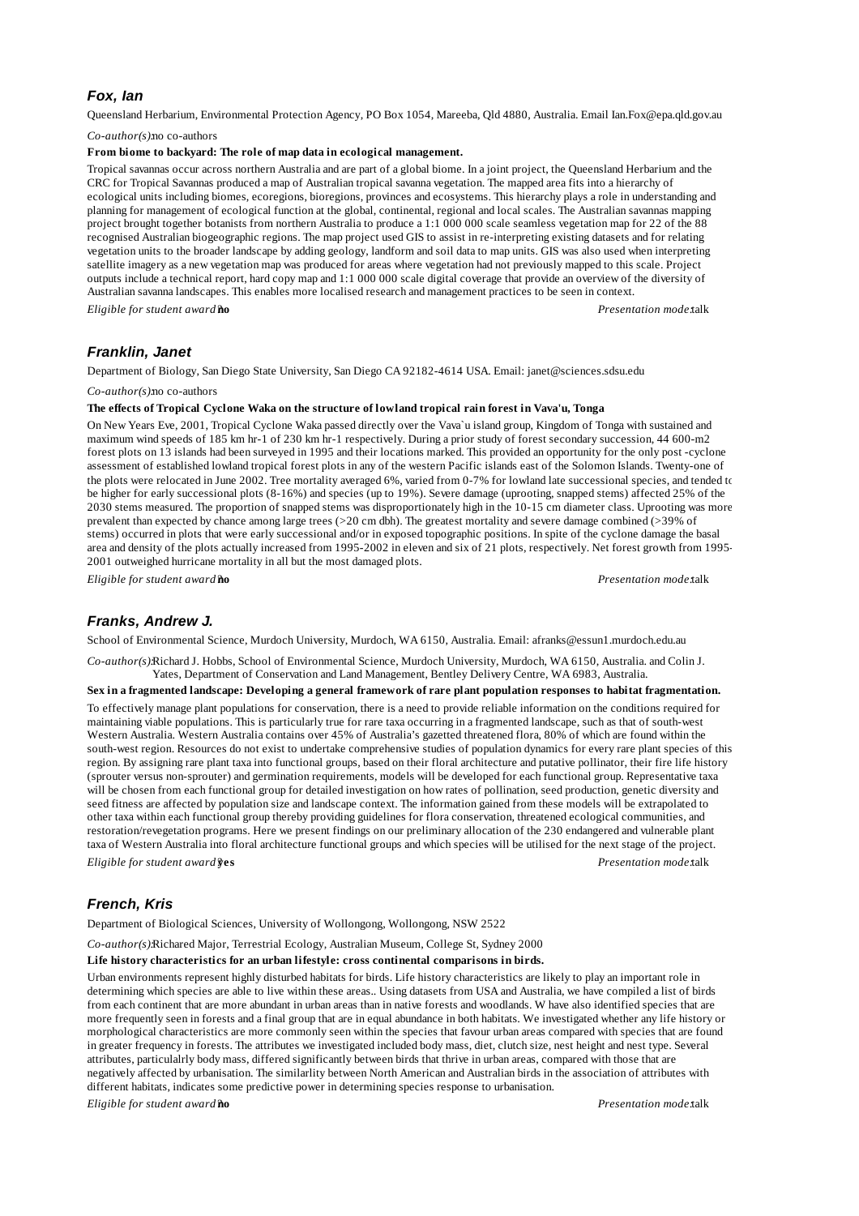## *Fox, Ian*

Queensland Herbarium, Environmental Protection Agency, PO Box 1054, Mareeba, Qld 4880, Australia. Email Ian.Fox@epa.qld.gov.au

*Co-author(s):* no co-authors

**From biome to backyard: The role of map data in ecological management.**

Tropical savannas occur across northern Australia and are part of a global biome. In a joint project, the Queensland Herbarium and the CRC for Tropical Savannas produced a map of Australian tropical savanna vegetation. The mapped area fits into a hierarchy of ecological units including biomes, ecoregions, bioregions, provinces and ecosystems. This hierarchy plays a role in understanding and planning for management of ecological function at the global, continental, regional and local scales. The Australian savannas mapping project brought together botanists from northern Australia to produce a 1:1 000 000 scale seamless vegetation map for 22 of the 88 recognised Australian biogeographic regions. The map project used GIS to assist in re-interpreting existing datasets and for relating vegetation units to the broader landscape by adding geology, landform and soil data to map units. GIS was also used when interpreting satellite imagery as a new vegetation map was produced for areas where vegetation had not previously mapped to this scale. Project outputs include a technical report, hard copy map and 1:1 000 000 scale digital coverage that provide an overview of the diversity of Australian savanna landscapes. This enables more localised research and management practices to be seen in context.

*Eligible for student award:* **no** *Presentation mode:* talk

## *Franklin, Janet*

Department of Biology, San Diego State University, San Diego CA 92182-4614 USA. Email: janet@sciences.sdsu.edu

*Co-author(s):* no co-authors

**The effects of Tropical Cyclone Waka on the structure of lowland tropical rain forest in Vava'u, Tonga**

On New Years Eve, 2001, Tropical Cyclone Waka passed directly over the Vava`u island group, Kingdom of Tonga with sustained and maximum wind speeds of 185 km hr-1 of 230 km hr-1 respectively. During a prior study of forest secondary succession, 44 600-m2 forest plots on 13 islands had been surveyed in 1995 and their locations marked. This provided an opportunity for the only post -cyclone assessment of established lowland tropical forest plots in any of the western Pacific islands east of the Solomon Islands. Twenty-one of the plots were relocated in June 2002. Tree mortality averaged 6%, varied from 0-7% for lowland late successional species, and tended to be higher for early successional plots (8-16%) and species (up to 19%). Severe damage (uprooting, snapped stems) affected 25% of the 2030 stems measured. The proportion of snapped stems was disproportionately high in the 10-15 cm diameter class. Uprooting was more prevalent than expected by chance among large trees (>20 cm dbh). The greatest mortality and severe damage combined (>39% of stems) occurred in plots that were early successional and/or in exposed topographic positions. In spite of the cyclone damage the basal area and density of the plots actually increased from 1995-2002 in eleven and six of 21 plots, respectively. Net forest growth from 1995-2001 outweighed hurricane mortality in all but the most damaged plots.

*Eligible for student award:* **no** *Presentation mode:* talk

## *Franks, Andrew J.*

School of Environmental Science, Murdoch University, Murdoch, WA 6150, Australia. Email: afranks@essun1.murdoch.edu.au

*Co-author(s):* Richard J. Hobbs, School of Environmental Science, Murdoch University, Murdoch, WA 6150, Australia. and Colin J. Yates, Department of Conservation and Land Management, Bentley Delivery Centre, WA 6983, Australia.

**Sex in a fragmented landscape: Developing a general framework of rare plant population responses to habitat fragmentation.**

To effectively manage plant populations for conservation, there is a need to provide reliable information on the conditions required for maintaining viable populations. This is particularly true for rare taxa occurring in a fragmented landscape, such as that of south-west Western Australia. Western Australia contains over 45% of Australia's gazetted threatened flora, 80% of which are found within the south-west region. Resources do not exist to undertake comprehensive studies of population dynamics for every rare plant species of this region. By assigning rare plant taxa into functional groups, based on their floral architecture and putative pollinator, their fire life history (sprouter versus non-sprouter) and germination requirements, models will be developed for each functional group. Representative taxa will be chosen from each functional group for detailed investigation on how rates of pollination, seed production, genetic diversity and seed fitness are affected by population size and landscape context. The information gained from these models will be extrapolated to other taxa within each functional group thereby providing guidelines for flora conservation, threatened ecological communities, and restoration/revegetation programs. Here we present findings on our preliminary allocation of the 230 endangered and vulnerable plant taxa of Western Australia into floral architecture functional groups and which species will be utilised for the next stage of the project.

*Eligible for student award:* **yes** *Presentation mode:* talk

## *French, Kris*

Department of Biological Sciences, University of Wollongong, Wollongong, NSW 2522

*Co-author(s):* Richared Major, Terrestrial Ecology, Australian Museum, College St, Sydney 2000

**Life history characteristics for an urban lifestyle: cross continental comparisons in birds.**

Urban environments represent highly disturbed habitats for birds. Life history characteristics are likely to play an important role in determining which species are able to live within these areas.. Using datasets from USA and Australia, we have compiled a list of birds from each continent that are more abundant in urban areas than in native forests and woodlands. W have also identified species that are more frequently seen in forests and a final group that are in equal abundance in both habitats. We investigated whether any life history or morphological characteristics are more commonly seen within the species that favour urban areas compared with species that are found in greater frequency in forests. The attributes we investigated included body mass, diet, clutch size, nest height and nest type. Several attributes, particulalrly body mass, differed significantly between birds that thrive in urban areas, compared with those that are negatively affected by urbanisation. The similarlity between North American and Australian birds in the association of attributes with different habitats, indicates some predictive power in determining species response to urbanisation.

*Eligible for student award:* **no** *Presentation mode:* talk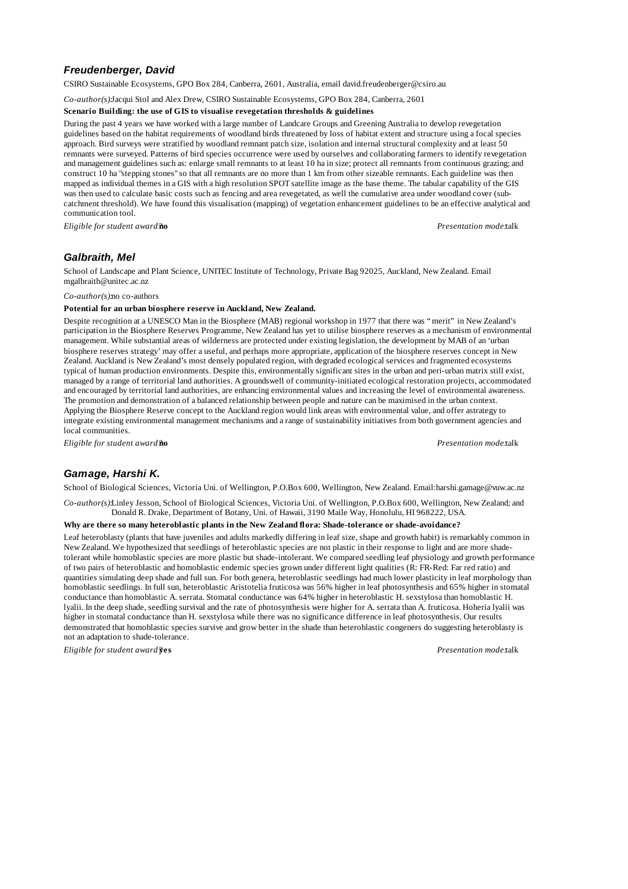### *Freudenberger, David*

CSIRO Sustainable Ecosystems, GPO Box 284, Canberra, 2601, Australia, email david.freudenberger@csiro.au

*Co-author(s):* Jacqui Stol and Alex Drew, CSIRO Sustainable Ecosystems, GPO Box 284, Canberra, 2601

**Scenario Building: the use of GIS to visualise revegetation thresholds & guidelines**

During the past 4 years we have worked with a large number of Landcare Groups and Greening Australia to develop revegetation guidelines based on the habitat requirements of woodland birds threatened by loss of habitat extent and structure using a focal species approach. Bird surveys were stratified by woodland remnant patch size, isolation and internal structural complexity and at least 50 remnants were surveyed. Patterns of bird species occurrence were used by ourselves and collaborating farmers to identify revegetation and management guidelines such as: enlarge small remnants to at least 10 ha in size; protect all remnants from continuous grazing; and construct 10 ha "stepping stones" so that all remnants are no more than 1 km from other sizeable remnants. Each guideline was then mapped as individual themes in a GIS with a high resolution SPOT satellite image as the base theme. The tabular capability of the GIS was then used to calculate basic costs such as fencing and area revegetated, as well the cumulative area under woodland cover (sub-catchment threshold). We have found this visualisation (mapping) of vegetation enhancement guidelines to be an effective analytical and communication tool.

*Eligible for student award:* **no** *Presentation mode:* talk

### *Galbraith, Mel*

School of Landscape and Plant Science, UNITEC Institute of Technology, Private Bag 92025, Auckland, New Zealand. Email mgalbraith@unitec.ac.nz

*Co-author(s):* no co-authors

**Potential for an urban biosphere reserve in Auckland, New Zealand.**

Despite recognition at a UNESCO Man in the Biosphere (MAB) regional workshop in 1977 that there was "merit" in New Zealand's participation in the Biosphere Reserves Programme, New Zealand has yet to utilise biosphere reserves as a mechanism of environmental management. While substantial areas of wilderness are protected under existing legislation, the development by MAB of an 'urban biosphere reserves strategy' may offer a useful, and perhaps more appropriate, application of the biosphere reserves concept in New Zealand. Auckland is New Zealand's most densely populated region, with degraded ecological services and fragmented ecosystems typical of human production environments. Despite this, environmentally significant sites in the urban and peri-urban matrix still exist, managed by a range of territorial land authorities. A groundswell of community-initiated ecological restoration projects, accommodated and encouraged by territorial land authorities, are enhancing environmental values and increasing the level of environmental awareness. The promotion and demonstration of a balanced relationship between people and nature can be maximised in the urban context. Applying the Biosphere Reserve concept to the Auckland region would link areas with environmental value, and offer astrategy to integrate existing environmental management mechanisms and a range of sustainability initiatives from both government agencies and local communities.

*Eligible for student award:* **no** *Presentation mode:* talk

### *Gamage, Harshi K.*

School of Biological Sciences, Victoria Uni. of Wellington, P.O.Box 600, Wellington, New Zealand. Email:harshi.gamage@vuw.ac.nz

*Co-author(s):* Linley Jesson, School of Biological Sciences, Victoria Uni. of Wellington, P.O.Box 600, Wellington, New Zealand; and Donald R. Drake, Department of Botany, Uni. of Hawaii, 3190 Maile Way, Honolulu, HI 968222, USA.

**Why are there so many heteroblastic plants in the New Zealand flora: Shade-tolerance or shade-avoidance?**

Leaf heteroblasty (plants that have juveniles and adults markedly differing in leaf size, shape and growth habit) is remarkably common in New Zealand. We hypothesized that seedlings of heteroblastic species are not plastic in their response to light and are more shade-tolerant while homoblastic species are more plastic but shade-intolerant. We compared seedling leaf physiology and growth performance of two pairs of heteroblastic and homoblastic endemic species grown under different light qualities (R: FR-Red: Far red ratio) and quantities simulating deep shade and full sun. For both genera, heteroblastic seedlings had much lower plasticity in leaf morphology than homoblastic seedlings. In full sun, heteroblastic Aristotelia fruticosa was 56% higher in leaf photosynthesis and 65% higher in stomatal conductance than homoblastic A. serrata. Stomatal conductance was 64% higher in heteroblastic H. sexstylosa than homoblastic H. lyalii. In the deep shade, seedling survival and the rate of photosynthesis were higher for A. serrata than A. fruticosa. Hoheria lyalii was higher in stomatal conductance than H. sexstylosa while there was no significance difference in leaf photosynthesis. Our results demonstrated that homoblastic species survive and grow better in the shade than heteroblastic congeners do suggesting heteroblasty is not an adaptation to shade-tolerance.

*Eligible for student award:* **yes** *Presentation mode:* talk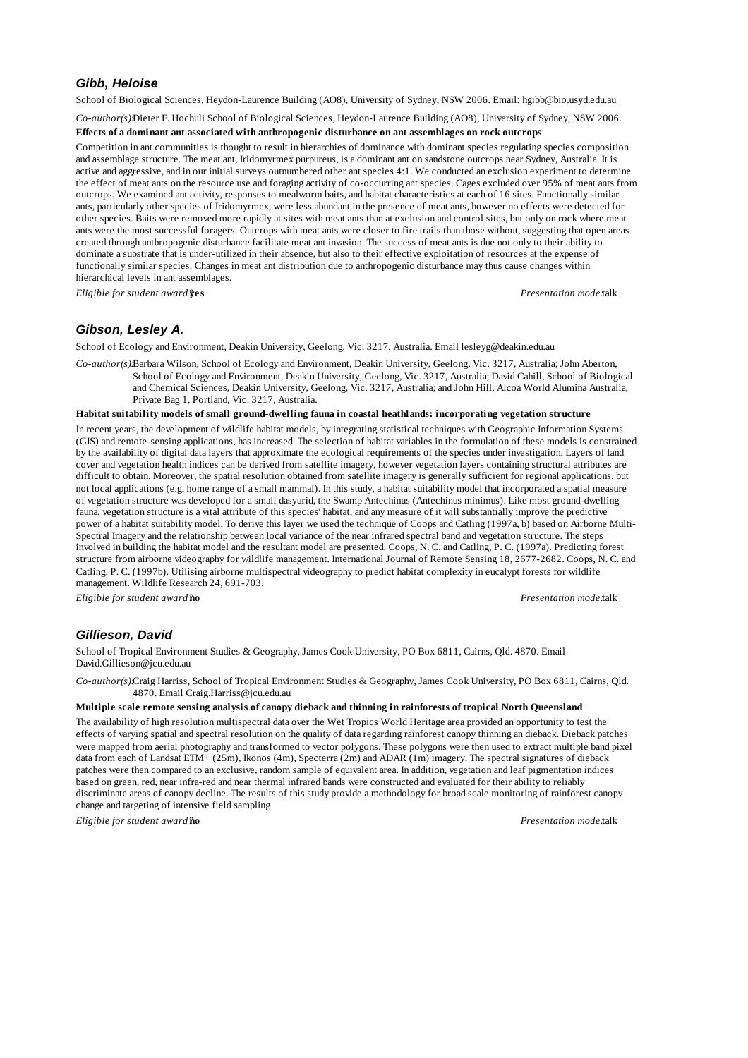### *Gibb, Heloise*

School of Biological Sciences, Heydon-Laurence Building (AO8), University of Sydney, NSW 2006. Email: hgibb@bio.usyd.edu.au

*Co-author(s):* Dieter F. Hochuli School of Biological Sciences, Heydon-Laurence Building (AO8), University of Sydney, NSW 2006.

**Effects of a dominant ant associated with anthropogenic disturbance on ant assemblages on rock outcrops**

Competition in ant communities is thought to result in hierarchies of dominance with dominant species regulating species composition and assemblage structure. The meat ant, Iridomyrmex purpureus, is a dominant ant on sandstone outcrops near Sydney, Australia. It is active and aggressive, and in our initial surveys outnumbered other ant species 4:1. We conducted an exclusion experiment to determine the effect of meat ants on the resource use and foraging activity of co-occurring ant species. Cages excluded over 95% of meat ants from outcrops. We examined ant activity, responses to mealworm baits, and habitat characteristics at each of 16 sites. Functionally similar ants, particularly other species of Iridomyrmex, were less abundant in the presence of meat ants, however no effects were detected for other species. Baits were removed more rapidly at sites with meat ants than at exclusion and control sites, but only on rock where meat ants were the most successful foragers. Outcrops with meat ants were closer to fire trails than those without, suggesting that open areas created through anthropogenic disturbance facilitate meat ant invasion. The success of meat ants is due not only to their ability to dominate a substrate that is under-utilized in their absence, but also to their effective exploitation of resources at the expense of functionally similar species. Changes in meat ant distribution due to anthropogenic disturbance may thus cause changes within hierarchical levels in ant assemblages.

*Eligible for student award?:* **yes** *Presentation mode:* talk

### *Gibson, Lesley A.*

School of Ecology and Environment, Deakin University, Geelong, Vic. 3217, Australia. Email lesleyg@deakin.edu.au

*Co-author(s):* Barbara Wilson, School of Ecology and Environment, Deakin University, Geelong, Vic. 3217, Australia; John Aberton, School of Ecology and Environment, Deakin University, Geelong, Vic. 3217, Australia; David Cahill, School of Biological and Chemical Sciences, Deakin University, Geelong, Vic. 3217, Australia; and John Hill, Alcoa World Alumina Australia, Private Bag 1, Portland, Vic. 3217, Australia.

**Habitat suitability models of small ground-dwelling fauna in coastal heathlands: incorporating vegetation structure**

In recent years, the development of wildlife habitat models, by integrating statistical techniques with Geographic Information Systems (GIS) and remote-sensing applications, has increased. The selection of habitat variables in the formulation of these models is constrained by the availability of digital data layers that approximate the ecological requirements of the species under investigation. Layers of land cover and vegetation health indices can be derived from satellite imagery, however vegetation layers containing structural attributes are difficult to obtain. Moreover, the spatial resolution obtained from satellite imagery is generally sufficient for regional applications, but not local applications (e.g. home range of a small mammal). In this study, a habitat suitability model that incorporated a spatial measure of vegetation structure was developed for a small dasyurid, the Swamp Antechinus (Antechinus minimus). Like most ground-dwelling fauna, vegetation structure is a vital attribute of this species' habitat, and any measure of it will substantially improve the predictive power of a habitat suitability model. To derive this layer we used the technique of Coops and Catling (1997a, b) based on Airborne Multi-Spectral Imagery and the relationship between local variance of the near infrared spectral band and vegetation structure. The steps involved in building the habitat model and the resultant model are presented. Coops, N. C. and Catling, P. C. (1997a). Predicting forest structure from airborne videography for wildlife management. International Journal of Remote Sensing 18, 2677-2682. Coops, N. C. and Catling, P. C. (1997b). Utilising airborne multispectral videography to predict habitat complexity in eucalypt forests for wildlife management. Wildlife Research 24, 691-703.

*Eligible for student award?:* **no** *Presentation mode:* talk

### *Gillieson, David*

School of Tropical Environment Studies & Geography, James Cook University, PO Box 6811, Cairns, Qld. 4870. Email David.Gillieson@jcu.edu.au

*Co-author(s):* Craig Harriss, School of Tropical Environment Studies & Geography, James Cook University, PO Box 6811, Cairns, Qld. 4870. Email Craig.Harriss@jcu.edu.au

**Multiple scale remote sensing analysis of canopy dieback and thinning in rainforests of tropical North Queensland**

The availability of high resolution multispectral data over the Wet Tropics World Heritage area provided an opportunity to test the effects of varying spatial and spectral resolution on the quality of data regarding rainforest canopy thinning an dieback. Dieback patches were mapped from aerial photography and transformed to vector polygons. These polygons were then used to extract multiple band pixel data from each of Landsat ETM+ (25m), Ikonos (4m), Specterra (2m) and ADAR (1m) imagery. The spectral signatures of dieback patches were then compared to an exclusive, random sample of equivalent area. In addition, vegetation and leaf pigmentation indices based on green, red, near infra-red and near thermal infrared bands were constructed and evaluated for their ability to reliably discriminate areas of canopy decline. The results of this study provide a methodology for broad scale monitoring of rainforest canopy change and targeting of intensive field sampling

*Eligible for student award?:* **no** *Presentation mode:* talk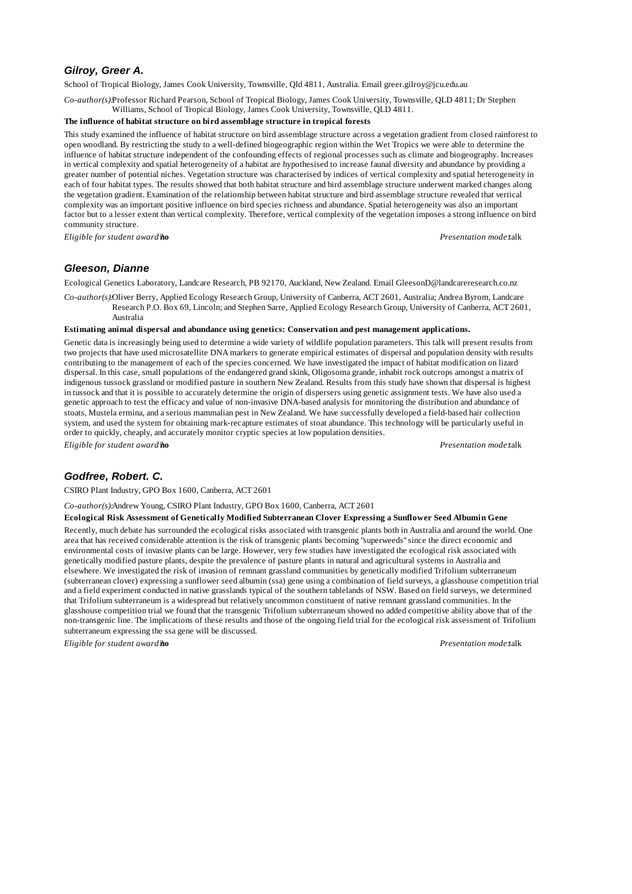### *Gilroy, Greer A.*

School of Tropical Biology, James Cook University, Townsville, Qld 4811, Australia. Email greer.gilroy@jcu.edu.au

*Co-author(s):* Professor Richard Pearson, School of Tropical Biology, James Cook University, Townsville, QLD 4811; Dr Stephen Williams, School of Tropical Biology, James Cook University, Townsville, QLD 4811.

**The influence of habitat structure on bird assemblage structure in tropical forests**

This study examined the influence of habitat structure on bird assemblage structure across a vegetation gradient from closed rainforest to open woodland. By restricting the study to a well-defined biogeographic region within the Wet Tropics we were able to determine the influence of habitat structure independent of the confounding effects of regional processes such as climate and biogeography. Increases in vertical complexity and spatial heterogeneity of a habitat are hypothesised to increase faunal diversity and abundance by providing a greater number of potential niches. Vegetation structure was characterised by indices of vertical complexity and spatial heterogeneity in each of four habitat types. The results showed that both habitat structure and bird assemblage structure underwent marked changes along the vegetation gradient. Examination of the relationship between habitat structure and bird assemblage structure revealed that vertical complexity was an important positive influence on bird species richness and abundance. Spatial heterogeneity was also an important factor but to a lesser extent than vertical complexity. Therefore, vertical complexity of the vegetation imposes a strong influence on bird community structure.

*Eligible for student award:* **no** *Presentation mode:* talk

### *Gleeson, Dianne*

Ecological Genetics Laboratory, Landcare Research, PB 92170, Auckland, New Zealand. Email GleesonD@landcareresearch.co.nz

*Co-author(s):* Oliver Berry, Applied Ecology Research Group, University of Canberra, ACT 2601, Australia; Andrea Byrom, Landcare Research P.O. Box 69, Lincoln; and Stephen Sarre, Applied Ecology Research Group, University of Canberra, ACT 2601, Australia

**Estimating animal dispersal and abundance using genetics: Conservation and pest management applications.**

Genetic data is increasingly being used to determine a wide variety of wildlife population parameters. This talk will present results from two projects that have used microsatellite DNA markers to generate empirical estimates of dispersal and population density with results contributing to the management of each of the species concerned. We have investigated the impact of habitat modification on lizard dispersal. In this case, small populations of the endangered grand skink, Oligosoma grande, inhabit rock outcrops amongst a matrix of indigenous tussock grassland or modified pasture in southern New Zealand. Results from this study have shown that dispersal is highest in tussock and that it is possible to accurately determine the origin of dispersers using genetic assignment tests. We have also used a genetic approach to test the efficacy and value of non-invasive DNA-based analysis for monitoring the distribution and abundance of stoats, Mustela ermina, and a serious mammalian pest in New Zealand. We have successfully developed a field-based hair collection system, and used the system for obtaining mark-recapture estimates of stoat abundance. This technology will be particularly useful in order to quickly, cheaply, and accurately monitor cryptic species at low population densities.

*Eligible for student award:* **no** *Presentation mode:* talk

### *Godfree, Robert. C.*

CSIRO Plant Industry, GPO Box 1600, Canberra, ACT 2601

*Co-author(s):* Andrew Young, CSIRO Plant Industry, GPO Box 1600, Canberra, ACT 2601

**Ecological Risk Assessment of Genetically Modified Subterranean Clover Expressing a Sunflower Seed Albumin Gene**

Recently, much debate has surrounded the ecological risks associated with transgenic plants both in Australia and around the world. One area that has received considerable attention is the risk of transgenic plants becoming "superweeds" since the direct economic and environmental costs of invasive plants can be large. However, very few studies have investigated the ecological risk associated with genetically modified pasture plants, despite the prevalence of pasture plants in natural and agricultural systems in Australia and elsewhere. We investigated the risk of invasion of remnant grassland communities by genetically modified Trifolium subterraneum (subterranean clover) expressing a sunflower seed albumin (ssa) gene using a combination of field surveys, a glasshouse competition trial and a field experiment conducted in native grasslands typical of the southern tablelands of NSW. Based on field surveys, we determined that Trifolium subterraneum is a widespread but relatively uncommon constituent of native remnant grassland communities. In the glasshouse competition trial we found that the transgenic Trifolium subterraneum showed no added competitive ability above that of the non-transgenic line. The implications of these results and those of the ongoing field trial for the ecological risk assessment of Trifolium subterraneum expressing the ssa gene will be discussed.

*Eligible for student award:* **no** *Presentation mode:* talk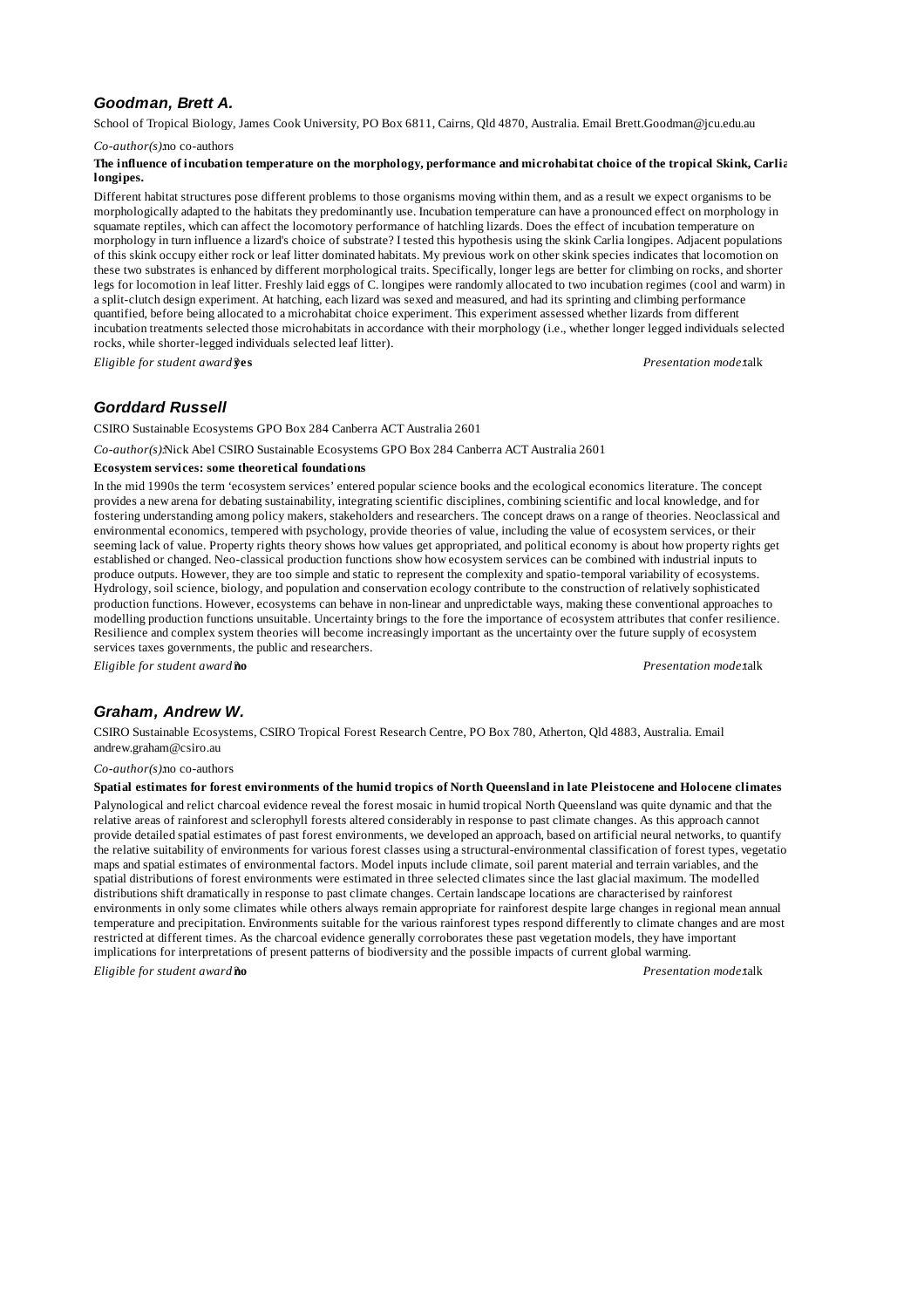### *Goodman, Brett A.*

School of Tropical Biology, James Cook University, PO Box 6811, Cairns, Qld 4870, Australia. Email Brett.Goodman@jcu.edu.au

*Co-author(s):* no co-authors

**The influence of incubation temperature on the morphology, performance and microhabitat choice of the tropical Skink, Carlia longipes.**

Different habitat structures pose different problems to those organisms moving within them, and as a result we expect organisms to be morphologically adapted to the habitats they predominantly use. Incubation temperature can have a pronounced effect on morphology in squamate reptiles, which can affect the locomotory performance of hatchling lizards. Does the effect of incubation temperature on morphology in turn influence a lizard's choice of substrate? I tested this hypothesis using the skink Carlia longipes. Adjacent populations of this skink occupy either rock or leaf litter dominated habitats. My previous work on other skink species indicates that locomotion on these two substrates is enhanced by different morphological traits. Specifically, longer legs are better for climbing on rocks, and shorter legs for locomotion in leaf litter. Freshly laid eggs of C. longipes were randomly allocated to two incubation regimes (cool and warm) in a split-clutch design experiment. At hatching, each lizard was sexed and measured, and had its sprinting and climbing performance quantified, before being allocated to a microhabitat choice experiment. This experiment assessed whether lizards from different incubation treatments selected those microhabitats in accordance with their morphology (i.e., whether longer legged individuals selected rocks, while shorter-legged individuals selected leaf litter).

*Eligible for student award:* **yes** *Presentation mode:* talk

### *Gorddard Russell*

CSIRO Sustainable Ecosystems GPO Box 284 Canberra ACT Australia 2601

*Co-author(s):* Nick Abel CSIRO Sustainable Ecosystems GPO Box 284 Canberra ACT Australia 2601

**Ecosystem services: some theoretical foundations**

In the mid 1990s the term 'ecosystem services' entered popular science books and the ecological economics literature. The concept provides a new arena for debating sustainability, integrating scientific disciplines, combining scientific and local knowledge, and for fostering understanding among policy makers, stakeholders and researchers. The concept draws on a range of theories. Neoclassical and environmental economics, tempered with psychology, provide theories of value, including the value of ecosystem services, or their seeming lack of value. Property rights theory shows how values get appropriated, and political economy is about how property rights get established or changed. Neo-classical production functions show how ecosystem services can be combined with industrial inputs to produce outputs. However, they are too simple and static to represent the complexity and spatio-temporal variability of ecosystems. Hydrology, soil science, biology, and population and conservation ecology contribute to the construction of relatively sophisticated production functions. However, ecosystems can behave in non-linear and unpredictable ways, making these conventional approaches to modelling production functions unsuitable. Uncertainty brings to the fore the importance of ecosystem attributes that confer resilience. Resilience and complex system theories will become increasingly important as the uncertainty over the future supply of ecosystem services taxes governments, the public and researchers.

*Eligible for student award:* **no** *Presentation mode:* talk

### *Graham, Andrew W.*

CSIRO Sustainable Ecosystems, CSIRO Tropical Forest Research Centre, PO Box 780, Atherton, Qld 4883, Australia. Email andrew.graham@csiro.au

*Co-author(s):* no co-authors

**Spatial estimates for forest environments of the humid tropics of North Queensland in late Pleistocene and Holocene climates**

Palynological and relict charcoal evidence reveal the forest mosaic in humid tropical North Queensland was quite dynamic and that the relative areas of rainforest and sclerophyll forests altered considerably in response to past climate changes. As this approach cannot provide detailed spatial estimates of past forest environments, we developed an approach, based on artificial neural networks, to quantify the relative suitability of environments for various forest classes using a structural-environmental classification of forest types, vegetation maps and spatial estimates of environmental factors. Model inputs include climate, soil parent material and terrain variables, and the spatial distributions of forest environments were estimated in three selected climates since the last glacial maximum. The modelled distributions shift dramatically in response to past climate changes. Certain landscape locations are characterised by rainforest environments in only some climates while others always remain appropriate for rainforest despite large changes in regional mean annual temperature and precipitation. Environments suitable for the various rainforest types respond differently to climate changes and are most restricted at different times. As the charcoal evidence generally corroborates these past vegetation models, they have important implications for interpretations of present patterns of biodiversity and the possible impacts of current global warming.

*Eligible for student award:* **no** *Presentation mode:* talk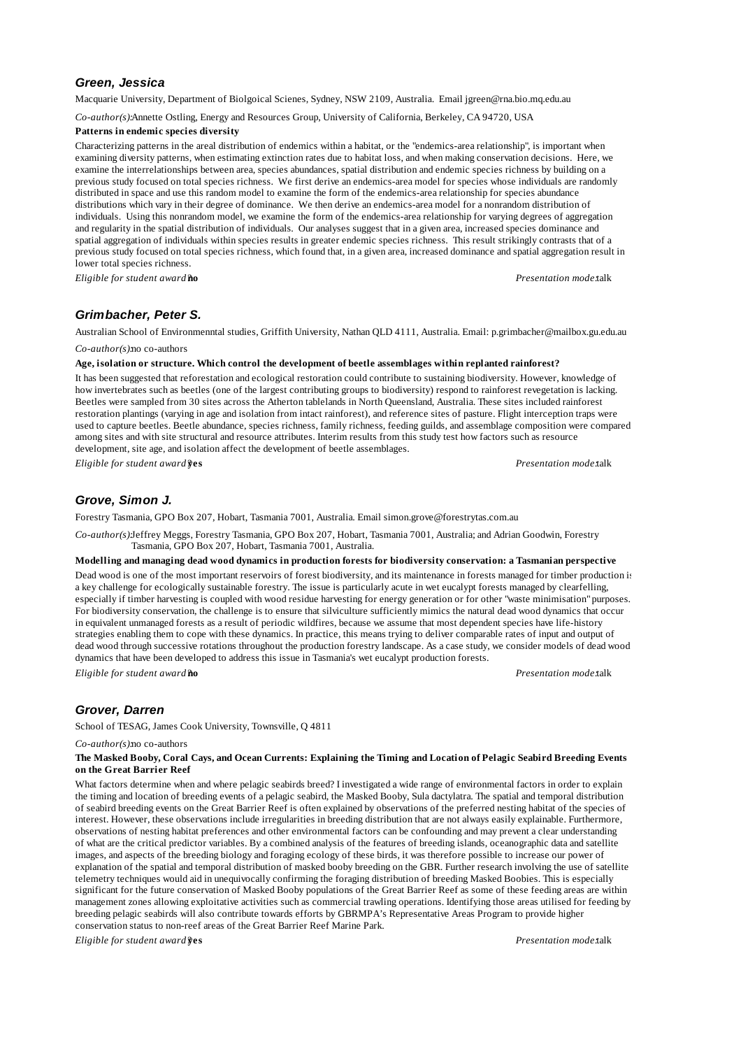### *Green, Jessica*

Macquarie University, Department of Biolgoical Scienes, Sydney, NSW 2109, Australia. Email jgreen@rna.bio.mq.edu.au

*Co-author(s):* Annette Ostling, Energy and Resources Group, University of California, Berkeley, CA 94720, USA

**Patterns in endemic species diversity**

Characterizing patterns in the areal distribution of endemics within a habitat, or the "endemics-area relationship", is important when examining diversity patterns, when estimating extinction rates due to habitat loss, and when making conservation decisions. Here, we examine the interrelationships between area, species abundances, spatial distribution and endemic species richness by building on a previous study focused on total species richness. We first derive an endemics-area model for species whose individuals are randomly distributed in space and use this random model to examine the form of the endemics-area relationship for species abundance distributions which vary in their degree of dominance. We then derive an endemics-area model for a nonrandom distribution of individuals. Using this nonrandom model, we examine the form of the endemics-area relationship for varying degrees of aggregation and regularity in the spatial distribution of individuals. Our analyses suggest that in a given area, increased species dominance and spatial aggregation of individuals within species results in greater endemic species richness. This result strikingly contrasts that of a previous study focused on total species richness, which found that, in a given area, increased dominance and spatial aggregation result in lower total species richness.

*Eligible for student award?* **no** *Presentation mode:* talk

### *Grimbacher, Peter S.*

Australian School of Environmennntal studies, Griffith University, Nathan QLD 4111, Australia. Email: p.grimbacher@mailbox.gu.edu.au

*Co-author(s):* no co-authors

**Age, isolation or structure. Which control the development of beetle assemblages within replanted rainforest?**

It has been suggested that reforestation and ecological restoration could contribute to sustaining biodiversity. However, knowledge of how invertebrates such as beetles (one of the largest contributing groups to biodiversity) respond to rainforest revegetation is lacking. Beetles were sampled from 30 sites across the Atherton tablelands in North Queensland, Australia. These sites included rainforest restoration plantings (varying in age and isolation from intact rainforest), and reference sites of pasture. Flight interception traps were used to capture beetles. Beetle abundance, species richness, family richness, feeding guilds, and assemblage composition were compared among sites and with site structural and resource attributes. Interim results from this study test how factors such as resource development, site age, and isolation affect the development of beetle assemblages.

*Eligible for student award?* **yes** *Presentation mode:* talk

### *Grove, Simon J.*

Forestry Tasmania, GPO Box 207, Hobart, Tasmania 7001, Australia. Email simon.grove@forestrytas.com.au

*Co-author(s):* Jeffrey Meggs, Forestry Tasmania, GPO Box 207, Hobart, Tasmania 7001, Australia; and Adrian Goodwin, Forestry Tasmania, GPO Box 207, Hobart, Tasmania 7001, Australia.

**Modelling and managing dead wood dynamics in production forests for biodiversity conservation: a Tasmanian perspective**

Dead wood is one of the most important reservoirs of forest biodiversity, and its maintenance in forests managed for timber production is a key challenge for ecologically sustainable forestry. The issue is particularly acute in wet eucalypt forests managed by clearfelling, especially if timber harvesting is coupled with wood residue harvesting for energy generation or for other "waste minimisation" purposes. For biodiversity conservation, the challenge is to ensure that silviculture sufficiently mimics the natural dead wood dynamics that occur in equivalent unmanaged forests as a result of periodic wildfires, because we assume that most dependent species have life-history strategies enabling them to cope with these dynamics. In practice, this means trying to deliver comparable rates of input and output of dead wood through successive rotations throughout the production forestry landscape. As a case study, we consider models of dead wood dynamics that have been developed to address this issue in Tasmania's wet eucalypt production forests.

*Eligible for student award?* **no** *Presentation mode:* talk

### *Grover, Darren*

School of TESAG, James Cook University, Townsville, Q 4811

*Co-author(s):* no co-authors

**The Masked Booby, Coral Cays, and Ocean Currents: Explaining the Timing and Location of Pelagic Seabird Breeding Events on the Great Barrier Reef**

What factors determine when and where pelagic seabirds breed? I investigated a wide range of environmental factors in order to explain the timing and location of breeding events of a pelagic seabird, the Masked Booby, Sula dactylatra. The spatial and temporal distribution of seabird breeding events on the Great Barrier Reef is often explained by observations of the preferred nesting habitat of the species of interest. However, these observations include irregularities in breeding distribution that are not always easily explainable. Furthermore, observations of nesting habitat preferences and other environmental factors can be confounding and may prevent a clear understanding of what are the critical predictor variables. By a combined analysis of the features of breeding islands, oceanographic data and satellite images, and aspects of the breeding biology and foraging ecology of these birds, it was therefore possible to increase our power of explanation of the spatial and temporal distribution of masked booby breeding on the GBR. Further research involving the use of satellite telemetry techniques would aid in unequivocally confirming the foraging distribution of breeding Masked Boobies. This is especially significant for the future conservation of Masked Booby populations of the Great Barrier Reef as some of these feeding areas are within management zones allowing exploitative activities such as commercial trawling operations. Identifying those areas utilised for feeding by breeding pelagic seabirds will also contribute towards efforts by GBRMPA's Representative Areas Program to provide higher conservation status to non-reef areas of the Great Barrier Reef Marine Park.

*Eligible for student award?* **yes** *Presentation mode:* talk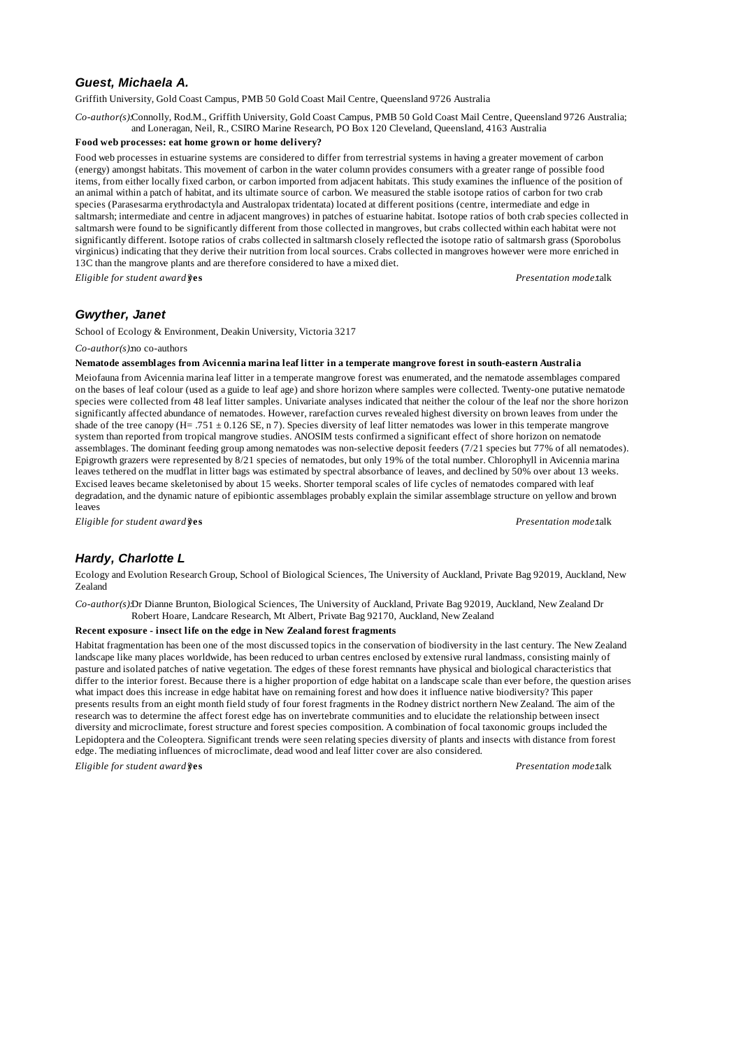### *Guest, Michaela A.*

Griffith University, Gold Coast Campus, PMB 50 Gold Coast Mail Centre, Queensland 9726 Australia

*Co-author(s):* Connolly, Rod.M., Griffith University, Gold Coast Campus, PMB 50 Gold Coast Mail Centre, Queensland 9726 Australia; and Loneragan, Neil, R., CSIRO Marine Research, PO Box 120 Cleveland, Queensland, 4163 Australia

**Food web processes: eat home grown or home delivery?**

Food web processes in estuarine systems are considered to differ from terrestrial systems in having a greater movement of carbon (energy) amongst habitats. This movement of carbon in the water column provides consumers with a greater range of possible food items, from either locally fixed carbon, or carbon imported from adjacent habitats. This study examines the influence of the position of an animal within a patch of habitat, and its ultimate source of carbon. We measured the stable isotope ratios of carbon for two crab species (Parasesarma erythrodactyla and Australopax tridentata) located at different positions (centre, intermediate and edge in saltmarsh; intermediate and centre in adjacent mangroves) in patches of estuarine habitat. Isotope ratios of both crab species collected in saltmarsh were found to be significantly different from those collected in mangroves, but crabs collected within each habitat were not significantly different. Isotope ratios of crabs collected in saltmarsh closely reflected the isotope ratio of saltmarsh grass (Sporobolus virginicus) indicating that they derive their nutrition from local sources. Crabs collected in mangroves however were more enriched in 13C than the mangrove plants and are therefore considered to have a mixed diet.

*Eligible for student award:* **yes** *Presentation mode:* talk

### *Gwyther, Janet*

School of Ecology & Environment, Deakin University, Victoria 3217

*Co-author(s):* no co-authors

**Nematode assemblages from Avicennia marina leaf litter in a temperate mangrove forest in south-eastern Australia**

Meiofauna from Avicennia marina leaf litter in a temperate mangrove forest was enumerated, and the nematode assemblages compared on the bases of leaf colour (used as a guide to leaf age) and shore horizon where samples were collected. Twenty-one putative nematode species were collected from 48 leaf litter samples. Univariate analyses indicated that neither the colour of the leaf nor the shore horizon significantly affected abundance of nematodes. However, rarefaction curves revealed highest diversity on brown leaves from under the shade of the tree canopy (H= .751 ± 0.126 SE, n 7). Species diversity of leaf litter nematodes was lower in this temperate mangrove system than reported from tropical mangrove studies. ANOSIM tests confirmed a significant effect of shore horizon on nematode assemblages. The dominant feeding group among nematodes was non-selective deposit feeders (7/21 species but 77% of all nematodes). Epigrowth grazers were represented by 8/21 species of nematodes, but only 19% of the total number. Chlorophyll in Avicennia marina leaves tethered on the mudflat in litter bags was estimated by spectral absorbance of leaves, and declined by 50% over about 13 weeks. Excised leaves became skeletonised by about 15 weeks. Shorter temporal scales of life cycles of nematodes compared with leaf degradation, and the dynamic nature of epibiontic assemblages probably explain the similar assemblage structure on yellow and brown leaves

*Eligible for student award:* **yes** *Presentation mode:* talk

### *Hardy, Charlotte L*

Ecology and Evolution Research Group, School of Biological Sciences, The University of Auckland, Private Bag 92019, Auckland, New Zealand

*Co-author(s):* Dr Dianne Brunton, Biological Sciences, The University of Auckland, Private Bag 92019, Auckland, New Zealand Dr Robert Hoare, Landcare Research, Mt Albert, Private Bag 92170, Auckland, New Zealand

**Recent exposure - insect life on the edge in New Zealand forest fragments**

Habitat fragmentation has been one of the most discussed topics in the conservation of biodiversity in the last century. The New Zealand landscape like many places worldwide, has been reduced to urban centres enclosed by extensive rural landmass, consisting mainly of pasture and isolated patches of native vegetation. The edges of these forest remnants have physical and biological characteristics that differ to the interior forest. Because there is a higher proportion of edge habitat on a landscape scale than ever before, the question arises what impact does this increase in edge habitat have on remaining forest and how does it influence native biodiversity? This paper presents results from an eight month field study of four forest fragments in the Rodney district northern New Zealand. The aim of the research was to determine the affect forest edge has on invertebrate communities and to elucidate the relationship between insect diversity and microclimate, forest structure and forest species composition. A combination of focal taxonomic groups included the Lepidoptera and the Coleoptera. Significant trends were seen relating species diversity of plants and insects with distance from forest edge. The mediating influences of microclimate, dead wood and leaf litter cover are also considered.

*Eligible for student award:* **yes** *Presentation mode:* talk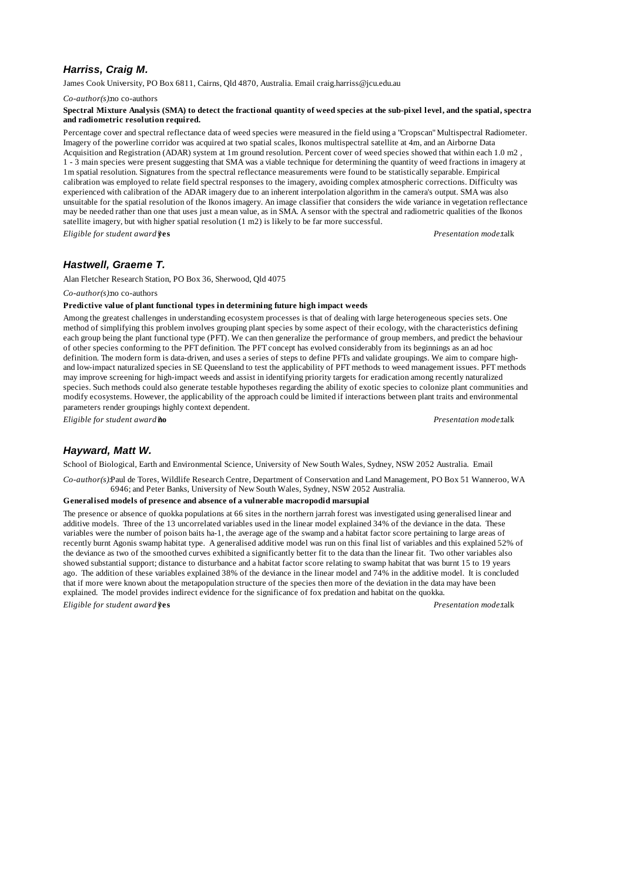### *Harriss, Craig M.*

James Cook University, PO Box 6811, Cairns, Qld 4870, Australia. Email craig.harriss@jcu.edu.au

*Co-author(s):* no co-authors

**Spectral Mixture Analysis (SMA) to detect the fractional quantity of weed species at the sub-pixel level, and the spatial, spectra and radiometric resolution required.**

Percentage cover and spectral reflectance data of weed species were measured in the field using a "Cropscan" Multispectral Radiometer. Imagery of the powerline corridor was acquired at two spatial scales, Ikonos multispectral satellite at 4m, and an Airborne Data Acquisition and Registration (ADAR) system at 1m ground resolution. Percent cover of weed species showed that within each 1.0 m2 , 1 - 3 main species were present suggesting that SMA was a viable technique for determining the quantity of weed fractions in imagery at 1m spatial resolution. Signatures from the spectral reflectance measurements were found to be statistically separable. Empirical calibration was employed to relate field spectral responses to the imagery, avoiding complex atmospheric corrections. Difficulty was experienced with calibration of the ADAR imagery due to an inherent interpolation algorithm in the camera's output. SMA was also unsuitable for the spatial resolution of the Ikonos imagery. An image classifier that considers the wide variance in vegetation reflectance may be needed rather than one that uses just a mean value, as in SMA. A sensor with the spectral and radiometric qualities of the Ikonos satellite imagery, but with higher spatial resolution (1 m2) is likely to be far more successful.

*Eligible for student award:* **yes** *Presentation mode:* talk

### *Hastwell, Graeme T.*

Alan Fletcher Research Station, PO Box 36, Sherwood, Qld 4075

*Co-author(s):* no co-authors

**Predictive value of plant functional types in determining future high impact weeds**

Among the greatest challenges in understanding ecosystem processes is that of dealing with large heterogeneous species sets. One method of simplifying this problem involves grouping plant species by some aspect of their ecology, with the characteristics defining each group being the plant functional type (PFT). We can then generalize the performance of group members, and predict the behaviour of other species conforming to the PFT definition. The PFT concept has evolved considerably from its beginnings as an ad hoc definition. The modern form is data-driven, and uses a series of steps to define PFTs and validate groupings. We aim to compare high- and low-impact naturalized species in SE Queensland to test the applicability of PFT methods to weed management issues. PFT methods may improve screening for high-impact weeds and assist in identifying priority targets for eradication among recently naturalized species. Such methods could also generate testable hypotheses regarding the ability of exotic species to colonize plant communities and modify ecosystems. However, the applicability of the approach could be limited if interactions between plant traits and environmental parameters render groupings highly context dependent.

*Eligible for student award:* **no** *Presentation mode:* talk

### *Hayward, Matt W.*

School of Biological, Earth and Environmental Science, University of New South Wales, Sydney, NSW 2052 Australia. Email

*Co-author(s):* Paul de Tores, Wildlife Research Centre, Department of Conservation and Land Management, PO Box 51 Wanneroo, WA 6946; and Peter Banks, University of New South Wales, Sydney, NSW 2052 Australia.

**Generalised models of presence and absence of a vulnerable macropodid marsupial**

The presence or absence of quokka populations at 66 sites in the northern jarrah forest was investigated using generalised linear and additive models. Three of the 13 uncorrelated variables used in the linear model explained 34% of the deviance in the data. These variables were the number of poison baits ha-1, the average age of the swamp and a habitat factor score pertaining to large areas of recently burnt Agonis swamp habitat type. A generalised additive model was run on this final list of variables and this explained 52% of the deviance as two of the smoothed curves exhibited a significantly better fit to the data than the linear fit. Two other variables also showed substantial support; distance to disturbance and a habitat factor score relating to swamp habitat that was burnt 15 to 19 years ago. The addition of these variables explained 38% of the deviance in the linear model and 74% in the additive model. It is concluded that if more were known about the metapopulation structure of the species then more of the deviation in the data may have been explained. The model provides indirect evidence for the significance of fox predation and habitat on the quokka.

*Eligible for student award:* **yes** *Presentation mode:* talk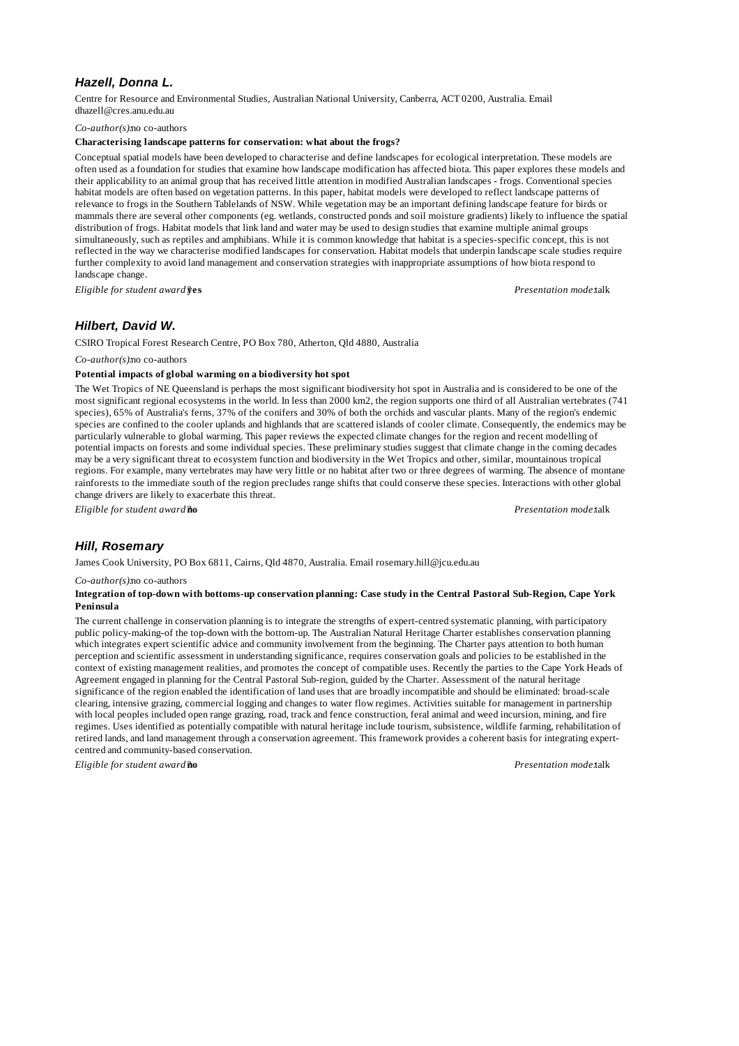### *Hazell, Donna L.*

Centre for Resource and Environmental Studies, Australian National University, Canberra, ACT 0200, Australia. Email dhazell@cres.anu.edu.au

*Co-author(s):* no co-authors

**Characterising landscape patterns for conservation: what about the frogs?**

Conceptual spatial models have been developed to characterise and define landscapes for ecological interpretation. These models are often used as a foundation for studies that examine how landscape modification has affected biota. This paper explores these models and their applicability to an animal group that has received little attention in modified Australian landscapes - frogs. Conventional species habitat models are often based on vegetation patterns. In this paper, habitat models were developed to reflect landscape patterns of relevance to frogs in the Southern Tablelands of NSW. While vegetation may be an important defining landscape feature for birds or mammals there are several other components (eg. wetlands, constructed ponds and soil moisture gradients) likely to influence the spatial distribution of frogs. Habitat models that link land and water may be used to design studies that examine multiple animal groups simultaneously, such as reptiles and amphibians. While it is common knowledge that habitat is a species-specific concept, this is not reflected in the way we characterise modified landscapes for conservation. Habitat models that underpin landscape scale studies require further complexity to avoid land management and conservation strategies with inappropriate assumptions of how biota respond to landscape change.

*Eligible for student award?* **yes** *Presentation mode:* talk

### *Hilbert, David W.*

CSIRO Tropical Forest Research Centre, PO Box 780, Atherton, Qld 4880, Australia

*Co-author(s):* no co-authors

**Potential impacts of global warming on a biodiversity hot spot**

The Wet Tropics of NE Queensland is perhaps the most significant biodiversity hot spot in Australia and is considered to be one of the most significant regional ecosystems in the world. In less than 2000 km2, the region supports one third of all Australian vertebrates (741 species), 65% of Australia's ferns, 37% of the conifers and 30% of both the orchids and vascular plants. Many of the region's endemic species are confined to the cooler uplands and highlands that are scattered islands of cooler climate. Consequently, the endemics may be particularly vulnerable to global warming. This paper reviews the expected climate changes for the region and recent modelling of potential impacts on forests and some individual species. These preliminary studies suggest that climate change in the coming decades may be a very significant threat to ecosystem function and biodiversity in the Wet Tropics and other, similar, mountainous tropical regions. For example, many vertebrates may have very little or no habitat after two or three degrees of warming. The absence of montane rainforests to the immediate south of the region precludes range shifts that could conserve these species. Interactions with other global change drivers are likely to exacerbate this threat.

*Eligible for student award?* **no** *Presentation mode:* talk

### *Hill, Rosemary*

James Cook University, PO Box 6811, Cairns, Qld 4870, Australia. Email rosemary.hill@jcu.edu.au

*Co-author(s):* no co-authors

**Integration of top-down with bottoms-up conservation planning: Case study in the Central Pastoral Sub-Region, Cape York Peninsula**

The current challenge in conservation planning is to integrate the strengths of expert-centred systematic planning, with participatory public policy-making-of the top-down with the bottom-up. The Australian Natural Heritage Charter establishes conservation planning which integrates expert scientific advice and community involvement from the beginning. The Charter pays attention to both human perception and scientific assessment in understanding significance, requires conservation goals and policies to be established in the context of existing management realities, and promotes the concept of compatible uses. Recently the parties to the Cape York Heads of Agreement engaged in planning for the Central Pastoral Sub-region, guided by the Charter. Assessment of the natural heritage significance of the region enabled the identification of land uses that are broadly incompatible and should be eliminated: broad-scale clearing, intensive grazing, commercial logging and changes to water flow regimes. Activities suitable for management in partnership with local peoples included open range grazing, road, track and fence construction, feral animal and weed incursion, mining, and fire regimes. Uses identified as potentially compatible with natural heritage include tourism, subsistence, wildlife farming, rehabilitation of retired lands, and land management through a conservation agreement. This framework provides a coherent basis for integrating expert-centred and community-based conservation.

*Eligible for student award?* **no** *Presentation mode:* talk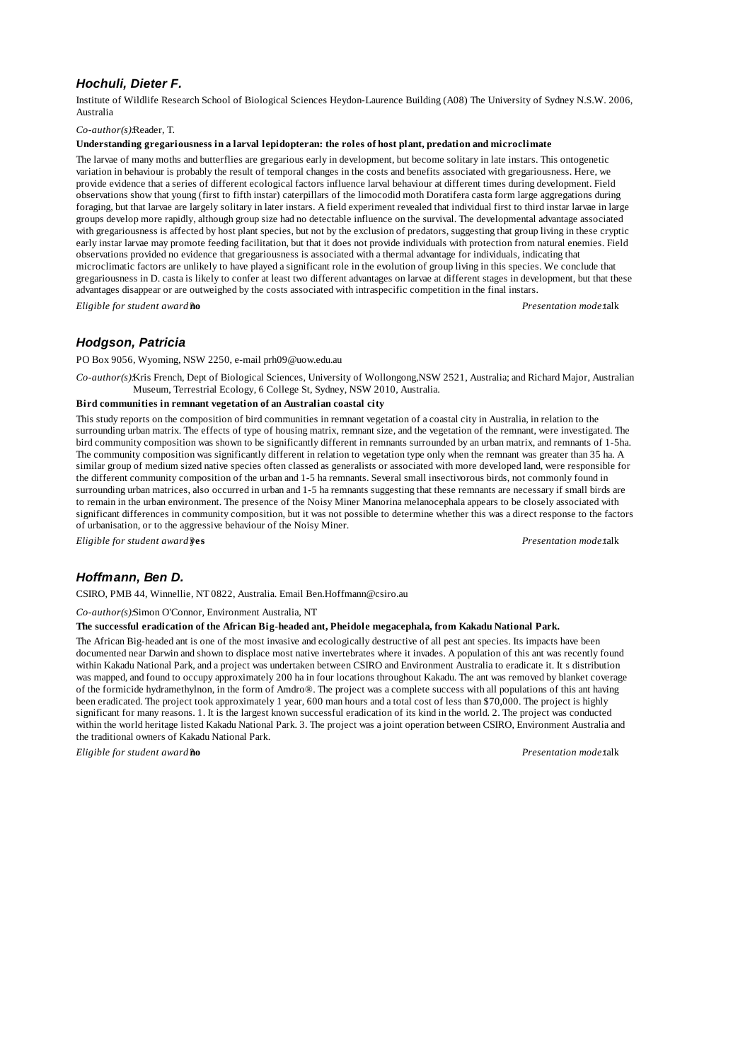### *Hochuli, Dieter F.*

Institute of Wildlife Research School of Biological Sciences Heydon-Laurence Building (A08) The University of Sydney N.S.W. 2006, Australia

*Co-author(s):* Reader, T.

**Understanding gregariousness in a larval lepidopteran: the roles of host plant, predation and microclimate**

The larvae of many moths and butterflies are gregarious early in development, but become solitary in late instars. This ontogenetic variation in behaviour is probably the result of temporal changes in the costs and benefits associated with gregariousness. Here, we provide evidence that a series of different ecological factors influence larval behaviour at different times during development. Field observations show that young (first to fifth instar) caterpillars of the limocodid moth Doratifera casta form large aggregations during foraging, but that larvae are largely solitary in later instars. A field experiment revealed that individual first to third instar larvae in large groups develop more rapidly, although group size had no detectable influence on the survival. The developmental advantage associated with gregariousness is affected by host plant species, but not by the exclusion of predators, suggesting that group living in these cryptic early instar larvae may promote feeding facilitation, but that it does not provide individuals with protection from natural enemies. Field observations provided no evidence that gregariousness is associated with a thermal advantage for individuals, indicating that microclimatic factors are unlikely to have played a significant role in the evolution of group living in this species. We conclude that gregariousness in D. casta is likely to confer at least two different advantages on larvae at different stages in development, but that these advantages disappear or are outweighed by the costs associated with intraspecific competition in the final instars.

*Eligible for student award:* **no** *Presentation mode:* talk

### *Hodgson, Patricia*

PO Box 9056, Wyoming, NSW 2250, e-mail prh09@uow.edu.au

*Co-author(s):* Kris French, Dept of Biological Sciences, University of Wollongong,NSW 2521, Australia; and Richard Major, Australian Museum, Terrestrial Ecology, 6 College St, Sydney, NSW 2010, Australia.

**Bird communities in remnant vegetation of an Australian coastal city**

This study reports on the composition of bird communities in remnant vegetation of a coastal city in Australia, in relation to the surrounding urban matrix. The effects of type of housing matrix, remnant size, and the vegetation of the remnant, were investigated. The bird community composition was shown to be significantly different in remnants surrounded by an urban matrix, and remnants of 1-5ha. The community composition was significantly different in relation to vegetation type only when the remnant was greater than 35 ha. A similar group of medium sized native species often classed as generalists or associated with more developed land, were responsible for the different community composition of the urban and 1-5 ha remnants. Several small insectivorous birds, not commonly found in surrounding urban matrices, also occurred in urban and 1-5 ha remnants suggesting that these remnants are necessary if small birds are to remain in the urban environment. The presence of the Noisy Miner Manorina melanocephala appears to be closely associated with significant differences in community composition, but it was not possible to determine whether this was a direct response to the factors of urbanisation, or to the aggressive behaviour of the Noisy Miner.

*Eligible for student award:* **yes** *Presentation mode:* talk

### *Hoffmann, Ben D.*

CSIRO, PMB 44, Winnellie, NT 0822, Australia. Email Ben.Hoffmann@csiro.au

*Co-author(s):* Simon O'Connor, Environment Australia, NT

**The successful eradication of the African Big-headed ant, Pheidole megacephala, from Kakadu National Park.**

The African Big-headed ant is one of the most invasive and ecologically destructive of all pest ant species. Its impacts have been documented near Darwin and shown to displace most native invertebrates where it invades. A population of this ant was recently found within Kakadu National Park, and a project was undertaken between CSIRO and Environment Australia to eradicate it. It s distribution was mapped, and found to occupy approximately 200 ha in four locations throughout Kakadu. The ant was removed by blanket coverage of the formicide hydramethylnon, in the form of Amdro®. The project was a complete success with all populations of this ant having been eradicated. The project took approximately 1 year, 600 man hours and a total cost of less than $70,000. The project is highly significant for many reasons. 1. It is the largest known successful eradication of its kind in the world. 2. The project was conducted within the world heritage listed Kakadu National Park. 3. The project was a joint operation between CSIRO, Environment Australia and the traditional owners of Kakadu National Park.

*Eligible for student award:* **no** *Presentation mode:* talk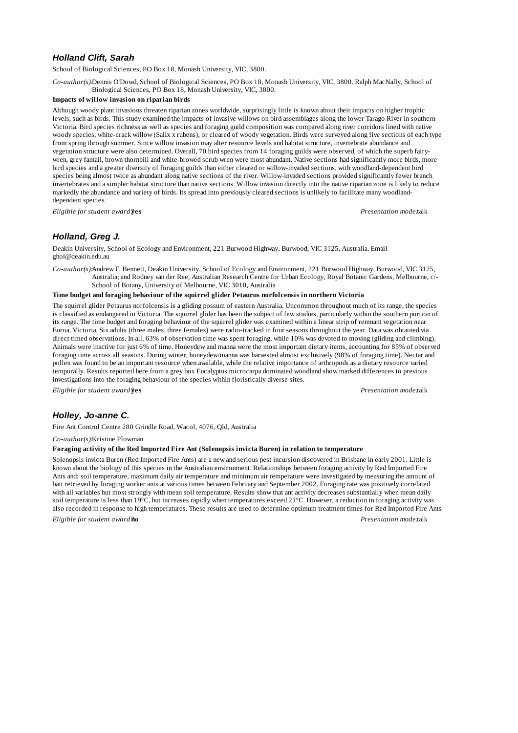### *Holland Clift, Sarah*

School of Biological Sciences, PO Box 18, Monash University, VIC, 3800.

*Co-author(s):* Dennis O'Dowd, School of Biological Sciences, PO Box 18, Monash University, VIC, 3800. Ralph MacNally, School of Biological Sciences, PO Box 18, Monash University, VIC, 3800.

**Impacts of willow invasion on riparian birds**

Although woody plant invasions threaten riparian zones worldwide, surprisingly little is known about their impacts on higher trophic levels, such as birds. This study examined the impacts of invasive willows on bird assemblages along the lower Tarago River in southern Victoria. Bird species richness as well as species and foraging guild composition was compared along river corridors lined with native woody species, white-crack willow (Salix x rubens), or cleared of woody vegetation. Birds were surveyed along five sections of each type from spring through summer. Since willow invasion may alter resource levels and habitat structure, invertebrate abundance and vegetation structure were also determined. Overall, 70 bird species from 14 foraging guilds were observed, of which the superb fairy-wren, grey fantail, brown thornbill and white-browed scrub wren were most abundant. Native sections had significantly more birds, more bird species and a greater diversity of foraging guilds than either cleared or willow-invaded sections, with woodland-dependent bird species being almost twice as abundant along native sections of the river. Willow-invaded sections provided significantly fewer branch invertebrates and a simpler habitat structure than native sections. Willow invasion directly into the native riparian zone is likely to reduce markedly the abundance and variety of birds. Its spread into previously cleared sections is unlikely to facilitate many woodland-dependent species.

*Eligible for student award?:* **yes** *Presentation mode:* talk

### *Holland, Greg J.*

Deakin University, School of Ecology and Environment, 221 Burwood Highway, Burwood, VIC 3125, Australia. Email ghol@deakin.edu.au

*Co-author(s):* Andrew F. Bennett, Deakin University, School of Ecology and Environment, 221 Burwood Highway, Burwood, VIC 3125, Australia; and Rodney van der Ree, Australian Research Centre for Urban Ecology, Royal Botanic Gardens, Melbourne, c/- School of Botany, University of Melbourne, VIC 3010, Australia

**Time budget and foraging behaviour of the squirrel glider Petaurus norfolcensis in northern Victoria**

The squirrel glider Petaurus norfolcensis is a gliding possum of eastern Australia. Uncommon throughout much of its range, the species is classified as endangered in Victoria. The squirrel glider has been the subject of few studies, particularly within the southern portion of its range. The time budget and foraging behaviour of the squirrel glider was examined within a linear strip of remnant vegetation near Euroa, Victoria. Six adults (three males, three females) were radio-tracked in four seasons throughout the year. Data was obtained via direct timed observations. In all, 63% of observation time was spent foraging, while 10% was devoted to moving (gliding and climbing). Animals were inactive for just 6% of time. Honeydew and manna were the most important dietary items, accounting for 85% of observed foraging time across all seasons. During winter, honeydew/manna was harvested almost exclusively (98% of foraging time). Nectar and pollen was found to be an important resource when available, while the relative importance of arthropods as a dietary resource varied temporally. Results reported here from a grey box Eucalyptus microcarpa dominated woodland show marked differences to previous investigations into the foraging behaviour of the species within floristically diverse sites.

*Eligible for student award?:* **yes** *Presentation mode:* talk

### *Holley, Jo-anne C.*

Fire Ant Control Centre 280 Grindle Road, Wacol, 4076, Qld, Australia

*Co-author(s):* Kristine Plowman

**Foraging activity of the Red Imported Fire Ant (Solenopsis invicta Buren) in relation to temperature**

Solenopsis invicta Buren (Red Imported Fire Ants) are a new and serious pest incursion discovered in Brisbane in early 2001. Little is known about the biology of this species in the Australian environment. Relationships between foraging activity by Red Imported Fire Ants and: soil temperature, maximum daily air temperature and minimum air temperature were investigated by measuring the amount of bait retrieved by foraging worker ants at various times between February and September 2002. Foraging rate was positively correlated with all variables but most strongly with mean soil temperature. Results show that ant activity decreases substantially when mean daily soil temperature is less than 19ºC, but increases rapidly when temperatures exceed 21ºC. However, a reduction in foraging activity was also recorded in response to high temperatures. These results are used to determine optimum treatment times for Red Imported Fire Ants

*Eligible for student award?:* **no** *Presentation mode:* talk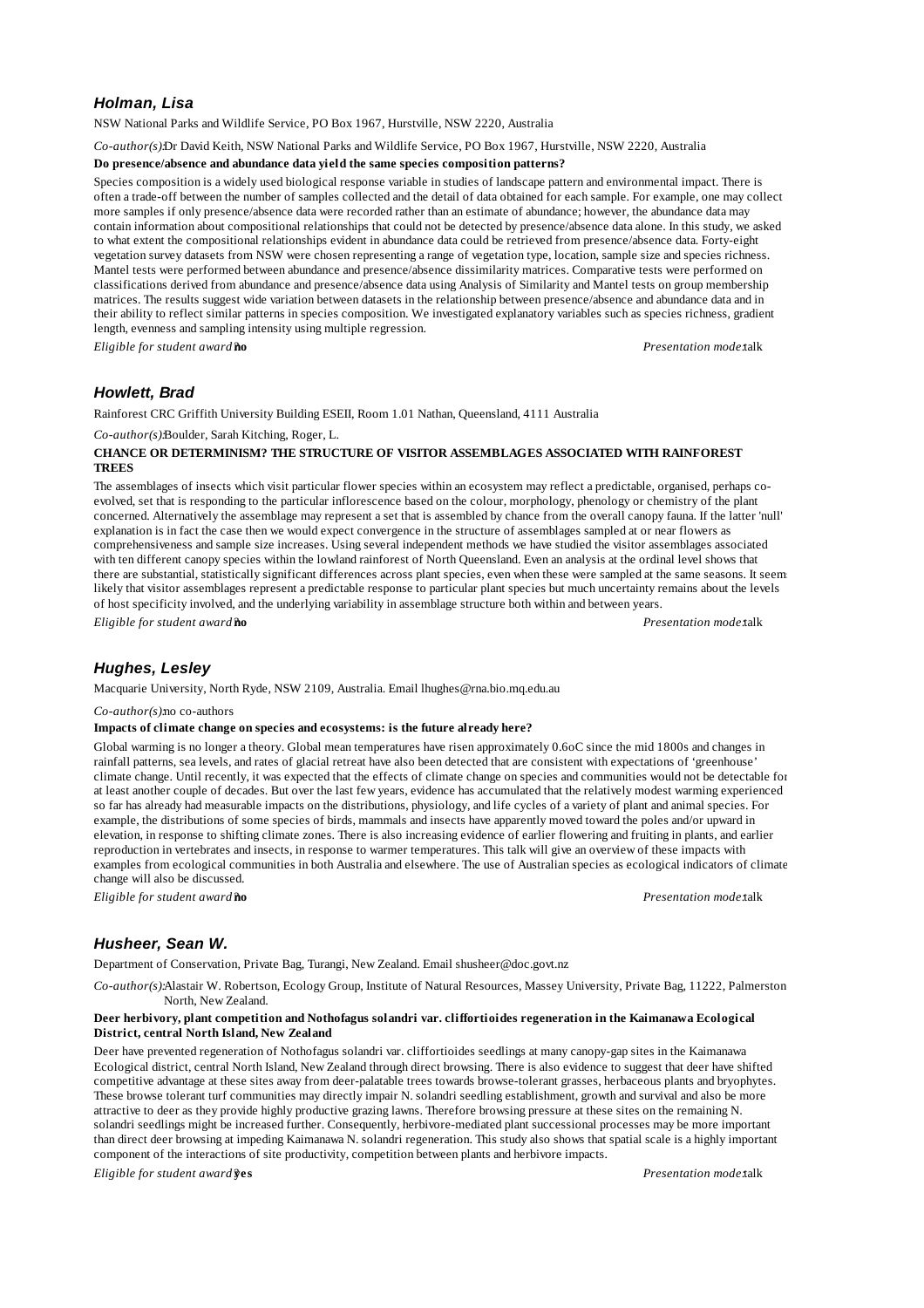### *Holman, Lisa*

NSW National Parks and Wildlife Service, PO Box 1967, Hurstville, NSW 2220, Australia

*Co-author(s):* Dr David Keith, NSW National Parks and Wildlife Service, PO Box 1967, Hurstville, NSW 2220, Australia

**Do presence/absence and abundance data yield the same species composition patterns?**

Species composition is a widely used biological response variable in studies of landscape pattern and environmental impact. There is often a trade-off between the number of samples collected and the detail of data obtained for each sample. For example, one may collect more samples if only presence/absence data were recorded rather than an estimate of abundance; however, the abundance data may contain information about compositional relationships that could not be detected by presence/absence data alone. In this study, we asked to what extent the compositional relationships evident in abundance data could be retrieved from presence/absence data. Forty-eight vegetation survey datasets from NSW were chosen representing a range of vegetation type, location, sample size and species richness. Mantel tests were performed between abundance and presence/absence dissimilarity matrices. Comparative tests were performed on classifications derived from abundance and presence/absence data using Analysis of Similarity and Mantel tests on group membership matrices. The results suggest wide variation between datasets in the relationship between presence/absence and abundance data and in their ability to reflect similar patterns in species composition. We investigated explanatory variables such as species richness, gradient length, evenness and sampling intensity using multiple regression.

*Eligible for student award:* **no** *Presentation mode:* talk

### *Howlett, Brad*

Rainforest CRC Griffith University Building ESEII, Room 1.01 Nathan, Queensland, 4111 Australia

*Co-author(s):* Boulder, Sarah Kitching, Roger, L.

**CHANCE OR DETERMINISM? THE STRUCTURE OF VISITOR ASSEMBLAGES ASSOCIATED WITH RAINFOREST TREES**

The assemblages of insects which visit particular flower species within an ecosystem may reflect a predictable, organised, perhaps co-evolved, set that is responding to the particular inflorescence based on the colour, morphology, phenology or chemistry of the plant concerned. Alternatively the assemblage may represent a set that is assembled by chance from the overall canopy fauna. If the latter 'null' explanation is in fact the case then we would expect convergence in the structure of assemblages sampled at or near flowers as comprehensiveness and sample size increases. Using several independent methods we have studied the visitor assemblages associated with ten different canopy species within the lowland rainforest of North Queensland. Even an analysis at the ordinal level shows that there are substantial, statistically significant differences across plant species, even when these were sampled at the same seasons. It seems likely that visitor assemblages represent a predictable response to particular plant species but much uncertainty remains about the levels of host specificity involved, and the underlying variability in assemblage structure both within and between years.

*Eligible for student award:* **no** *Presentation mode:* talk

### *Hughes, Lesley*

Macquarie University, North Ryde, NSW 2109, Australia. Email lhughes@rna.bio.mq.edu.au

*Co-author(s):* no co-authors

**Impacts of climate change on species and ecosystems: is the future already here?**

Global warming is no longer a theory. Global mean temperatures have risen approximately 0.6oC since the mid 1800s and changes in rainfall patterns, sea levels, and rates of glacial retreat have also been detected that are consistent with expectations of 'greenhouse' climate change. Until recently, it was expected that the effects of climate change on species and communities would not be detectable for at least another couple of decades. But over the last few years, evidence has accumulated that the relatively modest warming experienced so far has already had measurable impacts on the distributions, physiology, and life cycles of a variety of plant and animal species. For example, the distributions of some species of birds, mammals and insects have apparently moved toward the poles and/or upward in elevation, in response to shifting climate zones. There is also increasing evidence of earlier flowering and fruiting in plants, and earlier reproduction in vertebrates and insects, in response to warmer temperatures. This talk will give an overview of these impacts with examples from ecological communities in both Australia and elsewhere. The use of Australian species as ecological indicators of climate change will also be discussed.

*Eligible for student award:* **no** *Presentation mode:* talk

### *Husheer, Sean W.*

Department of Conservation, Private Bag, Turangi, New Zealand. Email shusheer@doc.govt.nz

*Co-author(s):* Alastair W. Robertson, Ecology Group, Institute of Natural Resources, Massey University, Private Bag, 11222, Palmerston North, New Zealand.

**Deer herbivory, plant competition and Nothofagus solandri var. cliffortioides regeneration in the Kaimanawa Ecological District, central North Island, New Zealand**

Deer have prevented regeneration of Nothofagus solandri var. cliffortioides seedlings at many canopy-gap sites in the Kaimanawa Ecological district, central North Island, New Zealand through direct browsing. There is also evidence to suggest that deer have shifted competitive advantage at these sites away from deer-palatable trees towards browse-tolerant grasses, herbaceous plants and bryophytes. These browse tolerant turf communities may directly impair N. solandri seedling establishment, growth and survival and also be more attractive to deer as they provide highly productive grazing lawns. Therefore browsing pressure at these sites on the remaining N. solandri seedlings might be increased further. Consequently, herbivore-mediated plant successional processes may be more important than direct deer browsing at impeding Kaimanawa N. solandri regeneration. This study also shows that spatial scale is a highly important component of the interactions of site productivity, competition between plants and herbivore impacts.

*Eligible for student award:* **yes** *Presentation mode:* talk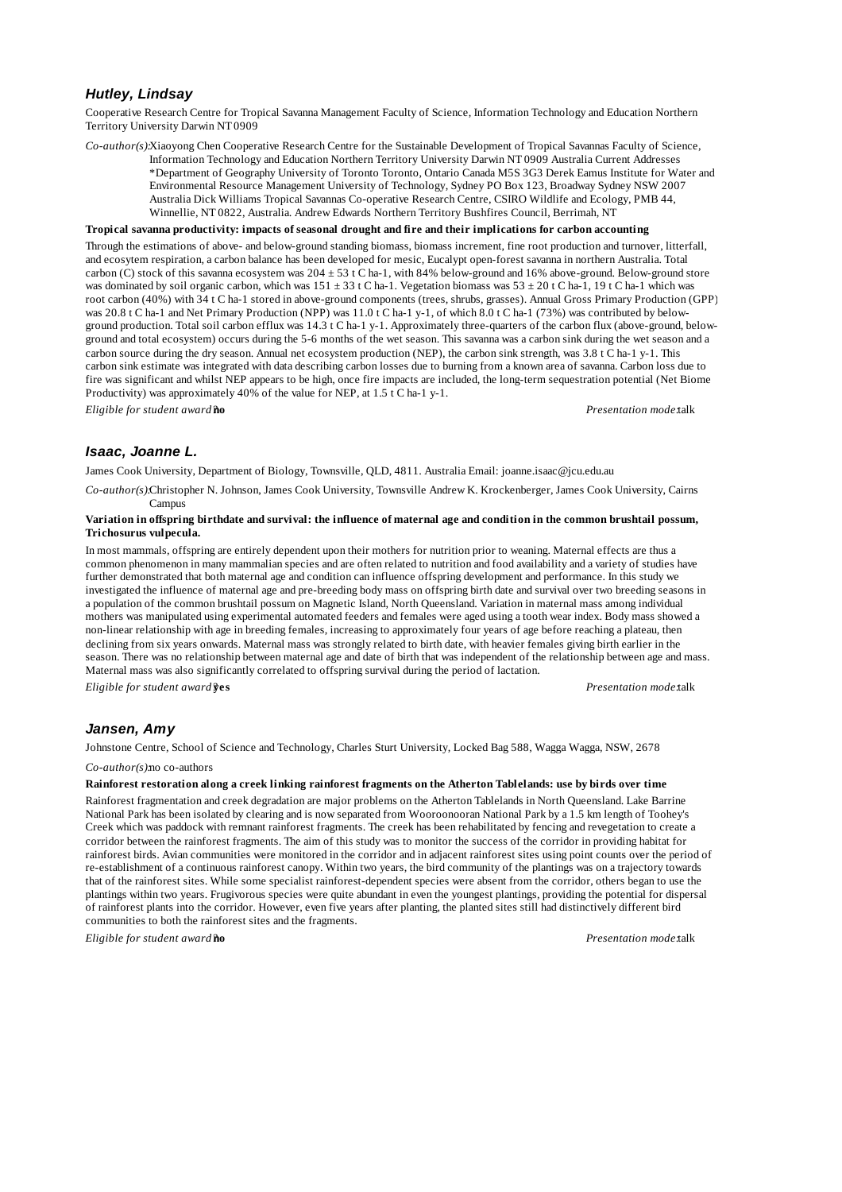### *Hutley, Lindsay*

Cooperative Research Centre for Tropical Savanna Management Faculty of Science, Information Technology and Education Northern Territory University Darwin NT 0909

*Co-author(s):* Xiaoyong Chen Cooperative Research Centre for the Sustainable Development of Tropical Savannas Faculty of Science, Information Technology and Education Northern Territory University Darwin NT 0909 Australia Current Addresses *Department of Geography University of Toronto Toronto, Ontario Canada M5S 3G3 Derek Eamus Institute for Water and Environmental Resource Management University of Technology, Sydney PO Box 123, Broadway Sydney NSW 2007 Australia Dick Williams Tropical Savannas Co-operative Research Centre, CSIRO Wildlife and Ecology, PMB 44, Winnellie, NT 0822, Australia. Andrew Edwards Northern Territory Bushfires Council, Berrimah, NT

**Tropical savanna productivity: impacts of seasonal drought and fire and their implications for carbon accounting**

Through the estimations of above- and below-ground standing biomass, biomass increment, fine root production and turnover, litterfall, and ecosytem respiration, a carbon balance has been developed for mesic, Eucalypt open-forest savanna in northern Australia. Total carbon (C) stock of this savanna ecosystem was $204 \pm 53$ t C ha-1, with 84% below-ground and 16% above-ground. Below-ground store was dominated by soil organic carbon, which was $151 \pm 33$ t C ha-1. Vegetation biomass was $53 \pm 20$ t C ha-1, 19 t C ha-1 which was root carbon (40%) with 34 t C ha-1 stored in above-ground components (trees, shrubs, grasses). Annual Gross Primary Production (GPP) was 20.8 t C ha-1 and Net Primary Production (NPP) was 11.0 t C ha-1 y-1, of which 8.0 t C ha-1 (73%) was contributed by below-ground production. Total soil carbon efflux was 14.3 t C ha-1 y-1. Approximately three-quarters of the carbon flux (above-ground, below-ground and total ecosystem) occurs during the 5-6 months of the wet season. This savanna was a carbon sink during the wet season and a carbon source during the dry season. Annual net ecosystem production (NEP), the carbon sink strength, was 3.8 t C ha-1 y-1. This carbon sink estimate was integrated with data describing carbon losses due to burning from a known area of savanna. Carbon loss due to fire was significant and whilst NEP appears to be high, once fire impacts are included, the long-term sequestration potential (Net Biome Productivity) was approximately 40% of the value for NEP, at 1.5 t C ha-1 y-1.

*Eligible for student award:* **no** *Presentation mode:* talk

### *Isaac, Joanne L.*

James Cook University, Department of Biology, Townsville, QLD, 4811. Australia Email: joanne.isaac@jcu.edu.au

*Co-author(s):* Christopher N. Johnson, James Cook University, Townsville Andrew K. Krockenberger, James Cook University, Cairns Campus

**Variation in offspring birthdate and survival: the influence of maternal age and condition in the common brushtail possum, Trichosurus vulpecula.**

In most mammals, offspring are entirely dependent upon their mothers for nutrition prior to weaning. Maternal effects are thus a common phenomenon in many mammalian species and are often related to nutrition and food availability and a variety of studies have further demonstrated that both maternal age and condition can influence offspring development and performance. In this study we investigated the influence of maternal age and pre-breeding body mass on offspring birth date and survival over two breeding seasons in a population of the common brushtail possum on Magnetic Island, North Queensland. Variation in maternal mass among individual mothers was manipulated using experimental automated feeders and females were aged using a tooth wear index. Body mass showed a non-linear relationship with age in breeding females, increasing to approximately four years of age before reaching a plateau, then declining from six years onwards. Maternal mass was strongly related to birth date, with heavier females giving birth earlier in the season. There was no relationship between maternal age and date of birth that was independent of the relationship between age and mass. Maternal mass was also significantly correlated to offspring survival during the period of lactation.

*Eligible for student award:* **yes** *Presentation mode:* talk

### *Jansen, Amy*

Johnstone Centre, School of Science and Technology, Charles Sturt University, Locked Bag 588, Wagga Wagga, NSW, 2678

*Co-author(s):* no co-authors

**Rainforest restoration along a creek linking rainforest fragments on the Atherton Tablelands: use by birds over time**

Rainforest fragmentation and creek degradation are major problems on the Atherton Tablelands in North Queensland. Lake Barrine National Park has been isolated by clearing and is now separated from Wooroonooran National Park by a 1.5 km length of Toohey's Creek which was paddock with remnant rainforest fragments. The creek has been rehabilitated by fencing and revegetation to create a corridor between the rainforest fragments. The aim of this study was to monitor the success of the corridor in providing habitat for rainforest birds. Avian communities were monitored in the corridor and in adjacent rainforest sites using point counts over the period of re-establishment of a continuous rainforest canopy. Within two years, the bird community of the plantings was on a trajectory towards that of the rainforest sites. While some specialist rainforest-dependent species were absent from the corridor, others began to use the plantings within two years. Frugivorous species were quite abundant in even the youngest plantings, providing the potential for dispersal of rainforest plants into the corridor. However, even five years after planting, the planted sites still had distinctively different bird communities to both the rainforest sites and the fragments.

*Eligible for student award:* **no** *Presentation mode:* talk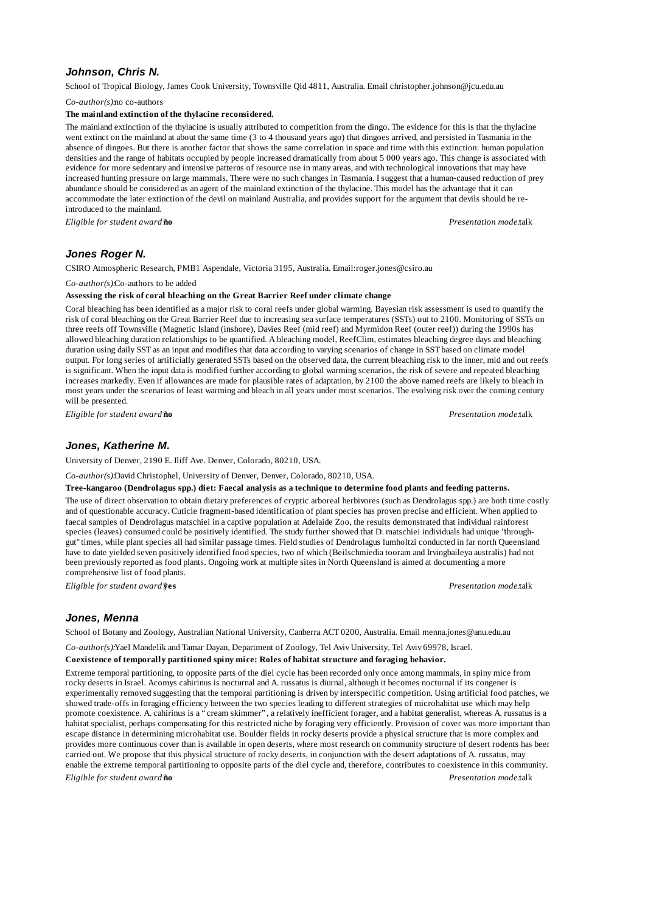### Johnson, Chris N.

School of Tropical Biology, James Cook University, Townsville Qld 4811, Australia. Email christopher.johnson@jcu.edu.au

*Co-author(s):* no co-authors

**The mainland extinction of the thylacine reconsidered.**

The mainland extinction of the thylacine is usually attributed to competition from the dingo. The evidence for this is that the thylacine went extinct on the mainland at about the same time (3 to 4 thousand years ago) that dingoes arrived, and persisted in Tasmania in the absence of dingoes. But there is another factor that shows the same correlation in space and time with this extinction: human population densities and the range of habitats occupied by people increased dramatically from about 5 000 years ago. This change is associated with evidence for more sedentary and intensive patterns of resource use in many areas, and with technological innovations that may have increased hunting pressure on large mammals. There were no such changes in Tasmania. I suggest that a human-caused reduction of prey abundance should be considered as an agent of the mainland extinction of the thylacine. This model has the advantage that it can accommodate the later extinction of the devil on mainland Australia, and provides support for the argument that devils should be re-introduced to the mainland.

*Eligible for student award:* **no** *Presentation mode:* talk

### Jones Roger N.

CSIRO Atmospheric Research, PMB1 Aspendale, Victoria 3195, Australia. Email:roger.jones@csiro.au

*Co-author(s):* Co-authors to be added

**Assessing the risk of coral bleaching on the Great Barrier Reef under climate change**

Coral bleaching has been identified as a major risk to coral reefs under global warming. Bayesian risk assessment is used to quantify the risk of coral bleaching on the Great Barrier Reef due to increasing sea surface temperatures (SSTs) out to 2100. Monitoring of SSTs on three reefs off Townsville (Magnetic Island (inshore), Davies Reef (mid reef) and Myrmidon Reef (outer reef)) during the 1990s has allowed bleaching duration relationships to be quantified. A bleaching model, ReefClim, estimates bleaching degree days and bleaching duration using daily SST as an input and modifies that data according to varying scenarios of change in SST based on climate model output. For long series of artificially generated SSTs based on the observed data, the current bleaching risk to the inner, mid and out reefs is significant. When the input data is modified further according to global warming scenarios, the risk of severe and repeated bleaching increases markedly. Even if allowances are made for plausible rates of adaptation, by 2100 the above named reefs are likely to bleach in most years under the scenarios of least warming and bleach in all years under most scenarios. The evolving risk over the coming century will be presented.

*Eligible for student award:* **no** *Presentation mode:* talk

### Jones, Katherine M.

University of Denver, 2190 E. Iliff Ave. Denver, Colorado, 80210, USA.

*Co-author(s):* David Christophel, University of Denver, Denver, Colorado, 80210, USA.

**Tree-kangaroo (Dendrolagus spp.) diet: Faecal analysis as a technique to determine food plants and feeding patterns.**

The use of direct observation to obtain dietary preferences of cryptic arboreal herbivores (such as Dendrolagus spp.) are both time costly and of questionable accuracy. Cuticle fragment-based identification of plant species has proven precise and efficient. When applied to faecal samples of Dendrolagus matschiei in a captive population at Adelaide Zoo, the results demonstrated that individual rainforest species (leaves) consumed could be positively identified. The study further showed that D. matschiei individuals had unique "through-gut" times, while plant species all had similar passage times. Field studies of Dendrolagus lumholtzi conducted in far north Queensland have to date yielded seven positively identified food species, two of which (Beilschmiedia tooram and Irvingbaileya australis) had not been previously reported as food plants. Ongoing work at multiple sites in North Queensland is aimed at documenting a more comprehensive list of food plants.

*Eligible for student award:* **yes** *Presentation mode:* talk

### Jones, Menna

School of Botany and Zoology, Australian National University, Canberra ACT 0200, Australia. Email menna.jones@anu.edu.au

*Co-author(s):* Yael Mandelik and Tamar Dayan, Department of Zoology, Tel Aviv University, Tel Aviv 69978, Israel.

**Coexistence of temporally partitioned spiny mice: Roles of habitat structure and foraging behavior.**

Extreme temporal partitioning, to opposite parts of the diel cycle has been recorded only once among mammals, in spiny mice from rocky deserts in Israel. Acomys cahirinus is nocturnal and A. russatus is diurnal, although it becomes nocturnal if its congener is experimentally removed suggesting that the temporal partitioning is driven by interspecific competition. Using artificial food patches, we showed trade-offs in foraging efficiency between the two species leading to different strategies of microhabitat use which may help promote coexistence. A. cahirinus is a " cream skimmer" , a relatively inefficient forager, and a habitat generalist, whereas A. russatus is a habitat specialist, perhaps compensating for this restricted niche by foraging very efficiently. Provision of cover was more important than escape distance in determining microhabitat use. Boulder fields in rocky deserts provide a physical structure that is more complex and provides more continuous cover than is available in open deserts, where most research on community structure of desert rodents has been carried out. We propose that this physical structure of rocky deserts, in conjunction with the desert adaptations of A. russatus, may enable the extreme temporal partitioning to opposite parts of the diel cycle and, therefore, contributes to coexistence in this community.

*Eligible for student award:* **no** *Presentation mode:* talk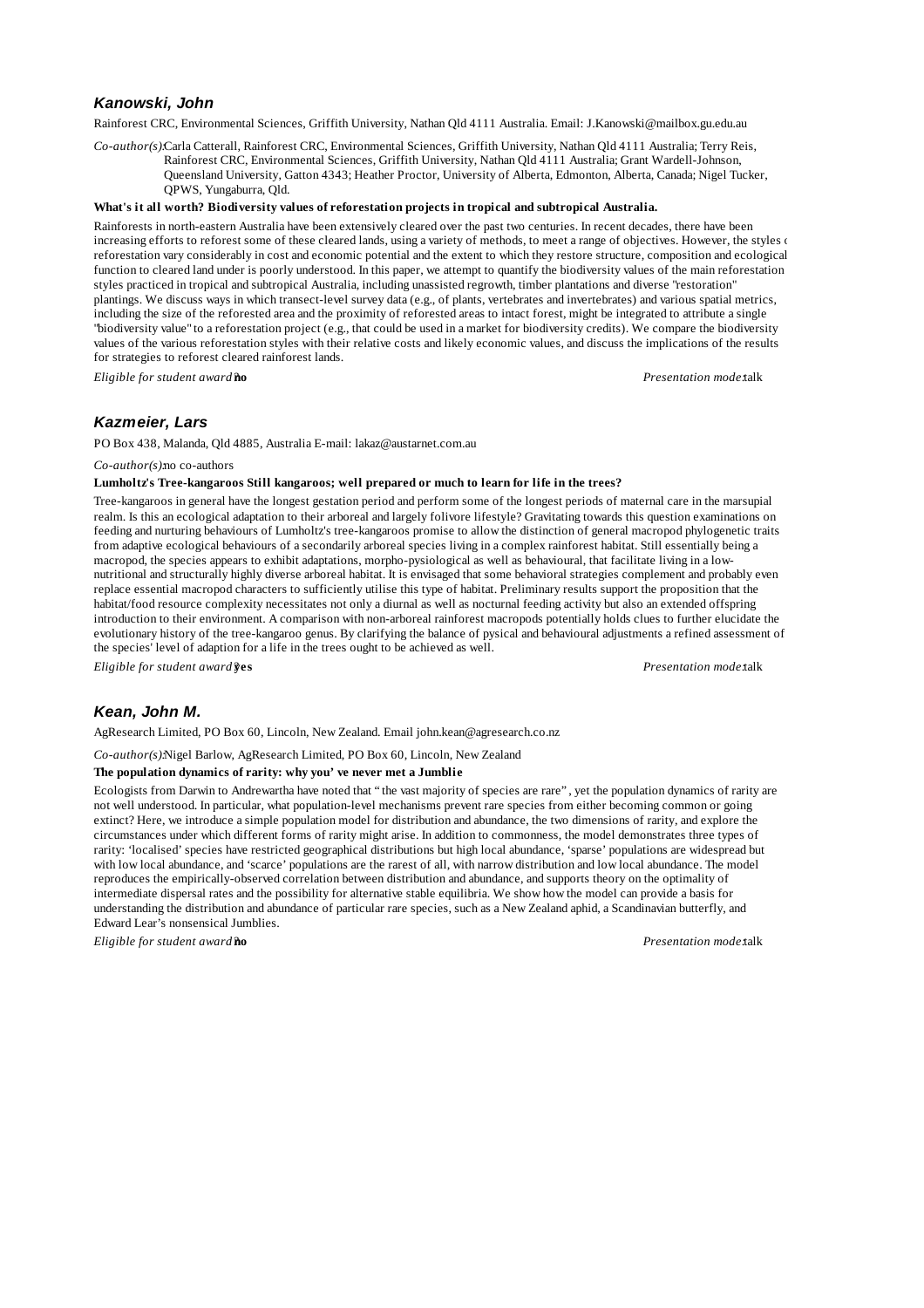## *Kanowski, John*

Rainforest CRC, Environmental Sciences, Griffith University, Nathan Qld 4111 Australia. Email: J.Kanowski@mailbox.gu.edu.au

*Co-author(s):* Carla Catterall, Rainforest CRC, Environmental Sciences, Griffith University, Nathan Qld 4111 Australia; Terry Reis, Rainforest CRC, Environmental Sciences, Griffith University, Nathan Qld 4111 Australia; Grant Wardell-Johnson, Queensland University, Gatton 4343; Heather Proctor, University of Alberta, Edmonton, Alberta, Canada; Nigel Tucker, QPWS, Yungaburra, Qld.

**What's it all worth? Biodiversity values of reforestation projects in tropical and subtropical Australia.**

Rainforests in north-eastern Australia have been extensively cleared over the past two centuries. In recent decades, there have been increasing efforts to reforest some of these cleared lands, using a variety of methods, to meet a range of objectives. However, the styles of reforestation vary considerably in cost and economic potential and the extent to which they restore structure, composition and ecological function to cleared land under is poorly understood. In this paper, we attempt to quantify the biodiversity values of the main reforestation styles practiced in tropical and subtropical Australia, including unassisted regrowth, timber plantations and diverse "restoration" plantings. We discuss ways in which transect-level survey data (e.g., of plants, vertebrates and invertebrates) and various spatial metrics, including the size of the reforested area and the proximity of reforested areas to intact forest, might be integrated to attribute a single "biodiversity value" to a reforestation project (e.g., that could be used in a market for biodiversity credits). We compare the biodiversity values of the various reforestation styles with their relative costs and likely economic values, and discuss the implications of the results for strategies to reforest cleared rainforest lands.

*Eligible for student award:* **no** *Presentation mode:* talk

## *Kazmeier, Lars*

PO Box 438, Malanda, Qld 4885, Australia E-mail: lakaz@austarnet.com.au

*Co-author(s):* no co-authors

**Lumholtz's Tree-kangaroos Still kangaroos; well prepared or much to learn for life in the trees?**

Tree-kangaroos in general have the longest gestation period and perform some of the longest periods of maternal care in the marsupial realm. Is this an ecological adaptation to their arboreal and largely folivore lifestyle? Gravitating towards this question examinations on feeding and nurturing behaviours of Lumholtz's tree-kangaroos promise to allow the distinction of general macropod phylogenetic traits from adaptive ecological behaviours of a secondarily arboreal species living in a complex rainforest habitat. Still essentially being a macropod, the species appears to exhibit adaptations, morpho-pysiological as well as behavioural, that facilitate living in a low-nutritional and structurally highly diverse arboreal habitat. It is envisaged that some behavioral strategies complement and probably even replace essential macropod characters to sufficiently utilise this type of habitat. Preliminary results support the proposition that the habitat/food resource complexity necessitates not only a diurnal as well as nocturnal feeding activity but also an extended offspring introduction to their environment. A comparison with non-arboreal rainforest macropods potentially holds clues to further elucidate the evolutionary history of the tree-kangaroo genus. By clarifying the balance of pysical and behavioural adjustments a refined assessment of the species' level of adaption for a life in the trees ought to be achieved as well.

*Eligible for student award:* **yes** *Presentation mode:* talk

## *Kean, John M.*

AgResearch Limited, PO Box 60, Lincoln, New Zealand. Email john.kean@agresearch.co.nz

*Co-author(s):* Nigel Barlow, AgResearch Limited, PO Box 60, Lincoln, New Zealand

**The population dynamics of rarity: why you' ve never met a Jumblie**

Ecologists from Darwin to Andrewartha have noted that " the vast majority of species are rare" , yet the population dynamics of rarity are not well understood. In particular, what population-level mechanisms prevent rare species from either becoming common or going extinct? Here, we introduce a simple population model for distribution and abundance, the two dimensions of rarity, and explore the circumstances under which different forms of rarity might arise. In addition to commonness, the model demonstrates three types of rarity: 'localised' species have restricted geographical distributions but high local abundance, 'sparse' populations are widespread but with low local abundance, and 'scarce' populations are the rarest of all, with narrow distribution and low local abundance. The model reproduces the empirically-observed correlation between distribution and abundance, and supports theory on the optimality of intermediate dispersal rates and the possibility for alternative stable equilibria. We show how the model can provide a basis for understanding the distribution and abundance of particular rare species, such as a New Zealand aphid, a Scandinavian butterfly, and Edward Lear's nonsensical Jumblies.

*Eligible for student award:* **no** *Presentation mode:* talk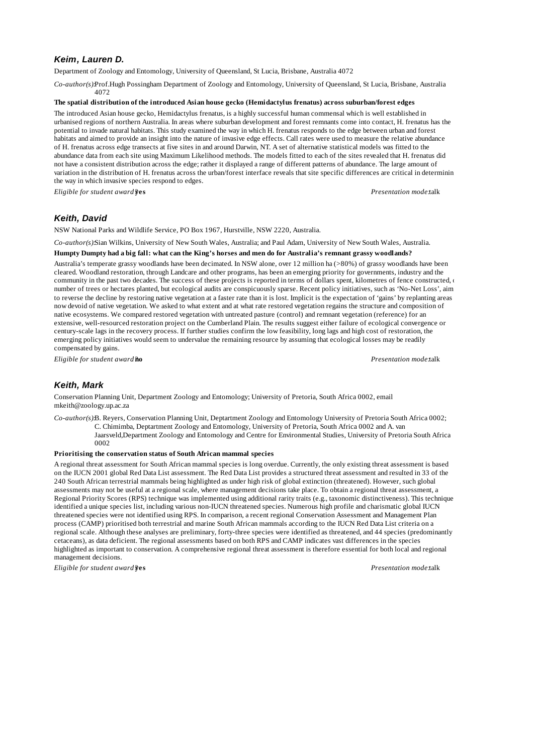### *Keim, Lauren D.*

Department of Zoology and Entomology, University of Queensland, St Lucia, Brisbane, Australia 4072

*Co-author(s):* Prof.Hugh Possingham Department of Zoology and Entomology, University of Queensland, St Lucia, Brisbane, Australia 4072

**The spatial distribution of the introduced Asian house gecko (Hemidactylus frenatus) across suburban/forest edges**

The introduced Asian house gecko, Hemidactylus frenatus, is a highly successful human commensal which is well established in urbanised regions of northern Australia. In areas where suburban development and forest remnants come into contact, H. frenatus has the potential to invade natural habitats. This study examined the way in which H. frenatus responds to the edge between urban and forest habitats and aimed to provide an insight into the nature of invasive edge effects. Call rates were used to measure the relative abundance of H. frenatus across edge transects at five sites in and around Darwin, NT. A set of alternative statistical models was fitted to the abundance data from each site using Maximum Likelihood methods. The models fitted to each of the sites revealed that H. frenatus did not have a consistent distribution across the edge; rather it displayed a range of different patterns of abundance. The large amount of variation in the distribution of H. frenatus across the urban/forest interface reveals that site specific differences are critical in determinin the way in which invasive species respond to edges.

*Eligible for student award?* **yes** *Presentation mode:* talk

### *Keith, David*

NSW National Parks and Wildlife Service, PO Box 1967, Hurstville, NSW 2220, Australia.

*Co-author(s):* Sian Wilkins, University of New South Wales, Australia; and Paul Adam, University of New South Wales, Australia.

**Humpty Dumpty had a big fall: what can the King's horses and men do for Australia's remnant grassy woodlands?**

Australia's temperate grassy woodlands have been decimated. In NSW alone, over 12 million ha (>80%) of grassy woodlands have been cleared. Woodland restoration, through Landcare and other programs, has been an emerging priority for governments, industry and the community in the past two decades. The success of these projects is reported in terms of dollars spent, kilometres of fence constructed, number of trees or hectares planted, but ecological audits are conspicuously sparse. Recent policy initiatives, such as 'No-Net Loss', aim to reverse the decline by restoring native vegetation at a faster rate than it is lost. Implicit is the expectation of 'gains' by replanting areas now devoid of native vegetation. We asked to what extent and at what rate restored vegetation regains the structure and composition of native ecosystems. We compared restored vegetation with untreated pasture (control) and remnant vegetation (reference) for an extensive, well-resourced restoration project on the Cumberland Plain. The results suggest either failure of ecological convergence or century-scale lags in the recovery process. If further studies confirm the low feasibility, long lags and high cost of restoration, the emerging policy initiatives would seem to undervalue the remaining resource by assuming that ecological losses may be readily compensated by gains.

*Eligible for student award?* **no** *Presentation mode:* talk

### *Keith, Mark*

Conservation Planning Unit, Department Zoology and Entomology; University of Pretoria, South Africa 0002, email mkeith@zoology.up.ac.za

*Co-author(s):* B. Reyers, Conservation Planning Unit, Deptartment Zoology and Entomology University of Pretoria South Africa 0002; C. Chimimba, Deptartment Zoology and Entomology, University of Pretoria, South Africa 0002 and A. van Jaarsveld, Department Zoology and Entomology and Centre for Environmental Studies, University of Pretoria South Africa 0002

**Prioritising the conservation status of South African mammal species**

A regional threat assessment for South African mammal species is long overdue. Currently, the only existing threat assessment is based on the IUCN 2001 global Red Data List assessment. The Red Data List provides a structured threat assessment and resulted in 33 of the 240 South African terrestrial mammals being highlighted as under high risk of global extinction (threatened). However, such global assessments may not be useful at a regional scale, where management decisions take place. To obtain a regional threat assessment, a Regional Priority Scores (RPS) technique was implemented using additional rarity traits (e.g., taxonomic distinctiveness). This technique identified a unique species list, including various non-IUCN threatened species. Numerous high profile and charismatic global IUCN threatened species were not identified using RPS. In comparison, a recent regional Conservation Assessment and Management Plan process (CAMP) prioritised both terrestrial and marine South African mammals according to the IUCN Red Data List criteria on a regional scale. Although these analyses are preliminary, forty-three species were identified as threatened, and 44 species (predominantly cetaceans), as data deficient. The regional assessments based on both RPS and CAMP indicates vast differences in the species highlighted as important to conservation. A comprehensive regional threat assessment is therefore essential for both local and regional management decisions.

*Eligible for student award?* **yes** *Presentation mode:* talk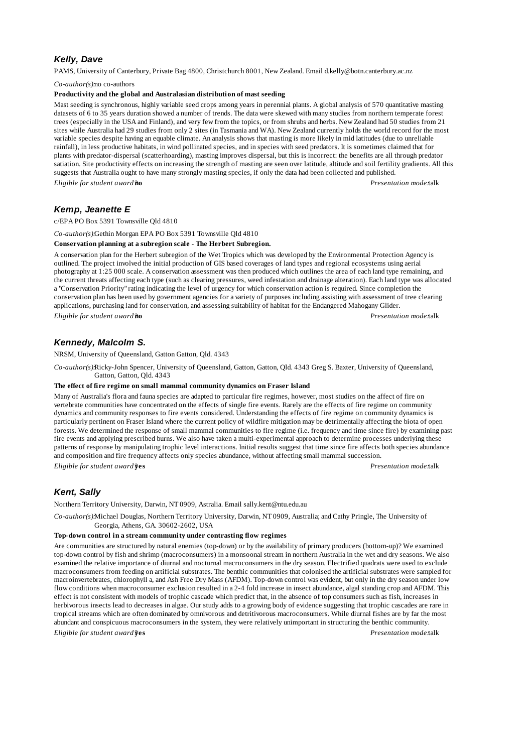### *Kelly, Dave*

PAMS, University of Canterbury, Private Bag 4800, Christchurch 8001, New Zealand. Email d.kelly@botn.canterbury.ac.nz

*Co-author(s):* no co-authors

**Productivity and the global and Australasian distribution of mast seeding**

Mast seeding is synchronous, highly variable seed crops among years in perennial plants. A global analysis of 570 quantitative masting datasets of 6 to 35 years duration showed a number of trends. The data were skewed with many studies from northern temperate forest trees (especially in the USA and Finland), and very few from the topics, or from shrubs and herbs. New Zealand had 50 studies from 21 sites while Australia had 29 studies from only 2 sites (in Tasmania and WA). New Zealand currently holds the world record for the most variable species despite having an equable climate. An analysis shows that masting is more likely in mid latitudes (due to unreliable rainfall), in less productive habitats, in wind pollinated species, and in species with seed predators. It is sometimes claimed that for plants with predator-dispersal (scatterhoarding), masting improves dispersal, but this is incorrect: the benefits are all through predator satiation. Site productivity effects on increasing the strength of masting are seen over latitude, altitude and soil fertility gradients. All this suggests that Australia ought to have many strongly masting species, if only the data had been collected and published.

*Eligible for student award:* **no** *Presentation mode:* talk

### *Kemp, Jeanette E*

c/EPA PO Box 5391 Townsville Qld 4810

*Co-author(s):* Gethin Morgan EPA PO Box 5391 Townsville Qld 4810

**Conservation planning at a subregion scale - The Herbert Subregion.**

A conservation plan for the Herbert subregion of the Wet Tropics which was developed by the Environmental Protection Agency is outlined. The project involved the initial production of GIS based coverages of land types and regional ecosystems using aerial photography at 1:25 000 scale. A conservation assessment was then produced which outlines the area of each land type remaining, and the current threats affecting each type (such as clearing pressures, weed infestation and drainage alteration). Each land type was allocated a "Conservation Priority" rating indicating the level of urgency for which conservation action is required. Since completion the conservation plan has been used by government agencies for a variety of purposes including assisting with assessment of tree clearing applications, purchasing land for conservation, and assessing suitability of habitat for the Endangered Mahogany Glider.

*Eligible for student award:* **no** *Presentation mode:* talk

### *Kennedy, Malcolm S.*

NRSM, University of Queensland, Gatton Gatton, Qld. 4343

*Co-author(s):* Ricky-John Spencer, University of Queensland, Gatton, Gatton, Qld. 4343 Greg S. Baxter, University of Queensland, Gatton, Gatton, Qld. 4343

**The effect of fire regime on small mammal community dynamics on Fraser Island**

Many of Australia's flora and fauna species are adapted to particular fire regimes, however, most studies on the affect of fire on vertebrate communities have concentrated on the effects of single fire events. Rarely are the effects of fire regime on community dynamics and community responses to fire events considered. Understanding the effects of fire regime on community dynamics is particularly pertinent on Fraser Island where the current policy of wildfire mitigation may be detrimentally affecting the biota of open forests. We determined the response of small mammal communities to fire regime (i.e. frequency and time since fire) by examining past fire events and applying prescribed burns. We also have taken a multi-experimental approach to determine processes underlying these patterns of response by manipulating trophic level interactions. Initial results suggest that time since fire affects both species abundance and composition and fire frequency affects only species abundance, without affecting small mammal succession.

*Eligible for student award:* **yes** *Presentation mode:* talk

### *Kent, Sally*

Northern Territory University, Darwin, NT 0909, Astralia. Email sally.kent@ntu.edu.au

*Co-author(s):* Michael Douglas, Northern Territory University, Darwin, NT 0909, Australia; and Cathy Pringle, The University of Georgia, Athens, GA. 30602-2602, USA

**Top-down control in a stream community under contrasting flow regimes**

Are communities are structured by natural enemies (top-down) or by the availability of primary producers (bottom-up)? We examined top-down control by fish and shrimp (macroconsumers) in a monsoonal stream in northern Australia in the wet and dry seasons. We also examined the relative importance of diurnal and nocturnal macroconsumers in the dry season. Electrified quadrats were used to exclude macroconsumers from feeding on artificial substrates. The benthic communities that colonised the artificial substrates were sampled for macroinvertebrates, chlorophyll a, and Ash Free Dry Mass (AFDM). Top-down control was evident, but only in the dry season under low flow conditions when macroconsumer exclusion resulted in a 2-4 fold increase in insect abundance, algal standing crop and AFDM. This effect is not consistent with models of trophic cascade which predict that, in the absence of top consumers such as fish, increases in herbivorous insects lead to decreases in algae. Our study adds to a growing body of evidence suggesting that trophic cascades are rare in tropical streams which are often dominated by omnivorous and detritivorous macroconsumers. While diurnal fishes are by far the most abundant and conspicuous macroconsumers in the system, they were relatively unimportant in structuring the benthic community.

*Eligible for student award:* **yes** *Presentation mode:* talk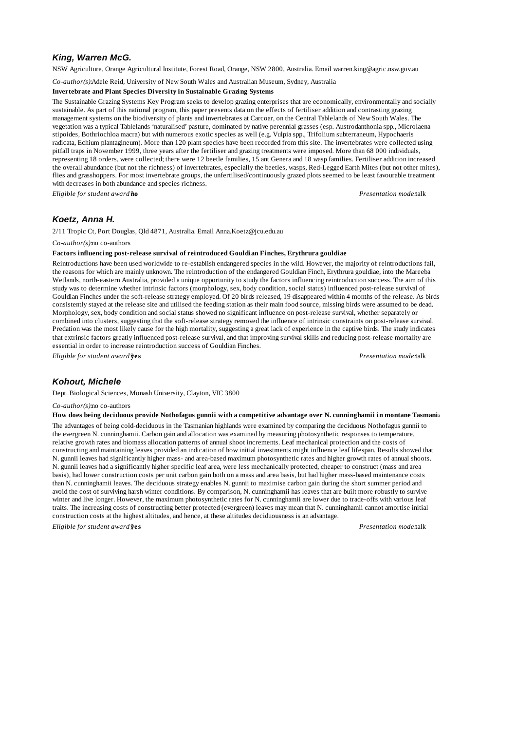### *King, Warren McG.*

NSW Agriculture, Orange Agricultural Institute, Forest Road, Orange, NSW 2800, Australia. Email warren.king@agric.nsw.gov.au

*Co-author(s):* Adele Reid, University of New South Wales and Australian Museum, Sydney, Australia

**Invertebrate and Plant Species Diversity in Sustainable Grazing Systems**

The Sustainable Grazing Systems Key Program seeks to develop grazing enterprises that are economically, environmentally and socially sustainable. As part of this national program, this paper presents data on the effects of fertiliser addition and contrasting grazing management systems on the biodiversity of plants and invertebrates at Carcoar, on the Central Tablelands of New South Wales. The vegetation was a typical Tablelands 'naturalised' pasture, dominated by native perennial grasses (esp. Austrodanthonia spp., Microlaena stipoides, Bothriochloa macra) but with numerous exotic species as well (e.g. Vulpia spp., Trifolium subterraneum, Hypochaeris radicata, Echium plantagineum). More than 120 plant species have been recorded from this site. The invertebrates were collected using pitfall traps in November 1999, three years after the fertiliser and grazing treatments were imposed. More than 68 000 individuals, representing 18 orders, were collected; there were 12 beetle families, 15 ant Genera and 18 wasp families. Fertiliser addition increased the overall abundance (but not the richness) of invertebrates, especially the beetles, wasps, Red-Legged Earth Mites (but not other mites), flies and grasshoppers. For most invertebrate groups, the unfertilised/continuously grazed plots seemed to be least favourable treatment with decreases in both abundance and species richness.

*Eligible for student award?* **no** *Presentation mode:* talk

### *Koetz, Anna H.*

2/11 Tropic Ct, Port Douglas, Qld 4871, Australia. Email Anna.Koetz@jcu.edu.au

*Co-author(s):* no co-authors

**Factors influencing post-release survival of reintroduced Gouldian Finches, Erythrura gouldiae**

Reintroductions have been used worldwide to re-establish endangered species in the wild. However, the majority of reintroductions fail, the reasons for which are mainly unknown. The reintroduction of the endangered Gouldian Finch, Erythrura gouldiae, into the Mareeba Wetlands, north-eastern Australia, provided a unique opportunity to study the factors influencing reintroduction success. The aim of this study was to determine whether intrinsic factors (morphology, sex, body condition, social status) influenced post-release survival of Gouldian Finches under the soft-release strategy employed. Of 20 birds released, 19 disappeared within 4 months of the release. As birds consistently stayed at the release site and utilised the feeding station as their main food source, missing birds were assumed to be dead. Morphology, sex, body condition and social status showed no significant influence on post-release survival, whether separately or combined into clusters, suggesting that the soft-release strategy removed the influence of intrinsic constraints on post-release survival. Predation was the most likely cause for the high mortality, suggesting a great lack of experience in the captive birds. The study indicates that extrinsic factors greatly influenced post-release survival, and that improving survival skills and reducing post-release mortality are essential in order to increase reintroduction success of Gouldian Finches.

*Eligible for student award?* **yes** *Presentation mode:* talk

### *Kohout, Michele*

Dept. Biological Sciences, Monash University, Clayton, VIC 3800

*Co-author(s):* no co-authors

**How does being deciduous provide Nothofagus gunnii with a competitive advantage over N. cunninghamii in montane Tasmania**

The advantages of being cold-deciduous in the Tasmanian highlands were examined by comparing the deciduous Nothofagus gunnii to the evergreen N. cunninghamii. Carbon gain and allocation was examined by measuring photosynthetic responses to temperature, relative growth rates and biomass allocation patterns of annual shoot increments. Leaf mechanical protection and the costs of constructing and maintaining leaves provided an indication of how initial investments might influence leaf lifespan. Results showed that N. gunnii leaves had significantly higher mass- and area-based maximum photosynthetic rates and higher growth rates of annual shoots. N. gunnii leaves had a significantly higher specific leaf area, were less mechanically protected, cheaper to construct (mass and area basis), had lower construction costs per unit carbon gain both on a mass and area basis, but had higher mass-based maintenance costs than N. cunninghamii leaves. The deciduous strategy enables N. gunnii to maximise carbon gain during the short summer period and avoid the cost of surviving harsh winter conditions. By comparison, N. cunninghamii has leaves that are built more robustly to survive winter and live longer. However, the maximum photosynthetic rates for N. cunninghamii are lower due to trade-offs with various leaf traits. The increasing costs of constructing better protected (evergreen) leaves may mean that N. cunninghamii cannot amortise initial construction costs at the highest altitudes, and hence, at these altitudes deciduousness is an advantage.

*Eligible for student award?* **yes** *Presentation mode:* talk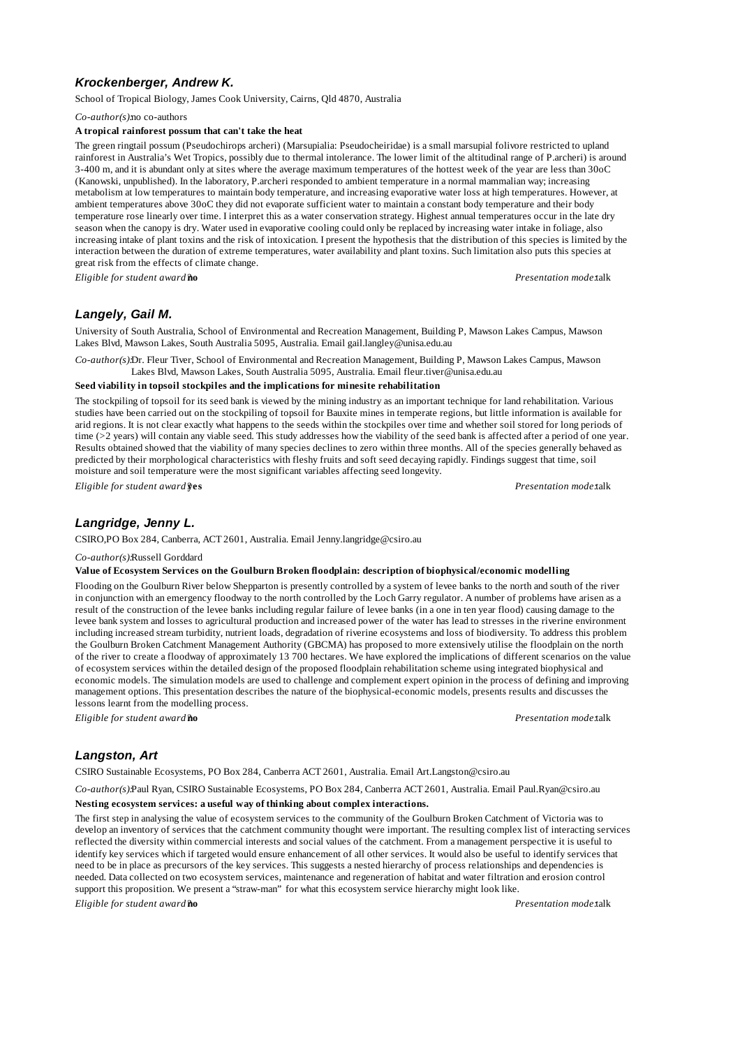### *Krockenberger, Andrew K.*

School of Tropical Biology, James Cook University, Cairns, Qld 4870, Australia

*Co-author(s):* no co-authors

**A tropical rainforest possum that can't take the heat**

The green ringtail possum (Pseudochirops archeri) (Marsupialia: Pseudocheiridae) is a small marsupial folivore restricted to upland rainforest in Australia's Wet Tropics, possibly due to thermal intolerance. The lower limit of the altitudinal range of P.archeri) is around 3-400 m, and it is abundant only at sites where the average maximum temperatures of the hottest week of the year are less than 30oC (Kanowski, unpublished). In the laboratory, P.archeri responded to ambient temperature in a normal mammalian way; increasing metabolism at low temperatures to maintain body temperature, and increasing evaporative water loss at high temperatures. However, at ambient temperatures above 30oC they did not evaporate sufficient water to maintain a constant body temperature and their body temperature rose linearly over time. I interpret this as a water conservation strategy. Highest annual temperatures occur in the late dry season when the canopy is dry. Water used in evaporative cooling could only be replaced by increasing water intake in foliage, also increasing intake of plant toxins and the risk of intoxication. I present the hypothesis that the distribution of this species is limited by the interaction between the duration of extreme temperatures, water availability and plant toxins. Such limitation also puts this species at great risk from the effects of climate change.

*Eligible for student award?* **no** *Presentation mode:* talk

### *Langely, Gail M.*

University of South Australia, School of Environmental and Recreation Management, Building P, Mawson Lakes Campus, Mawson Lakes Blvd, Mawson Lakes, South Australia 5095, Australia. Email gail.langley@unisa.edu.au

*Co-author(s):* Dr. Fleur Tiver, School of Environmental and Recreation Management, Building P, Mawson Lakes Campus, Mawson Lakes Blvd, Mawson Lakes, South Australia 5095, Australia. Email fleur.tiver@unisa.edu.au

**Seed viability in topsoil stockpiles and the implications for minesite rehabilitation**

The stockpiling of topsoil for its seed bank is viewed by the mining industry as an important technique for land rehabilitation. Various studies have been carried out on the stockpiling of topsoil for Bauxite mines in temperate regions, but little information is available for arid regions. It is not clear exactly what happens to the seeds within the stockpiles over time and whether soil stored for long periods of time (>2 years) will contain any viable seed. This study addresses how the viability of the seed bank is affected after a period of one year. Results obtained showed that the viability of many species declines to zero within three months. All of the species generally behaved as predicted by their morphological characteristics with fleshy fruits and soft seed decaying rapidly. Findings suggest that time, soil moisture and soil temperature were the most significant variables affecting seed longevity.

*Eligible for student award?* **yes** *Presentation mode:* talk

### *Langridge, Jenny L.*

CSIRO,PO Box 284, Canberra, ACT 2601, Australia. Email Jenny.langridge@csiro.au

*Co-author(s):* Russell Gorddard

**Value of Ecosystem Services on the Goulburn Broken floodplain: description of biophysical/economic modelling**

Flooding on the Goulburn River below Shepparton is presently controlled by a system of levee banks to the north and south of the river in conjunction with an emergency floodway to the north controlled by the Loch Garry regulator. A number of problems have arisen as a result of the construction of the levee banks including regular failure of levee banks (in a one in ten year flood) causing damage to the levee bank system and losses to agricultural production and increased power of the water has lead to stresses in the riverine environment including increased stream turbidity, nutrient loads, degradation of riverine ecosystems and loss of biodiversity. To address this problem the Goulburn Broken Catchment Management Authority (GBCMA) has proposed to more extensively utilise the floodplain on the north of the river to create a floodway of approximately 13 700 hectares. We have explored the implications of different scenarios on the value of ecosystem services within the detailed design of the proposed floodplain rehabilitation scheme using integrated biophysical and economic models. The simulation models are used to challenge and complement expert opinion in the process of defining and improving management options. This presentation describes the nature of the biophysical-economic models, presents results and discusses the lessons learnt from the modelling process.

*Eligible for student award?* **no** *Presentation mode:* talk

### *Langston, Art*

CSIRO Sustainable Ecosystems, PO Box 284, Canberra ACT 2601, Australia. Email Art.Langston@csiro.au

*Co-author(s):* Paul Ryan, CSIRO Sustainable Ecosystems, PO Box 284, Canberra ACT 2601, Australia. Email Paul.Ryan@csiro.au

**Nesting ecosystem services: a useful way of thinking about complex interactions.**

The first step in analysing the value of ecosystem services to the community of the Goulburn Broken Catchment of Victoria was to develop an inventory of services that the catchment community thought were important. The resulting complex list of interacting services reflected the diversity within commercial interests and social values of the catchment. From a management perspective it is useful to identify key services which if targeted would ensure enhancement of all other services. It would also be useful to identify services that need to be in place as precursors of the key services. This suggests a nested hierarchy of process relationships and dependencies is needed. Data collected on two ecosystem services, maintenance and regeneration of habitat and water filtration and erosion control support this proposition. We present a "straw-man" for what this ecosystem service hierarchy might look like.

*Eligible for student award?* **no** *Presentation mode:* talk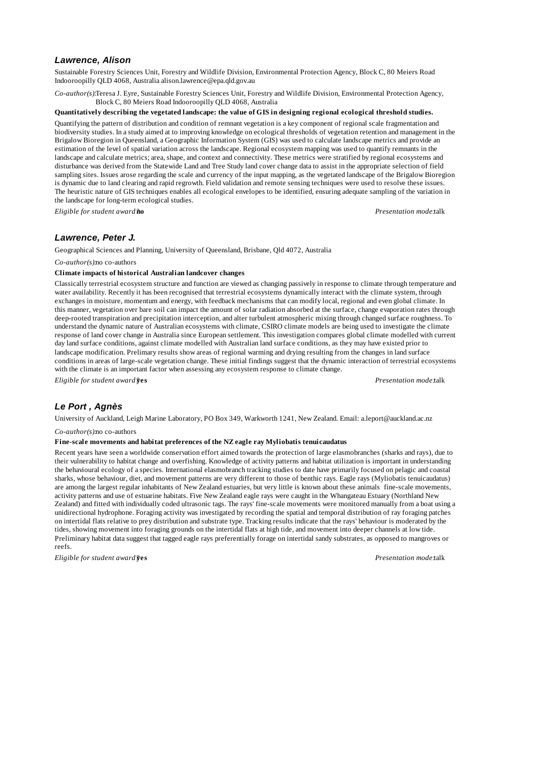### *Lawrence, Alison*

Sustainable Forestry Sciences Unit, Forestry and Wildlife Division, Environmental Protection Agency, Block C, 80 Meiers Road Indooroopilly QLD 4068, Australia alison.lawrence@epa.qld.gov.au

*Co-author(s):* Teresa J. Eyre, Sustainable Forestry Sciences Unit, Forestry and Wildlife Division, Environmental Protection Agency, Block C, 80 Meiers Road Indooroopilly QLD 4068, Australia

**Quantitatively describing the vegetated landscape: the value of GIS in designing regional ecological threshold studies.**

Quantifying the pattern of distribution and condition of remnant vegetation is a key component of regional scale fragmentation and biodiversity studies. In a study aimed at to improving knowledge on ecological thresholds of vegetation retention and management in the Brigalow Bioregion in Queensland, a Geographic Information System (GIS) was used to calculate landscape metrics and provide an estimation of the level of spatial variation across the landscape. Regional ecosystem mapping was used to quantify remnants in the landscape and calculate metrics; area, shape, and context and connectivity. These metrics were stratified by regional ecosystems and disturbance was derived from the Statewide Land and Tree Study land cover change data to assist in the appropriate selection of field sampling sites. Issues arose regarding the scale and currency of the input mapping, as the vegetated landscape of the Brigalow Bioregion is dynamic due to land clearing and rapid regrowth. Field validation and remote sensing techniques were used to resolve these issues. The heuristic nature of GIS techniques enables all ecological envelopes to be identified, ensuring adequate sampling of the variation in the landscape for long-term ecological studies.

*Eligible for student award:* **no** *Presentation mode:* talk

### *Lawrence, Peter J.*

Geographical Sciences and Planning, University of Queensland, Brisbane, Qld 4072, Australia

*Co-author(s):* no co-authors

**Climate impacts of historical Australian landcover changes**

Classically terrestrial ecosystem structure and function are viewed as changing passively in response to climate through temperature and water availability. Recently it has been recognised that terrestrial ecosystems dynamically interact with the climate system, through exchanges in moisture, momentum and energy, with feedback mechanisms that can modify local, regional and even global climate. In this manner, vegetation over bare soil can impact the amount of solar radiation absorbed at the surface, change evaporation rates through deep-rooted transpiration and precipitation interception, and alter turbulent atmospheric mixing through changed surface roughness. To understand the dynamic nature of Australian ecosystems with climate, CSIRO climate models are being used to investigate the climate response of land cover change in Australia since European settlement. This investigation compares global climate modelled with current day land surface conditions, against climate modelled with Australian land surface conditions, as they may have existed prior to landscape modification. Prelimary results show areas of regional warming and drying resulting from the changes in land surface conditions in areas of large-scale vegetation change. These initial findings suggest that the dynamic interaction of terrestrial ecosystems with the climate is an important factor when assessing any ecosystem response to climate change.

*Eligible for student award:* **yes** *Presentation mode:* talk

### *Le Port , Agnès*

University of Auckland, Leigh Marine Laboratory, PO Box 349, Warkworth 1241, New Zealand. Email: a.leport@auckland.ac.nz

*Co-author(s):* no co-authors

**Fine-scale movements and habitat preferences of the NZ eagle ray Myliobatis tenuicaudatus**

Recent years have seen a worldwide conservation effort aimed towards the protection of large elasmobranches (sharks and rays), due to their vulnerability to habitat change and overfishing. Knowledge of activity patterns and habitat utilization is important in understanding the behavioural ecology of a species. International elasmobranch tracking studies to date have primarily focused on pelagic and coastal sharks, whose behaviour, diet, and movement patterns are very different to those of benthic rays. Eagle rays (Myliobatis tenuicaudatus) are among the largest regular inhabitants of New Zealand estuaries, but very little is known about these animals fine-scale movements, activity patterns and use of estuarine habitats. Five New Zealand eagle rays were caught in the Whangateau Estuary (Northland New Zealand) and fitted with individually coded ultrasonic tags. The rays' fine-scale movements were monitored manually from a boat using a unidirectional hydrophone. Foraging activity was investigated by recording the spatial and temporal distribution of ray foraging patches on intertidal flats relative to prey distribution and substrate type. Tracking results indicate that the rays' behaviour is moderated by the tides, showing movement into foraging grounds on the intertidal flats at high tide, and movement into deeper channels at low tide. Preliminary habitat data suggest that tagged eagle rays preferentially forage on intertidal sandy substrates, as opposed to mangroves or reefs.

*Eligible for student award:* **yes** *Presentation mode:* talk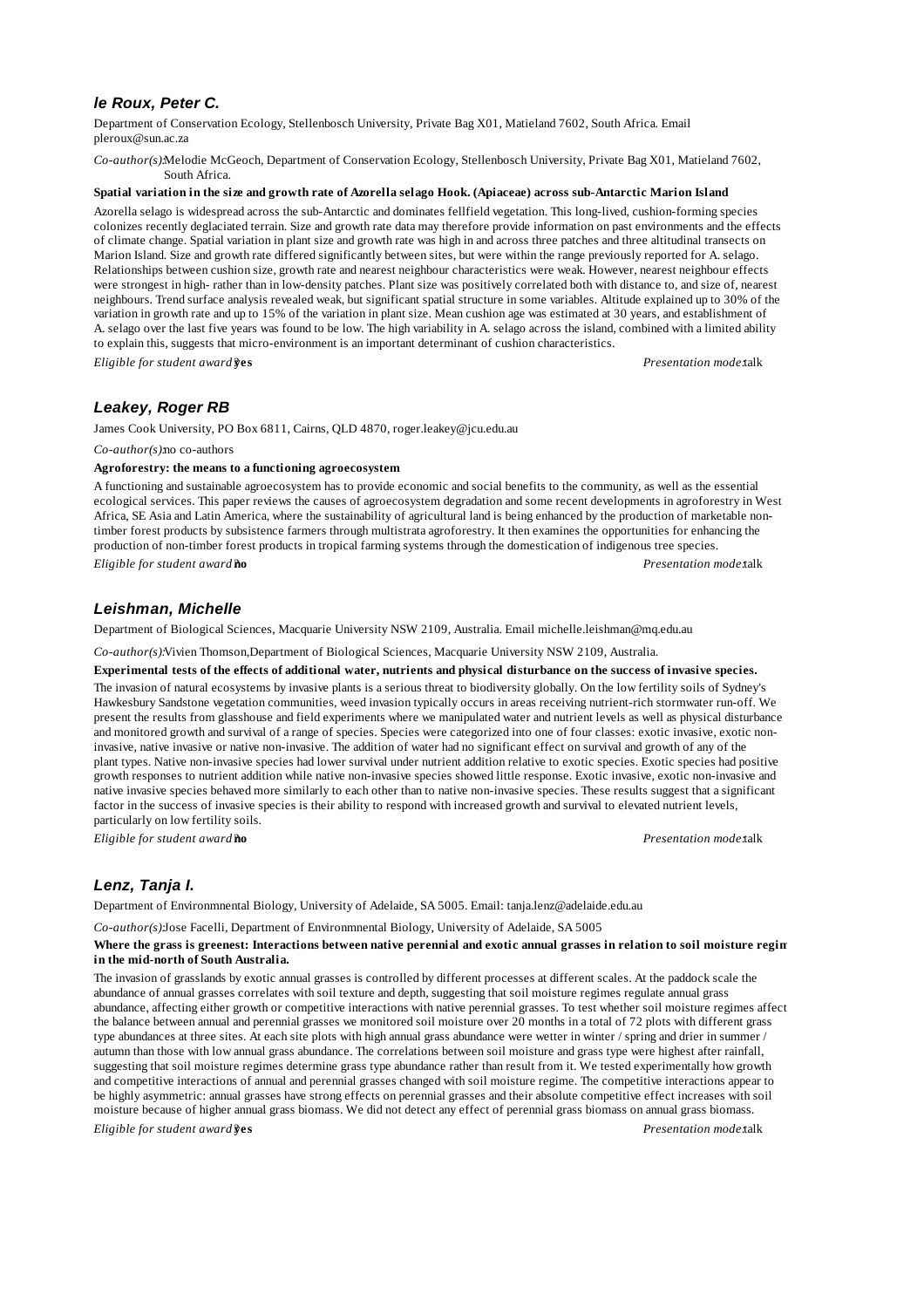### *le Roux, Peter C.*

Department of Conservation Ecology, Stellenbosch University, Private Bag X01, Matieland 7602, South Africa. Email pleroux@sun.ac.za

*Co-author(s):* Melodie McGeoch, Department of Conservation Ecology, Stellenbosch University, Private Bag X01, Matieland 7602, South Africa.

**Spatial variation in the size and growth rate of Azorella selago Hook. (Apiaceae) across sub-Antarctic Marion Island**

Azorella selago is widespread across the sub-Antarctic and dominates fellfield vegetation. This long-lived, cushion-forming species colonizes recently deglaciated terrain. Size and growth rate data may therefore provide information on past environments and the effects of climate change. Spatial variation in plant size and growth rate was high in and across three patches and three altitudinal transects on Marion Island. Size and growth rate differed significantly between sites, but were within the range previously reported for A. selago. Relationships between cushion size, growth rate and nearest neighbour characteristics were weak. However, nearest neighbour effects were strongest in high- rather than in low-density patches. Plant size was positively correlated both with distance to, and size of, nearest neighbours. Trend surface analysis revealed weak, but significant spatial structure in some variables. Altitude explained up to 30% of the variation in growth rate and up to 15% of the variation in plant size. Mean cushion age was estimated at 30 years, and establishment of A. selago over the last five years was found to be low. The high variability in A. selago across the island, combined with a limited ability to explain this, suggests that micro-environment is an important determinant of cushion characteristics.

*Eligible for student award:* **yes** *Presentation mode:* talk

### *Leakey, Roger RB*

James Cook University, PO Box 6811, Cairns, QLD 4870, roger.leakey@jcu.edu.au

*Co-author(s):* no co-authors

**Agroforestry: the means to a functioning agroecosystem**

A functioning and sustainable agroecosystem has to provide economic and social benefits to the community, as well as the essential ecological services. This paper reviews the causes of agroecosystem degradation and some recent developments in agroforestry in West Africa, SE Asia and Latin America, where the sustainability of agricultural land is being enhanced by the production of marketable non-timber forest products by subsistence farmers through multistrata agroforestry. It then examines the opportunities for enhancing the production of non-timber forest products in tropical farming systems through the domestication of indigenous tree species.

*Eligible for student award:* **no** *Presentation mode:* talk

### *Leishman, Michelle*

Department of Biological Sciences, Macquarie University NSW 2109, Australia. Email michelle.leishman@mq.edu.au

*Co-author(s):* Vivien Thomson, Department of Biological Sciences, Macquarie University NSW 2109, Australia.

**Experimental tests of the effects of additional water, nutrients and physical disturbance on the success of invasive species.**

The invasion of natural ecosystems by invasive plants is a serious threat to biodiversity globally. On the low fertility soils of Sydney's Hawkesbury Sandstone vegetation communities, weed invasion typically occurs in areas receiving nutrient-rich stormwater run-off. We present the results from glasshouse and field experiments where we manipulated water and nutrient levels as well as physical disturbance and monitored growth and survival of a range of species. Species were categorized into one of four classes: exotic invasive, exotic non-invasive, native invasive or native non-invasive. The addition of water had no significant effect on survival and growth of any of the plant types. Native non-invasive species had lower survival under nutrient addition relative to exotic species. Exotic species had positive growth responses to nutrient addition while native non-invasive species showed little response. Exotic invasive, exotic non-invasive and native invasive species behaved more similarly to each other than to native non-invasive species. These results suggest that a significant factor in the success of invasive species is their ability to respond with increased growth and survival to elevated nutrient levels, particularly on low fertility soils.

*Eligible for student award:* **no** *Presentation mode:* talk

### *Lenz, Tanja I.*

Department of Environmnental Biology, University of Adelaide, SA 5005. Email: tanja.lenz@adelaide.edu.au

*Co-author(s):* Jose Facelli, Department of Environmnental Biology, University of Adelaide, SA 5005

**Where the grass is greenest: Interactions between native perennial and exotic annual grasses in relation to soil moisture regim in the mid-north of South Australia.**

The invasion of grasslands by exotic annual grasses is controlled by different processes at different scales. At the paddock scale the abundance of annual grasses correlates with soil texture and depth, suggesting that soil moisture regimes regulate annual grass abundance, affecting either growth or competitive interactions with native perennial grasses. To test whether soil moisture regimes affect the balance between annual and perennial grasses we monitored soil moisture over 20 months in a total of 72 plots with different grass type abundances at three sites. At each site plots with high annual grass abundance were wetter in winter / spring and drier in summer / autumn than those with low annual grass abundance. The correlations between soil moisture and grass type were highest after rainfall, suggesting that soil moisture regimes determine grass type abundance rather than result from it. We tested experimentally how growth and competitive interactions of annual and perennial grasses changed with soil moisture regime. The competitive interactions appear to be highly asymmetric: annual grasses have strong effects on perennial grasses and their absolute competitive effect increases with soil moisture because of higher annual grass biomass. We did not detect any effect of perennial grass biomass on annual grass biomass.

*Eligible for student award:* **yes** *Presentation mode:* talk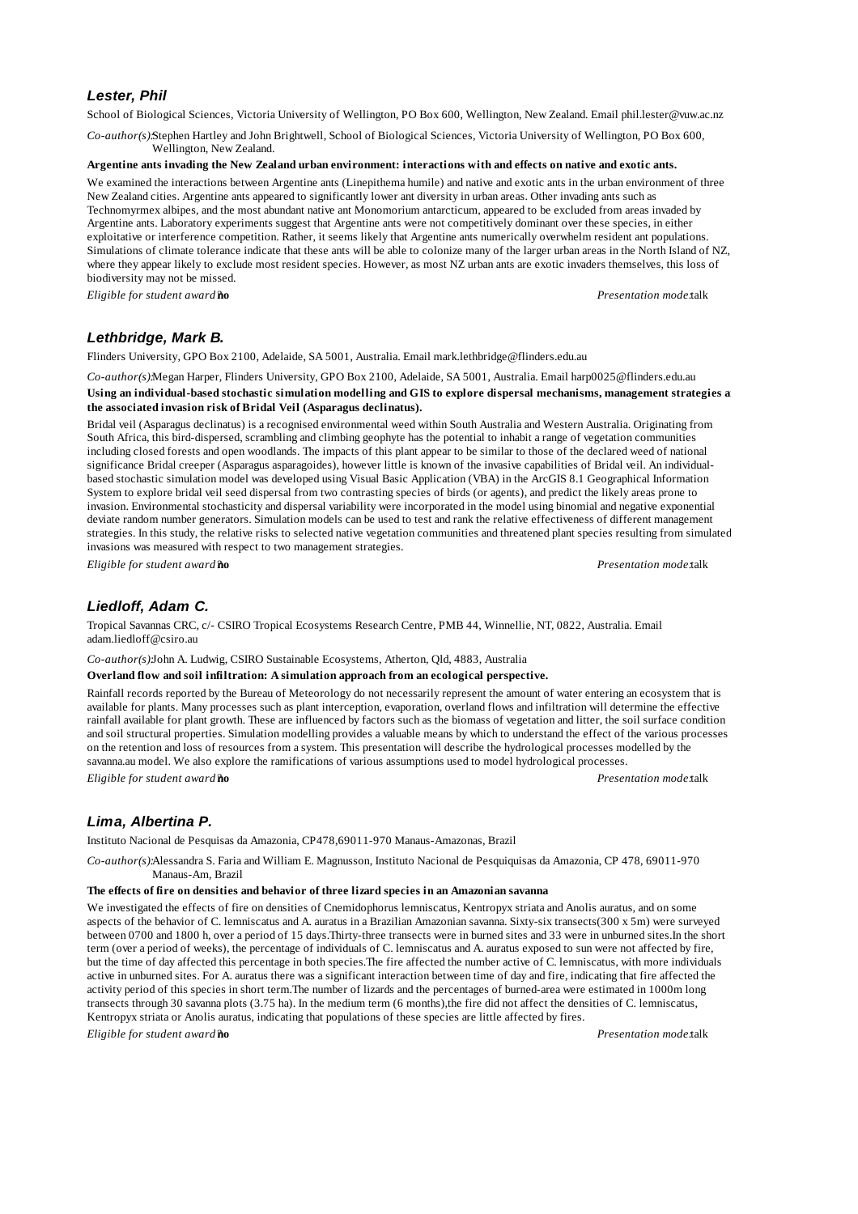### *Lester, Phil*

School of Biological Sciences, Victoria University of Wellington, PO Box 600, Wellington, New Zealand. Email phil.lester@vuw.ac.nz

*Co-author(s):* Stephen Hartley and John Brightwell, School of Biological Sciences, Victoria University of Wellington, PO Box 600, Wellington, New Zealand.

**Argentine ants invading the New Zealand urban environment: interactions with and effects on native and exotic ants.**

We examined the interactions between Argentine ants (Linepithema humile) and native and exotic ants in the urban environment of three New Zealand cities. Argentine ants appeared to significantly lower ant diversity in urban areas. Other invading ants such as Technomyrmex albipes, and the most abundant native ant Monomorium antarcticum, appeared to be excluded from areas invaded by Argentine ants. Laboratory experiments suggest that Argentine ants were not competitively dominant over these species, in either exploitative or interference competition. Rather, it seems likely that Argentine ants numerically overwhelm resident ant populations. Simulations of climate tolerance indicate that these ants will be able to colonize many of the larger urban areas in the North Island of NZ, where they appear likely to exclude most resident species. However, as most NZ urban ants are exotic invaders themselves, this loss of biodiversity may not be missed.

*Eligible for student award:* **no** *Presentation mode:* talk

### *Lethbridge, Mark B.*

Flinders University, GPO Box 2100, Adelaide, SA 5001, Australia. Email mark.lethbridge@flinders.edu.au

*Co-author(s):* Megan Harper, Flinders University, GPO Box 2100, Adelaide, SA 5001, Australia. Email harp0025@flinders.edu.au

**Using an individual-based stochastic simulation modelling and GIS to explore dispersal mechanisms, management strategies a the associated invasion risk of Bridal Veil (Asparagus declinatus).**

Bridal veil (Asparagus declinatus) is a recognised environmental weed within South Australia and Western Australia. Originating from South Africa, this bird-dispersed, scrambling and climbing geophyte has the potential to inhabit a range of vegetation communities including closed forests and open woodlands. The impacts of this plant appear to be similar to those of the declared weed of national significance Bridal creeper (Asparagus asparagoides), however little is known of the invasive capabilities of Bridal veil. An individual-based stochastic simulation model was developed using Visual Basic Application (VBA) in the ArcGIS 8.1 Geographical Information System to explore bridal veil seed dispersal from two contrasting species of birds (or agents), and predict the likely areas prone to invasion. Environmental stochasticity and dispersal variability were incorporated in the model using binomial and negative exponential deviate random number generators. Simulation models can be used to test and rank the relative effectiveness of different management strategies. In this study, the relative risks to selected native vegetation communities and threatened plant species resulting from simulated invasions was measured with respect to two management strategies.

*Eligible for student award:* **no** *Presentation mode:* talk

### *Liedloff, Adam C.*

Tropical Savannas CRC, c/- CSIRO Tropical Ecosystems Research Centre, PMB 44, Winnellie, NT, 0822, Australia. Email adam.liedloff@csiro.au

*Co-author(s):* John A. Ludwig, CSIRO Sustainable Ecosystems, Atherton, Qld, 4883, Australia

**Overland flow and soil infiltration: A simulation approach from an ecological perspective.**

Rainfall records reported by the Bureau of Meteorology do not necessarily represent the amount of water entering an ecosystem that is available for plants. Many processes such as plant interception, evaporation, overland flows and infiltration will determine the effective rainfall available for plant growth. These are influenced by factors such as the biomass of vegetation and litter, the soil surface condition and soil structural properties. Simulation modelling provides a valuable means by which to understand the effect of the various processes on the retention and loss of resources from a system. This presentation will describe the hydrological processes modelled by the savanna.au model. We also explore the ramifications of various assumptions used to model hydrological processes.

*Eligible for student award:* **no** *Presentation mode:* talk

### *Lima, Albertina P.*

Instituto Nacional de Pesquisas da Amazonia, CP478,69011-970 Manaus-Amazonas, Brazil

*Co-author(s):* Alessandra S. Faria and William E. Magnusson, Instituto Nacional de Pesquiquisas da Amazonia, CP 478, 69011-970 Manaus-Am, Brazil

**The effects of fire on densities and behavior of three lizard species in an Amazonian savanna**

We investigated the effects of fire on densities of Cnemidophorus lemniscatus, Kentropyx striata and Anolis auratus, and on some aspects of the behavior of C. lemniscatus and A. auratus in a Brazilian Amazonian savanna. Sixty-six transects(300 x 5m) were surveyed between 0700 and 1800 h, over a period of 15 days.Thirty-three transects were in burned sites and 33 were in unburned sites.In the short term (over a period of weeks), the percentage of individuals of C. lemniscatus and A. auratus exposed to sun were not affected by fire, but the time of day affected this percentage in both species.The fire affected the number active of C. lemniscatus, with more individuals active in unburned sites. For A. auratus there was a significant interaction between time of day and fire, indicating that fire affected the activity period of this species in short term.The number of lizards and the percentages of burned-area were estimated in 1000m long transects through 30 savanna plots (3.75 ha). In the medium term (6 months),the fire did not affect the densities of C. lemniscatus, Kentropyx striata or Anolis auratus, indicating that populations of these species are little affected by fires.

*Eligible for student award:* **no** *Presentation mode:* talk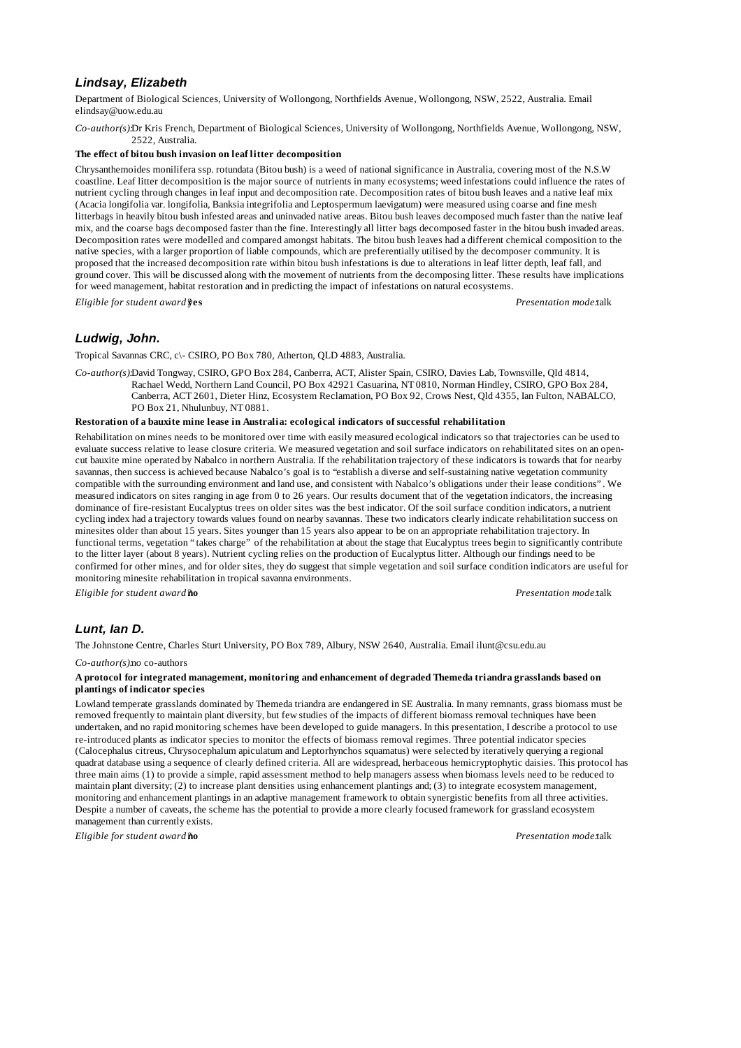### *Lindsay, Elizabeth*

Department of Biological Sciences, University of Wollongong, Northfields Avenue, Wollongong, NSW, 2522, Australia. Email elindsay@uow.edu.au

*Co-author(s):* Dr Kris French, Department of Biological Sciences, University of Wollongong, Northfields Avenue, Wollongong, NSW, 2522, Australia.

**The effect of bitou bush invasion on leaf litter decomposition**

Chrysanthemoides monilifera ssp. rotundata (Bitou bush) is a weed of national significance in Australia, covering most of the N.S.W coastline. Leaf litter decomposition is the major source of nutrients in many ecosystems; weed infestations could influence the rates of nutrient cycling through changes in leaf input and decomposition rate. Decomposition rates of bitou bush leaves and a native leaf mix (Acacia longifolia var. longifolia, Banksia integrifolia and Leptospermum laevigatum) were measured using coarse and fine mesh litterbags in heavily bitou bush infested areas and uninvaded native areas. Bitou bush leaves decomposed much faster than the native leaf mix, and the coarse bags decomposed faster than the fine. Interestingly all litter bags decomposed faster in the bitou bush invaded areas. Decomposition rates were modelled and compared amongst habitats. The bitou bush leaves had a different chemical composition to the native species, with a larger proportion of liable compounds, which are preferentially utilised by the decomposer community. It is proposed that the increased decomposition rate within bitou bush infestations is due to alterations in leaf litter depth, leaf fall, and ground cover. This will be discussed along with the movement of nutrients from the decomposing litter. These results have implications for weed management, habitat restoration and in predicting the impact of infestations on natural ecosystems.

*Eligible for student award?* **yes** *Presentation mode:* talk

### *Ludwig, John.*

Tropical Savannas CRC, c\- CSIRO, PO Box 780, Atherton, QLD 4883, Australia.

*Co-author(s):* David Tongway, CSIRO, GPO Box 284, Canberra, ACT, Alister Spain, CSIRO, Davies Lab, Townsville, Qld 4814, Rachael Wedd, Northern Land Council, PO Box 42921 Casuarina, NT 0810, Norman Hindley, CSIRO, GPO Box 284, Canberra, ACT 2601, Dieter Hinz, Ecosystem Reclamation, PO Box 92, Crows Nest, Qld 4355, Ian Fulton, NABALCO, PO Box 21, Nhulunbuy, NT 0881.

**Restoration of a bauxite mine lease in Australia: ecological indicators of successful rehabilitation**

Rehabilitation on mines needs to be monitored over time with easily measured ecological indicators so that trajectories can be used to evaluate success relative to lease closure criteria. We measured vegetation and soil surface indicators on rehabilitated sites on an open-cut bauxite mine operated by Nabalco in northern Australia. If the rehabilitation trajectory of these indicators is towards that for nearby savannas, then success is achieved because Nabalco's goal is to "establish a diverse and self-sustaining native vegetation community compatible with the surrounding environment and land use, and consistent with Nabalco's obligations under their lease conditions". We measured indicators on sites ranging in age from 0 to 26 years. Our results document that of the vegetation indicators, the increasing dominance of fire-resistant Eucalyptus trees on older sites was the best indicator. Of the soil surface condition indicators, a nutrient cycling index had a trajectory towards values found on nearby savannas. These two indicators clearly indicate rehabilitation success on minesites older than about 15 years. Sites younger than 15 years also appear to be on an appropriate rehabilitation trajectory. In functional terms, vegetation "takes charge" of the rehabilitation at about the stage that Eucalyptus trees begin to significantly contribute to the litter layer (about 8 years). Nutrient cycling relies on the production of Eucalyptus litter. Although our findings need to be confirmed for other mines, and for older sites, they do suggest that simple vegetation and soil surface condition indicators are useful for monitoring minesite rehabilitation in tropical savanna environments.

*Eligible for student award?* **no** *Presentation mode:* talk

### *Lunt, Ian D.*

The Johnstone Centre, Charles Sturt University, PO Box 789, Albury, NSW 2640, Australia. Email ilunt@csu.edu.au

*Co-author(s):* no co-authors

**A protocol for integrated management, monitoring and enhancement of degraded Themeda triandra grasslands based on plantings of indicator species**

Lowland temperate grasslands dominated by Themeda triandra are endangered in SE Australia. In many remnants, grass biomass must be removed frequently to maintain plant diversity, but few studies of the impacts of different biomass removal techniques have been undertaken, and no rapid monitoring schemes have been developed to guide managers. In this presentation, I describe a protocol to use re-introduced plants as indicator species to monitor the effects of biomass removal regimes. Three potential indicator species (Calocephalus citreus, Chrysocephalum apiculatum and Leptorhynchos squamatus) were selected by iteratively querying a regional quadrat database using a sequence of clearly defined criteria. All are widespread, herbaceous hemicryptophytic daisies. This protocol has three main aims (1) to provide a simple, rapid assessment method to help managers assess when biomass levels need to be reduced to maintain plant diversity; (2) to increase plant densities using enhancement plantings and; (3) to integrate ecosystem management, monitoring and enhancement plantings in an adaptive management framework to obtain synergistic benefits from all three activities. Despite a number of caveats, the scheme has the potential to provide a more clearly focused framework for grassland ecosystem management than currently exists.

*Eligible for student award?* **no** *Presentation mode:* talk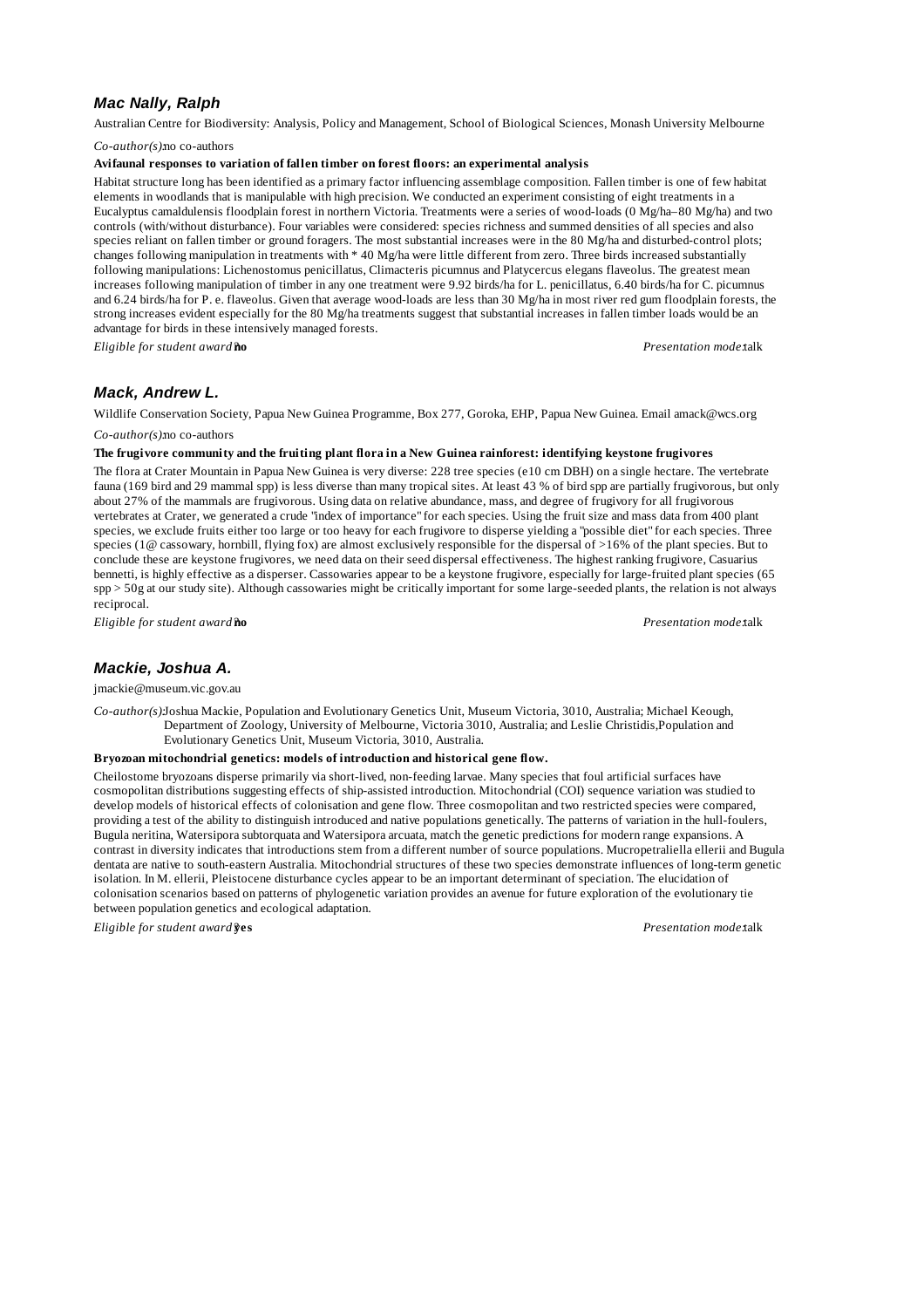### *Mac Nally, Ralph*

Australian Centre for Biodiversity: Analysis, Policy and Management, School of Biological Sciences, Monash University Melbourne

*Co-author(s):* no co-authors

**Avifaunal responses to variation of fallen timber on forest floors: an experimental analysis**

Habitat structure long has been identified as a primary factor influencing assemblage composition. Fallen timber is one of few habitat elements in woodlands that is manipulable with high precision. We conducted an experiment consisting of eight treatments in a Eucalyptus camaldulensis floodplain forest in northern Victoria. Treatments were a series of wood-loads (0 Mg/ha–80 Mg/ha) and two controls (with/without disturbance). Four variables were considered: species richness and summed densities of all species and also species reliant on fallen timber or ground foragers. The most substantial increases were in the 80 Mg/ha and disturbed-control plots; changes following manipulation in treatments with * 40 Mg/ha were little different from zero. Three birds increased substantially following manipulations: Lichenostomus penicillatus, Climacteris picumnus and Platycercus elegans flaveolus. The greatest mean increases following manipulation of timber in any one treatment were 9.92 birds/ha for L. penicillatus, 6.40 birds/ha for C. picumnus and 6.24 birds/ha for P. e. flaveolus. Given that average wood-loads are less than 30 Mg/ha in most river red gum floodplain forests, the strong increases evident especially for the 80 Mg/ha treatments suggest that substantial increases in fallen timber loads would be an advantage for birds in these intensively managed forests.

*Eligible for student award?* **no** *Presentation mode:* talk

### *Mack, Andrew L.*

Wildlife Conservation Society, Papua New Guinea Programme, Box 277, Goroka, EHP, Papua New Guinea. Email amack@wcs.org

*Co-author(s):* no co-authors

**The frugivore community and the fruiting plant flora in a New Guinea rainforest: identifying keystone frugivores**

The flora at Crater Mountain in Papua New Guinea is very diverse: 228 tree species (e10 cm DBH) on a single hectare. The vertebrate fauna (169 bird and 29 mammal spp) is less diverse than many tropical sites. At least 43 % of bird spp are partially frugivorous, but only about 27% of the mammals are frugivorous. Using data on relative abundance, mass, and degree of frugivory for all frugivorous vertebrates at Crater, we generated a crude "index of importance" for each species. Using the fruit size and mass data from 400 plant species, we exclude fruits either too large or too heavy for each frugivore to disperse yielding a "possible diet" for each species. Three species (1@ cassowary, hornbill, flying fox) are almost exclusively responsible for the dispersal of >16% of the plant species. But to conclude these are keystone frugivores, we need data on their seed dispersal effectiveness. The highest ranking frugivore, Casuarius bennetti, is highly effective as a disperser. Cassowaries appear to be a keystone frugivore, especially for large-fruited plant species (65 spp > 50g at our study site). Although cassowaries might be critically important for some large-seeded plants, the relation is not always reciprocal.

*Eligible for student award?* **no** *Presentation mode:* talk

### *Mackie, Joshua A.*

jmackie@museum.vic.gov.au

*Co-author(s):* Joshua Mackie, Population and Evolutionary Genetics Unit, Museum Victoria, 3010, Australia; Michael Keough, Department of Zoology, University of Melbourne, Victoria 3010, Australia; and Leslie Christidis,Population and Evolutionary Genetics Unit, Museum Victoria, 3010, Australia.

**Bryozoan mitochondrial genetics: models of introduction and historical gene flow.**

Cheilostome bryozoans disperse primarily via short-lived, non-feeding larvae. Many species that foul artificial surfaces have cosmopolitan distributions suggesting effects of ship-assisted introduction. Mitochondrial (COI) sequence variation was studied to develop models of historical effects of colonisation and gene flow. Three cosmopolitan and two restricted species were compared, providing a test of the ability to distinguish introduced and native populations genetically. The patterns of variation in the hull-foulers, Bugula neritina, Watersipora subtorquata and Watersipora arcuata, match the genetic predictions for modern range expansions. A contrast in diversity indicates that introductions stem from a different number of source populations. Mucropetraliella ellerii and Bugula dentata are native to south-eastern Australia. Mitochondrial structures of these two species demonstrate influences of long-term genetic isolation. In M. ellerii, Pleistocene disturbance cycles appear to be an important determinant of speciation. The elucidation of colonisation scenarios based on patterns of phylogenetic variation provides an avenue for future exploration of the evolutionary tie between population genetics and ecological adaptation.

*Eligible for student award?* **yes** *Presentation mode:* talk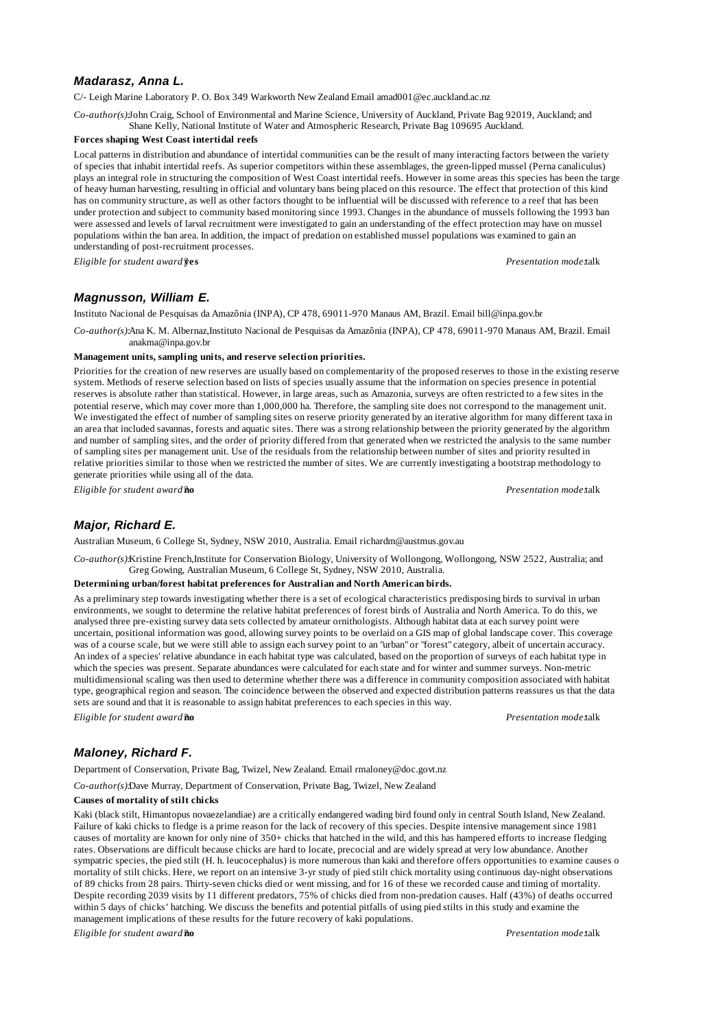### *Madarasz, Anna L.*

C/- Leigh Marine Laboratory P. O. Box 349 Warkworth New Zealand Email amad001@ec.auckland.ac.nz

*Co-author(s):* John Craig, School of Environmental and Marine Science, University of Auckland, Private Bag 92019, Auckland; and Shane Kelly, National Institute of Water and Atmospheric Research, Private Bag 109695 Auckland.

**Forces shaping West Coast intertidal reefs**

Local patterns in distribution and abundance of intertidal communities can be the result of many interacting factors between the variety of species that inhabit intertidal reefs. As superior competitors within these assemblages, the green-lipped mussel (Perna canaliculus) plays an integral role in structuring the composition of West Coast intertidal reefs. However in some areas this species has been the targe of heavy human harvesting, resulting in official and voluntary bans being placed on this resource. The effect that protection of this kind has on community structure, as well as other factors thought to be influential will be discussed with reference to a reef that has been under protection and subject to community based monitoring since 1993. Changes in the abundance of mussels following the 1993 ban were assessed and levels of larval recruitment were investigated to gain an understanding of the effect protection may have on mussel populations within the ban area. In addition, the impact of predation on established mussel populations was examined to gain an understanding of post-recruitment processes.

*Eligible for student award?* **yes** *Presentation mode:* talk

### *Magnusson, William E.*

Instituto Nacional de Pesquisas da Amazônia (INPA), CP 478, 69011-970 Manaus AM, Brazil. Email bill@inpa.gov.br

*Co-author(s):* Ana K. M. Albernaz, Instituto Nacional de Pesquisas da Amazônia (INPA), CP 478, 69011-970 Manaus AM, Brazil. Email anakma@inpa.gov.br

**Management units, sampling units, and reserve selection priorities.**

Priorities for the creation of new reserves are usually based on complementarity of the proposed reserves to those in the existing reserve system. Methods of reserve selection based on lists of species usually assume that the information on species presence in potential reserves is absolute rather than statistical. However, in large areas, such as Amazonia, surveys are often restricted to a few sites in the potential reserve, which may cover more than 1,000,000 ha. Therefore, the sampling site does not correspond to the management unit. We investigated the effect of number of sampling sites on reserve priority generated by an iterative algorithm for many different taxa in an area that included savannas, forests and aquatic sites. There was a strong relationship between the priority generated by the algorithm and number of sampling sites, and the order of priority differed from that generated when we restricted the analysis to the same number of sampling sites per management unit. Use of the residuals from the relationship between number of sites and priority resulted in relative priorities similar to those when we restricted the number of sites. We are currently investigating a bootstrap methodology to generate priorities while using all of the data.

*Eligible for student award?* **no** *Presentation mode:* talk

### *Major, Richard E.*

Australian Museum, 6 College St, Sydney, NSW 2010, Australia. Email richardm@austmus.gov.au

*Co-author(s):* Kristine French, Institute for Conservation Biology, University of Wollongong, Wollongong, NSW 2522, Australia; and Greg Gowing, Australian Museum, 6 College St, Sydney, NSW 2010, Australia.

**Determining urban/forest habitat preferences for Australian and North American birds.**

As a preliminary step towards investigating whether there is a set of ecological characteristics predisposing birds to survival in urban environments, we sought to determine the relative habitat preferences of forest birds of Australia and North America. To do this, we analysed three pre-existing survey data sets collected by amateur ornithologists. Although habitat data at each survey point were uncertain, positional information was good, allowing survey points to be overlaid on a GIS map of global landscape cover. This coverage was of a course scale, but we were still able to assign each survey point to an "urban" or "forest" category, albeit of uncertain accuracy. An index of a species' relative abundance in each habitat type was calculated, based on the proportion of surveys of each habitat type in which the species was present. Separate abundances were calculated for each state and for winter and summer surveys. Non-metric multidimensional scaling was then used to determine whether there was a difference in community composition associated with habitat type, geographical region and season. The coincidence between the observed and expected distribution patterns reassures us that the data sets are sound and that it is reasonable to assign habitat preferences to each species in this way.

*Eligible for student award?* **no** *Presentation mode:* talk

### *Maloney, Richard F.*

Department of Conservation, Private Bag, Twizel, New Zealand. Email rmaloney@doc.govt.nz

*Co-author(s):* Dave Murray, Department of Conservation, Private Bag, Twizel, New Zealand

**Causes of mortality of stilt chicks**

Kaki (black stilt, Himantopus novaezelandiae) are a critically endangered wading bird found only in central South Island, New Zealand. Failure of kaki chicks to fledge is a prime reason for the lack of recovery of this species. Despite intensive management since 1981 causes of mortality are known for only nine of 350+ chicks that hatched in the wild, and this has hampered efforts to increase fledging rates. Observations are difficult because chicks are hard to locate, precocial and are widely spread at very low abundance. Another sympatric species, the pied stilt (H. h. leucocephalus) is more numerous than kaki and therefore offers opportunities to examine causes o mortality of stilt chicks. Here, we report on an intensive 3-yr study of pied stilt chick mortality using continuous day-night observations of 89 chicks from 28 pairs. Thirty-seven chicks died or went missing, and for 16 of these we recorded cause and timing of mortality. Despite recording 2039 visits by 11 different predators, 75% of chicks died from non-predation causes. Half (43%) of deaths occurred within 5 days of chicks' hatching. We discuss the benefits and potential pitfalls of using pied stilts in this study and examine the management implications of these results for the future recovery of kaki populations.

*Eligible for student award?* **no** *Presentation mode:* talk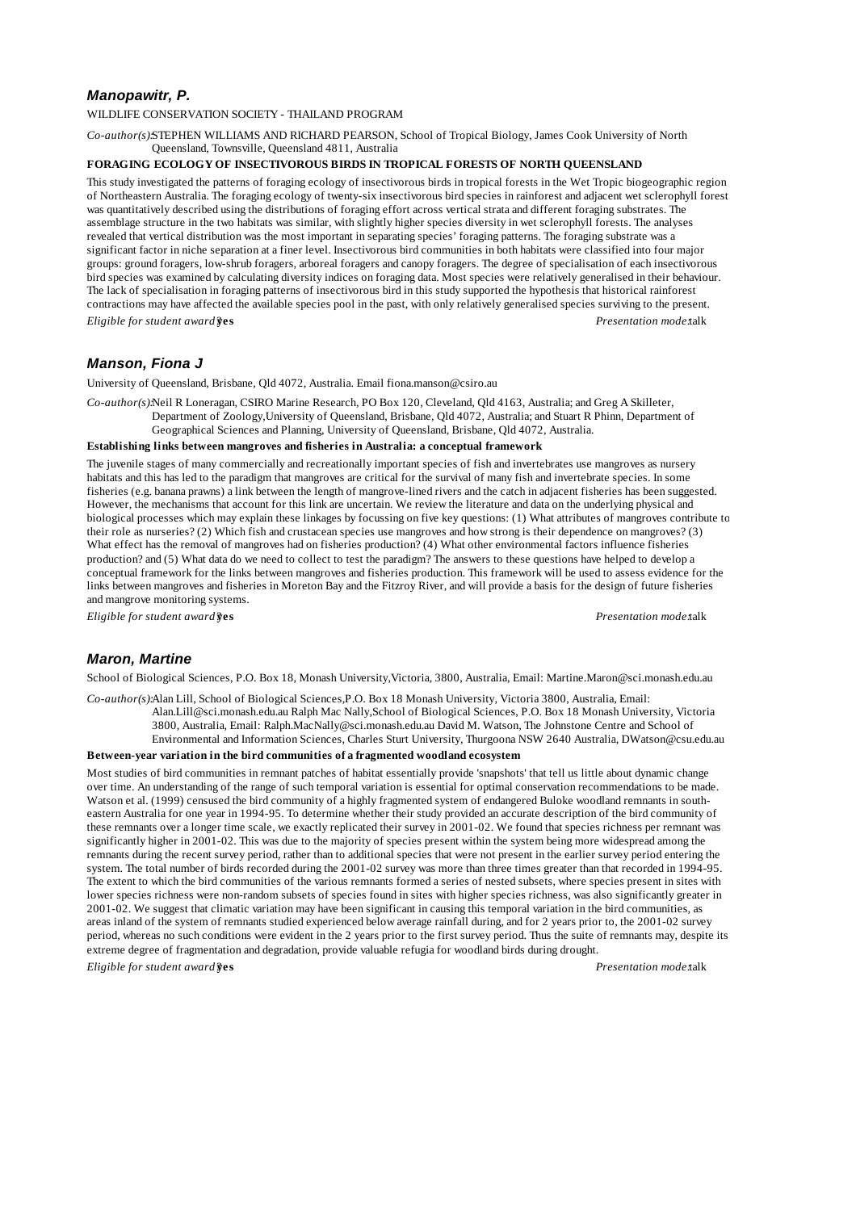### *Manopawitr, P.*

WILDLIFE CONSERVATION SOCIETY - THAILAND PROGRAM

*Co-author(s):* STEPHEN WILLIAMS AND RICHARD PEARSON, School of Tropical Biology, James Cook University of North Queensland, Townsville, Queensland 4811, Australia

**FORAGING ECOLOGY OF INSECTIVOROUS BIRDS IN TROPICAL FORESTS OF NORTH QUEENSLAND**

This study investigated the patterns of foraging ecology of insectivorous birds in tropical forests in the Wet Tropic biogeographic region of Northeastern Australia. The foraging ecology of twenty-six insectivorous bird species in rainforest and adjacent wet sclerophyll forest was quantitatively described using the distributions of foraging effort across vertical strata and different foraging substrates. The assemblage structure in the two habitats was similar, with slightly higher species diversity in wet sclerophyll forests. The analyses revealed that vertical distribution was the most important in separating species' foraging patterns. The foraging substrate was a significant factor in niche separation at a finer level. Insectivorous bird communities in both habitats were classified into four major groups: ground foragers, low-shrub foragers, arboreal foragers and canopy foragers. The degree of specialisation of each insectivorous bird species was examined by calculating diversity indices on foraging data. Most species were relatively generalised in their behaviour. The lack of specialisation in foraging patterns of insectivorous bird in this study supported the hypothesis that historical rainforest contractions may have affected the available species pool in the past, with only relatively generalised species surviving to the present.

*Eligible for student award:* **yes** *Presentation mode:* talk

### *Manson, Fiona J*

University of Queensland, Brisbane, Qld 4072, Australia. Email fiona.manson@csiro.au

*Co-author(s):* Neil R Loneragan, CSIRO Marine Research, PO Box 120, Cleveland, Qld 4163, Australia; and Greg A Skilleter, Department of Zoology,University of Queensland, Brisbane, Qld 4072, Australia; and Stuart R Phinn, Department of Geographical Sciences and Planning, University of Queensland, Brisbane, Qld 4072, Australia.

**Establishing links between mangroves and fisheries in Australia: a conceptual framework**

The juvenile stages of many commercially and recreationally important species of fish and invertebrates use mangroves as nursery habitats and this has led to the paradigm that mangroves are critical for the survival of many fish and invertebrate species. In some fisheries (e.g. banana prawns) a link between the length of mangrove-lined rivers and the catch in adjacent fisheries has been suggested. However, the mechanisms that account for this link are uncertain. We review the literature and data on the underlying physical and biological processes which may explain these linkages by focussing on five key questions: (1) What attributes of mangroves contribute to their role as nurseries? (2) Which fish and crustacean species use mangroves and how strong is their dependence on mangroves? (3) What effect has the removal of mangroves had on fisheries production? (4) What other environmental factors influence fisheries production? and (5) What data do we need to collect to test the paradigm? The answers to these questions have helped to develop a conceptual framework for the links between mangroves and fisheries production. This framework will be used to assess evidence for the links between mangroves and fisheries in Moreton Bay and the Fitzroy River, and will provide a basis for the design of future fisheries and mangrove monitoring systems.

*Eligible for student award:* **yes** *Presentation mode:* talk

### *Maron, Martine*

School of Biological Sciences, P.O. Box 18, Monash University,Victoria, 3800, Australia, Email: Martine.Maron@sci.monash.edu.au

*Co-author(s):* Alan Lill, School of Biological Sciences,P.O. Box 18 Monash University, Victoria 3800, Australia, Email: Alan.Lill@sci.monash.edu.au Ralph Mac Nally,School of Biological Sciences, P.O. Box 18 Monash University, Victoria 3800, Australia, Email: Ralph.MacNally@sci.monash.edu.au David M. Watson, The Johnstone Centre and School of Environmental and Information Sciences, Charles Sturt University, Thurgoona NSW 2640 Australia, DWatson@csu.edu.au

**Between-year variation in the bird communities of a fragmented woodland ecosystem**

Most studies of bird communities in remnant patches of habitat essentially provide 'snapshots' that tell us little about dynamic change over time. An understanding of the range of such temporal variation is essential for optimal conservation recommendations to be made. Watson et al. (1999) censused the bird community of a highly fragmented system of endangered Buloke woodland remnants in south-eastern Australia for one year in 1994-95. To determine whether their study provided an accurate description of the bird community of these remnants over a longer time scale, we exactly replicated their survey in 2001-02. We found that species richness per remnant was significantly higher in 2001-02. This was due to the majority of species present within the system being more widespread among the remnants during the recent survey period, rather than to additional species that were not present in the earlier survey period entering the system. The total number of birds recorded during the 2001-02 survey was more than three times greater than that recorded in 1994-95. The extent to which the bird communities of the various remnants formed a series of nested subsets, where species present in sites with lower species richness were non-random subsets of species found in sites with higher species richness, was also significantly greater in 2001-02. We suggest that climatic variation may have been significant in causing this temporal variation in the bird communities, as areas inland of the system of remnants studied experienced below average rainfall during, and for 2 years prior to, the 2001-02 survey period, whereas no such conditions were evident in the 2 years prior to the first survey period. Thus the suite of remnants may, despite its extreme degree of fragmentation and degradation, provide valuable refugia for woodland birds during drought.

*Eligible for student award:* **yes** *Presentation mode:* talk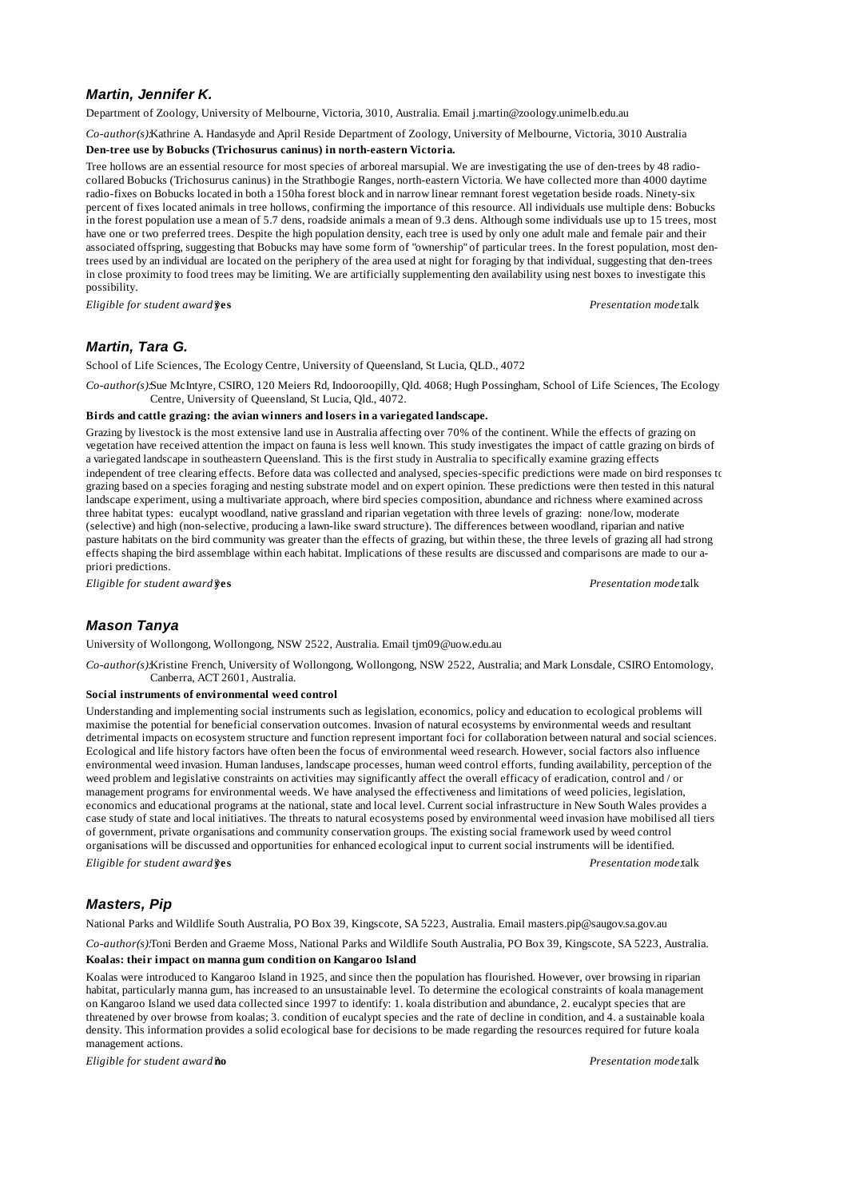### *Martin, Jennifer K.*

Department of Zoology, University of Melbourne, Victoria, 3010, Australia. Email j.martin@zoology.unimelb.edu.au

*Co-author(s):* Kathrine A. Handasyde and April Reside Department of Zoology, University of Melbourne, Victoria, 3010 Australia

**Den-tree use by Bobucks (Trichosurus caninus) in north-eastern Victoria.**

Tree hollows are an essential resource for most species of arboreal marsupial. We are investigating the use of den-trees by 48 radio-collared Bobucks (Trichosurus caninus) in the Strathbogie Ranges, north-eastern Victoria. We have collected more than 4000 daytime radio-fixes on Bobucks located in both a 150ha forest block and in narrow linear remnant forest vegetation beside roads. Ninety-six percent of fixes located animals in tree hollows, confirming the importance of this resource. All individuals use multiple dens: Bobucks in the forest population use a mean of 5.7 dens, roadside animals a mean of 9.3 dens. Although some individuals use up to 15 trees, most have one or two preferred trees. Despite the high population density, each tree is used by only one adult male and female pair and their associated offspring, suggesting that Bobucks may have some form of "ownership" of particular trees. In the forest population, most den-trees used by an individual are located on the periphery of the area used at night for foraging by that individual, suggesting that den-trees in close proximity to food trees may be limiting. We are artificially supplementing den availability using nest boxes to investigate this possibility.

*Eligible for student award?* **yes** *Presentation mode:* talk

### *Martin, Tara G.*

School of Life Sciences, The Ecology Centre, University of Queensland, St Lucia, QLD., 4072

*Co-author(s):* Sue McIntyre, CSIRO, 120 Meiers Rd, Indooroopilly, Qld. 4068; Hugh Possingham, School of Life Sciences, The Ecology Centre, University of Queensland, St Lucia, Qld., 4072.

**Birds and cattle grazing: the avian winners and losers in a variegated landscape.**

Grazing by livestock is the most extensive land use in Australia affecting over 70% of the continent. While the effects of grazing on vegetation have received attention the impact on fauna is less well known. This study investigates the impact of cattle grazing on birds of a variegated landscape in southeastern Queensland. This is the first study in Australia to specifically examine grazing effects independent of tree clearing effects. Before data was collected and analysed, species-specific predictions were made on bird responses to grazing based on a species foraging and nesting substrate model and on expert opinion. These predictions were then tested in this natural landscape experiment, using a multivariate approach, where bird species composition, abundance and richness where examined across three habitat types: eucalypt woodland, native grassland and riparian vegetation with three levels of grazing: none/low, moderate (selective) and high (non-selective, producing a lawn-like sward structure). The differences between woodland, riparian and native pasture habitats on the bird community was greater than the effects of grazing, but within these, the three levels of grazing all had strong effects shaping the bird assemblage within each habitat. Implications of these results are discussed and comparisons are made to our a-priori predictions.

*Eligible for student award?* **yes** *Presentation mode:* talk

### *Mason Tanya*

University of Wollongong, Wollongong, NSW 2522, Australia. Email tjm09@uow.edu.au

*Co-author(s):* Kristine French, University of Wollongong, Wollongong, NSW 2522, Australia; and Mark Lonsdale, CSIRO Entomology, Canberra, ACT 2601, Australia.

**Social instruments of environmental weed control**

Understanding and implementing social instruments such as legislation, economics, policy and education to ecological problems will maximise the potential for beneficial conservation outcomes. Invasion of natural ecosystems by environmental weeds and resultant detrimental impacts on ecosystem structure and function represent important foci for collaboration between natural and social sciences. Ecological and life history factors have often been the focus of environmental weed research. However, social factors also influence environmental weed invasion. Human landuses, landscape processes, human weed control efforts, funding availability, perception of the weed problem and legislative constraints on activities may significantly affect the overall efficacy of eradication, control and / or management programs for environmental weeds. We have analysed the effectiveness and limitations of weed policies, legislation, economics and educational programs at the national, state and local level. Current social infrastructure in New South Wales provides a case study of state and local initiatives. The threats to natural ecosystems posed by environmental weed invasion have mobilised all tiers of government, private organisations and community conservation groups. The existing social framework used by weed control organisations will be discussed and opportunities for enhanced ecological input to current social instruments will be identified.

*Eligible for student award?* **yes** *Presentation mode:* talk

### *Masters, Pip*

National Parks and Wildlife South Australia, PO Box 39, Kingscote, SA 5223, Australia. Email masters.pip@saugov.sa.gov.au

*Co-author(s):* Toni Berden and Graeme Moss, National Parks and Wildlife South Australia, PO Box 39, Kingscote, SA 5223, Australia.

**Koalas: their impact on manna gum condition on Kangaroo Island**

Koalas were introduced to Kangaroo Island in 1925, and since then the population has flourished. However, over browsing in riparian habitat, particularly manna gum, has increased to an unsustainable level. To determine the ecological constraints of koala management on Kangaroo Island we used data collected since 1997 to identify: 1. koala distribution and abundance, 2. eucalypt species that are threatened by over browse from koalas; 3. condition of eucalypt species and the rate of decline in condition, and 4. a sustainable koala density. This information provides a solid ecological base for decisions to be made regarding the resources required for future koala management actions.

*Eligible for student award?* **no** *Presentation mode:* talk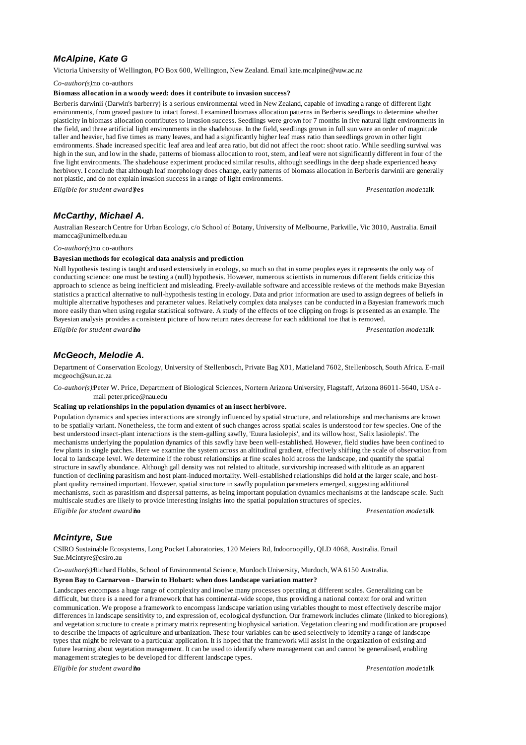## McAlpine, Kate G

Victoria University of Wellington, PO Box 600, Wellington, New Zealand. Email kate.mcalpine@vuw.ac.nz

*Co-author(s):* no co-authors

**Biomass allocation in a woody weed: does it contribute to invasion success?**

Berberis darwinii (Darwin's barberry) is a serious environmental weed in New Zealand, capable of invading a range of different light environments, from grazed pasture to intact forest. I examined biomass allocation patterns in Berberis seedlings to determine whether plasticity in biomass allocation contributes to invasion success. Seedlings were grown for 7 months in five natural light environments in the field, and three artificial light environments in the shadehouse. In the field, seedlings grown in full sun were an order of magnitude taller and heavier, had five times as many leaves, and had a significantly higher leaf mass ratio than seedlings grown in other light environments. Shade increased specific leaf area and leaf area ratio, but did not affect the root: shoot ratio. While seedling survival was high in the sun, and low in the shade, patterns of biomass allocation to root, stem, and leaf were not significantly different in four of the five light environments. The shadehouse experiment produced similar results, although seedlings in the deep shade experienced heavy herbivory. I conclude that although leaf morphology does change, early patterns of biomass allocation in Berberis darwinii are generally not plastic, and do not explain invasion success in a range of light environments.

*Eligible for student award?* **yes** *Presentation mode:* talk

## McCarthy, Michael A.

Australian Research Centre for Urban Ecology, c/o School of Botany, University of Melbourne, Parkville, Vic 3010, Australia. Email mamcca@unimelb.edu.au

*Co-author(s):* no co-authors

**Bayesian methods for ecological data analysis and prediction**

Null hypothesis testing is taught and used extensively in ecology, so much so that in some peoples eyes it represents the only way of conducting science: one must be testing a (null) hypothesis. However, numerous scientists in numerous different fields criticize this approach to science as being inefficient and misleading. Freely-available software and accessible reviews of the methods make Bayesian statistics a practical alternative to null-hypothesis testing in ecology. Data and prior information are used to assign degrees of beliefs in multiple alternative hypotheses and parameter values. Relatively complex data analyses can be conducted in a Bayesian framework much more easily than when using regular statistical software. A study of the effects of toe clipping on frogs is presented as an example. The Bayesian analysis provides a consistent picture of how return rates decrease for each additional toe that is removed.

*Eligible for student award?* **no** *Presentation mode:* talk

## McGeoch, Melodie A.

Department of Conservation Ecology, University of Stellenbosch, Private Bag X01, Matieland 7602, Stellenbosch, South Africa. E-mail mcgeoch@sun.ac.za

*Co-author(s):* Peter W. Price, Department of Biological Sciences, Nortern Arizona University, Flagstaff, Arizona 86011-5640, USA e-mail peter.price@nau.edu

**Scaling up relationships in the population dynamics of an insect herbivore.**

Population dynamics and species interactions are strongly influenced by spatial structure, and relationships and mechanisms are known to be spatially variant. Nonetheless, the form and extent of such changes across spatial scales is understood for few species. One of the best understood insect-plant interactions is the stem-galling sawfly, 'Euura lasiolepis', and its willow host, 'Salix lasiolepis'. The mechanisms underlying the population dynamics of this sawfly have been well-established. However, field studies have been confined to few plants in single patches. Here we examine the system across an altitudinal gradient, effectively shifting the scale of observation from local to landscape level. We determine if the robust relationships at fine scales hold across the landscape, and quantify the spatial structure in sawfly abundance. Although gall density was not related to altitude, survivorship increased with altitude as an apparent function of declining parasitism and host plant-induced mortality. Well-established relationships did hold at the larger scale, and host-plant quality remained important. However, spatial structure in sawfly population parameters emerged, suggesting additional mechanisms, such as parasitism and dispersal patterns, as being important population dynamics mechanisms at the landscape scale. Such multiscale studies are likely to provide interesting insights into the spatial population structures of species.

*Eligible for student award?* **no** *Presentation mode:* talk

## Mcintyre, Sue

CSIRO Sustainable Ecosystems, Long Pocket Laboratories, 120 Meiers Rd, Indooroopilly, QLD 4068, Australia. Email Sue.Mcintyre@csiro.au

*Co-author(s):* Richard Hobbs, School of Environmental Science, Murdoch University, Murdoch, WA 6150 Australia.

**Byron Bay to Carnarvon - Darwin to Hobart: when does landscape variation matter?**

Landscapes encompass a huge range of complexity and involve many processes operating at different scales. Generalizing can be difficult, but there is a need for a framework that has continental-wide scope, thus providing a national context for oral and written communication. We propose a framework to encompass landscape variation using variables thought to most effectively describe major differences in landscape sensitivity to, and expression of, ecological dysfunction. Our framework includes climate (linked to bioregions), and vegetation structure to create a primary matrix representing biophysical variation. Vegetation clearing and modification are proposed to describe the impacts of agriculture and urbanization. These four variables can be used selectively to identify a range of landscape types that might be relevant to a particular application. It is hoped that the framework will assist in the organization of existing and future learning about vegetation management. It can be used to identify where management can and cannot be generalised, enabling management strategies to be developed for different landscape types.

*Eligible for student award?* **no** *Presentation mode:* talk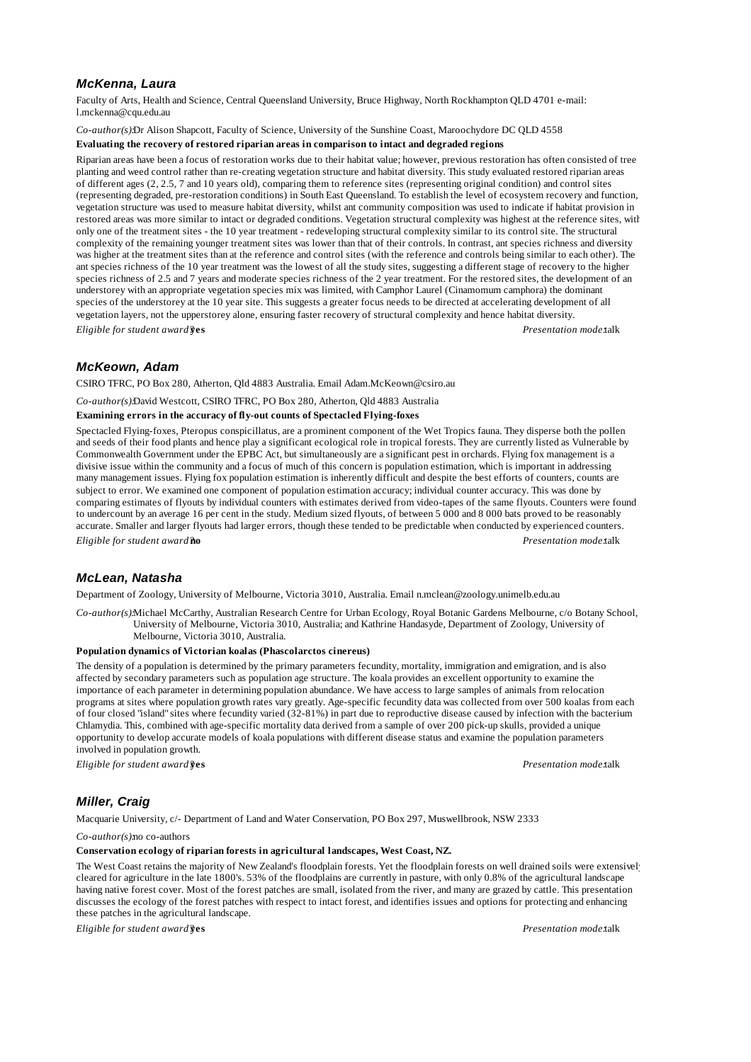### *McKenna, Laura*

Faculty of Arts, Health and Science, Central Queensland University, Bruce Highway, North Rockhampton QLD 4701 e-mail: l.mckenna@cqu.edu.au

*Co-author(s):* Dr Alison Shapcott, Faculty of Science, University of the Sunshine Coast, Maroochydore DC QLD 4558

**Evaluating the recovery of restored riparian areas in comparison to intact and degraded regions**

Riparian areas have been a focus of restoration works due to their habitat value; however, previous restoration has often consisted of tree planting and weed control rather than re-creating vegetation structure and habitat diversity. This study evaluated restored riparian areas of different ages (2, 2.5, 7 and 10 years old), comparing them to reference sites (representing original condition) and control sites (representing degraded, pre-restoration conditions) in South East Queensland. To establish the level of ecosystem recovery and function, vegetation structure was used to measure habitat diversity, whilst ant community composition was used to indicate if habitat provision in restored areas was more similar to intact or degraded conditions. Vegetation structural complexity was highest at the reference sites, with only one of the treatment sites - the 10 year treatment - redeveloping structural complexity similar to its control site. The structural complexity of the remaining younger treatment sites was lower than that of their controls. In contrast, ant species richness and diversity was higher at the treatment sites than at the reference and control sites (with the reference and controls being similar to each other). The ant species richness of the 10 year treatment was the lowest of all the study sites, suggesting a different stage of recovery to the higher species richness of 2.5 and 7 years and moderate species richness of the 2 year treatment. For the restored sites, the development of an understorey with an appropriate vegetation species mix was limited, with Camphor Laurel (Cinamomum camphora) the dominant species of the understorey at the 10 year site. This suggests a greater focus needs to be directed at accelerating development of all vegetation layers, not the upperstorey alone, ensuring faster recovery of structural complexity and hence habitat diversity.

*Eligible for student award?* **yes** *Presentation mode:* talk

### *McKeown, Adam*

CSIRO TFRC, PO Box 280, Atherton, Qld 4883 Australia. Email Adam.McKeown@csiro.au

*Co-author(s):* David Westcott, CSIRO TFRC, PO Box 280, Atherton, Qld 4883 Australia

**Examining errors in the accuracy of fly-out counts of Spectacled Flying-foxes**

Spectacled Flying-foxes, Pteropus conspicillatus, are a prominent component of the Wet Tropics fauna. They disperse both the pollen and seeds of their food plants and hence play a significant ecological role in tropical forests. They are currently listed as Vulnerable by Commonwealth Government under the EPBC Act, but simultaneously are a significant pest in orchards. Flying fox management is a divisive issue within the community and a focus of much of this concern is population estimation, which is important in addressing many management issues. Flying fox population estimation is inherently difficult and despite the best efforts of counters, counts are subject to error. We examined one component of population estimation accuracy; individual counter accuracy. This was done by comparing estimates of flyouts by individual counters with estimates derived from video-tapes of the same flyouts. Counters were found to undercount by an average 16 per cent in the study. Medium sized flyouts, of between 5 000 and 8 000 bats proved to be reasonably accurate. Smaller and larger flyouts had larger errors, though these tended to be predictable when conducted by experienced counters.

*Eligible for student award?* **no** *Presentation mode:* talk

### *McLean, Natasha*

Department of Zoology, University of Melbourne, Victoria 3010, Australia. Email n.mclean@zoology.unimelb.edu.au

*Co-author(s):* Michael McCarthy, Australian Research Centre for Urban Ecology, Royal Botanic Gardens Melbourne, c/o Botany School, University of Melbourne, Victoria 3010, Australia; and Kathrine Handasyde, Department of Zoology, University of Melbourne, Victoria 3010, Australia.

**Population dynamics of Victorian koalas (Phascolarctos cinereus)**

The density of a population is determined by the primary parameters fecundity, mortality, immigration and emigration, and is also affected by secondary parameters such as population age structure. The koala provides an excellent opportunity to examine the importance of each parameter in determining population abundance. We have access to large samples of animals from relocation programs at sites where population growth rates vary greatly. Age-specific fecundity data was collected from over 500 koalas from each of four closed "island" sites where fecundity varied (32-81%) in part due to reproductive disease caused by infection with the bacterium Chlamydia. This, combined with age-specific mortality data derived from a sample of over 200 pick-up skulls, provided a unique opportunity to develop accurate models of koala populations with different disease status and examine the population parameters involved in population growth.

*Eligible for student award?* **yes** *Presentation mode:* talk

### *Miller, Craig*

Macquarie University, c/- Department of Land and Water Conservation, PO Box 297, Muswellbrook, NSW 2333

*Co-author(s):* no co-authors

**Conservation ecology of riparian forests in agricultural landscapes, West Coast, NZ.**

The West Coast retains the majority of New Zealand's floodplain forests. Yet the floodplain forests on well drained soils were extensively cleared for agriculture in the late 1800's. 53% of the floodplains are currently in pasture, with only 0.8% of the agricultural landscape having native forest cover. Most of the forest patches are small, isolated from the river, and many are grazed by cattle. This presentation discusses the ecology of the forest patches with respect to intact forest, and identifies issues and options for protecting and enhancing these patches in the agricultural landscape.

*Eligible for student award?* **yes** *Presentation mode:* talk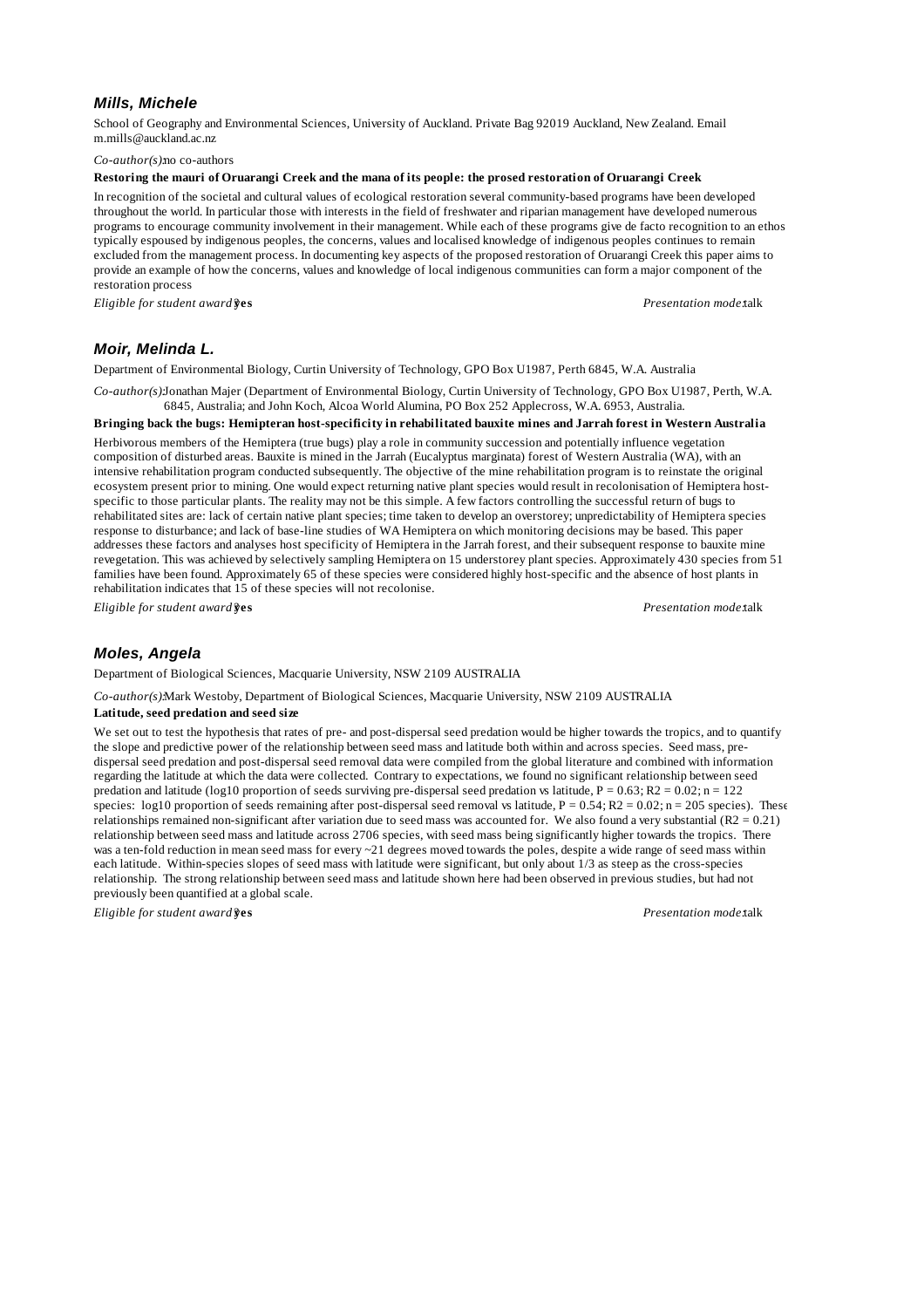### *Mills, Michele*

School of Geography and Environmental Sciences, University of Auckland. Private Bag 92019 Auckland, New Zealand. Email m.mills@auckland.ac.nz

*Co-author(s):* no co-authors

**Restoring the mauri of Oruarangi Creek and the mana of its people: the prosed restoration of Oruarangi Creek**

In recognition of the societal and cultural values of ecological restoration several community-based programs have been developed throughout the world. In particular those with interests in the field of freshwater and riparian management have developed numerous programs to encourage community involvement in their management. While each of these programs give de facto recognition to an ethos typically espoused by indigenous peoples, the concerns, values and localised knowledge of indigenous peoples continues to remain excluded from the management process. In documenting key aspects of the proposed restoration of Oruarangi Creek this paper aims to provide an example of how the concerns, values and knowledge of local indigenous communities can form a major component of the restoration process

*Eligible for student award?* **yes** *Presentation mode:* talk

### *Moir, Melinda L.*

Department of Environmental Biology, Curtin University of Technology, GPO Box U1987, Perth 6845, W.A. Australia

*Co-author(s):* Jonathan Majer (Department of Environmental Biology, Curtin University of Technology, GPO Box U1987, Perth, W.A. 6845, Australia; and John Koch, Alcoa World Alumina, PO Box 252 Applecross, W.A. 6953, Australia.

**Bringing back the bugs: Hemipteran host-specificity in rehabilitated bauxite mines and Jarrah forest in Western Australia**

Herbivorous members of the Hemiptera (true bugs) play a role in community succession and potentially influence vegetation composition of disturbed areas. Bauxite is mined in the Jarrah (Eucalyptus marginata) forest of Western Australia (WA), with an intensive rehabilitation program conducted subsequently. The objective of the mine rehabilitation program is to reinstate the original ecosystem present prior to mining. One would expect returning native plant species would result in recolonisation of Hemiptera host-specific to those particular plants. The reality may not be this simple. A few factors controlling the successful return of bugs to rehabilitated sites are: lack of certain native plant species; time taken to develop an overstorey; unpredictability of Hemiptera species response to disturbance; and lack of base-line studies of WA Hemiptera on which monitoring decisions may be based. This paper addresses these factors and analyses host specificity of Hemiptera in the Jarrah forest, and their subsequent response to bauxite mine revegetation. This was achieved by selectively sampling Hemiptera on 15 understorey plant species. Approximately 430 species from 51 families have been found. Approximately 65 of these species were considered highly host-specific and the absence of host plants in rehabilitation indicates that 15 of these species will not recolonise.

*Eligible for student award?* **yes** *Presentation mode:* talk

### *Moles, Angela*

Department of Biological Sciences, Macquarie University, NSW 2109 AUSTRALIA

*Co-author(s):* Mark Westoby, Department of Biological Sciences, Macquarie University, NSW 2109 AUSTRALIA

**Latitude, seed predation and seed size**

We set out to test the hypothesis that rates of pre- and post-dispersal seed predation would be higher towards the tropics, and to quantify the slope and predictive power of the relationship between seed mass and latitude both within and across species. Seed mass, pre-dispersal seed predation and post-dispersal seed removal data were compiled from the global literature and combined with information regarding the latitude at which the data were collected. Contrary to expectations, we found no significant relationship between seed predation and latitude (log10 proportion of seeds surviving pre-dispersal seed predation vs latitude, $P = 0.63$; $R2 = 0.02$; $n = 122$ species: log10 proportion of seeds remaining after post-dispersal seed removal vs latitude, $P = 0.54$; $R2 = 0.02$; $n = 205$ species). These relationships remained non-significant after variation due to seed mass was accounted for. We also found a very substantial ($R2 = 0.21$) relationship between seed mass and latitude across 2706 species, with seed mass being significantly higher towards the tropics. There was a ten-fold reduction in mean seed mass for every ~21 degrees moved towards the poles, despite a wide range of seed mass within each latitude. Within-species slopes of seed mass with latitude were significant, but only about 1/3 as steep as the cross-species relationship. The strong relationship between seed mass and latitude shown here had been observed in previous studies, but had not previously been quantified at a global scale.

*Eligible for student award?* **yes** *Presentation mode:* talk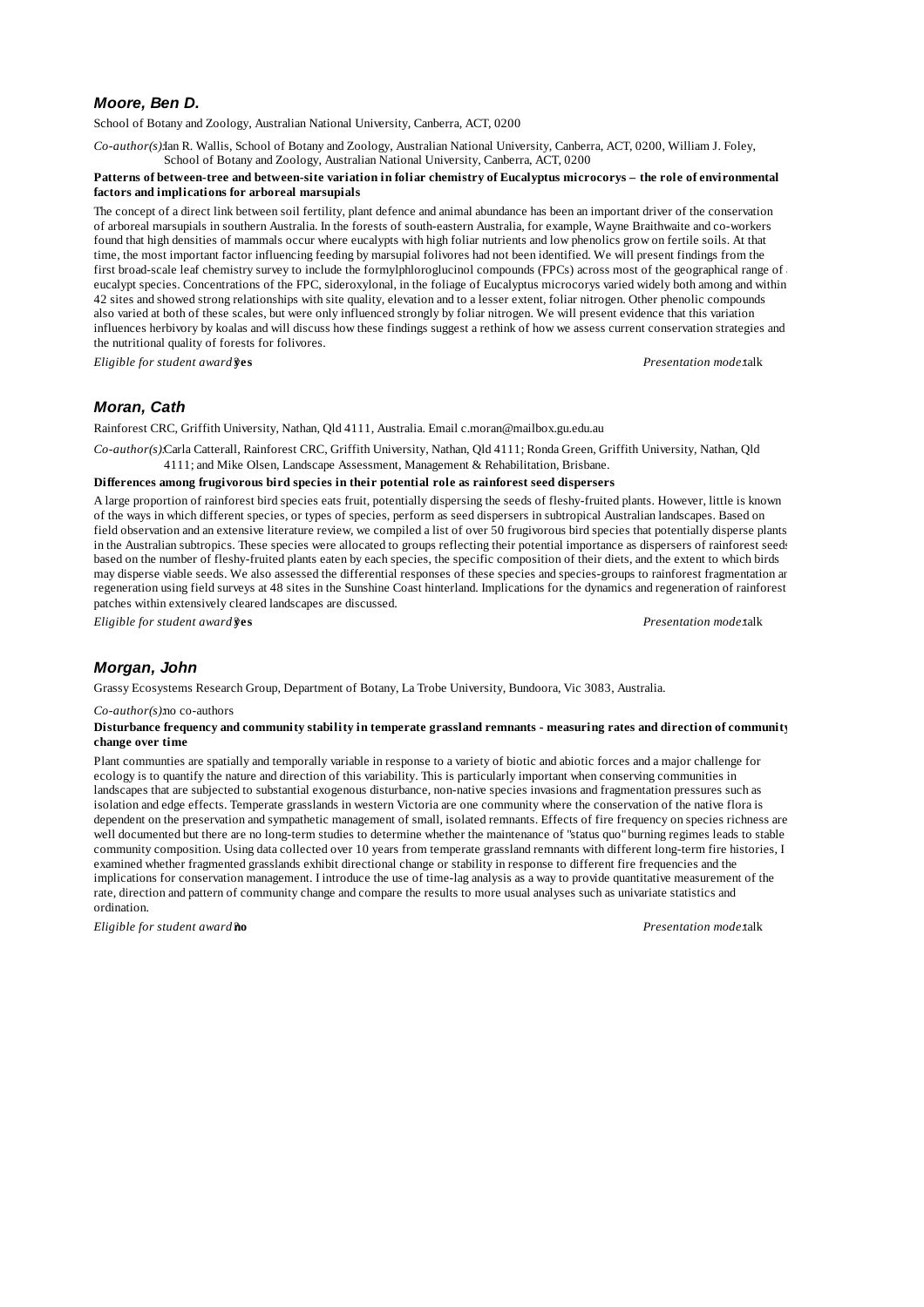### *Moore, Ben D.*

School of Botany and Zoology, Australian National University, Canberra, ACT, 0200

*Co-author(s):* Ian R. Wallis, School of Botany and Zoology, Australian National University, Canberra, ACT, 0200, William J. Foley, School of Botany and Zoology, Australian National University, Canberra, ACT, 0200

**Patterns of between-tree and between-site variation in foliar chemistry of Eucalyptus microcorys – the role of environmental factors and implications for arboreal marsupials**

The concept of a direct link between soil fertility, plant defence and animal abundance has been an important driver of the conservation of arboreal marsupials in southern Australia. In the forests of south-eastern Australia, for example, Wayne Braithwaite and co-workers found that high densities of mammals occur where eucalypts with high foliar nutrients and low phenolics grow on fertile soils. At that time, the most important factor influencing feeding by marsupial folivores had not been identified. We will present findings from the first broad-scale leaf chemistry survey to include the formylphloroglucinol compounds (FPCs) across most of the geographical range of a eucalypt species. Concentrations of the FPC, sideroxylonal, in the foliage of Eucalyptus microcorys varied widely both among and within 42 sites and showed strong relationships with site quality, elevation and to a lesser extent, foliar nitrogen. Other phenolic compounds also varied at both of these scales, but were only influenced strongly by foliar nitrogen. We will present evidence that this variation influences herbivory by koalas and will discuss how these findings suggest a rethink of how we assess current conservation strategies and the nutritional quality of forests for folivores.

*Eligible for student award?* **yes** *Presentation mode:* talk

### *Moran, Cath*

Rainforest CRC, Griffith University, Nathan, Qld 4111, Australia. Email c.moran@mailbox.gu.edu.au

*Co-author(s):* Carla Catterall, Rainforest CRC, Griffith University, Nathan, Qld 4111; Ronda Green, Griffith University, Nathan, Qld 4111; and Mike Olsen, Landscape Assessment, Management & Rehabilitation, Brisbane.

**Differences among frugivorous bird species in their potential role as rainforest seed dispersers**

A large proportion of rainforest bird species eats fruit, potentially dispersing the seeds of fleshy-fruited plants. However, little is known of the ways in which different species, or types of species, perform as seed dispersers in subtropical Australian landscapes. Based on field observation and an extensive literature review, we compiled a list of over 50 frugivorous bird species that potentially disperse plants in the Australian subtropics. These species were allocated to groups reflecting their potential importance as dispersers of rainforest seeds based on the number of fleshy-fruited plants eaten by each species, the specific composition of their diets, and the extent to which birds may disperse viable seeds. We also assessed the differential responses of these species and species-groups to rainforest fragmentation and regeneration using field surveys at 48 sites in the Sunshine Coast hinterland. Implications for the dynamics and regeneration of rainforest patches within extensively cleared landscapes are discussed.

*Eligible for student award?* **yes** *Presentation mode:* talk

### *Morgan, John*

Grassy Ecosystems Research Group, Department of Botany, La Trobe University, Bundoora, Vic 3083, Australia.

*Co-author(s):* no co-authors

**Disturbance frequency and community stability in temperate grassland remnants - measuring rates and direction of community change over time**

Plant communties are spatially and temporally variable in response to a variety of biotic and abiotic forces and a major challenge for ecology is to quantify the nature and direction of this variability. This is particularly important when conserving communities in landscapes that are subjected to substantial exogenous disturbance, non-native species invasions and fragmentation pressures such as isolation and edge effects. Temperate grasslands in western Victoria are one community where the conservation of the native flora is dependent on the preservation and sympathetic management of small, isolated remnants. Effects of fire frequency on species richness are well documented but there are no long-term studies to determine whether the maintenance of "status quo" burning regimes leads to stable community composition. Using data collected over 10 years from temperate grassland remnants with different long-term fire histories, I examined whether fragmented grasslands exhibit directional change or stability in response to different fire frequencies and the implications for conservation management. I introduce the use of time-lag analysis as a way to provide quantitative measurement of the rate, direction and pattern of community change and compare the results to more usual analyses such as univariate statistics and ordination.

*Eligible for student award?* **no** *Presentation mode:* talk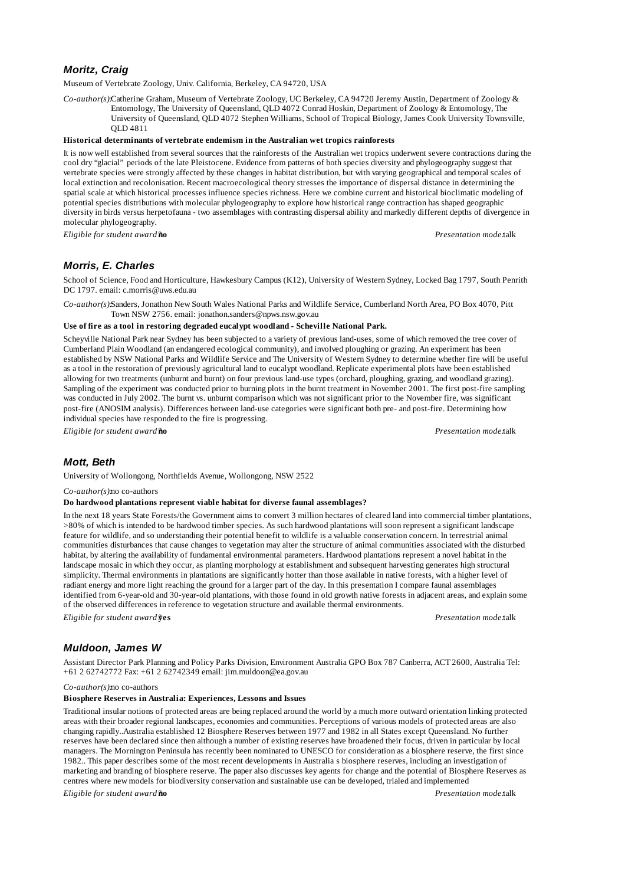## *Moritz, Craig*

Museum of Vertebrate Zoology, Univ. California, Berkeley, CA 94720, USA

*Co-author(s):* Catherine Graham, Museum of Vertebrate Zoology, UC Berkeley, CA 94720 Jeremy Austin, Department of Zoology & Entomology, The University of Queensland, QLD 4072 Conrad Hoskin, Department of Zoology & Entomology, The University of Queensland, QLD 4072 Stephen Williams, School of Tropical Biology, James Cook University Townsville, QLD 4811

**Historical determinants of vertebrate endemism in the Australian wet tropics rainforests**

It is now well established from several sources that the rainforests of the Australian wet tropics underwent severe contractions during the cool dry "glacial" periods of the late Pleistocene. Evidence from patterns of both species diversity and phylogeography suggest that vertebrate species were strongly affected by these changes in habitat distribution, but with varying geographical and temporal scales of local extinction and recolonisation. Recent macroecological theory stresses the importance of dispersal distance in determining the spatial scale at which historical processes influence species richness. Here we combine current and historical bioclimatic modeling of potential species distributions with molecular phylogeography to explore how historical range contraction has shaped geographic diversity in birds versus herpetofauna - two assemblages with contrasting dispersal ability and markedly different depths of divergence in molecular phylogeography.

*Eligible for student award?* **no** *Presentation mode:* talk

## *Morris, E. Charles*

School of Science, Food and Horticulture, Hawkesbury Campus (K12), University of Western Sydney, Locked Bag 1797, South Penrith DC 1797. email: c.morris@uws.edu.au

*Co-author(s):* Sanders, Jonathon New South Wales National Parks and Wildlife Service, Cumberland North Area, PO Box 4070, Pitt Town NSW 2756. email: jonathon.sanders@npws.nsw.gov.au

**Use of fire as a tool in restoring degraded eucalypt woodland - Scheville National Park.**

Scheyville National Park near Sydney has been subjected to a variety of previous land-uses, some of which removed the tree cover of Cumberland Plain Woodland (an endangered ecological community), and involved ploughing or grazing. An experiment has been established by NSW National Parks and Wildlife Service and The University of Western Sydney to determine whether fire will be useful as a tool in the restoration of previously agricultural land to eucalypt woodland. Replicate experimental plots have been established allowing for two treatments (unburnt and burnt) on four previous land-use types (orchard, ploughing, grazing, and woodland grazing). Sampling of the experiment was conducted prior to burning plots in the burnt treatment in November 2001. The first post-fire sampling was conducted in July 2002. The burnt vs. unburnt comparison which was not significant prior to the November fire, was significant post-fire (ANOSIM analysis). Differences between land-use categories were significant both pre- and post-fire. Determining how individual species have responded to the fire is progressing.

*Eligible for student award?* **no** *Presentation mode:* talk

## *Mott, Beth*

University of Wollongong, Northfields Avenue, Wollongong, NSW 2522

*Co-author(s):* no co-authors

**Do hardwood plantations represent viable habitat for diverse faunal assemblages?**

In the next 18 years State Forests/the Government aims to convert 3 million hectares of cleared land into commercial timber plantations, >80% of which is intended to be hardwood timber species. As such hardwood plantations will soon represent a significant landscape feature for wildlife, and so understanding their potential benefit to wildlife is a valuable conservation concern. In terrestrial animal communities disturbances that cause changes to vegetation may alter the structure of animal communities associated with the disturbed habitat, by altering the availability of fundamental environmental parameters. Hardwood plantations represent a novel habitat in the landscape mosaic in which they occur, as planting morphology at establishment and subsequent harvesting generates high structural simplicity. Thermal environments in plantations are significantly hotter than those available in native forests, with a higher level of radiant energy and more light reaching the ground for a larger part of the day. In this presentation I compare faunal assemblages identified from 6-year-old and 30-year-old plantations, with those found in old growth native forests in adjacent areas, and explain some of the observed differences in reference to vegetation structure and available thermal environments.

*Eligible for student award?* **yes** *Presentation mode:* talk

## *Muldoon, James W*

Assistant Director Park Planning and Policy Parks Division, Environment Australia GPO Box 787 Canberra, ACT 2600, Australia Tel: +61 2 62742772 Fax: +61 2 62742349 email: jim.muldoon@ea.gov.au

*Co-author(s):* no co-authors

**Biosphere Reserves in Australia: Experiences, Lessons and Issues**

Traditional insular notions of protected areas are being replaced around the world by a much more outward orientation linking protected areas with their broader regional landscapes, economies and communities. Perceptions of various models of protected areas are also changing rapidly..Australia established 12 Biosphere Reserves between 1977 and 1982 in all States except Queensland. No further reserves have been declared since then although a number of existing reserves have broadened their focus, driven in particular by local managers. The Mornington Peninsula has recently been nominated to UNESCO for consideration as a biosphere reserve, the first since 1982.. This paper describes some of the most recent developments in Australia s biosphere reserves, including an investigation of marketing and branding of biosphere reserve. The paper also discusses key agents for change and the potential of Biosphere Reserves as centres where new models for biodiversity conservation and sustainable use can be developed, trialed and implemented

*Eligible for student award?* **no** *Presentation mode:* talk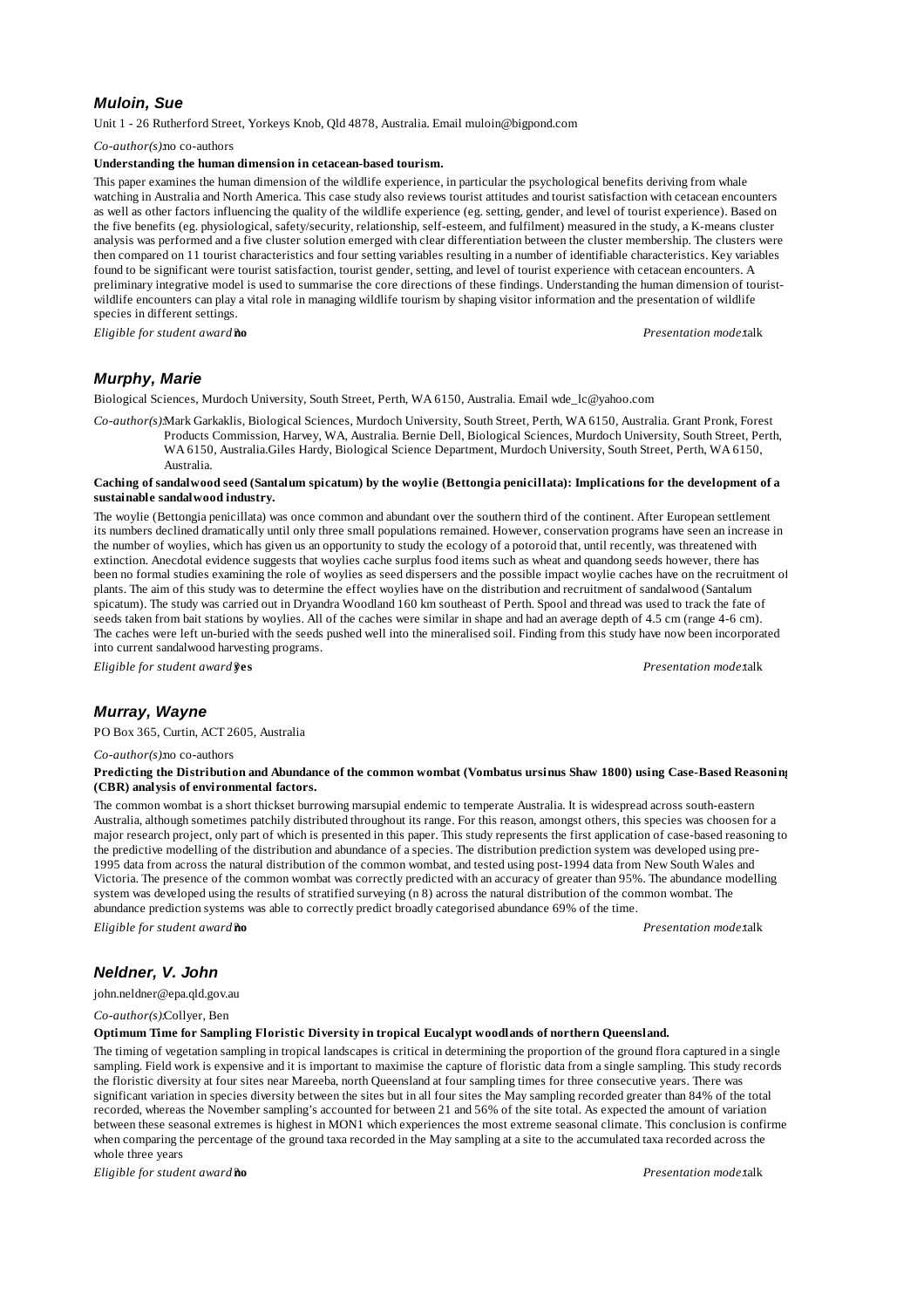### Muloin, Sue

Unit 1 - 26 Rutherford Street, Yorkeys Knob, Qld 4878, Australia. Email muloin@bigpond.com

*Co-author(s):* no co-authors

**Understanding the human dimension in cetacean-based tourism.**

This paper examines the human dimension of the wildlife experience, in particular the psychological benefits deriving from whale watching in Australia and North America. This case study also reviews tourist attitudes and tourist satisfaction with cetacean encounters as well as other factors influencing the quality of the wildlife experience (eg. setting, gender, and level of tourist experience). Based on the five benefits (eg. physiological, safety/security, relationship, self-esteem, and fulfilment) measured in the study, a K-means cluster analysis was performed and a five cluster solution emerged with clear differentiation between the cluster membership. The clusters were then compared on 11 tourist characteristics and four setting variables resulting in a number of identifiable characteristics. Key variables found to be significant were tourist satisfaction, tourist gender, setting, and level of tourist experience with cetacean encounters. A preliminary integrative model is used to summarise the core directions of these findings. Understanding the human dimension of tourist-wildlife encounters can play a vital role in managing wildlife tourism by shaping visitor information and the presentation of wildlife species in different settings.

*Eligible for student award?* **no** *Presentation mode:* talk

### Murphy, Marie

Biological Sciences, Murdoch University, South Street, Perth, WA 6150, Australia. Email wde_lc@yahoo.com

*Co-author(s):* Mark Garkaklis, Biological Sciences, Murdoch University, South Street, Perth, WA 6150, Australia. Grant Pronk, Forest Products Commission, Harvey, WA, Australia. Bernie Dell, Biological Sciences, Murdoch University, South Street, Perth, WA 6150, Australia.Giles Hardy, Biological Science Department, Murdoch University, South Street, Perth, WA 6150, Australia.

**Caching of sandalwood seed (Santalum spicatum) by the woylie (Bettongia penicillata): Implications for the development of a sustainable sandalwood industry.**

The woylie (Bettongia penicillata) was once common and abundant over the southern third of the continent. After European settlement its numbers declined dramatically until only three small populations remained. However, conservation programs have seen an increase in the number of woylies, which has given us an opportunity to study the ecology of a potoroid that, until recently, was threatened with extinction. Anecdotal evidence suggests that woylies cache surplus food items such as wheat and quandong seeds however, there has been no formal studies examining the role of woylies as seed dispersers and the possible impact woylie caches have on the recruitment of plants. The aim of this study was to determine the effect woylies have on the distribution and recruitment of sandalwood (Santalum spicatum). The study was carried out in Dryandra Woodland 160 km southeast of Perth. Spool and thread was used to track the fate of seeds taken from bait stations by woylies. All of the caches were similar in shape and had an average depth of 4.5 cm (range 4-6 cm). The caches were left un-buried with the seeds pushed well into the mineralised soil. Finding from this study have now been incorporated into current sandalwood harvesting programs.

*Eligible for student award?* **yes** *Presentation mode:* talk

### Murray, Wayne

PO Box 365, Curtin, ACT 2605, Australia

*Co-author(s):* no co-authors

**Predicting the Distribution and Abundance of the common wombat (Vombatus ursinus Shaw 1800) using Case-Based Reasoning (CBR) analysis of environmental factors.**

The common wombat is a short thickset burrowing marsupial endemic to temperate Australia. It is widespread across south-eastern Australia, although sometimes patchily distributed throughout its range. For this reason, amongst others, this species was choosen for a major research project, only part of which is presented in this paper. This study represents the first application of case-based reasoning to the predictive modelling of the distribution and abundance of a species. The distribution prediction system was developed using pre-1995 data from across the natural distribution of the common wombat, and tested using post-1994 data from New South Wales and Victoria. The presence of the common wombat was correctly predicted with an accuracy of greater than 95%. The abundance modelling system was developed using the results of stratified surveying (n 8) across the natural distribution of the common wombat. The abundance prediction systems was able to correctly predict broadly categorised abundance 69% of the time.

*Eligible for student award?* **no** *Presentation mode:* talk

### Neldner, V. John

john.neldner@epa.qld.gov.au

*Co-author(s):* Collyer, Ben

**Optimum Time for Sampling Floristic Diversity in tropical Eucalypt woodlands of northern Queensland.**

The timing of vegetation sampling in tropical landscapes is critical in determining the proportion of the ground flora captured in a single sampling. Field work is expensive and it is important to maximise the capture of floristic data from a single sampling. This study records the floristic diversity at four sites near Mareeba, north Queensland at four sampling times for three consecutive years. There was significant variation in species diversity between the sites but in all four sites the May sampling recorded greater than 84% of the total recorded, whereas the November sampling's accounted for between 21 and 56% of the site total. As expected the amount of variation between these seasonal extremes is highest in MON1 which experiences the most extreme seasonal climate. This conclusion is confirmed when comparing the percentage of the ground taxa recorded in the May sampling at a site to the accumulated taxa recorded across the whole three years

*Eligible for student award?* **no** *Presentation mode:* talk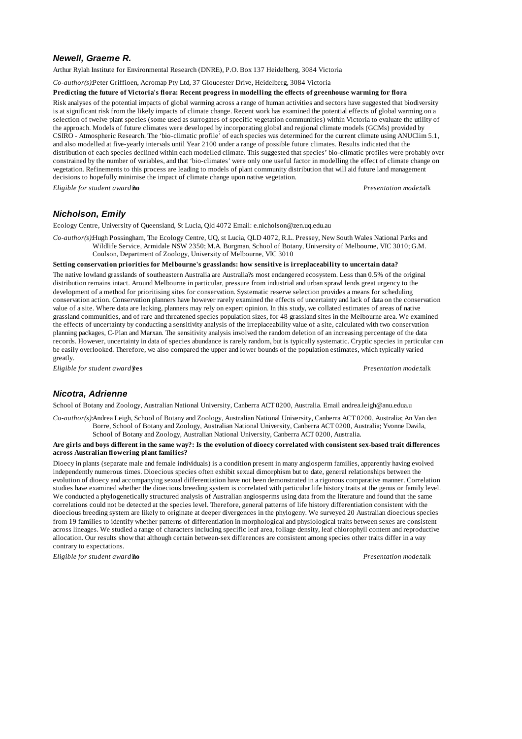## Newell, Graeme R.

Arthur Rylah Institute for Environmental Research (DNRE), P.O. Box 137 Heidelberg, 3084 Victoria

*Co-author(s):* Peter Griffioen, Acromap Pty Ltd, 37 Gloucester Drive, Heidelberg, 3084 Victoria

**Predicting the future of Victoria's flora: Recent progress in modelling the effects of greenhouse warming for flora**

Risk analyses of the potential impacts of global warming across a range of human activities and sectors have suggested that biodiversity is at significant risk from the likely impacts of climate change. Recent work has examined the potential effects of global warming on a selection of twelve plant species (some used as surrogates of specific vegetation communities) within Victoria to evaluate the utility of the approach. Models of future climates were developed by incorporating global and regional climate models (GCMs) provided by CSIRO - Atmospheric Research. The 'bio-climatic profile' of each species was determined for the current climate using ANUClim 5.1, and also modelled at five-yearly intervals until Year 2100 under a range of possible future climates. Results indicated that the distribution of each species declined within each modelled climate. This suggested that species' bio-climatic profiles were probably over-constrained by the number of variables, and that 'bio-climates' were only one useful factor in modelling the effect of climate change on vegetation. Refinements to this process are leading to models of plant community distribution that will aid future land management decisions to hopefully minimise the impact of climate change upon native vegetation.

*Eligible for student award:* **no** *Presentation mode:* talk

## Nicholson, Emily

Ecology Centre, University of Queensland, St Lucia, Qld 4072 Email: e.nicholson@zen.uq.edu.au

*Co-author(s):* Hugh Possingham, The Ecology Centre, UQ, st Lucia, QLD 4072, R.L. Pressey, New South Wales National Parks and Wildlife Service, Armidale NSW 2350; M.A. Burgman, School of Botany, University of Melbourne, VIC 3010; G.M. Coulson, Department of Zoology, University of Melbourne, VIC 3010

**Setting conservation priorities for Melbourne's grasslands: how sensitive is irreplaceability to uncertain data?**

The native lowland grasslands of southeastern Australia are Australia?s most endangered ecosystem. Less than 0.5% of the original distribution remains intact. Around Melbourne in particular, pressure from industrial and urban sprawl lends great urgency to the development of a method for prioritising sites for conservation. Systematic reserve selection provides a means for scheduling conservation action. Conservation planners have however rarely examined the effects of uncertainty and lack of data on the conservation value of a site. Where data are lacking, planners may rely on expert opinion. In this study, we collated estimates of areas of native grassland communities, and of rare and threatened species population sizes, for 48 grassland sites in the Melbourne area. We examined the effects of uncertainty by conducting a sensitivity analysis of the irreplaceability value of a site, calculated with two conservation planning packages, C-Plan and Marxan. The sensitivity analysis involved the random deletion of an increasing percentage of the data records. However, uncertainty in data of species abundance is rarely random, but is typically systematic. Cryptic species in particular can be easily overlooked. Therefore, we also compared the upper and lower bounds of the population estimates, which typically varied greatly.

*Eligible for student award:* **yes** *Presentation mode:* talk

## Nicotra, Adrienne

School of Botany and Zoology, Australian National University, Canberra ACT 0200, Australia. Email andrea.leigh@anu.edua.u

*Co-author(s):* Andrea Leigh, School of Botany and Zoology, Australian National University, Canberra ACT 0200, Australia; An Van den Borre, School of Botany and Zoology, Australian National University, Canberra ACT 0200, Australia; Yvonne Davila, School of Botany and Zoology, Australian National University, Canberra ACT 0200, Australia.

**Are girls and boys different in the same way?: Is the evolution of dioecy correlated with consistent sex-based trait differences across Australian flowering plant families?**

Dioecy in plants (separate male and female individuals) is a condition present in many angiosperm families, apparently having evolved independently numerous times. Dioecious species often exhibit sexual dimorphism but to date, general relationships between the evolution of dioecy and accompanying sexual differentiation have not been demonstrated in a rigorous comparative manner. Correlation studies have examined whether the dioecious breeding system is correlated with particular life history traits at the genus or family level. We conducted a phylogenetically structured analysis of Australian angiosperms using data from the literature and found that the same correlations could not be detected at the species level. Therefore, general patterns of life history differentiation consistent with the dioecious breeding system are likely to originate at deeper divergences in the phylogeny. We surveyed 20 Australian dioecious species from 19 families to identify whether patterns of differentiation in morphological and physiological traits between sexes are consistent across lineages. We studied a range of characters including specific leaf area, foliage density, leaf chlorophyll content and reproductive allocation. Our results show that although certain between-sex differences are consistent among species other traits differ in a way contrary to expectations.

*Eligible for student award:* **no** *Presentation mode:* talk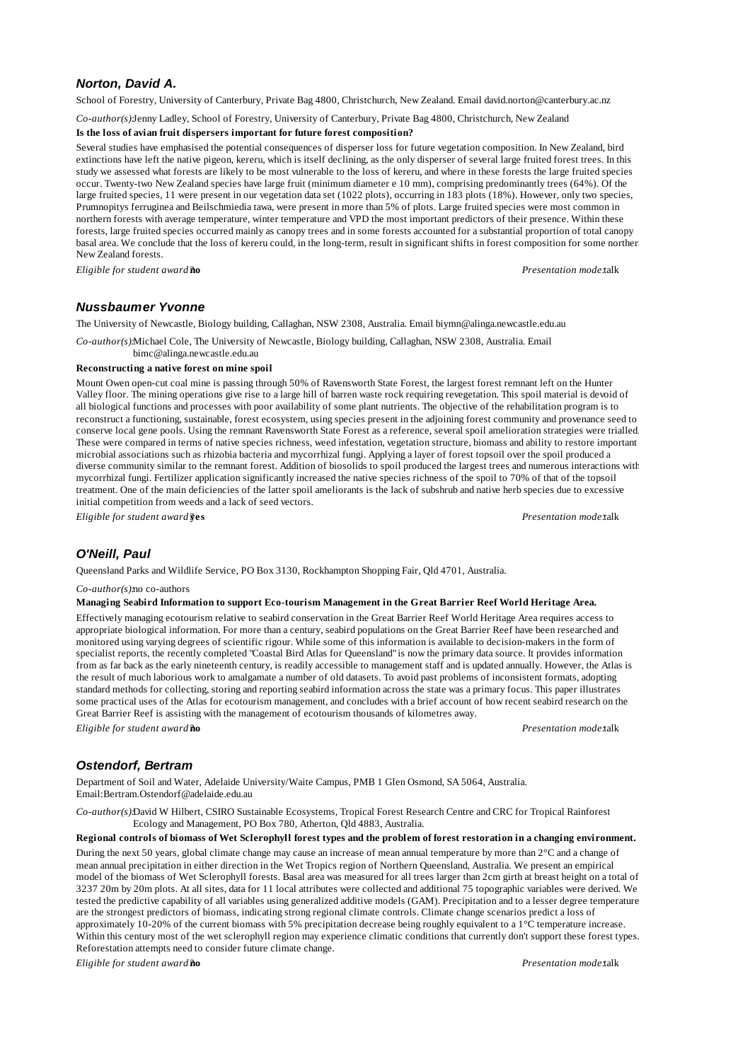### *Norton, David A.*

School of Forestry, University of Canterbury, Private Bag 4800, Christchurch, New Zealand. Email david.norton@canterbury.ac.nz

*Co-author(s):* Jenny Ladley, School of Forestry, University of Canterbury, Private Bag 4800, Christchurch, New Zealand

**Is the loss of avian fruit dispersers important for future forest composition?**

Several studies have emphasised the potential consequences of disperser loss for future vegetation composition. In New Zealand, bird extinctions have left the native pigeon, kereru, which is itself declining, as the only disperser of several large fruited forest trees. In this study we assessed what forests are likely to be most vulnerable to the loss of kereru, and where in these forests the large fruited species occur. Twenty-two New Zealand species have large fruit (minimum diameter e 10 mm), comprising predominantly trees (64%). Of the large fruited species, 11 were present in our vegetation data set (1022 plots), occurring in 183 plots (18%). However, only two species, Prumnopitys ferruginea and Beilschmiedia tawa, were present in more than 5% of plots. Large fruited species were most common in northern forests with average temperature, winter temperature and VPD the most important predictors of their presence. Within these forests, large fruited species occurred mainly as canopy trees and in some forests accounted for a substantial proportion of total canopy basal area. We conclude that the loss of kereru could, in the long-term, result in significant shifts in forest composition for some norther New Zealand forests.

*Eligible for student award?* **no** *Presentation mode:* talk

### *Nussbaumer Yvonne*

The University of Newcastle, Biology building, Callaghan, NSW 2308, Australia. Email biymn@alinga.newcastle.edu.au

*Co-author(s):* Michael Cole, The University of Newcastle, Biology building, Callaghan, NSW 2308, Australia. Email bimc@alinga.newcastle.edu.au

**Reconstructing a native forest on mine spoil**

Mount Owen open-cut coal mine is passing through 50% of Ravensworth State Forest, the largest forest remnant left on the Hunter Valley floor. The mining operations give rise to a large hill of barren waste rock requiring revegetation. This spoil material is devoid of all biological functions and processes with poor availability of some plant nutrients. The objective of the rehabilitation program is to reconstruct a functioning, sustainable, forest ecosystem, using species present in the adjoining forest community and provenance seed to conserve local gene pools. Using the remnant Ravensworth State Forest as a reference, several spoil amelioration strategies were trialled. These were compared in terms of native species richness, weed infestation, vegetation structure, biomass and ability to restore important microbial associations such as rhizobia bacteria and mycorrhizal fungi. Applying a layer of forest topsoil over the spoil produced a diverse community similar to the remnant forest. Addition of biosolids to spoil produced the largest trees and numerous interactions with mycorrhizal fungi. Fertilizer application significantly increased the native species richness of the spoil to 70% of that of the topsoil treatment. One of the main deficiencies of the latter spoil ameliorants is the lack of subshrub and native herb species due to excessive initial competition from weeds and a lack of seed vectors.

*Eligible for student award?* **yes** *Presentation mode:* talk

### *O'Neill, Paul*

Queensland Parks and Wildlife Service, PO Box 3130, Rockhampton Shopping Fair, Qld 4701, Australia.

*Co-author(s):* no co-authors

**Managing Seabird Information to support Eco-tourism Management in the Great Barrier Reef World Heritage Area.**

Effectively managing ecotourism relative to seabird conservation in the Great Barrier Reef World Heritage Area requires access to appropriate biological information. For more than a century, seabird populations on the Great Barrier Reef have been researched and monitored using varying degrees of scientific rigour. While some of this information is available to decision-makers in the form of specialist reports, the recently completed "Coastal Bird Atlas for Queensland" is now the primary data source. It provides information from as far back as the early nineteenth century, is readily accessible to management staff and is updated annually. However, the Atlas is the result of much laborious work to amalgamate a number of old datasets. To avoid past problems of inconsistent formats, adopting standard methods for collecting, storing and reporting seabird information across the state was a primary focus. This paper illustrates some practical uses of the Atlas for ecotourism management, and concludes with a brief account of how recent seabird research on the Great Barrier Reef is assisting with the management of ecotourism thousands of kilometres away.

*Eligible for student award?* **no** *Presentation mode:* talk

### *Ostendorf, Bertram*

Department of Soil and Water, Adelaide University/Waite Campus, PMB 1 Glen Osmond, SA 5064, Australia. Email:Bertram.Ostendorf@adelaide.edu.au

*Co-author(s):* David W Hilbert, CSIRO Sustainable Ecosystems, Tropical Forest Research Centre and CRC for Tropical Rainforest Ecology and Management, PO Box 780, Atherton, Qld 4883, Australia.

**Regional controls of biomass of Wet Sclerophyll forest types and the problem of forest restoration in a changing environment.**

During the next 50 years, global climate change may cause an increase of mean annual temperature by more than 2°C and a change of mean annual precipitation in either direction in the Wet Tropics region of Northern Queensland, Australia. We present an empirical model of the biomass of Wet Sclerophyll forests. Basal area was measured for all trees larger than 2cm girth at breast height on a total of 3237 20m by 20m plots. At all sites, data for 11 local attributes were collected and additional 75 topographic variables were derived. We tested the predictive capability of all variables using generalized additive models (GAM). Precipitation and to a lesser degree temperature are the strongest predictors of biomass, indicating strong regional climate controls. Climate change scenarios predict a loss of approximately 10-20% of the current biomass with 5% precipitation decrease being roughly equivalent to a 1°C temperature increase. Within this century most of the wet sclerophyll region may experience climatic conditions that currently don't support these forest types. Reforestation attempts need to consider future climate change.

*Eligible for student award?* **no** *Presentation mode:* talk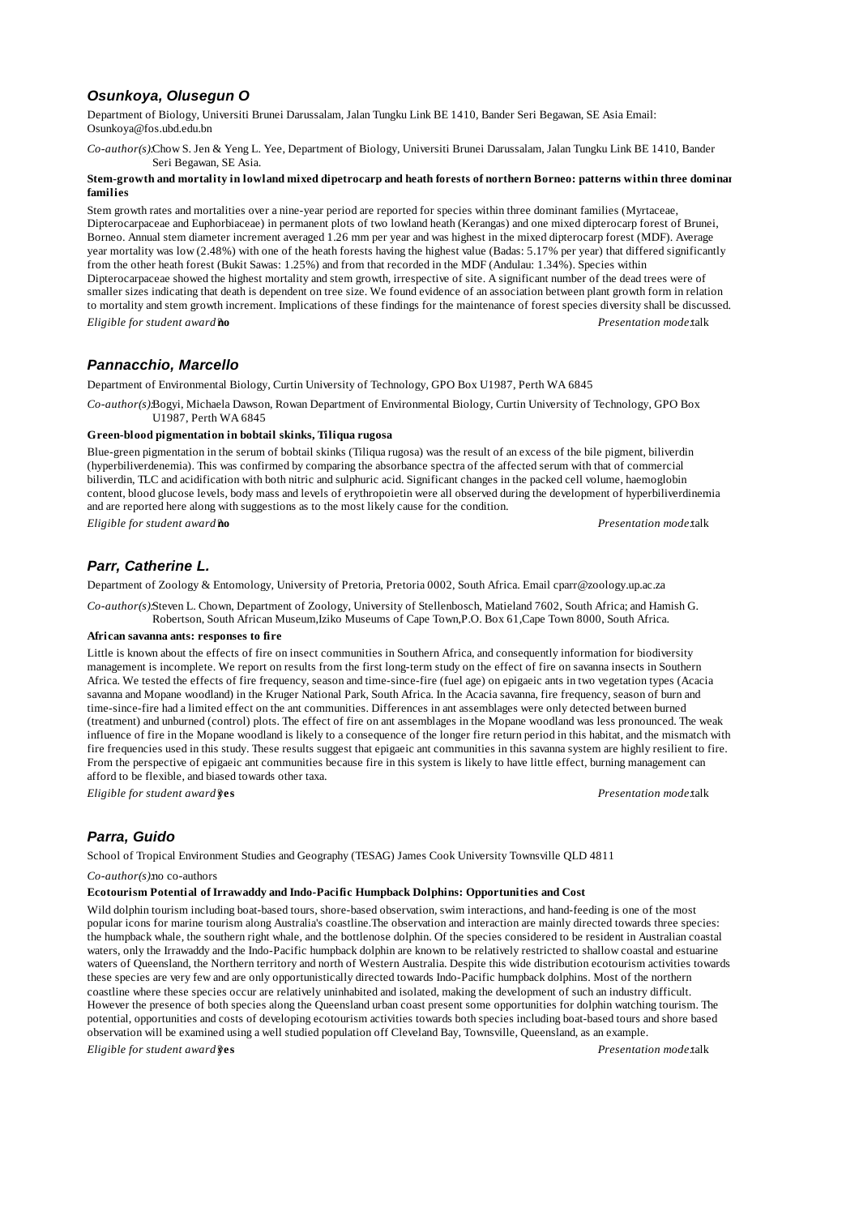### Osunkoya, Olusegun O

Department of Biology, Universiti Brunei Darussalam, Jalan Tungku Link BE 1410, Bander Seri Begawan, SE Asia Email: Osunkoya@fos.ubd.edu.bn

*Co-author(s):* Chow S. Jen & Yeng L. Yee, Department of Biology, Universiti Brunei Darussalam, Jalan Tungku Link BE 1410, Bander Seri Begawan, SE Asia.

**Stem-growth and mortality in lowland mixed dipetrocarp and heath forests of northern Borneo: patterns within three dominant families**

Stem growth rates and mortalities over a nine-year period are reported for species within three dominant families (Myrtaceae, Dipterocarpaceae and Euphorbiaceae) in permanent plots of two lowland heath (Kerangas) and one mixed dipterocarp forest of Brunei, Borneo. Annual stem diameter increment averaged 1.26 mm per year and was highest in the mixed dipterocarp forest (MDF). Average year mortality was low (2.48%) with one of the heath forests having the highest value (Badas: 5.17% per year) that differed significantly from the other heath forest (Bukit Sawas: 1.25%) and from that recorded in the MDF (Andulau: 1.34%). Species within Dipterocarpaceae showed the highest mortality and stem growth, irrespective of site. A significant number of the dead trees were of smaller sizes indicating that death is dependent on tree size. We found evidence of an association between plant growth form in relation to mortality and stem growth increment. Implications of these findings for the maintenance of forest species diversity shall be discussed.

*Eligible for student award:* **no** *Presentation mode:* talk

### Pannacchio, Marcello

Department of Environmental Biology, Curtin University of Technology, GPO Box U1987, Perth WA 6845

*Co-author(s):* Bogyi, Michaela Dawson, Rowan Department of Environmental Biology, Curtin University of Technology, GPO Box U1987, Perth WA 6845

**Green-blood pigmentation in bobtail skinks, Tiliqua rugosa**

Blue-green pigmentation in the serum of bobtail skinks (Tiliqua rugosa) was the result of an excess of the bile pigment, biliverdin (hyperbiliverdenemia). This was confirmed by comparing the absorbance spectra of the affected serum with that of commercial biliverdin, TLC and acidification with both nitric and sulphuric acid. Significant changes in the packed cell volume, haemoglobin content, blood glucose levels, body mass and levels of erythropoietin were all observed during the development of hyperbiliverdinemia and are reported here along with suggestions as to the most likely cause for the condition.

*Eligible for student award:* **no** *Presentation mode:* talk

### Parr, Catherine L.

Department of Zoology & Entomology, University of Pretoria, Pretoria 0002, South Africa. Email cparr@zoology.up.ac.za

*Co-author(s):* Steven L. Chown, Department of Zoology, University of Stellenbosch, Matieland 7602, South Africa; and Hamish G. Robertson, South African Museum,Iziko Museums of Cape Town,P.O. Box 61,Cape Town 8000, South Africa.

**African savanna ants: responses to fire**

Little is known about the effects of fire on insect communities in Southern Africa, and consequently information for biodiversity management is incomplete. We report on results from the first long-term study on the effect of fire on savanna insects in Southern Africa. We tested the effects of fire frequency, season and time-since-fire (fuel age) on epigaeic ants in two vegetation types (Acacia savanna and Mopane woodland) in the Kruger National Park, South Africa. In the Acacia savanna, fire frequency, season of burn and time-since-fire had a limited effect on the ant communities. Differences in ant assemblages were only detected between burned (treatment) and unburned (control) plots. The effect of fire on ant assemblages in the Mopane woodland was less pronounced. The weak influence of fire in the Mopane woodland is likely to a consequence of the longer fire return period in this habitat, and the mismatch with fire frequencies used in this study. These results suggest that epigaeic ant communities in this savanna system are highly resilient to fire. From the perspective of epigaeic ant communities because fire in this system is likely to have little effect, burning management can afford to be flexible, and biased towards other taxa.

*Eligible for student award:* **yes** *Presentation mode:* talk

### Parra, Guido

School of Tropical Environment Studies and Geography (TESAG) James Cook University Townsville QLD 4811

*Co-author(s):* no co-authors

**Ecotourism Potential of Irrawaddy and Indo-Pacific Humpback Dolphins: Opportunities and Cost**

Wild dolphin tourism including boat-based tours, shore-based observation, swim interactions, and hand-feeding is one of the most popular icons for marine tourism along Australia's coastline.The observation and interaction are mainly directed towards three species: the humpback whale, the southern right whale, and the bottlenose dolphin. Of the species considered to be resident in Australian coastal waters, only the Irrawaddy and the Indo-Pacific humpback dolphin are known to be relatively restricted to shallow coastal and estuarine waters of Queensland, the Northern territory and north of Western Australia. Despite this wide distribution ecotourism activities towards these species are very few and are only opportunistically directed towards Indo-Pacific humpback dolphins. Most of the northern coastline where these species occur are relatively uninhabited and isolated, making the development of such an industry difficult. However the presence of both species along the Queensland urban coast present some opportunities for dolphin watching tourism. The potential, opportunities and costs of developing ecotourism activities towards both species including boat-based tours and shore based observation will be examined using a well studied population off Cleveland Bay, Townsville, Queensland, as an example.

*Eligible for student award:* **yes** *Presentation mode:* talk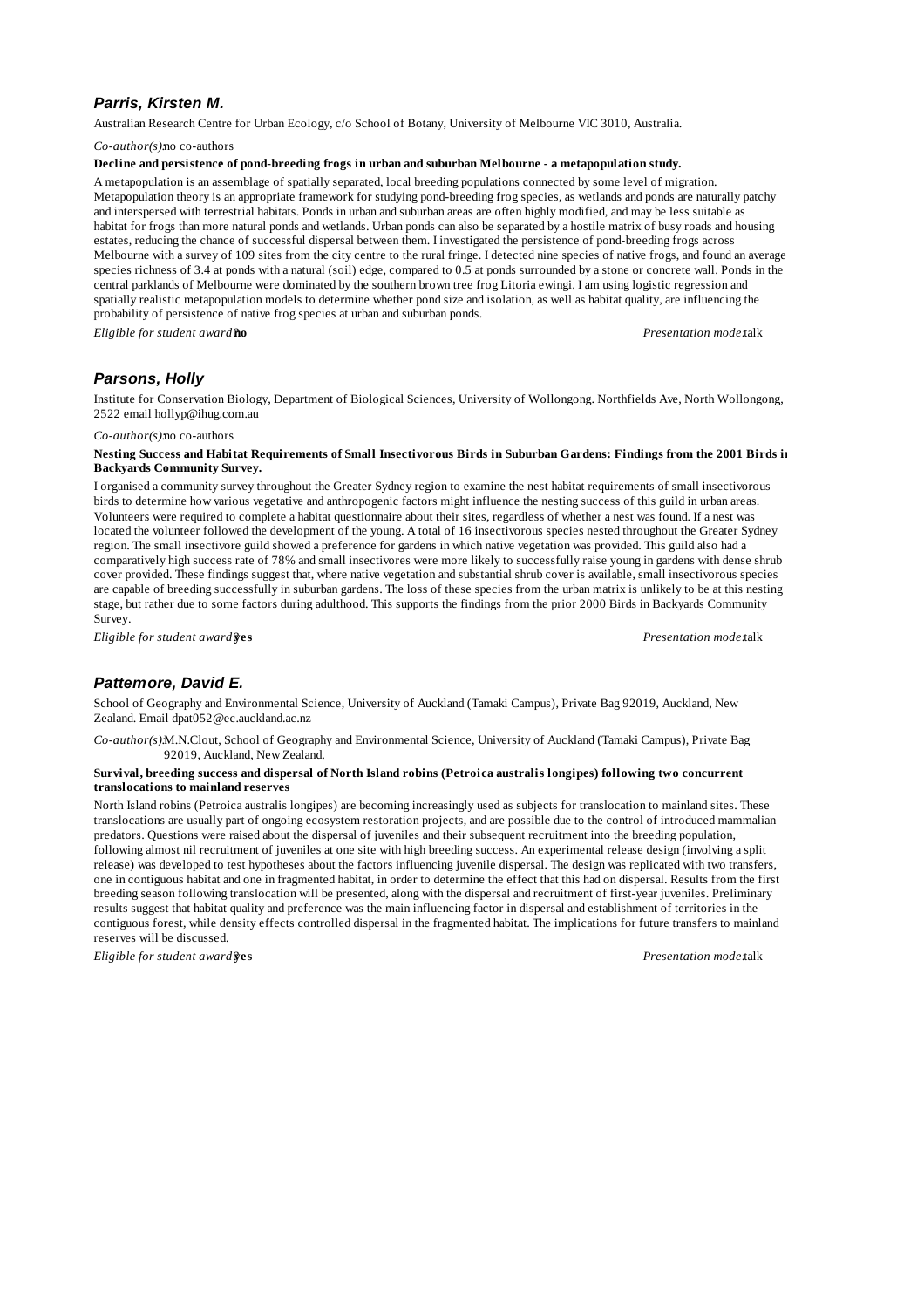### *Parris, Kirsten M.*

Australian Research Centre for Urban Ecology, c/o School of Botany, University of Melbourne VIC 3010, Australia.

*Co-author(s):* no co-authors

**Decline and persistence of pond-breeding frogs in urban and suburban Melbourne - a metapopulation study.**

A metapopulation is an assemblage of spatially separated, local breeding populations connected by some level of migration. Metapopulation theory is an appropriate framework for studying pond-breeding frog species, as wetlands and ponds are naturally patchy and interspersed with terrestrial habitats. Ponds in urban and suburban areas are often highly modified, and may be less suitable as habitat for frogs than more natural ponds and wetlands. Urban ponds can also be separated by a hostile matrix of busy roads and housing estates, reducing the chance of successful dispersal between them. I investigated the persistence of pond-breeding frogs across Melbourne with a survey of 109 sites from the city centre to the rural fringe. I detected nine species of native frogs, and found an average species richness of 3.4 at ponds with a natural (soil) edge, compared to 0.5 at ponds surrounded by a stone or concrete wall. Ponds in the central parklands of Melbourne were dominated by the southern brown tree frog Litoria ewingi. I am using logistic regression and spatially realistic metapopulation models to determine whether pond size and isolation, as well as habitat quality, are influencing the probability of persistence of native frog species at urban and suburban ponds.

*Eligible for student award?* **no** *Presentation mode:* talk

### *Parsons, Holly*

Institute for Conservation Biology, Department of Biological Sciences, University of Wollongong. Northfields Ave, North Wollongong, 2522 email hollyp@ihug.com.au

*Co-author(s):* no co-authors

**Nesting Success and Habitat Requirements of Small Insectivorous Birds in Suburban Gardens: Findings from the 2001 Birds in Backyards Community Survey.**

I organised a community survey throughout the Greater Sydney region to examine the nest habitat requirements of small insectivorous birds to determine how various vegetative and anthropogenic factors might influence the nesting success of this guild in urban areas. Volunteers were required to complete a habitat questionnaire about their sites, regardless of whether a nest was found. If a nest was located the volunteer followed the development of the young. A total of 16 insectivorous species nested throughout the Greater Sydney region. The small insectivore guild showed a preference for gardens in which native vegetation was provided. This guild also had a comparatively high success rate of 78% and small insectivores were more likely to successfully raise young in gardens with dense shrub cover provided. These findings suggest that, where native vegetation and substantial shrub cover is available, small insectivorous species are capable of breeding successfully in suburban gardens. The loss of these species from the urban matrix is unlikely to be at this nesting stage, but rather due to some factors during adulthood. This supports the findings from the prior 2000 Birds in Backyards Community Survey.

*Eligible for student award?* **yes** *Presentation mode:* talk

### *Pattemore, David E.*

School of Geography and Environmental Science, University of Auckland (Tamaki Campus), Private Bag 92019, Auckland, New Zealand. Email dpat052@ec.auckland.ac.nz

*Co-author(s):* M.N.Clout, School of Geography and Environmental Science, University of Auckland (Tamaki Campus), Private Bag 92019, Auckland, New Zealand.

**Survival, breeding success and dispersal of North Island robins (Petroica australis longipes) following two concurrent translocations to mainland reserves**

North Island robins (Petroica australis longipes) are becoming increasingly used as subjects for translocation to mainland sites. These translocations are usually part of ongoing ecosystem restoration projects, and are possible due to the control of introduced mammalian predators. Questions were raised about the dispersal of juveniles and their subsequent recruitment into the breeding population, following almost nil recruitment of juveniles at one site with high breeding success. An experimental release design (involving a split release) was developed to test hypotheses about the factors influencing juvenile dispersal. The design was replicated with two transfers, one in contiguous habitat and one in fragmented habitat, in order to determine the effect that this had on dispersal. Results from the first breeding season following translocation will be presented, along with the dispersal and recruitment of first-year juveniles. Preliminary results suggest that habitat quality and preference was the main influencing factor in dispersal and establishment of territories in the contiguous forest, while density effects controlled dispersal in the fragmented habitat. The implications for future transfers to mainland reserves will be discussed.

*Eligible for student award?* **yes** *Presentation mode:* talk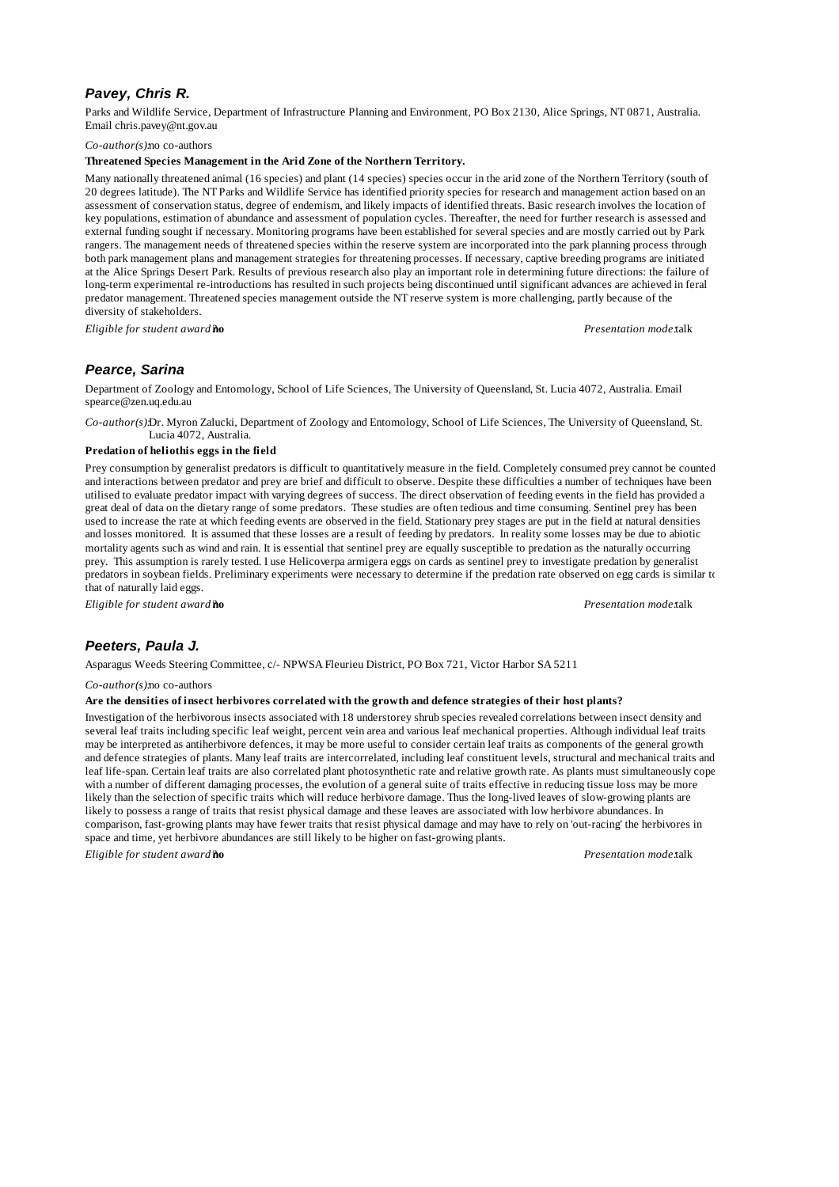### *Pavey, Chris R.*

Parks and Wildlife Service, Department of Infrastructure Planning and Environment, PO Box 2130, Alice Springs, NT 0871, Australia. Email chris.pavey@nt.gov.au

*Co-author(s):* no co-authors

**Threatened Species Management in the Arid Zone of the Northern Territory.**

Many nationally threatened animal (16 species) and plant (14 species) species occur in the arid zone of the Northern Territory (south of 20 degrees latitude). The NT Parks and Wildlife Service has identified priority species for research and management action based on an assessment of conservation status, degree of endemism, and likely impacts of identified threats. Basic research involves the location of key populations, estimation of abundance and assessment of population cycles. Thereafter, the need for further research is assessed and external funding sought if necessary. Monitoring programs have been established for several species and are mostly carried out by Park rangers. The management needs of threatened species within the reserve system are incorporated into the park planning process through both park management plans and management strategies for threatening processes. If necessary, captive breeding programs are initiated at the Alice Springs Desert Park. Results of previous research also play an important role in determining future directions: the failure of long-term experimental re-introductions has resulted in such projects being discontinued until significant advances are achieved in feral predator management. Threatened species management outside the NT reserve system is more challenging, partly because of the diversity of stakeholders.

*Eligible for student award:* **no** *Presentation mode:* talk

### *Pearce, Sarina*

Department of Zoology and Entomology, School of Life Sciences, The University of Queensland, St. Lucia 4072, Australia. Email spearce@zen.uq.edu.au

*Co-author(s):* Dr. Myron Zalucki, Department of Zoology and Entomology, School of Life Sciences, The University of Queensland, St. Lucia 4072, Australia.

**Predation of heliothis eggs in the field**

Prey consumption by generalist predators is difficult to quantitatively measure in the field. Completely consumed prey cannot be counted and interactions between predator and prey are brief and difficult to observe. Despite these difficulties a number of techniques have been utilised to evaluate predator impact with varying degrees of success. The direct observation of feeding events in the field has provided a great deal of data on the dietary range of some predators. These studies are often tedious and time consuming. Sentinel prey has been used to increase the rate at which feeding events are observed in the field. Stationary prey stages are put in the field at natural densities and losses monitored. It is assumed that these losses are a result of feeding by predators. In reality some losses may be due to abiotic mortality agents such as wind and rain. It is essential that sentinel prey are equally susceptible to predation as the naturally occurring prey. This assumption is rarely tested. I use Helicoverpa armigera eggs on cards as sentinel prey to investigate predation by generalist predators in soybean fields. Preliminary experiments were necessary to determine if the predation rate observed on egg cards is similar to that of naturally laid eggs.

*Eligible for student award:* **no** *Presentation mode:* talk

### *Peeters, Paula J.*

Asparagus Weeds Steering Committee, c/- NPWSA Fleurieu District, PO Box 721, Victor Harbor SA 5211

*Co-author(s):* no co-authors

**Are the densities of insect herbivores correlated with the growth and defence strategies of their host plants?**

Investigation of the herbivorous insects associated with 18 understorey shrub species revealed correlations between insect density and several leaf traits including specific leaf weight, percent vein area and various leaf mechanical properties. Although individual leaf traits may be interpreted as antiherbivore defences, it may be more useful to consider certain leaf traits as components of the general growth and defence strategies of plants. Many leaf traits are intercorrelated, including leaf constituent levels, structural and mechanical traits and leaf life-span. Certain leaf traits are also correlated plant photosynthetic rate and relative growth rate. As plants must simultaneously cope with a number of different damaging processes, the evolution of a general suite of traits effective in reducing tissue loss may be more likely than the selection of specific traits which will reduce herbivore damage. Thus the long-lived leaves of slow-growing plants are likely to possess a range of traits that resist physical damage and these leaves are associated with low herbivore abundances. In comparison, fast-growing plants may have fewer traits that resist physical damage and may have to rely on 'out-racing' the herbivores in space and time, yet herbivore abundances are still likely to be higher on fast-growing plants.

*Eligible for student award:* **no** *Presentation mode:* talk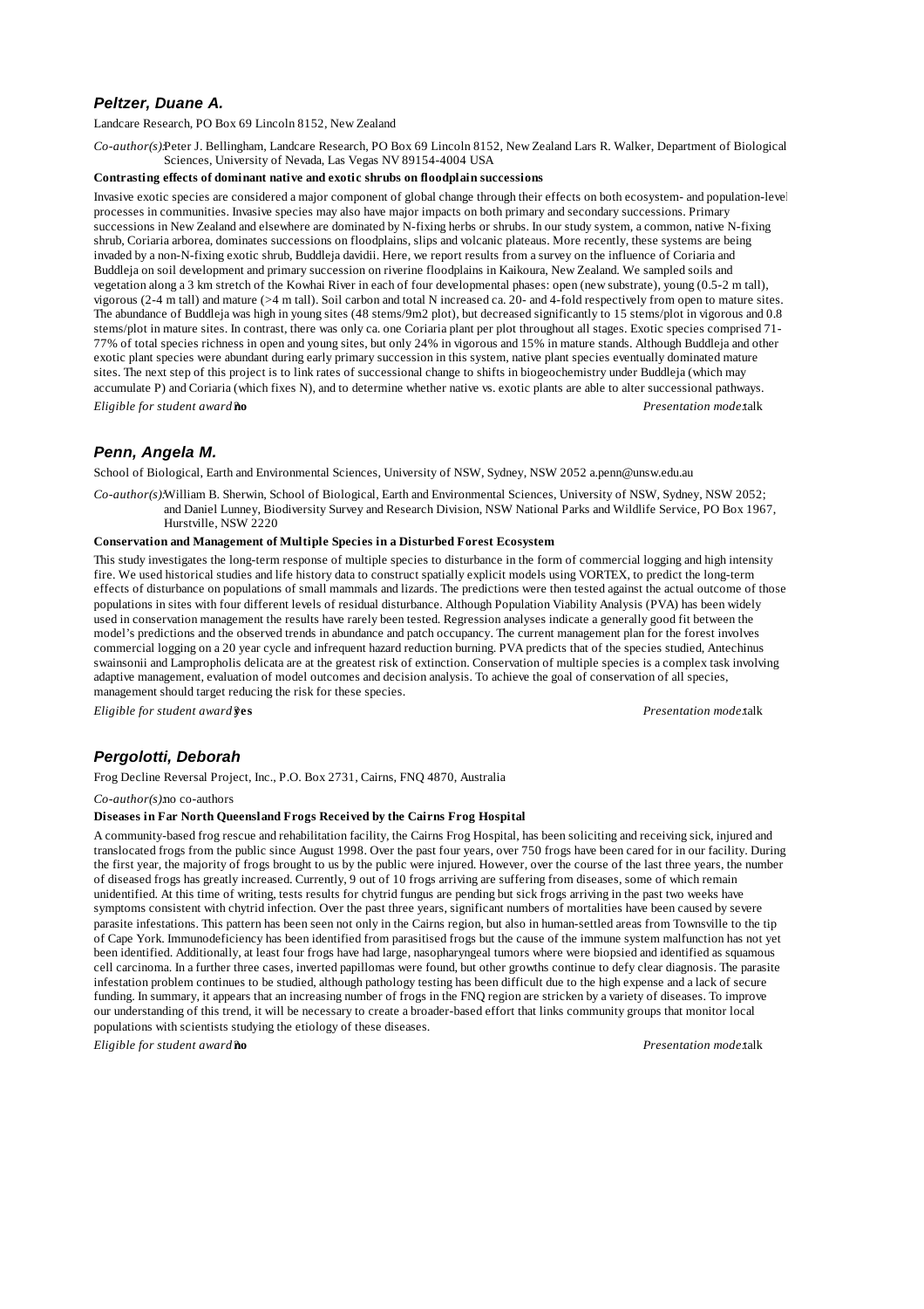### *Peltzer, Duane A.*

Landcare Research, PO Box 69 Lincoln 8152, New Zealand

*Co-author(s):* Peter J. Bellingham, Landcare Research, PO Box 69 Lincoln 8152, New Zealand Lars R. Walker, Department of Biological Sciences, University of Nevada, Las Vegas NV 89154-4004 USA

**Contrasting effects of dominant native and exotic shrubs on floodplain successions**

Invasive exotic species are considered a major component of global change through their effects on both ecosystem- and population-level processes in communities. Invasive species may also have major impacts on both primary and secondary successions. Primary successions in New Zealand and elsewhere are dominated by N-fixing herbs or shrubs. In our study system, a common, native N-fixing shrub, Coriaria arborea, dominates successions on floodplains, slips and volcanic plateaus. More recently, these systems are being invaded by a non-N-fixing exotic shrub, Buddleja davidii. Here, we report results from a survey on the influence of Coriaria and Buddleja on soil development and primary succession on riverine floodplains in Kaikoura, New Zealand. We sampled soils and vegetation along a 3 km stretch of the Kowhai River in each of four developmental phases: open (new substrate), young (0.5-2 m tall), vigorous (2-4 m tall) and mature (>4 m tall). Soil carbon and total N increased ca. 20- and 4-fold respectively from open to mature sites. The abundance of Buddleja was high in young sites (48 stems/9m2 plot), but decreased significantly to 15 stems/plot in vigorous and 0.8 stems/plot in mature sites. In contrast, there was only ca. one Coriaria plant per plot throughout all stages. Exotic species comprised 71-77% of total species richness in open and young sites, but only 24% in vigorous and 15% in mature stands. Although Buddleja and other exotic plant species were abundant during early primary succession in this system, native plant species eventually dominated mature sites. The next step of this project is to link rates of successional change to shifts in biogeochemistry under Buddleja (which may accumulate P) and Coriaria (which fixes N), and to determine whether native vs. exotic plants are able to alter successional pathways.

*Eligible for student award?* **no** *Presentation mode:* talk

### *Penn, Angela M.*

School of Biological, Earth and Environmental Sciences, University of NSW, Sydney, NSW 2052 a.penn@unsw.edu.au

*Co-author(s):* William B. Sherwin, School of Biological, Earth and Environmental Sciences, University of NSW, Sydney, NSW 2052; and Daniel Lunney, Biodiversity Survey and Research Division, NSW National Parks and Wildlife Service, PO Box 1967, Hurstville, NSW 2220

**Conservation and Management of Multiple Species in a Disturbed Forest Ecosystem**

This study investigates the long-term response of multiple species to disturbance in the form of commercial logging and high intensity fire. We used historical studies and life history data to construct spatially explicit models using VORTEX, to predict the long-term effects of disturbance on populations of small mammals and lizards. The predictions were then tested against the actual outcome of those populations in sites with four different levels of residual disturbance. Although Population Viability Analysis (PVA) has been widely used in conservation management the results have rarely been tested. Regression analyses indicate a generally good fit between the model's predictions and the observed trends in abundance and patch occupancy. The current management plan for the forest involves commercial logging on a 20 year cycle and infrequent hazard reduction burning. PVA predicts that of the species studied, Antechinus swainsonii and Lampropholis delicata are at the greatest risk of extinction. Conservation of multiple species is a complex task involving adaptive management, evaluation of model outcomes and decision analysis. To achieve the goal of conservation of all species, management should target reducing the risk for these species.

*Eligible for student award?* **yes** *Presentation mode:* talk

### *Pergolotti, Deborah*

Frog Decline Reversal Project, Inc., P.O. Box 2731, Cairns, FNQ 4870, Australia

*Co-author(s):* no co-authors

**Diseases in Far North Queensland Frogs Received by the Cairns Frog Hospital**

A community-based frog rescue and rehabilitation facility, the Cairns Frog Hospital, has been soliciting and receiving sick, injured and translocated frogs from the public since August 1998. Over the past four years, over 750 frogs have been cared for in our facility. During the first year, the majority of frogs brought to us by the public were injured. However, over the course of the last three years, the number of diseased frogs has greatly increased. Currently, 9 out of 10 frogs arriving are suffering from diseases, some of which remain unidentified. At this time of writing, tests results for chytrid fungus are pending but sick frogs arriving in the past two weeks have symptoms consistent with chytrid infection. Over the past three years, significant numbers of mortalities have been caused by severe parasite infestations. This pattern has been seen not only in the Cairns region, but also in human-settled areas from Townsville to the tip of Cape York. Immunodeficiency has been identified from parasitised frogs but the cause of the immune system malfunction has not yet been identified. Additionally, at least four frogs have had large, nasopharyngeal tumors where were biopsied and identified as squamous cell carcinoma. In a further three cases, inverted papillomas were found, but other growths continue to defy clear diagnosis. The parasite infestation problem continues to be studied, although pathology testing has been difficult due to the high expense and a lack of secure funding. In summary, it appears that an increasing number of frogs in the FNQ region are stricken by a variety of diseases. To improve our understanding of this trend, it will be necessary to create a broader-based effort that links community groups that monitor local populations with scientists studying the etiology of these diseases.

*Eligible for student award?* **no** *Presentation mode:* talk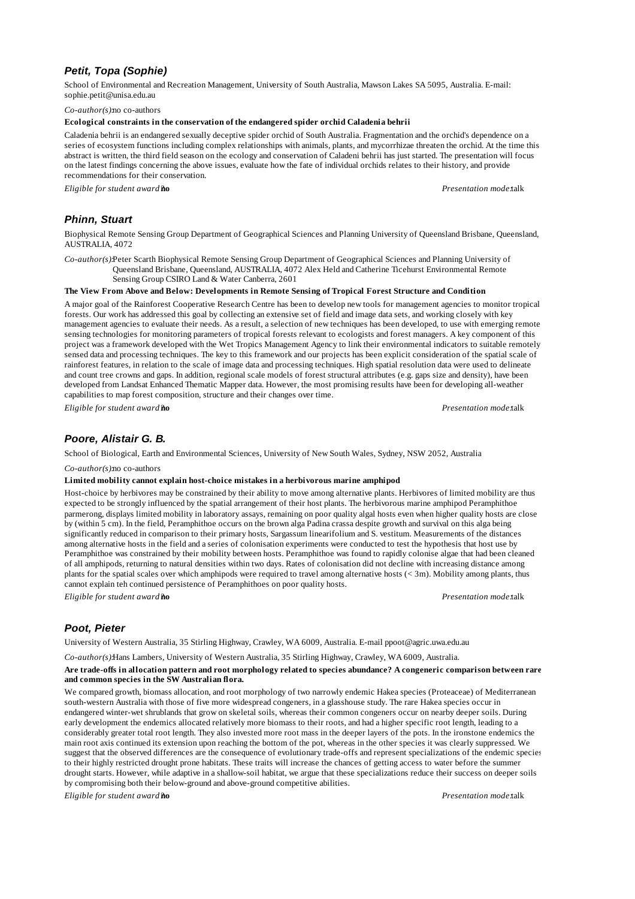### *Petit, Topa (Sophie)*

School of Environmental and Recreation Management, University of South Australia, Mawson Lakes SA 5095, Australia. E-mail: sophie.petit@unisa.edu.au

*Co-author(s):* no co-authors

**Ecological constraints in the conservation of the endangered spider orchid Caladenia behrii**

Caladenia behrii is an endangered sexually deceptive spider orchid of South Australia. Fragmentation and the orchid's dependence on a series of ecosystem functions including complex relationships with animals, plants, and mycorrhizae threaten the orchid. At the time this abstract is written, the third field season on the ecology and conservation of Caladeni behrii has just started. The presentation will focus on the latest findings concerning the above issues, evaluate how the fate of individual orchids relates to their history, and provide recommendations for their conservation.

*Eligible for student award:* **no** *Presentation mode:* talk

### *Phinn, Stuart*

Biophysical Remote Sensing Group Department of Geographical Sciences and Planning University of Queensland Brisbane, Queensland, AUSTRALIA, 4072

*Co-author(s):* Peter Scarth Biophysical Remote Sensing Group Department of Geographical Sciences and Planning University of Queensland Brisbane, Queensland, AUSTRALIA, 4072 Alex Held and Catherine Ticehurst Environmental Remote Sensing Group CSIRO Land & Water Canberra, 2601

**The View From Above and Below: Developments in Remote Sensing of Tropical Forest Structure and Condition**

A major goal of the Rainforest Cooperative Research Centre has been to develop new tools for management agencies to monitor tropical forests. Our work has addressed this goal by collecting an extensive set of field and image data sets, and working closely with key management agencies to evaluate their needs. As a result, a selection of new techniques has been developed, to use with emerging remote sensing technologies for monitoring parameters of tropical forests relevant to ecologists and forest managers. A key component of this project was a framework developed with the Wet Tropics Management Agency to link their environmental indicators to suitable remotely sensed data and processing techniques. The key to this framework and our projects has been explicit consideration of the spatial scale of rainforest features, in relation to the scale of image data and processing techniques. High spatial resolution data were used to delineate and count tree crowns and gaps. In addition, regional scale models of forest structural attributes (e.g. gaps size and density), have been developed from Landsat Enhanced Thematic Mapper data. However, the most promising results have been for developing all-weather capabilities to map forest composition, structure and their changes over time.

*Eligible for student award:* **no** *Presentation mode:* talk

### *Poore, Alistair G. B.*

School of Biological, Earth and Environmental Sciences, University of New South Wales, Sydney, NSW 2052, Australia

*Co-author(s):* no co-authors

**Limited mobility cannot explain host-choice mistakes in a herbivorous marine amphipod**

Host-choice by herbivores may be constrained by their ability to move among alternative plants. Herbivores of limited mobility are thus expected to be strongly influenced by the spatial arrangement of their host plants. The herbivorous marine amphipod Peramphithoe parmerong, displays limited mobility in laboratory assays, remaining on poor quality algal hosts even when higher quality hosts are close by (within 5 cm). In the field, Peramphithoe occurs on the brown alga Padina crassa despite growth and survival on this alga being significantly reduced in comparison to their primary hosts, Sargassum linearifolium and S. vestitum. Measurements of the distances among alternative hosts in the field and a series of colonisation experiments were conducted to test the hypothesis that host use by Peramphithoe was constrained by their mobility between hosts. Peramphithoe was found to rapidly colonise algae that had been cleaned of all amphipods, returning to natural densities within two days. Rates of colonisation did not decline with increasing distance among plants for the spatial scales over which amphipods were required to travel among alternative hosts (< 3m). Mobility among plants, thus cannot explain teh continued persistence of Peramphithoes on poor quality hosts.

*Eligible for student award:* **no** *Presentation mode:* talk

### *Poot, Pieter*

University of Western Australia, 35 Stirling Highway, Crawley, WA 6009, Australia. E-mail ppoot@agric.uwa.edu.au

*Co-author(s):* Hans Lambers, University of Western Australia, 35 Stirling Highway, Crawley, WA 6009, Australia.

**Are trade-offs in allocation pattern and root morphology related to species abundance? A congeneric comparison between rare and common species in the SW Australian flora.**

We compared growth, biomass allocation, and root morphology of two narrowly endemic Hakea species (Proteaceae) of Mediterranean south-western Australia with those of five more widespread congeners, in a glasshouse study. The rare Hakea species occur in endangered winter-wet shrublands that grow on skeletal soils, whereas their common congeners occur on nearby deeper soils. During early development the endemics allocated relatively more biomass to their roots, and had a higher specific root length, leading to a considerably greater total root length. They also invested more root mass in the deeper layers of the pots. In the ironstone endemics the main root axis continued its extension upon reaching the bottom of the pot, whereas in the other species it was clearly suppressed. We suggest that the observed differences are the consequence of evolutionary trade-offs and represent specializations of the endemic species to their highly restricted drought prone habitats. These traits will increase the chances of getting access to water before the summer drought starts. However, while adaptive in a shallow-soil habitat, we argue that these specializations reduce their success on deeper soils by compromising both their below-ground and above-ground competitive abilities.

*Eligible for student award:* **no** *Presentation mode:* talk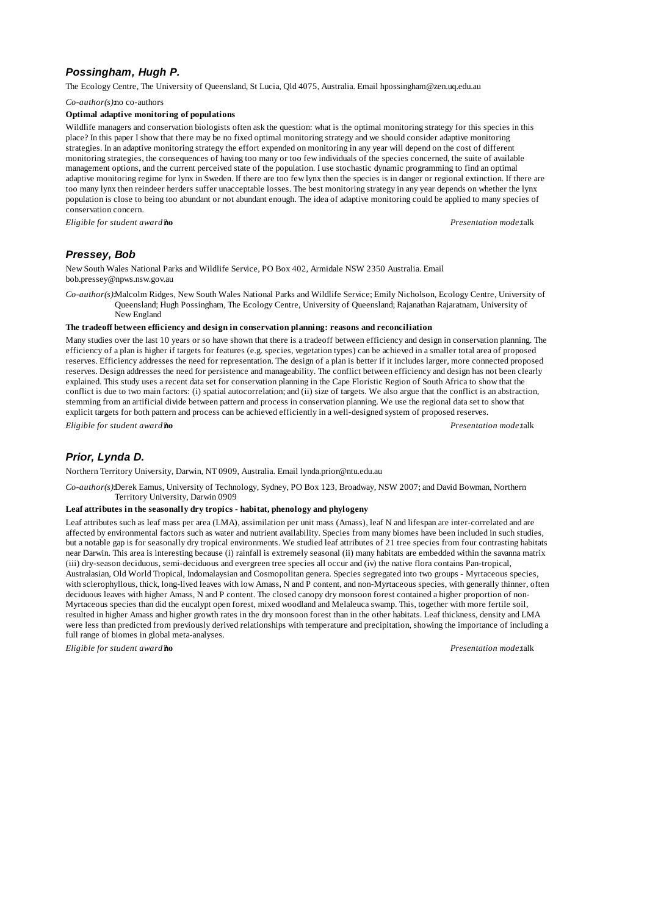## *Possingham, Hugh P.*

The Ecology Centre, The University of Queensland, St Lucia, Qld 4075, Australia. Email hpossingham@zen.uq.edu.au

*Co-author(s):* no co-authors

**Optimal adaptive monitoring of populations**

Wildlife managers and conservation biologists often ask the question: what is the optimal monitoring strategy for this species in this place? In this paper I show that there may be no fixed optimal monitoring strategy and we should consider adaptive monitoring strategies. In an adaptive monitoring strategy the effort expended on monitoring in any year will depend on the cost of different monitoring strategies, the consequences of having too many or too few individuals of the species concerned, the suite of available management options, and the current perceived state of the population. I use stochastic dynamic programming to find an optimal adaptive monitoring regime for lynx in Sweden. If there are too few lynx then the species is in danger or regional extinction. If there are too many lynx then reindeer herders suffer unacceptable losses. The best monitoring strategy in any year depends on whether the lynx population is close to being too abundant or not abundant enough. The idea of adaptive monitoring could be applied to many species of conservation concern.

*Eligible for student award:* **no** *Presentation mode:* talk

## *Pressey, Bob*

New South Wales National Parks and Wildlife Service, PO Box 402, Armidale NSW 2350 Australia. Email bob.pressey@npws.nsw.gov.au

*Co-author(s):* Malcolm Ridges, New South Wales National Parks and Wildlife Service; Emily Nicholson, Ecology Centre, University of Queensland; Hugh Possingham, The Ecology Centre, University of Queensland; Rajanathan Rajaratnam, University of New England

**The tradeoff between efficiency and design in conservation planning: reasons and reconciliation**

Many studies over the last 10 years or so have shown that there is a tradeoff between efficiency and design in conservation planning. The efficiency of a plan is higher if targets for features (e.g. species, vegetation types) can be achieved in a smaller total area of proposed reserves. Efficiency addresses the need for representation. The design of a plan is better if it includes larger, more connected proposed reserves. Design addresses the need for persistence and manageability. The conflict between efficiency and design has not been clearly explained. This study uses a recent data set for conservation planning in the Cape Floristic Region of South Africa to show that the conflict is due to two main factors: (i) spatial autocorrelation; and (ii) size of targets. We also argue that the conflict is an abstraction, stemming from an artificial divide between pattern and process in conservation planning. We use the regional data set to show that explicit targets for both pattern and process can be achieved efficiently in a well-designed system of proposed reserves.

*Eligible for student award:* **no** *Presentation mode:* talk

## *Prior, Lynda D.*

Northern Territory University, Darwin, NT 0909, Australia. Email lynda.prior@ntu.edu.au

*Co-author(s):* Derek Eamus, University of Technology, Sydney, PO Box 123, Broadway, NSW 2007; and David Bowman, Northern Territory University, Darwin 0909

**Leaf attributes in the seasonally dry tropics - habitat, phenology and phylogeny**

Leaf attributes such as leaf mass per area (LMA), assimilation per unit mass (Amass), leaf N and lifespan are inter-correlated and are affected by environmental factors such as water and nutrient availability. Species from many biomes have been included in such studies, but a notable gap is for seasonally dry tropical environments. We studied leaf attributes of 21 tree species from four contrasting habitats near Darwin. This area is interesting because (i) rainfall is extremely seasonal (ii) many habitats are embedded within the savanna matrix (iii) dry-season deciduous, semi-deciduous and evergreen tree species all occur and (iv) the native flora contains Pan-tropical, Australasian, Old World Tropical, Indomalaysian and Cosmopolitan genera. Species segregated into two groups - Myrtaceous species, with sclerophyllous, thick, long-lived leaves with low Amass, N and P content, and non-Myrtaceous species, with generally thinner, often deciduous leaves with higher Amass, N and P content. The closed canopy dry monsoon forest contained a higher proportion of non-Myrtaceous species than did the eucalypt open forest, mixed woodland and Melaleuca swamp. This, together with more fertile soil, resulted in higher Amass and higher growth rates in the dry monsoon forest than in the other habitats. Leaf thickness, density and LMA were less than predicted from previously derived relationships with temperature and precipitation, showing the importance of including a full range of biomes in global meta-analyses.

*Eligible for student award:* **no** *Presentation mode:* talk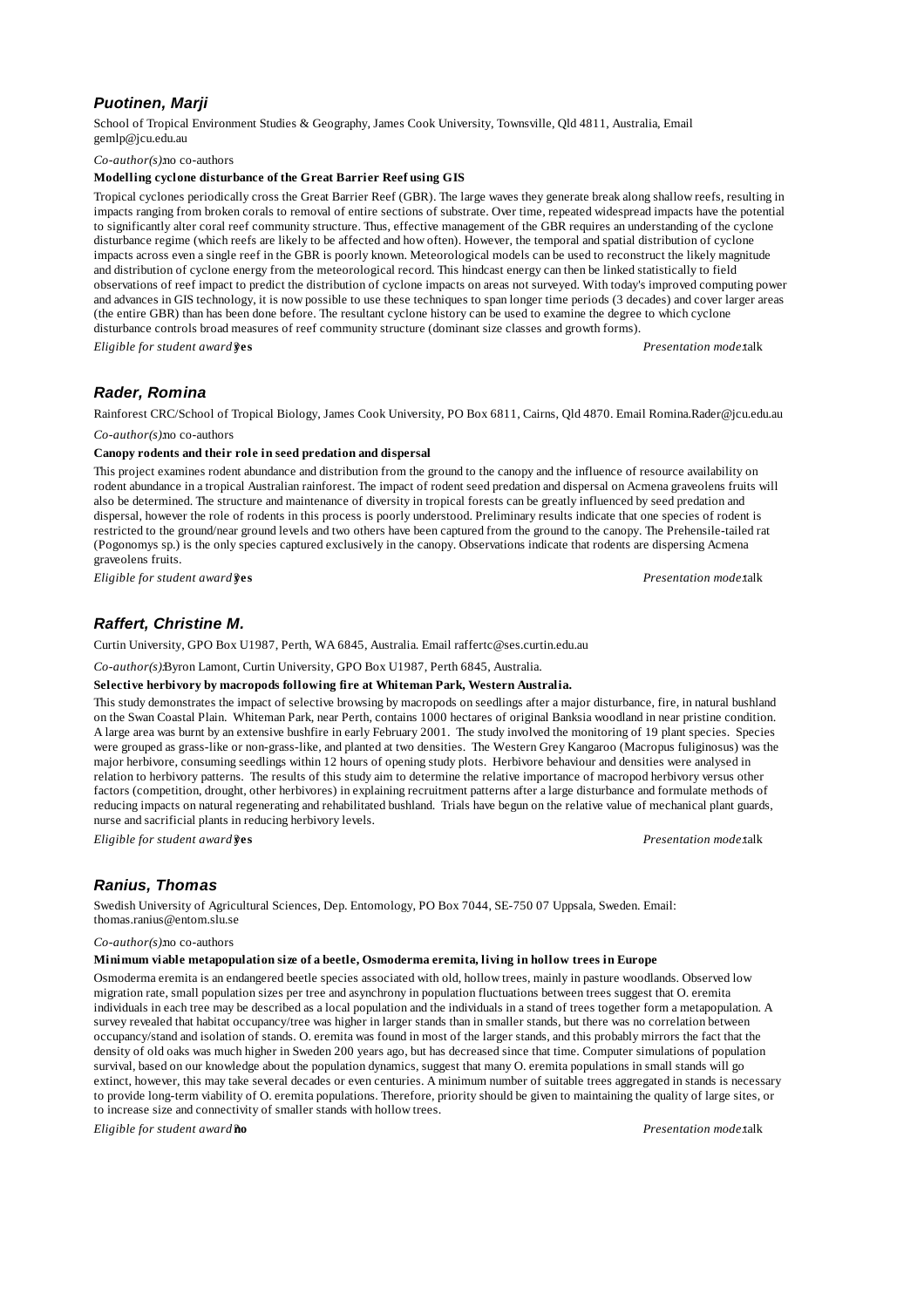### *Puotinen, Marji*

School of Tropical Environment Studies & Geography, James Cook University, Townsville, Qld 4811, Australia, Email gemlp@jcu.edu.au

*Co-author(s):* no co-authors

**Modelling cyclone disturbance of the Great Barrier Reef using GIS**

Tropical cyclones periodically cross the Great Barrier Reef (GBR). The large waves they generate break along shallow reefs, resulting in impacts ranging from broken corals to removal of entire sections of substrate. Over time, repeated widespread impacts have the potential to significantly alter coral reef community structure. Thus, effective management of the GBR requires an understanding of the cyclone disturbance regime (which reefs are likely to be affected and how often). However, the temporal and spatial distribution of cyclone impacts across even a single reef in the GBR is poorly known. Meteorological models can be used to reconstruct the likely magnitude and distribution of cyclone energy from the meteorological record. This hindcast energy can then be linked statistically to field observations of reef impact to predict the distribution of cyclone impacts on areas not surveyed. With today's improved computing power and advances in GIS technology, it is now possible to use these techniques to span longer time periods (3 decades) and cover larger areas (the entire GBR) than has been done before. The resultant cyclone history can be used to examine the degree to which cyclone disturbance controls broad measures of reef community structure (dominant size classes and growth forms).

*Eligible for student award:* **yes** *Presentation mode:* talk

### *Rader, Romina*

Rainforest CRC/School of Tropical Biology, James Cook University, PO Box 6811, Cairns, Qld 4870. Email Romina.Rader@jcu.edu.au

*Co-author(s):* no co-authors

**Canopy rodents and their role in seed predation and dispersal**

This project examines rodent abundance and distribution from the ground to the canopy and the influence of resource availability on rodent abundance in a tropical Australian rainforest. The impact of rodent seed predation and dispersal on Acmena graveolens fruits will also be determined. The structure and maintenance of diversity in tropical forests can be greatly influenced by seed predation and dispersal, however the role of rodents in this process is poorly understood. Preliminary results indicate that one species of rodent is restricted to the ground/near ground levels and two others have been captured from the ground to the canopy. The Prehensile-tailed rat (Pogonomys sp.) is the only species captured exclusively in the canopy. Observations indicate that rodents are dispersing Acmena graveolens fruits.

*Eligible for student award:* **yes** *Presentation mode:* talk

### *Raffert, Christine M.*

Curtin University, GPO Box U1987, Perth, WA 6845, Australia. Email raffertc@ses.curtin.edu.au

*Co-author(s):* Byron Lamont, Curtin University, GPO Box U1987, Perth 6845, Australia.

**Selective herbivory by macropods following fire at Whiteman Park, Western Australia.**

This study demonstrates the impact of selective browsing by macropods on seedlings after a major disturbance, fire, in natural bushland on the Swan Coastal Plain. Whiteman Park, near Perth, contains 1000 hectares of original Banksia woodland in near pristine condition. A large area was burnt by an extensive bushfire in early February 2001. The study involved the monitoring of 19 plant species. Species were grouped as grass-like or non-grass-like, and planted at two densities. The Western Grey Kangaroo (Macropus fuliginosus) was the major herbivore, consuming seedlings within 12 hours of opening study plots. Herbivore behaviour and densities were analysed in relation to herbivory patterns. The results of this study aim to determine the relative importance of macropod herbivory versus other factors (competition, drought, other herbivores) in explaining recruitment patterns after a large disturbance and formulate methods of reducing impacts on natural regenerating and rehabilitated bushland. Trials have begun on the relative value of mechanical plant guards, nurse and sacrificial plants in reducing herbivory levels.

*Eligible for student award:* **yes** *Presentation mode:* talk

### *Ranius, Thomas*

Swedish University of Agricultural Sciences, Dep. Entomology, PO Box 7044, SE-750 07 Uppsala, Sweden. Email: thomas.ranius@entom.slu.se

*Co-author(s):* no co-authors

**Minimum viable metapopulation size of a beetle, Osmoderma eremita, living in hollow trees in Europe**

Osmoderma eremita is an endangered beetle species associated with old, hollow trees, mainly in pasture woodlands. Observed low migration rate, small population sizes per tree and asynchrony in population fluctuations between trees suggest that O. eremita individuals in each tree may be described as a local population and the individuals in a stand of trees together form a metapopulation. A survey revealed that habitat occupancy/tree was higher in larger stands than in smaller stands, but there was no correlation between occupancy/stand and isolation of stands. O. eremita was found in most of the larger stands, and this probably mirrors the fact that the density of old oaks was much higher in Sweden 200 years ago, but has decreased since that time. Computer simulations of population survival, based on our knowledge about the population dynamics, suggest that many O. eremita populations in small stands will go extinct, however, this may take several decades or even centuries. A minimum number of suitable trees aggregated in stands is necessary to provide long-term viability of O. eremita populations. Therefore, priority should be given to maintaining the quality of large sites, or to increase size and connectivity of smaller stands with hollow trees.

*Eligible for student award:* **no** *Presentation mode:* talk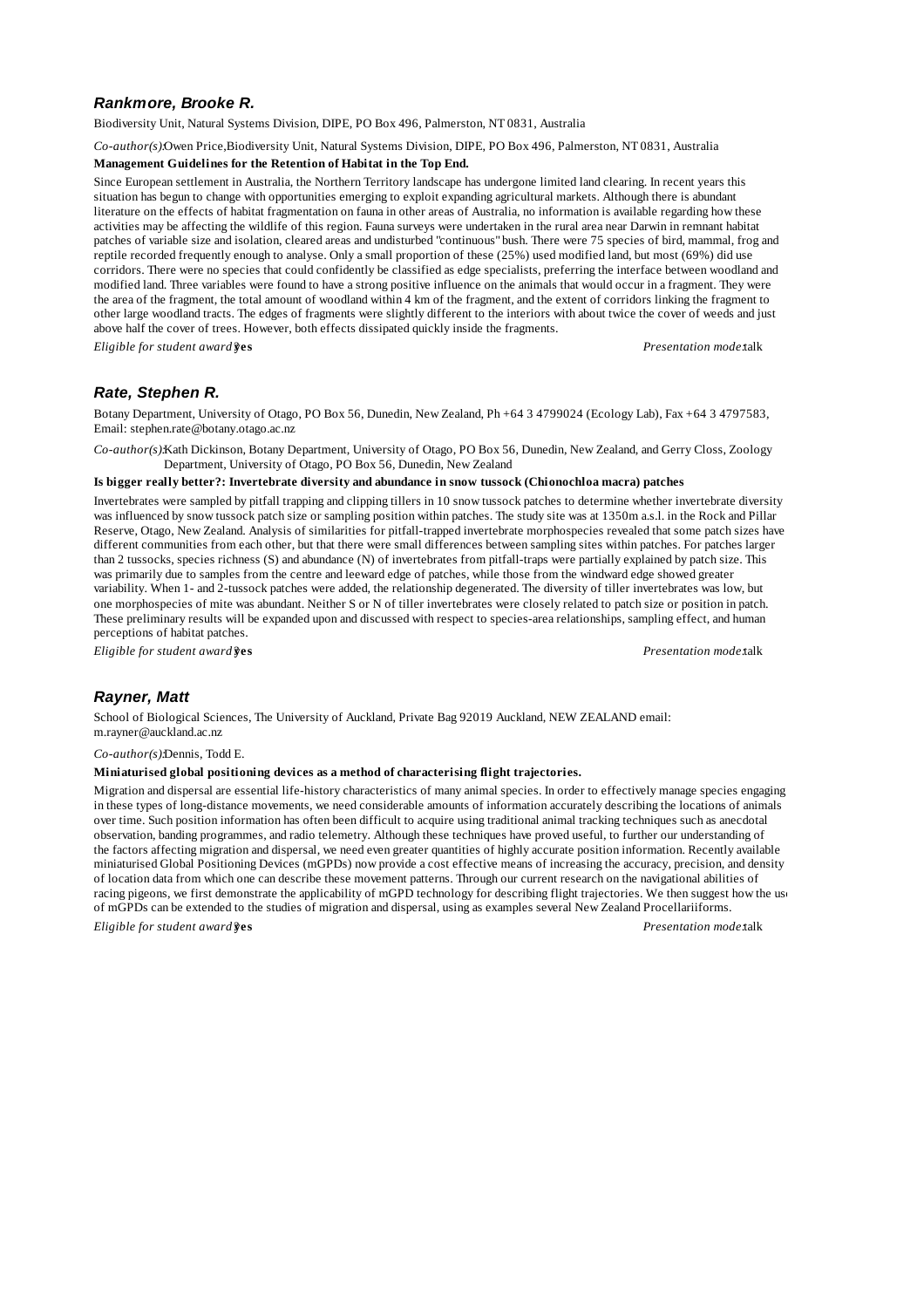### *Rankmore, Brooke R.*

Biodiversity Unit, Natural Systems Division, DIPE, PO Box 496, Palmerston, NT 0831, Australia

*Co-author(s):* Owen Price, Biodiversity Unit, Natural Systems Division, DIPE, PO Box 496, Palmerston, NT 0831, Australia

**Management Guidelines for the Retention of Habitat in the Top End.**

Since European settlement in Australia, the Northern Territory landscape has undergone limited land clearing. In recent years this situation has begun to change with opportunities emerging to exploit expanding agricultural markets. Although there is abundant literature on the effects of habitat fragmentation on fauna in other areas of Australia, no information is available regarding how these activities may be affecting the wildlife of this region. Fauna surveys were undertaken in the rural area near Darwin in remnant habitat patches of variable size and isolation, cleared areas and undisturbed "continuous" bush. There were 75 species of bird, mammal, frog and reptile recorded frequently enough to analyse. Only a small proportion of these (25%) used modified land, but most (69%) did use corridors. There were no species that could confidently be classified as edge specialists, preferring the interface between woodland and modified land. Three variables were found to have a strong positive influence on the animals that would occur in a fragment. They were the area of the fragment, the total amount of woodland within 4 km of the fragment, and the extent of corridors linking the fragment to other large woodland tracts. The edges of fragments were slightly different to the interiors with about twice the cover of weeds and just above half the cover of trees. However, both effects dissipated quickly inside the fragments.

*Eligible for student award?* **yes** *Presentation mode:* talk

### *Rate, Stephen R.*

Botany Department, University of Otago, PO Box 56, Dunedin, New Zealand, Ph +64 3 4799024 (Ecology Lab), Fax +64 3 4797583, Email: stephen.rate@botany.otago.ac.nz

*Co-author(s):* Kath Dickinson, Botany Department, University of Otago, PO Box 56, Dunedin, New Zealand, and Gerry Closs, Zoology Department, University of Otago, PO Box 56, Dunedin, New Zealand

**Is bigger really better?: Invertebrate diversity and abundance in snow tussock (Chionochloa macra) patches**

Invertebrates were sampled by pitfall trapping and clipping tillers in 10 snow tussock patches to determine whether invertebrate diversity was influenced by snow tussock patch size or sampling position within patches. The study site was at 1350m a.s.l. in the Rock and Pillar Reserve, Otago, New Zealand. Analysis of similarities for pitfall-trapped invertebrate morphospecies revealed that some patch sizes have different communities from each other, but that there were small differences between sampling sites within patches. For patches larger than 2 tussocks, species richness (S) and abundance (N) of invertebrates from pitfall-traps were partially explained by patch size. This was primarily due to samples from the centre and leeward edge of patches, while those from the windward edge showed greater variability. When 1- and 2-tussock patches were added, the relationship degenerated. The diversity of tiller invertebrates was low, but one morphospecies of mite was abundant. Neither S or N of tiller invertebrates were closely related to patch size or position in patch. These preliminary results will be expanded upon and discussed with respect to species-area relationships, sampling effect, and human perceptions of habitat patches.

*Eligible for student award?* **yes** *Presentation mode:* talk

### *Rayner, Matt*

School of Biological Sciences, The University of Auckland, Private Bag 92019 Auckland, NEW ZEALAND email: m.rayner@auckland.ac.nz

*Co-author(s):* Dennis, Todd E.

**Miniaturised global positioning devices as a method of characterising flight trajectories.**

Migration and dispersal are essential life-history characteristics of many animal species. In order to effectively manage species engaging in these types of long-distance movements, we need considerable amounts of information accurately describing the locations of animals over time. Such position information has often been difficult to acquire using traditional animal tracking techniques such as anecdotal observation, banding programmes, and radio telemetry. Although these techniques have proved useful, to further our understanding of the factors affecting migration and dispersal, we need even greater quantities of highly accurate position information. Recently available miniaturised Global Positioning Devices (mGPDs) now provide a cost effective means of increasing the accuracy, precision, and density of location data from which one can describe these movement patterns. Through our current research on the navigational abilities of racing pigeons, we first demonstrate the applicability of mGPD technology for describing flight trajectories. We then suggest how the use of mGPDs can be extended to the studies of migration and dispersal, using as examples several New Zealand Procellariiforms.

*Eligible for student award?* **yes** *Presentation mode:* talk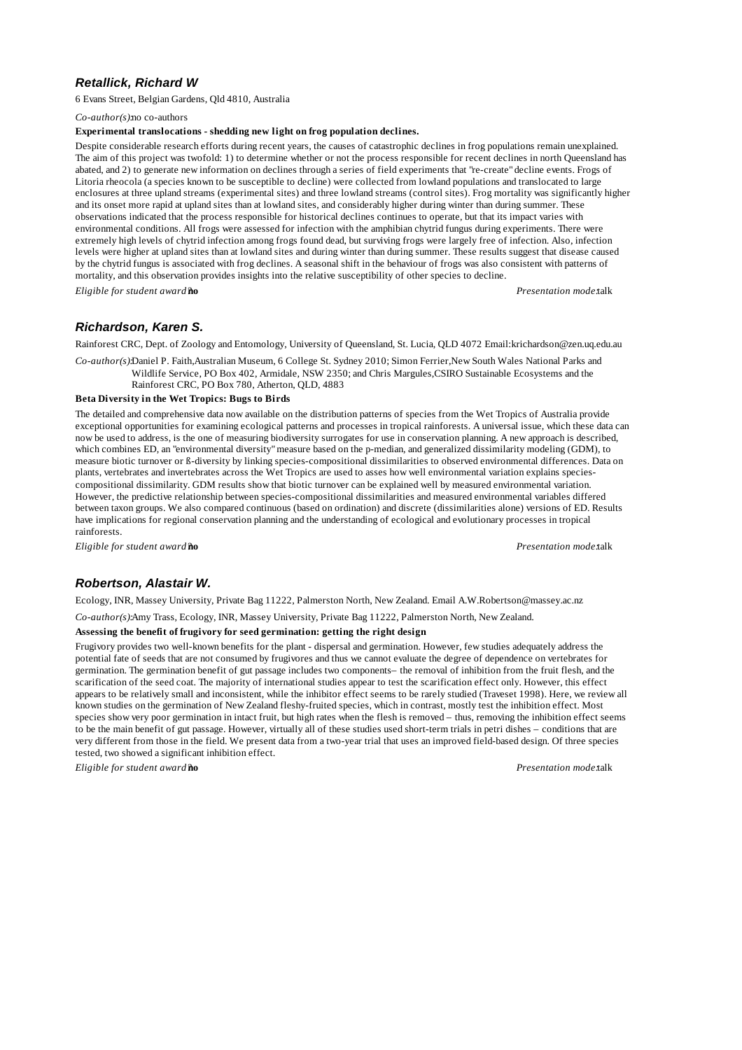### *Retallick, Richard W*

6 Evans Street, Belgian Gardens, Qld 4810, Australia

*Co-author(s):* no co-authors

**Experimental translocations - shedding new light on frog population declines.**

Despite considerable research efforts during recent years, the causes of catastrophic declines in frog populations remain unexplained. The aim of this project was twofold: 1) to determine whether or not the process responsible for recent declines in north Queensland has abated, and 2) to generate new information on declines through a series of field experiments that "re-create" decline events. Frogs of Litoria rheocola (a species known to be susceptible to decline) were collected from lowland populations and translocated to large enclosures at three upland streams (experimental sites) and three lowland streams (control sites). Frog mortality was significantly higher and its onset more rapid at upland sites than at lowland sites, and considerably higher during winter than during summer. These observations indicated that the process responsible for historical declines continues to operate, but that its impact varies with environmental conditions. All frogs were assessed for infection with the amphibian chytrid fungus during experiments. There were extremely high levels of chytrid infection among frogs found dead, but surviving frogs were largely free of infection. Also, infection levels were higher at upland sites than at lowland sites and during winter than during summer. These results suggest that disease caused by the chytrid fungus is associated with frog declines. A seasonal shift in the behaviour of frogs was also consistent with patterns of mortality, and this observation provides insights into the relative susceptibility of other species to decline.

*Eligible for student award:* **no** *Presentation mode:* talk

### *Richardson, Karen S.*

Rainforest CRC, Dept. of Zoology and Entomology, University of Queensland, St. Lucia, QLD 4072 Email:krichardson@zen.uq.edu.au

*Co-author(s):* Daniel P. Faith,Australian Museum, 6 College St. Sydney 2010; Simon Ferrier,New South Wales National Parks and Wildlife Service, PO Box 402, Armidale, NSW 2350; and Chris Margules,CSIRO Sustainable Ecosystems and the Rainforest CRC, PO Box 780, Atherton, QLD, 4883

**Beta Diversity in the Wet Tropics: Bugs to Birds**

The detailed and comprehensive data now available on the distribution patterns of species from the Wet Tropics of Australia provide exceptional opportunities for examining ecological patterns and processes in tropical rainforests. A universal issue, which these data can now be used to address, is the one of measuring biodiversity surrogates for use in conservation planning. A new approach is described, which combines ED, an "environmental diversity" measure based on the p-median, and generalized dissimilarity modeling (GDM), to measure biotic turnover or ß-diversity by linking species-compositional dissimilarities to observed environmental differences. Data on plants, vertebrates and invertebrates across the Wet Tropics are used to asses how well environmental variation explains species-compositional dissimilarity. GDM results show that biotic turnover can be explained well by measured environmental variation. However, the predictive relationship between species-compositional dissimilarities and measured environmental variables differed between taxon groups. We also compared continuous (based on ordination) and discrete (dissimilarities alone) versions of ED. Results have implications for regional conservation planning and the understanding of ecological and evolutionary processes in tropical rainforests.

*Eligible for student award:* **no** *Presentation mode:* talk

### *Robertson, Alastair W.*

Ecology, INR, Massey University, Private Bag 11222, Palmerston North, New Zealand. Email A.W.Robertson@massey.ac.nz

*Co-author(s):* Amy Trass, Ecology, INR, Massey University, Private Bag 11222, Palmerston North, New Zealand.

**Assessing the benefit of frugivory for seed germination: getting the right design**

Frugivory provides two well-known benefits for the plant - dispersal and germination. However, few studies adequately address the potential fate of seeds that are not consumed by frugivores and thus we cannot evaluate the degree of dependence on vertebrates for germination. The germination benefit of gut passage includes two components– the removal of inhibition from the fruit flesh, and the scarification of the seed coat. The majority of international studies appear to test the scarification effect only. However, this effect appears to be relatively small and inconsistent, while the inhibitor effect seems to be rarely studied (Traveset 1998). Here, we review all known studies on the germination of New Zealand fleshy-fruited species, which in contrast, mostly test the inhibition effect. Most species show very poor germination in intact fruit, but high rates when the flesh is removed – thus, removing the inhibition effect seems to be the main benefit of gut passage. However, virtually all of these studies used short-term trials in petri dishes – conditions that are very different from those in the field. We present data from a two-year trial that uses an improved field-based design. Of three species tested, two showed a significant inhibition effect.

*Eligible for student award:* **no** *Presentation mode:* talk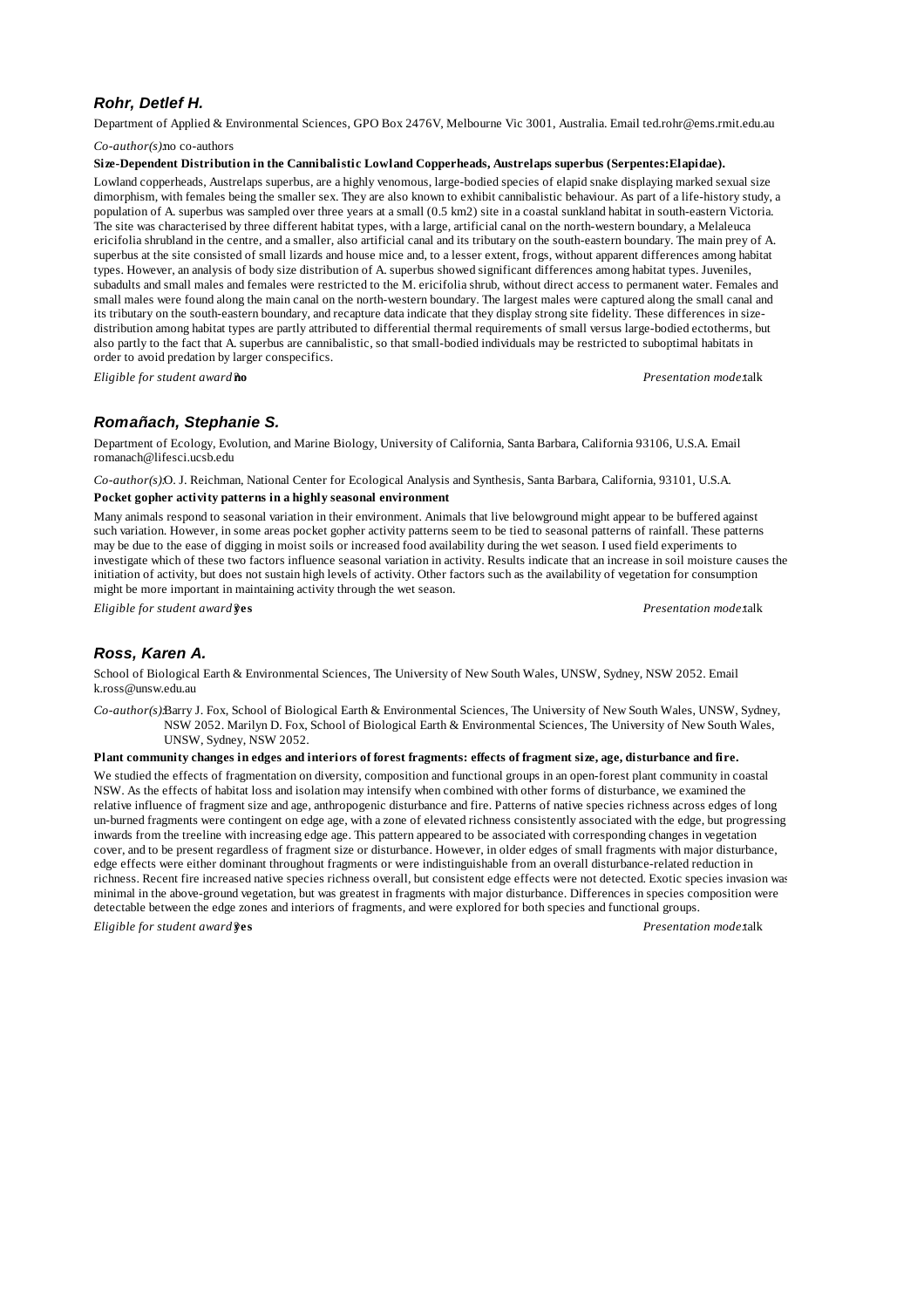### *Rohr, Detlef H.*

Department of Applied & Environmental Sciences, GPO Box 2476V, Melbourne Vic 3001, Australia. Email ted.rohr@ems.rmit.edu.au

*Co-author(s):* no co-authors

**Size-Dependent Distribution in the Cannibalistic Lowland Copperheads, Austrelaps superbus (Serpentes:Elapidae).**

Lowland copperheads, Austrelaps superbus, are a highly venomous, large-bodied species of elapid snake displaying marked sexual size dimorphism, with females being the smaller sex. They are also known to exhibit cannibalistic behaviour. As part of a life-history study, a population of A. superbus was sampled over three years at a small (0.5 km2) site in a coastal sunkland habitat in south-eastern Victoria. The site was characterised by three different habitat types, with a large, artificial canal on the north-western boundary, a Melaleuca ericifolia shrubland in the centre, and a smaller, also artificial canal and its tributary on the south-eastern boundary. The main prey of A. superbus at the site consisted of small lizards and house mice and, to a lesser extent, frogs, without apparent differences among habitat types. However, an analysis of body size distribution of A. superbus showed significant differences among habitat types. Juveniles, subadults and small males and females were restricted to the M. ericifolia shrub, without direct access to permanent water. Females and small males were found along the main canal on the north-western boundary. The largest males were captured along the small canal and its tributary on the south-eastern boundary, and recapture data indicate that they display strong site fidelity. These differences in size-distribution among habitat types are partly attributed to differential thermal requirements of small versus large-bodied ectotherms, but also partly to the fact that A. superbus are cannibalistic, so that small-bodied individuals may be restricted to suboptimal habitats in order to avoid predation by larger conspecifics.

*Eligible for student award:* **no** *Presentation mode:* talk

### *Romañach, Stephanie S.*

Department of Ecology, Evolution, and Marine Biology, University of California, Santa Barbara, California 93106, U.S.A. Email romanach@lifesci.ucsb.edu

*Co-author(s):* O. J. Reichman, National Center for Ecological Analysis and Synthesis, Santa Barbara, California, 93101, U.S.A.

**Pocket gopher activity patterns in a highly seasonal environment**

Many animals respond to seasonal variation in their environment. Animals that live belowground might appear to be buffered against such variation. However, in some areas pocket gopher activity patterns seem to be tied to seasonal patterns of rainfall. These patterns may be due to the ease of digging in moist soils or increased food availability during the wet season. I used field experiments to investigate which of these two factors influence seasonal variation in activity. Results indicate that an increase in soil moisture causes the initiation of activity, but does not sustain high levels of activity. Other factors such as the availability of vegetation for consumption might be more important in maintaining activity through the wet season.

*Eligible for student award:* **yes** *Presentation mode:* talk

### *Ross, Karen A.*

School of Biological Earth & Environmental Sciences, The University of New South Wales, UNSW, Sydney, NSW 2052. Email k.ross@unsw.edu.au

*Co-author(s):* Barry J. Fox, School of Biological Earth & Environmental Sciences, The University of New South Wales, UNSW, Sydney, NSW 2052. Marilyn D. Fox, School of Biological Earth & Environmental Sciences, The University of New South Wales, UNSW, Sydney, NSW 2052.

**Plant community changes in edges and interiors of forest fragments: effects of fragment size, age, disturbance and fire.**

We studied the effects of fragmentation on diversity, composition and functional groups in an open-forest plant community in coastal NSW. As the effects of habitat loss and isolation may intensify when combined with other forms of disturbance, we examined the relative influence of fragment size and age, anthropogenic disturbance and fire. Patterns of native species richness across edges of long un-burned fragments were contingent on edge age, with a zone of elevated richness consistently associated with the edge, but progressing inwards from the treeline with increasing edge age. This pattern appeared to be associated with corresponding changes in vegetation cover, and to be present regardless of fragment size or disturbance. However, in older edges of small fragments with major disturbance, edge effects were either dominant throughout fragments or were indistinguishable from an overall disturbance-related reduction in richness. Recent fire increased native species richness overall, but consistent edge effects were not detected. Exotic species invasion was minimal in the above-ground vegetation, but was greatest in fragments with major disturbance. Differences in species composition were detectable between the edge zones and interiors of fragments, and were explored for both species and functional groups.

*Eligible for student award:* **yes** *Presentation mode:* talk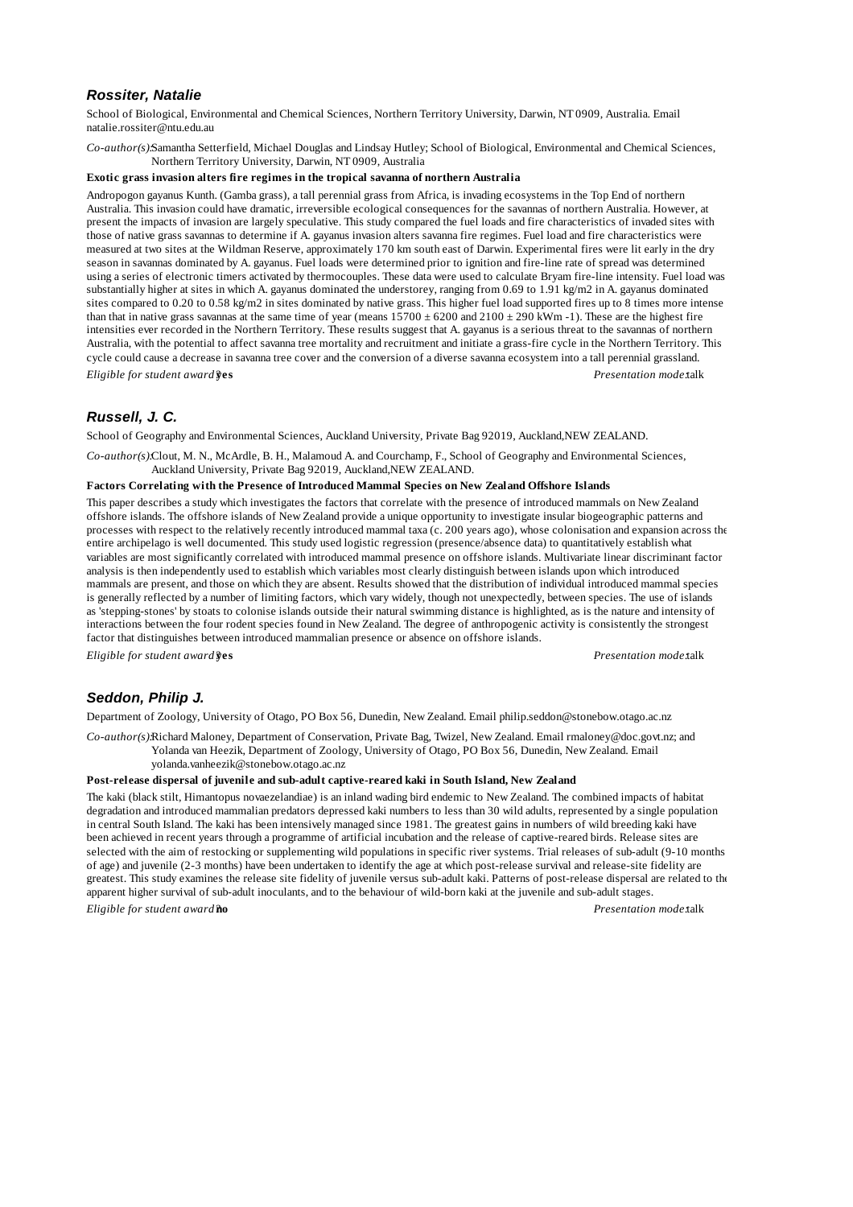### *Rossiter, Natalie*

School of Biological, Environmental and Chemical Sciences, Northern Territory University, Darwin, NT 0909, Australia. Email natalie.rossiter@ntu.edu.au

*Co-author(s):* Samantha Setterfield, Michael Douglas and Lindsay Hutley; School of Biological, Environmental and Chemical Sciences, Northern Territory University, Darwin, NT 0909, Australia

**Exotic grass invasion alters fire regimes in the tropical savanna of northern Australia**

Andropogon gayanus Kunth. (Gamba grass), a tall perennial grass from Africa, is invading ecosystems in the Top End of northern Australia. This invasion could have dramatic, irreversible ecological consequences for the savannas of northern Australia. However, at present the impacts of invasion are largely speculative. This study compared the fuel loads and fire characteristics of invaded sites with those of native grass savannas to determine if A. gayanus invasion alters savanna fire regimes. Fuel load and fire characteristics were measured at two sites at the Wildman Reserve, approximately 170 km south east of Darwin. Experimental fires were lit early in the dry season in savannas dominated by A. gayanus. Fuel loads were determined prior to ignition and fire-line rate of spread was determined using a series of electronic timers activated by thermocouples. These data were used to calculate Bryam fire-line intensity. Fuel load was substantially higher at sites in which A. gayanus dominated the understorey, ranging from 0.69 to 1.91 kg/m2 in A. gayanus dominated sites compared to 0.20 to 0.58 kg/m2 in sites dominated by native grass. This higher fuel load supported fires up to 8 times more intense than that in native grass savannas at the same time of year (means 15700 ± 6200 and 2100 ± 290 kWm -1). These are the highest fire intensities ever recorded in the Northern Territory. These results suggest that A. gayanus is a serious threat to the savannas of northern Australia, with the potential to affect savanna tree mortality and recruitment and initiate a grass-fire cycle in the Northern Territory. This cycle could cause a decrease in savanna tree cover and the conversion of a diverse savanna ecosystem into a tall perennial grassland.

*Eligible for student award?* **yes** *Presentation mode:* talk

### *Russell, J. C.*

School of Geography and Environmental Sciences, Auckland University, Private Bag 92019, Auckland,NEW ZEALAND.

*Co-author(s):* Clout, M. N., McArdle, B. H., Malamoud A. and Courchamp, F., School of Geography and Environmental Sciences, Auckland University, Private Bag 92019, Auckland,NEW ZEALAND.

**Factors Correlating with the Presence of Introduced Mammal Species on New Zealand Offshore Islands**

This paper describes a study which investigates the factors that correlate with the presence of introduced mammals on New Zealand offshore islands. The offshore islands of New Zealand provide a unique opportunity to investigate insular biogeographic patterns and processes with respect to the relatively recently introduced mammal taxa (c. 200 years ago), whose colonisation and expansion across the entire archipelago is well documented. This study used logistic regression (presence/absence data) to quantitatively establish what variables are most significantly correlated with introduced mammal presence on offshore islands. Multivariate linear discriminant factor analysis is then independently used to establish which variables most clearly distinguish between islands upon which introduced mammals are present, and those on which they are absent. Results showed that the distribution of individual introduced mammal species is generally reflected by a number of limiting factors, which vary widely, though not unexpectedly, between species. The use of islands as 'stepping-stones' by stoats to colonise islands outside their natural swimming distance is highlighted, as is the nature and intensity of interactions between the four rodent species found in New Zealand. The degree of anthropogenic activity is consistently the strongest factor that distinguishes between introduced mammalian presence or absence on offshore islands.

*Eligible for student award?* **yes** *Presentation mode:* talk

### *Seddon, Philip J.*

Department of Zoology, University of Otago, PO Box 56, Dunedin, New Zealand. Email philip.seddon@stonebow.otago.ac.nz

*Co-author(s):* Richard Maloney, Department of Conservation, Private Bag, Twizel, New Zealand. Email rmaloney@doc.govt.nz; and Yolanda van Heezik, Department of Zoology, University of Otago, PO Box 56, Dunedin, New Zealand. Email yolanda.vanheezik@stonebow.otago.ac.nz

**Post-release dispersal of juvenile and sub-adult captive-reared kaki in South Island, New Zealand**

The kaki (black stilt, Himantopus novaezelandiae) is an inland wading bird endemic to New Zealand. The combined impacts of habitat degradation and introduced mammalian predators depressed kaki numbers to less than 30 wild adults, represented by a single population in central South Island. The kaki has been intensively managed since 1981. The greatest gains in numbers of wild breeding kaki have been achieved in recent years through a programme of artificial incubation and the release of captive-reared birds. Release sites are selected with the aim of restocking or supplementing wild populations in specific river systems. Trial releases of sub-adult (9-10 months of age) and juvenile (2-3 months) have been undertaken to identify the age at which post-release survival and release-site fidelity are greatest. This study examines the release site fidelity of juvenile versus sub-adult kaki. Patterns of post-release dispersal are related to the apparent higher survival of sub-adult inoculants, and to the behaviour of wild-born kaki at the juvenile and sub-adult stages.

*Eligible for student award?* **no** *Presentation mode:* talk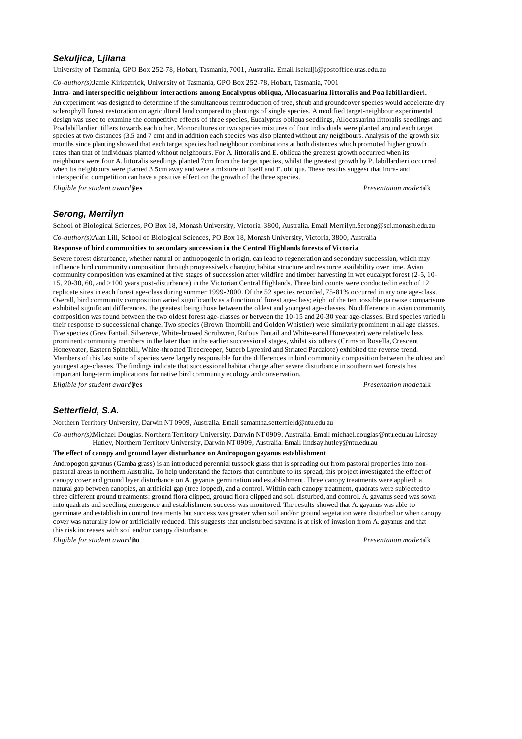### Sekuljica, Ljilana

University of Tasmania, GPO Box 252-78, Hobart, Tasmania, 7001, Australia. Email lsekulji@postoffice.utas.edu.au

*Co-author(s):* Jamie Kirkpatrick, University of Tasmania, GPO Box 252-78, Hobart, Tasmania, 7001

**Intra- and interspecific neighbour interactions among Eucalyptus obliqua, Allocasuarina littoralis and Poa labillardieri.**

An experiment was designed to determine if the simultaneous reintroduction of tree, shrub and groundcover species would accelerate dry sclerophyll forest restoration on agricultural land compared to plantings of single species. A modified target-neighbour experimental design was used to examine the competitive effects of three species, Eucalyptus obliqua seedlings, Allocasuarina littoralis seedlings and Poa labillardieri tillers towards each other. Monocultures or two species mixtures of four individuals were planted around each target species at two distances (3.5 and 7 cm) and in addition each species was also planted without any neighbours. Analysis of the growth six months since planting showed that each target species had neighbour combinations at both distances which promoted higher growth rates than that of individuals planted without neighbours. For A. littoralis and E. obliqua the greatest growth occurred when its neighbours were four A. littoralis seedlings planted 7cm from the target species, whilst the greatest growth by P. labillardieri occurred when its neighbours were planted 3.5cm away and were a mixture of itself and E. obliqua. These results suggest that intra- and interspecific competition can have a positive effect on the growth of the three species.

*Eligible for student award?* **yes** *Presentation mode:* talk

### Serong, Merrilyn

School of Biological Sciences, PO Box 18, Monash University, Victoria, 3800, Australia. Email Merrilyn.Serong@sci.monash.edu.au

*Co-author(s):* Alan Lill, School of Biological Sciences, PO Box 18, Monash University, Victoria, 3800, Australia

**Response of bird communities to secondary succession in the Central Highlands forests of Victoria**

Severe forest disturbance, whether natural or anthropogenic in origin, can lead to regeneration and secondary succession, which may influence bird community composition through progressively changing habitat structure and resource availability over time. Avian community composition was examined at five stages of succession after wildfire and timber harvesting in wet eucalypt forest (2-5, 10-15, 20-30, 60, and >100 years post-disturbance) in the Victorian Central Highlands. Three bird counts were conducted in each of 12 replicate sites in each forest age-class during summer 1999-2000. Of the 52 species recorded, 75-81% occurred in any one age-class. Overall, bird community composition varied significantly as a function of forest age-class; eight of the ten possible pairwise comparisons exhibited significant differences, the greatest being those between the oldest and youngest age-classes. No difference in avian community composition was found between the two oldest forest age-classes or between the 10-15 and 20-30 year age-classes. Bird species varied in their response to successional change. Two species (Brown Thornbill and Golden Whistler) were similarly prominent in all age classes. Five species (Grey Fantail, Silvereye, White-browed Scrubwren, Rufous Fantail and White-eared Honeyeater) were relatively less prominent community members in the later than in the earlier successional stages, whilst six others (Crimson Rosella, Crescent Honeyeater, Eastern Spinebill, White-throated Treecreeper, Superb Lyrebird and Striated Pardalote) exhibited the reverse trend. Members of this last suite of species were largely responsible for the differences in bird community composition between the oldest and youngest age-classes. The findings indicate that successional habitat change after severe disturbance in southern wet forests has important long-term implications for native bird community ecology and conservation.

*Eligible for student award?* **yes** *Presentation mode:* talk

### Setterfield, S.A.

Northern Territory University, Darwin NT 0909, Australia. Email samantha.setterfield@ntu.edu.au

*Co-author(s):* Michael Douglas, Northern Territory University, Darwin NT 0909, Australia. Email michael.douglas@ntu.edu.au Lindsay Hutley, Northern Territory University, Darwin NT 0909, Australia. Email lindsay.hutley@ntu.edu.au

**The effect of canopy and ground layer disturbance on Andropogon gayanus establishment**

Andropogon gayanus (Gamba grass) is an introduced perennial tussock grass that is spreading out from pastoral properties into non-pastoral areas in northern Australia. To help understand the factors that contribute to its spread, this project investigated the effect of canopy cover and ground layer disturbance on A. gayanus germination and establishment. Three canopy treatments were applied: a natural gap between canopies, an artificial gap (tree lopped), and a control. Within each canopy treatment, quadrats were subjected to three different ground treatments: ground flora clipped, ground flora clipped and soil disturbed, and control. A. gayanus seed was sown into quadrats and seedling emergence and establishment success was monitored. The results showed that A. gayanus was able to germinate and establish in control treatments but success was greater when soil and/or ground vegetation were disturbed or when canopy cover was naturally low or artificially reduced. This suggests that undisturbed savanna is at risk of invasion from A. gayanus and that this risk increases with soil and/or canopy disturbance.

*Eligible for student award?* **no** *Presentation mode:* talk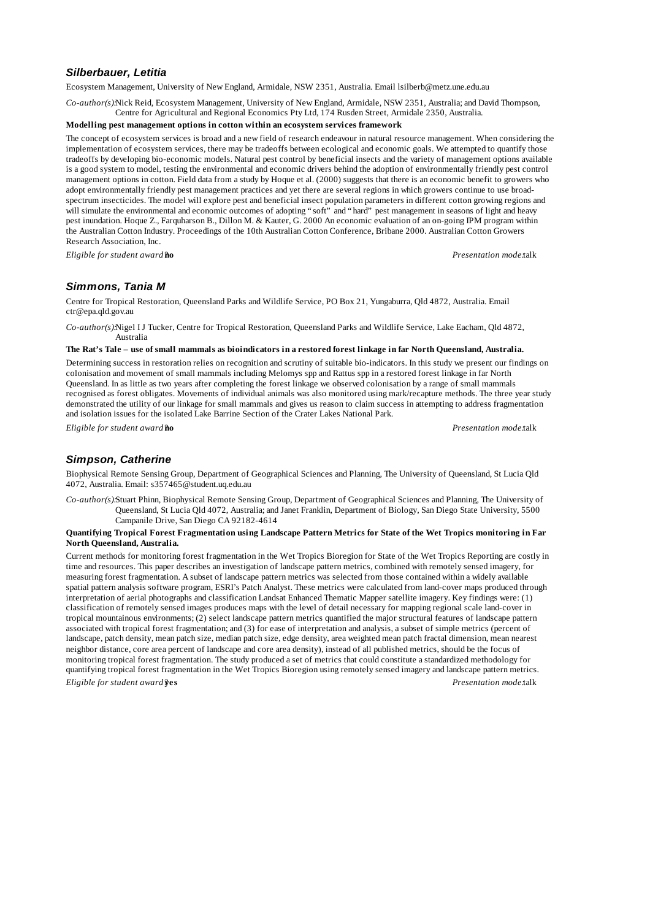### *Silberbauer, Letitia*

Ecosystem Management, University of New England, Armidale, NSW 2351, Australia. Email lsilberb@metz.une.edu.au

*Co-author(s):* Nick Reid, Ecosystem Management, University of New England, Armidale, NSW 2351, Australia; and David Thompson, Centre for Agricultural and Regional Economics Pty Ltd, 174 Rusden Street, Armidale 2350, Australia.

**Modelling pest management options in cotton within an ecosystem services framework**

The concept of ecosystem services is broad and a new field of research endeavour in natural resource management. When considering the implementation of ecosystem services, there may be tradeoffs between ecological and economic goals. We attempted to quantify those tradeoffs by developing bio-economic models. Natural pest control by beneficial insects and the variety of management options available is a good system to model, testing the environmental and economic drivers behind the adoption of environmentally friendly pest control management options in cotton. Field data from a study by Hoque et al. (2000) suggests that there is an economic benefit to growers who adopt environmentally friendly pest management practices and yet there are several regions in which growers continue to use broad-spectrum insecticides. The model will explore pest and beneficial insect population parameters in different cotton growing regions and will simulate the environmental and economic outcomes of adopting "soft" and "hard" pest management in seasons of light and heavy pest inundation. Hoque Z., Farquharson B., Dillon M. & Kauter, G. 2000 An economic evaluation of an on-going IPM program within the Australian Cotton Industry. Proceedings of the 10th Australian Cotton Conference, Bribane 2000. Australian Cotton Growers Research Association, Inc.

*Eligible for student award?* **no** *Presentation mode:* talk

### *Simmons, Tania M*

Centre for Tropical Restoration, Queensland Parks and Wildlife Service, PO Box 21, Yungaburra, Qld 4872, Australia. Email ctr@epa.qld.gov.au

*Co-author(s):* Nigel I J Tucker, Centre for Tropical Restoration, Queensland Parks and Wildlife Service, Lake Eacham, Qld 4872, Australia

**The Rat's Tale – use of small mammals as bioindicators in a restored forest linkage in far North Queensland, Australia.**

Determining success in restoration relies on recognition and scrutiny of suitable bio-indicators. In this study we present our findings on colonisation and movement of small mammals including Melomys spp and Rattus spp in a restored forest linkage in far North Queensland. In as little as two years after completing the forest linkage we observed colonisation by a range of small mammals recognised as forest obligates. Movements of individual animals was also monitored using mark/recapture methods. The three year study demonstrated the utility of our linkage for small mammals and gives us reason to claim success in attempting to address fragmentation and isolation issues for the isolated Lake Barrine Section of the Crater Lakes National Park.

*Eligible for student award?* **no** *Presentation mode:* talk

### *Simpson, Catherine*

Biophysical Remote Sensing Group, Department of Geographical Sciences and Planning, The University of Queensland, St Lucia Qld 4072, Australia. Email: s357465@student.uq.edu.au

*Co-author(s):* Stuart Phinn, Biophysical Remote Sensing Group, Department of Geographical Sciences and Planning, The University of Queensland, St Lucia Qld 4072, Australia; and Janet Franklin, Department of Biology, San Diego State University, 5500 Campanile Drive, San Diego CA 92182-4614

**Quantifying Tropical Forest Fragmentation using Landscape Pattern Metrics for State of the Wet Tropics monitoring in Far North Queensland, Australia.**

Current methods for monitoring forest fragmentation in the Wet Tropics Bioregion for State of the Wet Tropics Reporting are costly in time and resources. This paper describes an investigation of landscape pattern metrics, combined with remotely sensed imagery, for measuring forest fragmentation. A subset of landscape pattern metrics was selected from those contained within a widely available spatial pattern analysis software program, ESRI's Patch Analyst. These metrics were calculated from land-cover maps produced through interpretation of aerial photographs and classification Landsat Enhanced Thematic Mapper satellite imagery. Key findings were: (1) classification of remotely sensed images produces maps with the level of detail necessary for mapping regional scale land-cover in tropical mountainous environments; (2) select landscape pattern metrics quantified the major structural features of landscape pattern associated with tropical forest fragmentation; and (3) for ease of interpretation and analysis, a subset of simple metrics (percent of landscape, patch density, mean patch size, median patch size, edge density, area weighted mean patch fractal dimension, mean nearest neighbor distance, core area percent of landscape and core area density), instead of all published metrics, should be the focus of monitoring tropical forest fragmentation. The study produced a set of metrics that could constitute a standardized methodology for quantifying tropical forest fragmentation in the Wet Tropics Bioregion using remotely sensed imagery and landscape pattern metrics.

*Eligible for student award?* **yes** *Presentation mode:* talk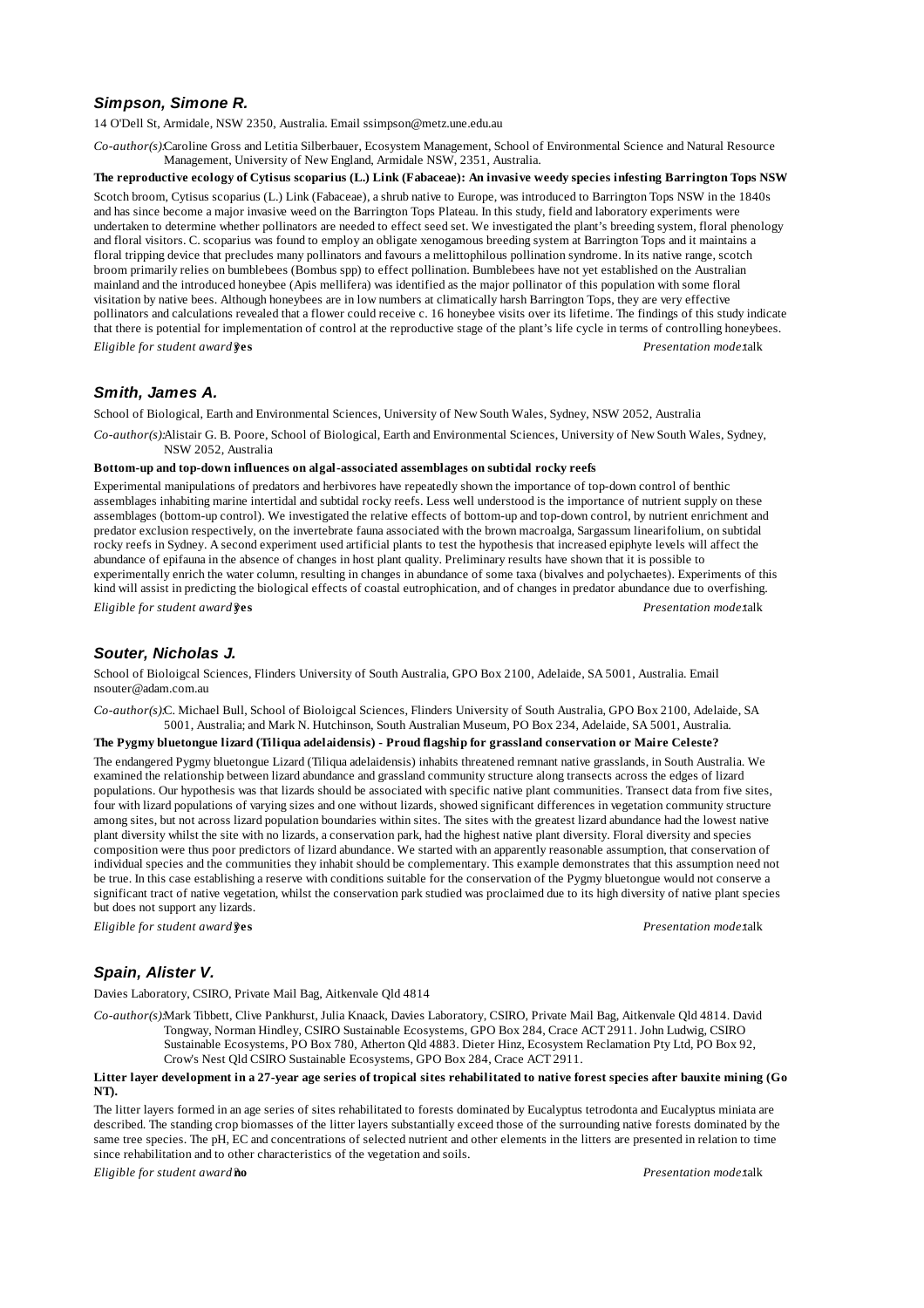### Simpson, Simone R.

14 O'Dell St, Armidale, NSW 2350, Australia. Email ssimpson@metz.une.edu.au

*Co-author(s):* Caroline Gross and Letitia Silberbauer, Ecosystem Management, School of Environmental Science and Natural Resource Management, University of New England, Armidale NSW, 2351, Australia.

**The reproductive ecology of Cytisus scoparius (L.) Link (Fabaceae): An invasive weedy species infesting Barrington Tops NSW**

Scotch broom, Cytisus scoparius (L.) Link (Fabaceae), a shrub native to Europe, was introduced to Barrington Tops NSW in the 1840s and has since become a major invasive weed on the Barrington Tops Plateau. In this study, field and laboratory experiments were undertaken to determine whether pollinators are needed to effect seed set. We investigated the plant's breeding system, floral phenology and floral visitors. C. scoparius was found to employ an obligate xenogamous breeding system at Barrington Tops and it maintains a floral tripping device that precludes many pollinators and favours a melittophilous pollination syndrome. In its native range, scotch broom primarily relies on bumblebees (Bombus spp) to effect pollination. Bumblebees have not yet established on the Australian mainland and the introduced honeybee (Apis mellifera) was identified as the major pollinator of this population with some floral visitation by native bees. Although honeybees are in low numbers at climatically harsh Barrington Tops, they are very effective pollinators and calculations revealed that a flower could receive c. 16 honeybee visits over its lifetime. The findings of this study indicate that there is potential for implementation of control at the reproductive stage of the plant's life cycle in terms of controlling honeybees.

*Eligible for student award?* **yes** *Presentation mode:* talk

### Smith, James A.

School of Biological, Earth and Environmental Sciences, University of New South Wales, Sydney, NSW 2052, Australia

*Co-author(s):* Alistair G. B. Poore, School of Biological, Earth and Environmental Sciences, University of New South Wales, Sydney, NSW 2052, Australia

**Bottom-up and top-down influences on algal-associated assemblages on subtidal rocky reefs**

Experimental manipulations of predators and herbivores have repeatedly shown the importance of top-down control of benthic assemblages inhabiting marine intertidal and subtidal rocky reefs. Less well understood is the importance of nutrient supply on these assemblages (bottom-up control). We investigated the relative effects of bottom-up and top-down control, by nutrient enrichment and predator exclusion respectively, on the invertebrate fauna associated with the brown macroalga, Sargassum linearifolium, on subtidal rocky reefs in Sydney. A second experiment used artificial plants to test the hypothesis that increased epiphyte levels will affect the abundance of epifauna in the absence of changes in host plant quality. Preliminary results have shown that it is possible to experimentally enrich the water column, resulting in changes in abundance of some taxa (bivalves and polychaetes). Experiments of this kind will assist in predicting the biological effects of coastal eutrophication, and of changes in predator abundance due to overfishing.

*Eligible for student award?* **yes** *Presentation mode:* talk

### Souter, Nicholas J.

School of Bioloigcal Sciences, Flinders University of South Australia, GPO Box 2100, Adelaide, SA 5001, Australia. Email nsouter@adam.com.au

*Co-author(s):* C. Michael Bull, School of Bioloigcal Sciences, Flinders University of South Australia, GPO Box 2100, Adelaide, SA 5001, Australia; and Mark N. Hutchinson, South Australian Museum, PO Box 234, Adelaide, SA 5001, Australia.

**The Pygmy bluetongue lizard (Tiliqua adelaidensis) - Proud flagship for grassland conservation or Maire Celeste?**

The endangered Pygmy bluetongue Lizard (Tiliqua adelaidensis) inhabits threatened remnant native grasslands, in South Australia. We examined the relationship between lizard abundance and grassland community structure along transects across the edges of lizard populations. Our hypothesis was that lizards should be associated with specific native plant communities. Transect data from five sites, four with lizard populations of varying sizes and one without lizards, showed significant differences in vegetation community structure among sites, but not across lizard population boundaries within sites. The sites with the greatest lizard abundance had the lowest native plant diversity whilst the site with no lizards, a conservation park, had the highest native plant diversity. Floral diversity and species composition were thus poor predictors of lizard abundance. We started with an apparently reasonable assumption, that conservation of individual species and the communities they inhabit should be complementary. This example demonstrates that this assumption need not be true. In this case establishing a reserve with conditions suitable for the conservation of the Pygmy bluetongue would not conserve a significant tract of native vegetation, whilst the conservation park studied was proclaimed due to its high diversity of native plant species but does not support any lizards.

*Eligible for student award?* **yes** *Presentation mode:* talk

### Spain, Alister V.

Davies Laboratory, CSIRO, Private Mail Bag, Aitkenvale Qld 4814

*Co-author(s):* Mark Tibbett, Clive Pankhurst, Julia Knaack, Davies Laboratory, CSIRO, Private Mail Bag, Aitkenvale Qld 4814. David Tongway, Norman Hindley, CSIRO Sustainable Ecosystems, GPO Box 284, Crace ACT 2911. John Ludwig, CSIRO Sustainable Ecosystems, PO Box 780, Atherton Qld 4883. Dieter Hinz, Ecosystem Reclamation Pty Ltd, PO Box 92, Crow's Nest Qld CSIRO Sustainable Ecosystems, GPO Box 284, Crace ACT 2911.

**Litter layer development in a 27-year age series of tropical sites rehabilitated to native forest species after bauxite mining (Go NT).**

The litter layers formed in an age series of sites rehabilitated to forests dominated by Eucalyptus tetrodonta and Eucalyptus miniata are described. The standing crop biomasses of the litter layers substantially exceed those of the surrounding native forests dominated by the same tree species. The pH, EC and concentrations of selected nutrient and other elements in the litters are presented in relation to time since rehabilitation and to other characteristics of the vegetation and soils.

*Eligible for student award?* **no** *Presentation mode:* talk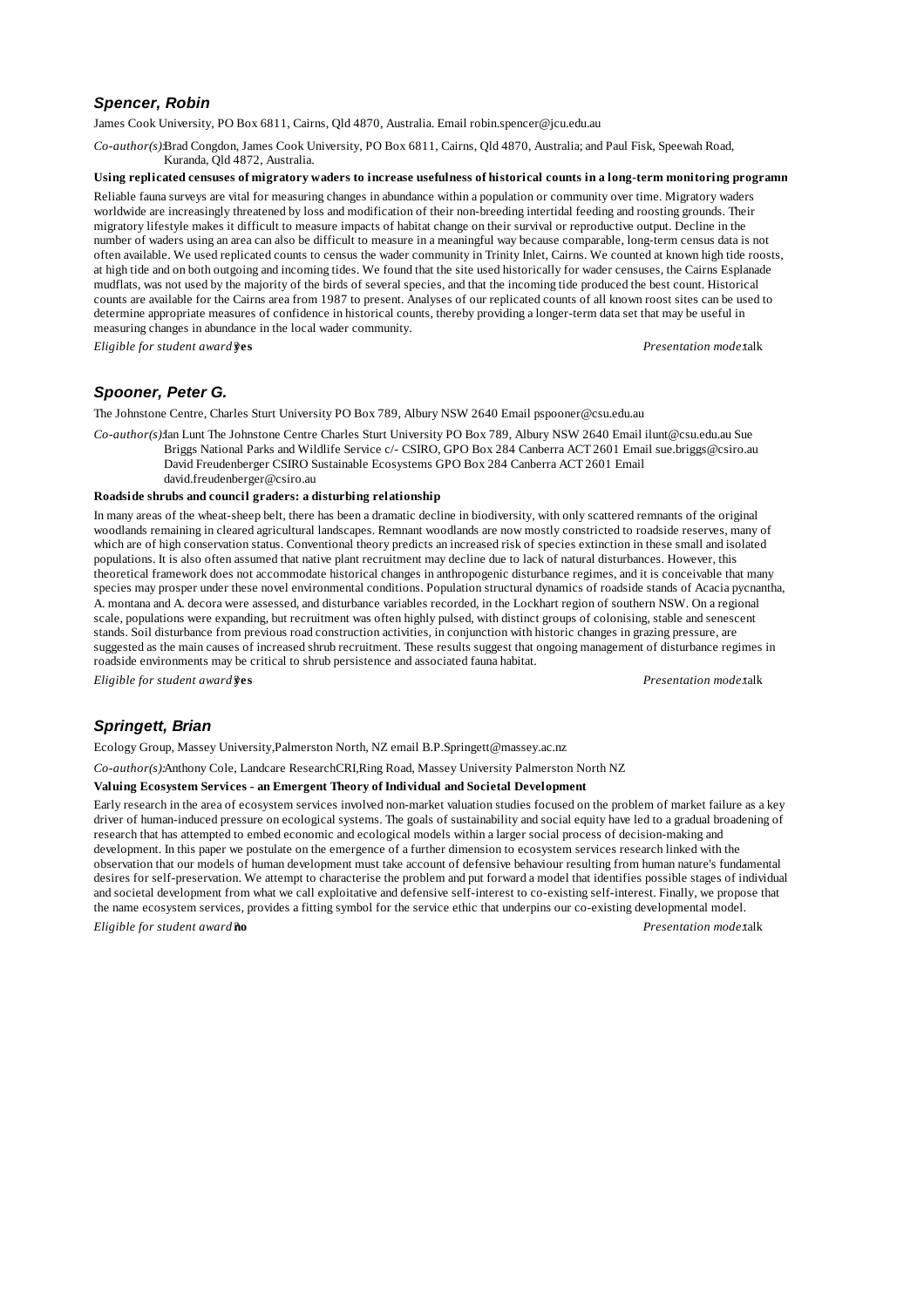### *Spencer, Robin*

James Cook University, PO Box 6811, Cairns, Qld 4870, Australia. Email robin.spencer@jcu.edu.au

*Co-author(s):* Brad Congdon, James Cook University, PO Box 6811, Cairns, Qld 4870, Australia; and Paul Fisk, Speewah Road, Kuranda, Qld 4872, Australia.

**Using replicated censuses of migratory waders to increase usefulness of historical counts in a long-term monitoring programn**

Reliable fauna surveys are vital for measuring changes in abundance within a population or community over time. Migratory waders worldwide are increasingly threatened by loss and modification of their non-breeding intertidal feeding and roosting grounds. Their migratory lifestyle makes it difficult to measure impacts of habitat change on their survival or reproductive output. Decline in the number of waders using an area can also be difficult to measure in a meaningful way because comparable, long-term census data is not often available. We used replicated counts to census the wader community in Trinity Inlet, Cairns. We counted at known high tide roosts, at high tide and on both outgoing and incoming tides. We found that the site used historically for wader censuses, the Cairns Esplanade mudflats, was not used by the majority of the birds of several species, and that the incoming tide produced the best count. Historical counts are available for the Cairns area from 1987 to present. Analyses of our replicated counts of all known roost sites can be used to determine appropriate measures of confidence in historical counts, thereby providing a longer-term data set that may be useful in measuring changes in abundance in the local wader community.

*Eligible for student award:* **yes** *Presentation mode:* talk

### *Spooner, Peter G.*

The Johnstone Centre, Charles Sturt University PO Box 789, Albury NSW 2640 Email pspooner@csu.edu.au

*Co-author(s):* Ian Lunt The Johnstone Centre Charles Sturt University PO Box 789, Albury NSW 2640 Email ilunt@csu.edu.au Sue Briggs National Parks and Wildlife Service c/- CSIRO, GPO Box 284 Canberra ACT 2601 Email sue.briggs@csiro.au David Freudenberger CSIRO Sustainable Ecosystems GPO Box 284 Canberra ACT 2601 Email david.freudenberger@csiro.au

**Roadside shrubs and council graders: a disturbing relationship**

In many areas of the wheat-sheep belt, there has been a dramatic decline in biodiversity, with only scattered remnants of the original woodlands remaining in cleared agricultural landscapes. Remnant woodlands are now mostly constricted to roadside reserves, many of which are of high conservation status. Conventional theory predicts an increased risk of species extinction in these small and isolated populations. It is also often assumed that native plant recruitment may decline due to lack of natural disturbances. However, this theoretical framework does not accommodate historical changes in anthropogenic disturbance regimes, and it is conceivable that many species may prosper under these novel environmental conditions. Population structural dynamics of roadside stands of Acacia pycnantha, A. montana and A. decora were assessed, and disturbance variables recorded, in the Lockhart region of southern NSW. On a regional scale, populations were expanding, but recruitment was often highly pulsed, with distinct groups of colonising, stable and senescent stands. Soil disturbance from previous road construction activities, in conjunction with historic changes in grazing pressure, are suggested as the main causes of increased shrub recruitment. These results suggest that ongoing management of disturbance regimes in roadside environments may be critical to shrub persistence and associated fauna habitat.

*Eligible for student award:* **yes** *Presentation mode:* talk

### *Springett, Brian*

Ecology Group, Massey University,Palmerston North, NZ email B.P.Springett@massey.ac.nz

*Co-author(s):* Anthony Cole, Landcare ResearchCRI,Ring Road, Massey University Palmerston North NZ

**Valuing Ecosystem Services - an Emergent Theory of Individual and Societal Development**

Early research in the area of ecosystem services involved non-market valuation studies focused on the problem of market failure as a key driver of human-induced pressure on ecological systems. The goals of sustainability and social equity have led to a gradual broadening of research that has attempted to embed economic and ecological models within a larger social process of decision-making and development. In this paper we postulate on the emergence of a further dimension to ecosystem services research linked with the observation that our models of human development must take account of defensive behaviour resulting from human nature's fundamental desires for self-preservation. We attempt to characterise the problem and put forward a model that identifies possible stages of individual and societal development from what we call exploitative and defensive self-interest to co-existing self-interest. Finally, we propose that the name ecosystem services, provides a fitting symbol for the service ethic that underpins our co-existing developmental model.

*Eligible for student award:* **no** *Presentation mode:* talk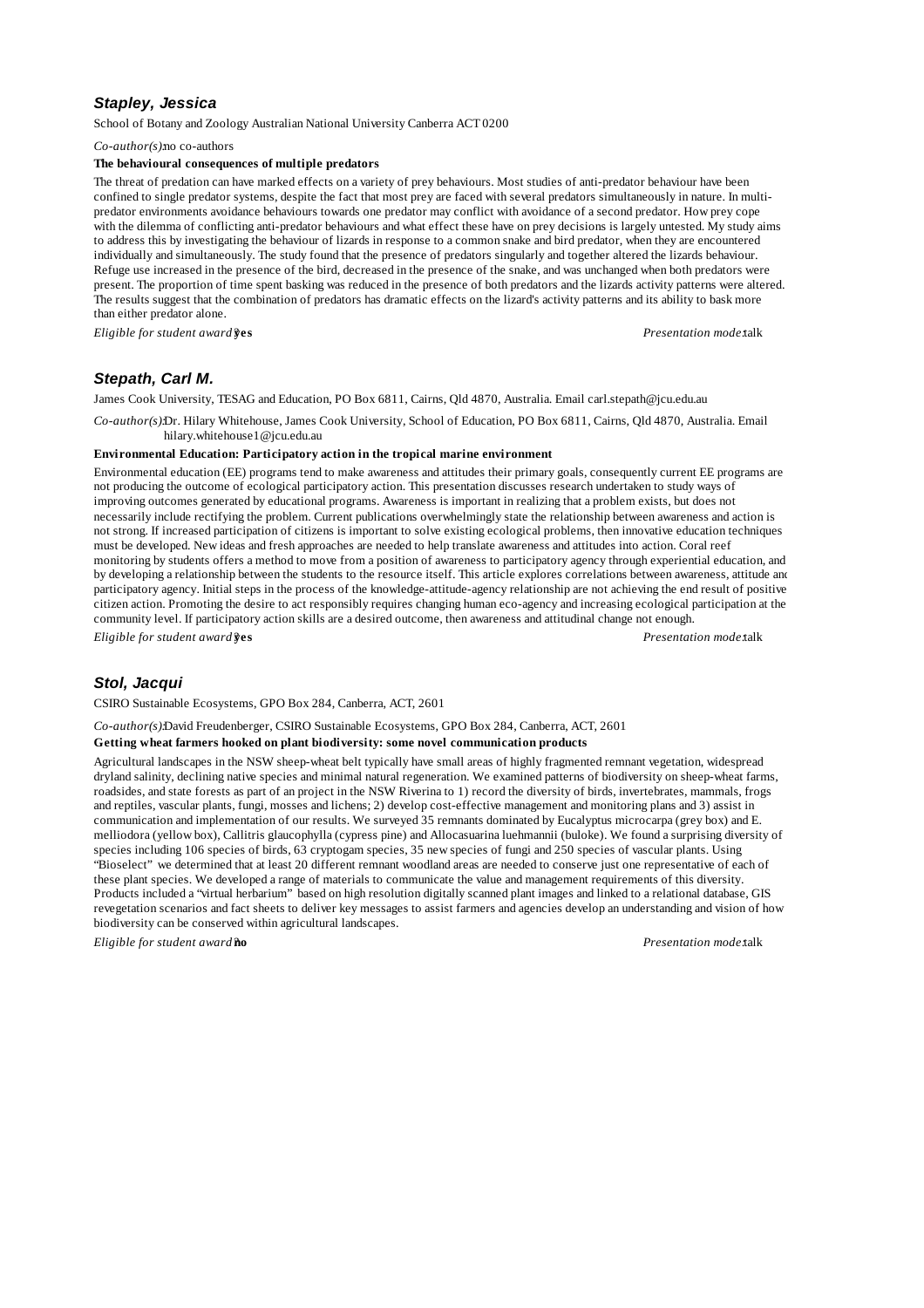### Stapley, Jessica

School of Botany and Zoology Australian National University Canberra ACT 0200

*Co-author(s):* no co-authors

**The behavioural consequences of multiple predators**

The threat of predation can have marked effects on a variety of prey behaviours. Most studies of anti-predator behaviour have been confined to single predator systems, despite the fact that most prey are faced with several predators simultaneously in nature. In multi-predator environments avoidance behaviours towards one predator may conflict with avoidance of a second predator. How prey cope with the dilemma of conflicting anti-predator behaviours and what effect these have on prey decisions is largely untested. My study aims to address this by investigating the behaviour of lizards in response to a common snake and bird predator, when they are encountered individually and simultaneously. The study found that the presence of predators singularly and together altered the lizards behaviour. Refuge use increased in the presence of the bird, decreased in the presence of the snake, and was unchanged when both predators were present. The proportion of time spent basking was reduced in the presence of both predators and the lizards activity patterns were altered. The results suggest that the combination of predators has dramatic effects on the lizard's activity patterns and its ability to bask more than either predator alone.

*Eligible for student award?* **yes** *Presentation mode:* talk

### Stepath, Carl M.

James Cook University, TESAG and Education, PO Box 6811, Cairns, Qld 4870, Australia. Email carl.stepath@jcu.edu.au

*Co-author(s):* Dr. Hilary Whitehouse, James Cook University, School of Education, PO Box 6811, Cairns, Qld 4870, Australia. Email hilary.whitehouse1@jcu.edu.au

**Environmental Education: Participatory action in the tropical marine environment**

Environmental education (EE) programs tend to make awareness and attitudes their primary goals, consequently current EE programs are not producing the outcome of ecological participatory action. This presentation discusses research undertaken to study ways of improving outcomes generated by educational programs. Awareness is important in realizing that a problem exists, but does not necessarily include rectifying the problem. Current publications overwhelmingly state the relationship between awareness and action is not strong. If increased participation of citizens is important to solve existing ecological problems, then innovative education techniques must be developed. New ideas and fresh approaches are needed to help translate awareness and attitudes into action. Coral reef monitoring by students offers a method to move from a position of awareness to participatory agency through experiential education, and by developing a relationship between the students to the resource itself. This article explores correlations between awareness, attitude and participatory agency. Initial steps in the process of the knowledge-attitude-agency relationship are not achieving the end result of positive citizen action. Promoting the desire to act responsibly requires changing human eco-agency and increasing ecological participation at the community level. If participatory action skills are a desired outcome, then awareness and attitudinal change not enough.

*Eligible for student award?* **yes** *Presentation mode:* talk

### Stol, Jacqui

CSIRO Sustainable Ecosystems, GPO Box 284, Canberra, ACT, 2601

*Co-author(s):* David Freudenberger, CSIRO Sustainable Ecosystems, GPO Box 284, Canberra, ACT, 2601

**Getting wheat farmers hooked on plant biodiversity: some novel communication products**

Agricultural landscapes in the NSW sheep-wheat belt typically have small areas of highly fragmented remnant vegetation, widespread dryland salinity, declining native species and minimal natural regeneration. We examined patterns of biodiversity on sheep-wheat farms, roadsides, and state forests as part of an project in the NSW Riverina to 1) record the diversity of birds, invertebrates, mammals, frogs and reptiles, vascular plants, fungi, mosses and lichens; 2) develop cost-effective management and monitoring plans and 3) assist in communication and implementation of our results. We surveyed 35 remnants dominated by Eucalyptus microcarpa (grey box) and E. melliodora (yellow box), Callitris glaucophylla (cypress pine) and Allocasuarina luehmannii (buloke). We found a surprising diversity of species including 106 species of birds, 63 cryptogam species, 35 new species of fungi and 250 species of vascular plants. Using "Bioselect" we determined that at least 20 different remnant woodland areas are needed to conserve just one representative of each of these plant species. We developed a range of materials to communicate the value and management requirements of this diversity. Products included a "virtual herbarium" based on high resolution digitally scanned plant images and linked to a relational database, GIS revegetation scenarios and fact sheets to deliver key messages to assist farmers and agencies develop an understanding and vision of how biodiversity can be conserved within agricultural landscapes.

*Eligible for student award?* **no** *Presentation mode:* talk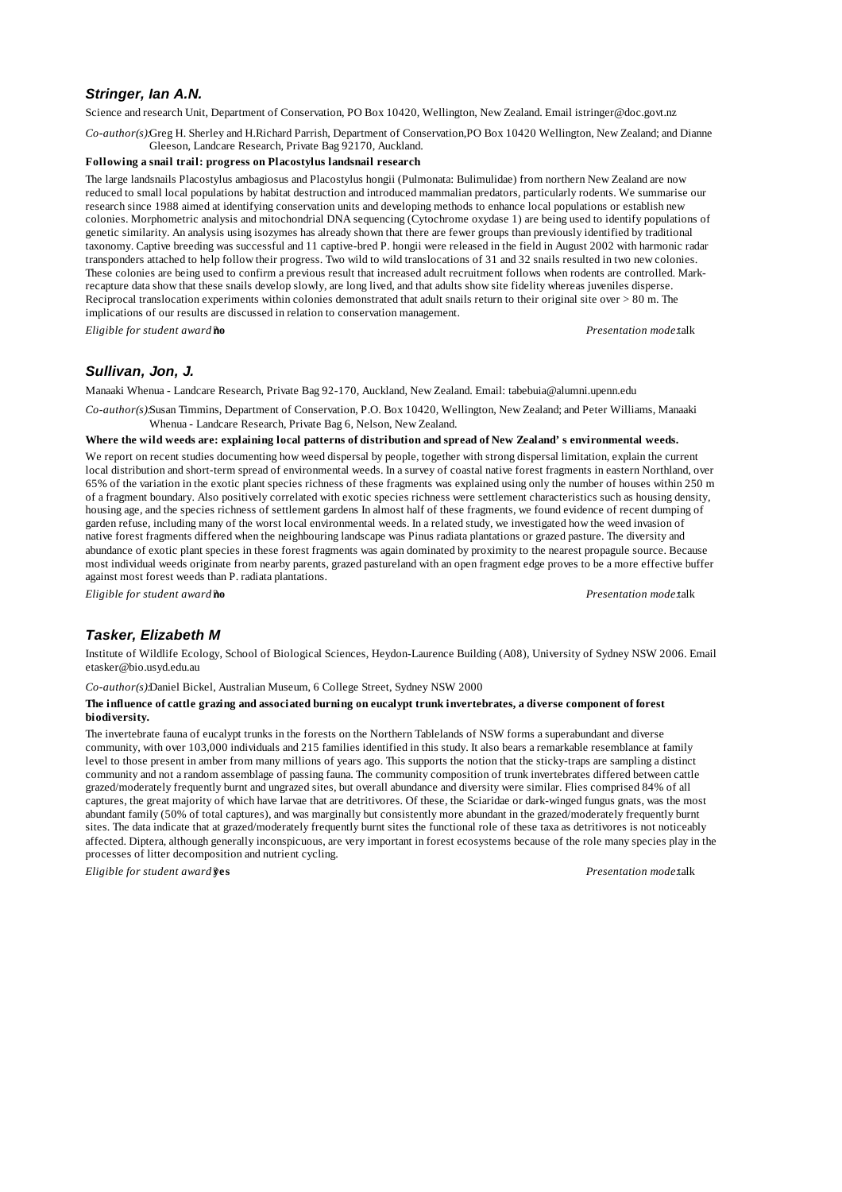### *Stringer, Ian A.N.*

Science and research Unit, Department of Conservation, PO Box 10420, Wellington, New Zealand. Email istringer@doc.govt.nz

*Co-author(s):* Greg H. Sherley and H.Richard Parrish, Department of Conservation,PO Box 10420 Wellington, New Zealand; and Dianne Gleeson, Landcare Research, Private Bag 92170, Auckland.

**Following a snail trail: progress on Placostylus landsnail research**

The large landsnails Placostylus ambagiosus and Placostylus hongii (Pulmonata: Bulimulidae) from northern New Zealand are now reduced to small local populations by habitat destruction and introduced mammalian predators, particularly rodents. We summarise our research since 1988 aimed at identifying conservation units and developing methods to enhance local populations or establish new colonies. Morphometric analysis and mitochondrial DNA sequencing (Cytochrome oxydase 1) are being used to identify populations of genetic similarity. An analysis using isozymes has already shown that there are fewer groups than previously identified by traditional taxonomy. Captive breeding was successful and 11 captive-bred P. hongii were released in the field in August 2002 with harmonic radar transponders attached to help follow their progress. Two wild to wild translocations of 31 and 32 snails resulted in two new colonies. These colonies are being used to confirm a previous result that increased adult recruitment follows when rodents are controlled. Mark-recapture data show that these snails develop slowly, are long lived, and that adults show site fidelity whereas juveniles disperse. Reciprocal translocation experiments within colonies demonstrated that adult snails return to their original site over > 80 m. The implications of our results are discussed in relation to conservation management.

*Eligible for student award:* **no** *Presentation mode:* talk

### *Sullivan, Jon, J.*

Manaaki Whenua - Landcare Research, Private Bag 92-170, Auckland, New Zealand. Email: tabebuia@alumni.upenn.edu

*Co-author(s):* Susan Timmins, Department of Conservation, P.O. Box 10420, Wellington, New Zealand; and Peter Williams, Manaaki Whenua - Landcare Research, Private Bag 6, Nelson, New Zealand.

**Where the wild weeds are: explaining local patterns of distribution and spread of New Zealand' s environmental weeds.**

We report on recent studies documenting how weed dispersal by people, together with strong dispersal limitation, explain the current local distribution and short-term spread of environmental weeds. In a survey of coastal native forest fragments in eastern Northland, over 65% of the variation in the exotic plant species richness of these fragments was explained using only the number of houses within 250 m of a fragment boundary. Also positively correlated with exotic species richness were settlement characteristics such as housing density, housing age, and the species richness of settlement gardens In almost half of these fragments, we found evidence of recent dumping of garden refuse, including many of the worst local environmental weeds. In a related study, we investigated how the weed invasion of native forest fragments differed when the neighbouring landscape was Pinus radiata plantations or grazed pasture. The diversity and abundance of exotic plant species in these forest fragments was again dominated by proximity to the nearest propagule source. Because most individual weeds originate from nearby parents, grazed pastureland with an open fragment edge proves to be a more effective buffer against most forest weeds than P. radiata plantations.

*Eligible for student award:* **no** *Presentation mode:* talk

### *Tasker, Elizabeth M*

Institute of Wildlife Ecology, School of Biological Sciences, Heydon-Laurence Building (A08), University of Sydney NSW 2006. Email etasker@bio.usyd.edu.au

*Co-author(s):* Daniel Bickel, Australian Museum, 6 College Street, Sydney NSW 2000

**The influence of cattle grazing and associated burning on eucalypt trunk invertebrates, a diverse component of forest biodiversity.**

The invertebrate fauna of eucalypt trunks in the forests on the Northern Tablelands of NSW forms a superabundant and diverse community, with over 103,000 individuals and 215 families identified in this study. It also bears a remarkable resemblance at family level to those present in amber from many millions of years ago. This supports the notion that the sticky-traps are sampling a distinct community and not a random assemblage of passing fauna. The community composition of trunk invertebrates differed between cattle grazed/moderately frequently burnt and ungrazed sites, but overall abundance and diversity were similar. Flies comprised 84% of all captures, the great majority of which have larvae that are detritivores. Of these, the Sciaridae or dark-winged fungus gnats, was the most abundant family (50% of total captures), and was marginally but consistently more abundant in the grazed/moderately frequently burnt sites. The data indicate that at grazed/moderately frequently burnt sites the functional role of these taxa as detritivores is not noticeably affected. Diptera, although generally inconspicuous, are very important in forest ecosystems because of the role many species play in the processes of litter decomposition and nutrient cycling.

*Eligible for student award:* **yes** *Presentation mode:* talk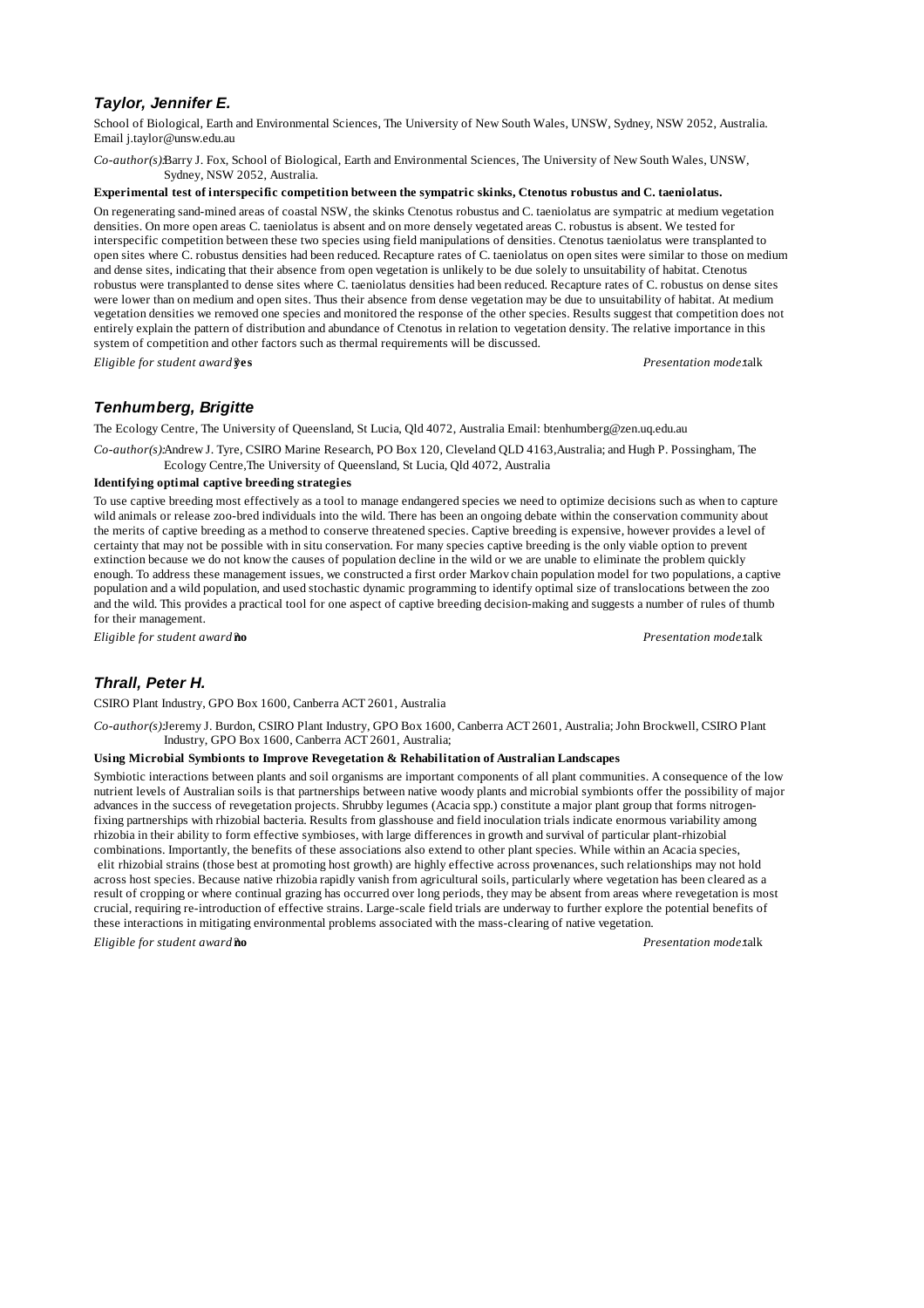### *Taylor, Jennifer E.*

School of Biological, Earth and Environmental Sciences, The University of New South Wales, UNSW, Sydney, NSW 2052, Australia. Email j.taylor@unsw.edu.au

*Co-author(s):* Barry J. Fox, School of Biological, Earth and Environmental Sciences, The University of New South Wales, UNSW, Sydney, NSW 2052, Australia.

**Experimental test of interspecific competition between the sympatric skinks, Ctenotus robustus and C. taeniolatus.**

On regenerating sand-mined areas of coastal NSW, the skinks Ctenotus robustus and C. taeniolatus are sympatric at medium vegetation densities. On more open areas C. taeniolatus is absent and on more densely vegetated areas C. robustus is absent. We tested for interspecific competition between these two species using field manipulations of densities. Ctenotus taeniolatus were transplanted to open sites where C. robustus densities had been reduced. Recapture rates of C. taeniolatus on open sites were similar to those on medium and dense sites, indicating that their absence from open vegetation is unlikely to be due solely to unsuitability of habitat. Ctenotus robustus were transplanted to dense sites where C. taeniolatus densities had been reduced. Recapture rates of C. robustus on dense sites were lower than on medium and open sites. Thus their absence from dense vegetation may be due to unsuitability of habitat. At medium vegetation densities we removed one species and monitored the response of the other species. Results suggest that competition does not entirely explain the pattern of distribution and abundance of Ctenotus in relation to vegetation density. The relative importance in this system of competition and other factors such as thermal requirements will be discussed.

*Eligible for student award?* **yes** *Presentation mode:* talk

### *Tenhumberg, Brigitte*

The Ecology Centre, The University of Queensland, St Lucia, Qld 4072, Australia Email: btenhumberg@zen.uq.edu.au

*Co-author(s):* Andrew J. Tyre, CSIRO Marine Research, PO Box 120, Cleveland QLD 4163, Australia; and Hugh P. Possingham, The Ecology Centre, The University of Queensland, St Lucia, Qld 4072, Australia

**Identifying optimal captive breeding strategies**

To use captive breeding most effectively as a tool to manage endangered species we need to optimize decisions such as when to capture wild animals or release zoo-bred individuals into the wild. There has been an ongoing debate within the conservation community about the merits of captive breeding as a method to conserve threatened species. Captive breeding is expensive, however provides a level of certainty that may not be possible with in situ conservation. For many species captive breeding is the only viable option to prevent extinction because we do not know the causes of population decline in the wild or we are unable to eliminate the problem quickly enough. To address these management issues, we constructed a first order Markov chain population model for two populations, a captive population and a wild population, and used stochastic dynamic programming to identify optimal size of translocations between the zoo and the wild. This provides a practical tool for one aspect of captive breeding decision-making and suggests a number of rules of thumb for their management.

*Eligible for student award?* **no** *Presentation mode:* talk

### *Thrall, Peter H.*

CSIRO Plant Industry, GPO Box 1600, Canberra ACT 2601, Australia

*Co-author(s):* Jeremy J. Burdon, CSIRO Plant Industry, GPO Box 1600, Canberra ACT 2601, Australia; John Brockwell, CSIRO Plant Industry, GPO Box 1600, Canberra ACT 2601, Australia;

**Using Microbial Symbionts to Improve Revegetation & Rehabilitation of Australian Landscapes**

Symbiotic interactions between plants and soil organisms are important components of all plant communities. A consequence of the low nutrient levels of Australian soils is that partnerships between native woody plants and microbial symbionts offer the possibility of major advances in the success of revegetation projects. Shrubby legumes (Acacia spp.) constitute a major plant group that forms nitrogen-fixing partnerships with rhizobial bacteria. Results from glasshouse and field inoculation trials indicate enormous variability among rhizobia in their ability to form effective symbioses, with large differences in growth and survival of particular plant-rhizobial combinations. Importantly, the benefits of these associations also extend to other plant species. While within an Acacia species, elit rhizobial strains (those best at promoting host growth) are highly effective across provenances, such relationships may not hold across host species. Because native rhizobia rapidly vanish from agricultural soils, particularly where vegetation has been cleared as a result of cropping or where continual grazing has occurred over long periods, they may be absent from areas where revegetation is most crucial, requiring re-introduction of effective strains. Large-scale field trials are underway to further explore the potential benefits of these interactions in mitigating environmental problems associated with the mass-clearing of native vegetation.

*Eligible for student award?* **no** *Presentation mode:* talk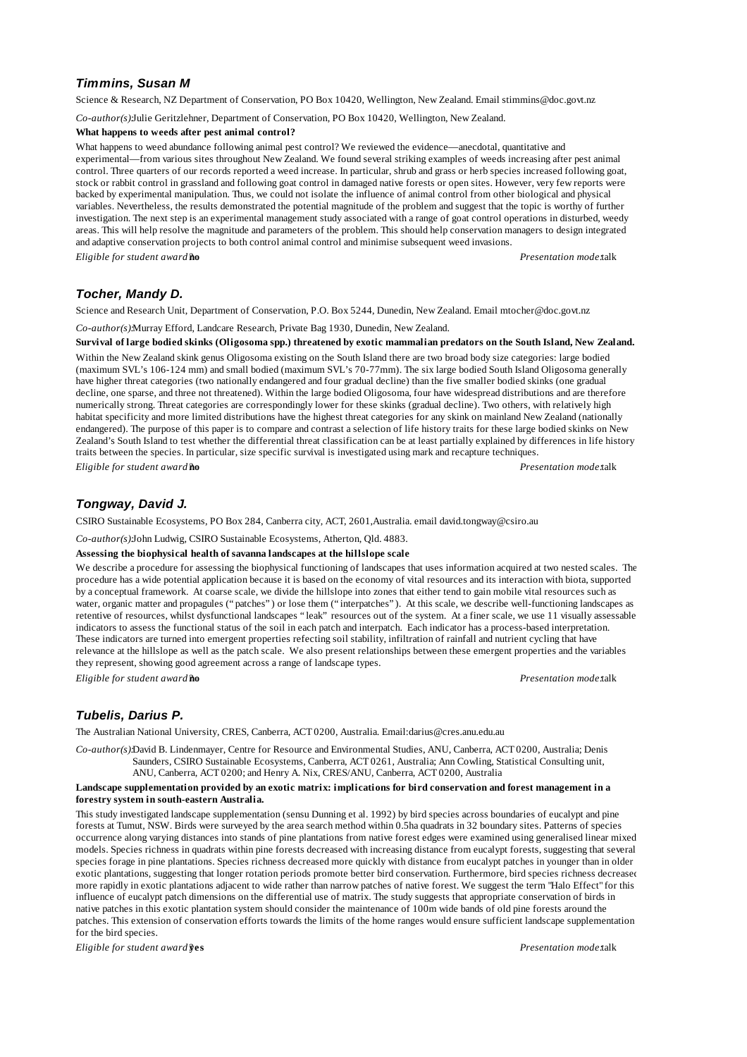### *Timmins, Susan M*

Science & Research, NZ Department of Conservation, PO Box 10420, Wellington, New Zealand. Email stimmins@doc.govt.nz

*Co-author(s):* Julie Geritzlehner, Department of Conservation, PO Box 10420, Wellington, New Zealand.

**What happens to weeds after pest animal control?**

What happens to weed abundance following animal pest control? We reviewed the evidence—anecdotal, quantitative and experimental—from various sites throughout New Zealand. We found several striking examples of weeds increasing after pest animal control. Three quarters of our records reported a weed increase. In particular, shrub and grass or herb species increased following goat, stock or rabbit control in grassland and following goat control in damaged native forests or open sites. However, very few reports were backed by experimental manipulation. Thus, we could not isolate the influence of animal control from other biological and physical variables. Nevertheless, the results demonstrated the potential magnitude of the problem and suggest that the topic is worthy of further investigation. The next step is an experimental management study associated with a range of goat control operations in disturbed, weedy areas. This will help resolve the magnitude and parameters of the problem. This should help conservation managers to design integrated and adaptive conservation projects to both control animal control and minimise subsequent weed invasions.

*Eligible for student award:* **no** *Presentation mode:* talk

### *Tocher, Mandy D.*

Science and Research Unit, Department of Conservation, P.O. Box 5244, Dunedin, New Zealand. Email mtocher@doc.govt.nz

*Co-author(s):* Murray Efford, Landcare Research, Private Bag 1930, Dunedin, New Zealand.

**Survival of large bodied skinks (Oligosoma spp.) threatened by exotic mammalian predators on the South Island, New Zealand.**

Within the New Zealand skink genus Oligosoma existing on the South Island there are two broad body size categories: large bodied (maximum SVL's 106-124 mm) and small bodied (maximum SVL's 70-77mm). The six large bodied South Island Oligosoma generally have higher threat categories (two nationally endangered and four gradual decline) than the five smaller bodied skinks (one gradual decline, one sparse, and three not threatened). Within the large bodied Oligosoma, four have widespread distributions and are therefore numerically strong. Threat categories are correspondingly lower for these skinks (gradual decline). Two others, with relatively high habitat specificity and more limited distributions have the highest threat categories for any skink on mainland New Zealand (nationally endangered). The purpose of this paper is to compare and contrast a selection of life history traits for these large bodied skinks on New Zealand's South Island to test whether the differential threat classification can be at least partially explained by differences in life history traits between the species. In particular, size specific survival is investigated using mark and recapture techniques.

*Eligible for student award:* **no** *Presentation mode:* talk

### *Tongway, David J.*

CSIRO Sustainable Ecosystems, PO Box 284, Canberra city, ACT, 2601,Australia. email david.tongway@csiro.au

*Co-author(s):* John Ludwig, CSIRO Sustainable Ecosystems, Atherton, Qld. 4883.

**Assessing the biophysical health of savanna landscapes at the hillslope scale**

We describe a procedure for assessing the biophysical functioning of landscapes that uses information acquired at two nested scales. The procedure has a wide potential application because it is based on the economy of vital resources and its interaction with biota, supported by a conceptual framework. At coarse scale, we divide the hillslope into zones that either tend to gain mobile vital resources such as water, organic matter and propagules ("patches") or lose them ("interpatches"). At this scale, we describe well-functioning landscapes as retentive of resources, whilst dysfunctional landscapes "leak" resources out of the system. At a finer scale, we use 11 visually assessable indicators to assess the functional status of the soil in each patch and interpatch. Each indicator has a process-based interpretation. These indicators are turned into emergent properties reflecting soil stability, infiltration of rainfall and nutrient cycling that have relevance at the hillslope as well as the patch scale. We also present relationships between these emergent properties and the variables they represent, showing good agreement across a range of landscape types.

*Eligible for student award:* **no** *Presentation mode:* talk

### *Tubelis, Darius P.*

The Australian National University, CRES, Canberra, ACT 0200, Australia. Email:darius@cres.anu.edu.au

*Co-author(s):* David B. Lindenmayer, Centre for Resource and Environmental Studies, ANU, Canberra, ACT 0200, Australia; Denis Saunders, CSIRO Sustainable Ecosystems, Canberra, ACT 0261, Australia; Ann Cowling, Statistical Consulting unit, ANU, Canberra, ACT 0200; and Henry A. Nix, CRES/ANU, Canberra, ACT 0200, Australia

**Landscape supplementation provided by an exotic matrix: implications for bird conservation and forest management in a forestry system in south-eastern Australia.**

This study investigated landscape supplementation (sensu Dunning et al. 1992) by bird species across boundaries of eucalypt and pine forests at Tumut, NSW. Birds were surveyed by the area search method within 0.5ha quadrats in 32 boundary sites. Patterns of species occurrence along varying distances into stands of pine plantations from native forest edges were examined using generalised linear mixed models. Species richness in quadrats within pine forests decreased with increasing distance from eucalypt forests, suggesting that several species forage in pine plantations. Species richness decreased more quickly with distance from eucalypt patches in younger than in older exotic plantations, suggesting that longer rotation periods promote better bird conservation. Furthermore, bird species richness decreased more rapidly in exotic plantations adjacent to wide rather than narrow patches of native forest. We suggest the term "Halo Effect" for this influence of eucalypt patch dimensions on the differential use of matrix. The study suggests that appropriate conservation of birds in native patches in this exotic plantation system should consider the maintenance of 100m wide bands of old pine forests around the patches. This extension of conservation efforts towards the limits of the home ranges would ensure sufficient landscape supplementation for the bird species.

*Eligible for student award:* **yes** *Presentation mode:* talk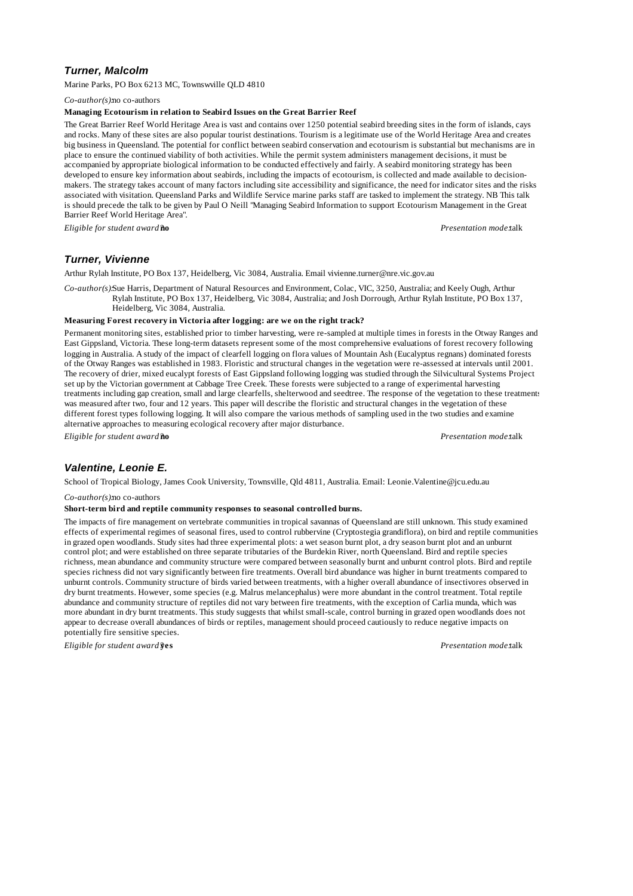### *Turner, Malcolm*

Marine Parks, PO Box 6213 MC, Townswville QLD 4810

*Co-author(s):* no co-authors

**Managing Ecotourism in relation to Seabird Issues on the Great Barrier Reef**

The Great Barrier Reef World Heritage Area is vast and contains over 1250 potential seabird breeding sites in the form of islands, cays and rocks. Many of these sites are also popular tourist destinations. Tourism is a legitimate use of the World Heritage Area and creates big business in Queensland. The potential for conflict between seabird conservation and ecotourism is substantial but mechanisms are in place to ensure the continued viability of both activities. While the permit system administers management decisions, it must be accompanied by appropriate biological information to be conducted effectively and fairly. A seabird monitoring strategy has been developed to ensure key information about seabirds, including the impacts of ecotourism, is collected and made available to decision-makers. The strategy takes account of many factors including site accessibility and significance, the need for indicator sites and the risks associated with visitation. Queensland Parks and Wildlife Service marine parks staff are tasked to implement the strategy. NB This talk is should precede the talk to be given by Paul O Neill "Managing Seabird Information to support Ecotourism Management in the Great Barrier Reef World Heritage Area".

*Eligible for student award?* **no** *Presentation mode:* talk

### *Turner, Vivienne*

Arthur Rylah Institute, PO Box 137, Heidelberg, Vic 3084, Australia. Email vivienne.turner@nre.vic.gov.au

*Co-author(s):* Sue Harris, Department of Natural Resources and Environment, Colac, VIC, 3250, Australia; and Keely Ough, Arthur Rylah Institute, PO Box 137, Heidelberg, Vic 3084, Australia; and Josh Dorrough, Arthur Rylah Institute, PO Box 137, Heidelberg, Vic 3084, Australia.

**Measuring Forest recovery in Victoria after logging: are we on the right track?**

Permanent monitoring sites, established prior to timber harvesting, were re-sampled at multiple times in forests in the Otway Ranges and East Gippsland, Victoria. These long-term datasets represent some of the most comprehensive evaluations of forest recovery following logging in Australia. A study of the impact of clearfell logging on flora values of Mountain Ash (Eucalyptus regnans) dominated forests of the Otway Ranges was established in 1983. Floristic and structural changes in the vegetation were re-assessed at intervals until 2001. The recovery of drier, mixed eucalypt forests of East Gippsland following logging was studied through the Silvicultural Systems Project set up by the Victorian government at Cabbage Tree Creek. These forests were subjected to a range of experimental harvesting treatments including gap creation, small and large clearfells, shelterwood and seedtree. The response of the vegetation to these treatments was measured after two, four and 12 years. This paper will describe the floristic and structural changes in the vegetation of these different forest types following logging. It will also compare the various methods of sampling used in the two studies and examine alternative approaches to measuring ecological recovery after major disturbance.

*Eligible for student award?* **no** *Presentation mode:* talk

### *Valentine, Leonie E.*

School of Tropical Biology, James Cook University, Townsville, Qld 4811, Australia. Email: Leonie.Valentine@jcu.edu.au

*Co-author(s):* no co-authors

**Short-term bird and reptile community responses to seasonal controlled burns.**

The impacts of fire management on vertebrate communities in tropical savannas of Queensland are still unknown. This study examined effects of experimental regimes of seasonal fires, used to control rubbervine (Cryptostegia grandiflora), on bird and reptile communities in grazed open woodlands. Study sites had three experimental plots: a wet season burnt plot, a dry season burnt plot and an unburnt control plot; and were established on three separate tributaries of the Burdekin River, north Queensland. Bird and reptile species richness, mean abundance and community structure were compared between seasonally burnt and unburnt control plots. Bird and reptile species richness did not vary significantly between fire treatments. Overall bird abundance was higher in burnt treatments compared to unburnt controls. Community structure of birds varied between treatments, with a higher overall abundance of insectivores observed in dry burnt treatments. However, some species (e.g. Malrus melancephalus) were more abundant in the control treatment. Total reptile abundance and community structure of reptiles did not vary between fire treatments, with the exception of Carlia munda, which was more abundant in dry burnt treatments. This study suggests that whilst small-scale, control burning in grazed open woodlands does not appear to decrease overall abundances of birds or reptiles, management should proceed cautiously to reduce negative impacts on potentially fire sensitive species.

*Eligible for student award?* **yes** *Presentation mode:* talk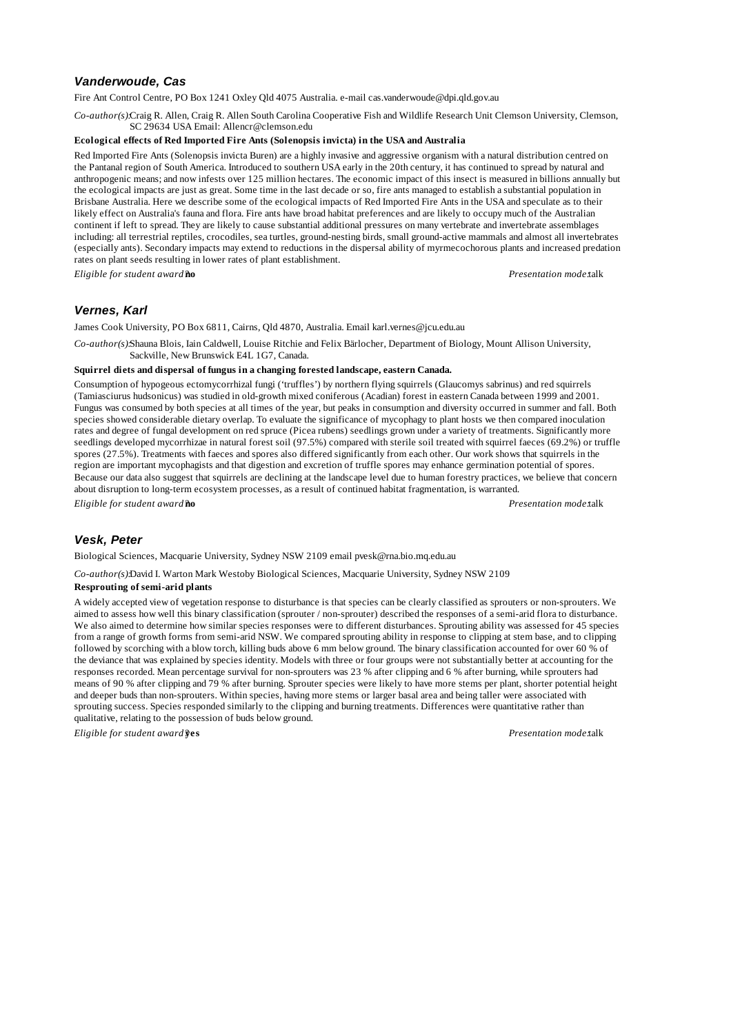### *Vanderwoude, Cas*

Fire Ant Control Centre, PO Box 1241 Oxley Qld 4075 Australia. e-mail cas.vanderwoude@dpi.qld.gov.au

*Co-author(s):* Craig R. Allen, Craig R. Allen South Carolina Cooperative Fish and Wildlife Research Unit Clemson University, Clemson, SC 29634 USA Email: Allencr@clemson.edu

**Ecological effects of Red Imported Fire Ants (Solenopsis invicta) in the USA and Australia**

Red Imported Fire Ants (Solenopsis invicta Buren) are a highly invasive and aggressive organism with a natural distribution centred on the Pantanal region of South America. Introduced to southern USA early in the 20th century, it has continued to spread by natural and anthropogenic means; and now infests over 125 million hectares. The economic impact of this insect is measured in billions annually but the ecological impacts are just as great. Some time in the last decade or so, fire ants managed to establish a substantial population in Brisbane Australia. Here we describe some of the ecological impacts of Red Imported Fire Ants in the USA and speculate as to their likely effect on Australia's fauna and flora. Fire ants have broad habitat preferences and are likely to occupy much of the Australian continent if left to spread. They are likely to cause substantial additional pressures on many vertebrate and invertebrate assemblages including: all terrestrial reptiles, crocodiles, sea turtles, ground-nesting birds, small ground-active mammals and almost all invertebrates (especially ants). Secondary impacts may extend to reductions in the dispersal ability of myrmecochorous plants and increased predation rates on plant seeds resulting in lower rates of plant establishment.

*Eligible for student award:* **no** *Presentation mode:* talk

### *Vernes, Karl*

James Cook University, PO Box 6811, Cairns, Qld 4870, Australia. Email karl.vernes@jcu.edu.au

*Co-author(s):* Shauna Blois, Iain Caldwell, Louise Ritchie and Felix Bärlocher, Department of Biology, Mount Allison University, Sackville, New Brunswick E4L 1G7, Canada.

**Squirrel diets and dispersal of fungus in a changing forested landscape, eastern Canada.**

Consumption of hypogeous ectomycorrhizal fungi ('truffles') by northern flying squirrels (Glaucomys sabrinus) and red squirrels (Tamiasciurus hudsonicus) was studied in old-growth mixed coniferous (Acadian) forest in eastern Canada between 1999 and 2001. Fungus was consumed by both species at all times of the year, but peaks in consumption and diversity occurred in summer and fall. Both species showed considerable dietary overlap. To evaluate the significance of mycophagy to plant hosts we then compared inoculation rates and degree of fungal development on red spruce (Picea rubens) seedlings grown under a variety of treatments. Significantly more seedlings developed mycorrhizae in natural forest soil (97.5%) compared with sterile soil treated with squirrel faeces (69.2%) or truffle spores (27.5%). Treatments with faeces and spores also differed significantly from each other. Our work shows that squirrels in the region are important mycophagists and that digestion and excretion of truffle spores may enhance germination potential of spores. Because our data also suggest that squirrels are declining at the landscape level due to human forestry practices, we believe that concern about disruption to long-term ecosystem processes, as a result of continued habitat fragmentation, is warranted.

*Eligible for student award:* **no** *Presentation mode:* talk

### *Vesk, Peter*

Biological Sciences, Macquarie University, Sydney NSW 2109 email pvesk@rna.bio.mq.edu.au

*Co-author(s):* David I. Warton Mark Westoby Biological Sciences, Macquarie University, Sydney NSW 2109

**Resprouting of semi-arid plants**

A widely accepted view of vegetation response to disturbance is that species can be clearly classified as sprouters or non-sprouters. We aimed to assess how well this binary classification (sprouter / non-sprouter) described the responses of a semi-arid flora to disturbance. We also aimed to determine how similar species responses were to different disturbances. Sprouting ability was assessed for 45 species from a range of growth forms from semi-arid NSW. We compared sprouting ability in response to clipping at stem base, and to clipping followed by scorching with a blow torch, killing buds above 6 mm below ground. The binary classification accounted for over 60 % of the deviance that was explained by species identity. Models with three or four groups were not substantially better at accounting for the responses recorded. Mean percentage survival for non-sprouters was 23 % after clipping and 6 % after burning, while sprouters had means of 90 % after clipping and 79 % after burning. Sprouter species were likely to have more stems per plant, shorter potential height and deeper buds than non-sprouters. Within species, having more stems or larger basal area and being taller were associated with sprouting success. Species responded similarly to the clipping and burning treatments. Differences were quantitative rather than qualitative, relating to the possession of buds below ground.

*Eligible for student award:* **yes** *Presentation mode:* talk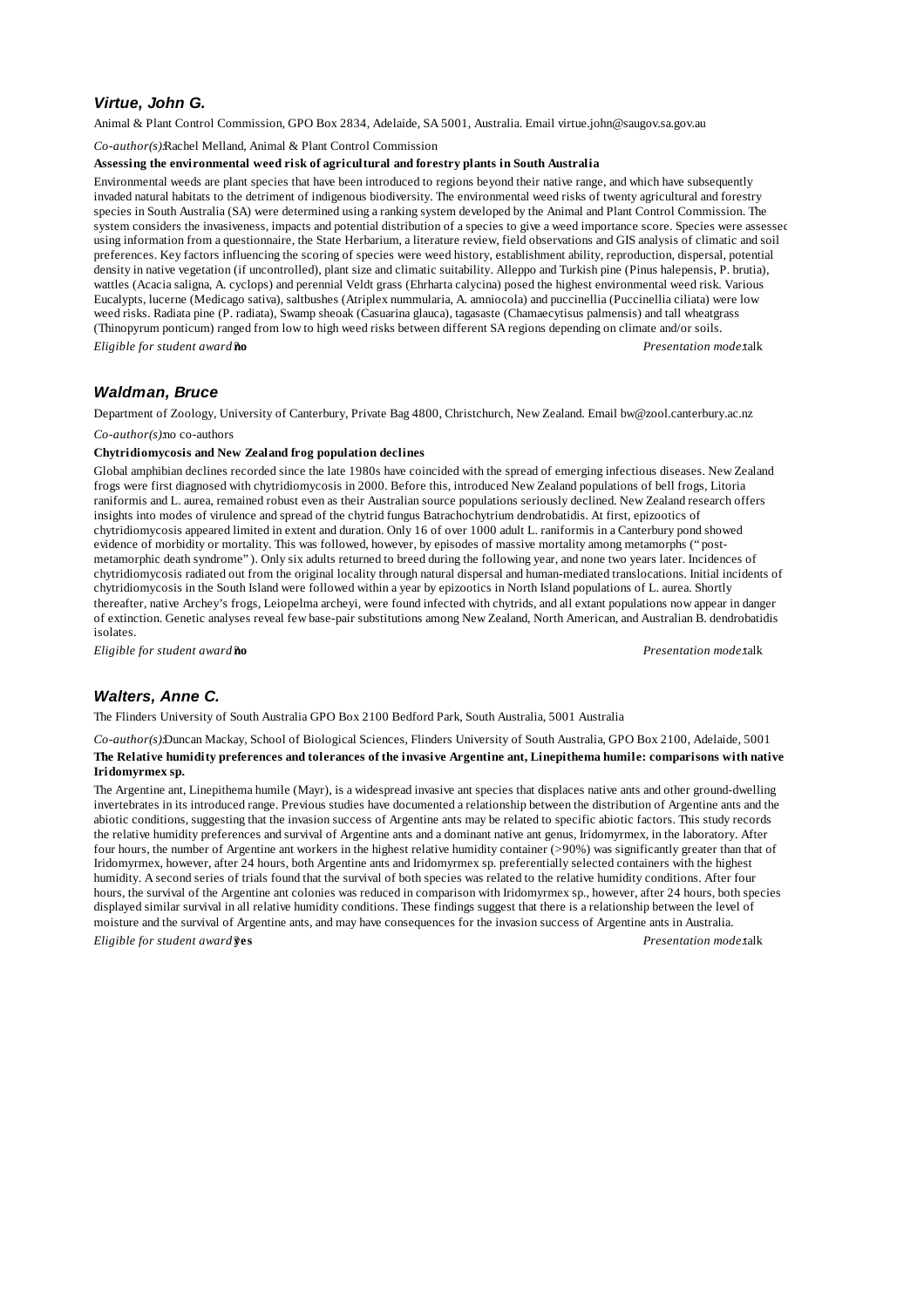### *Virtue, John G.*

Animal & Plant Control Commission, GPO Box 2834, Adelaide, SA 5001, Australia. Email virtue.john@saugov.sa.gov.au

*Co-author(s):* Rachel Melland, Animal & Plant Control Commission

**Assessing the environmental weed risk of agricultural and forestry plants in South Australia**

Environmental weeds are plant species that have been introduced to regions beyond their native range, and which have subsequently invaded natural habitats to the detriment of indigenous biodiversity. The environmental weed risks of twenty agricultural and forestry species in South Australia (SA) were determined using a ranking system developed by the Animal and Plant Control Commission. The system considers the invasiveness, impacts and potential distribution of a species to give a weed importance score. Species were assessed using information from a questionnaire, the State Herbarium, a literature review, field observations and GIS analysis of climatic and soil preferences. Key factors influencing the scoring of species were weed history, establishment ability, reproduction, dispersal, potential density in native vegetation (if uncontrolled), plant size and climatic suitability. Alleppo and Turkish pine (Pinus halepensis, P. brutia), wattles (Acacia saligna, A. cyclops) and perennial Veldt grass (Ehrharta calycina) posed the highest environmental weed risk. Various Eucalypts, lucerne (Medicago sativa), saltbushes (Atriplex nummularia, A. amniocola) and puccinellia (Puccinellia ciliata) were low weed risks. Radiata pine (P. radiata), Swamp sheoak (Casuarina glauca), tagasaste (Chamaecytisus palmensis) and tall wheatgrass (Thinopyrum ponticum) ranged from low to high weed risks between different SA regions depending on climate and/or soils.

*Eligible for student award:* **no** *Presentation mode:* talk

### *Waldman, Bruce*

Department of Zoology, University of Canterbury, Private Bag 4800, Christchurch, New Zealand. Email bw@zool.canterbury.ac.nz

*Co-author(s):* no co-authors

**Chytridiomycosis and New Zealand frog population declines**

Global amphibian declines recorded since the late 1980s have coincided with the spread of emerging infectious diseases. New Zealand frogs were first diagnosed with chytridiomycosis in 2000. Before this, introduced New Zealand populations of bell frogs, Litoria raniformis and L. aurea, remained robust even as their Australian source populations seriously declined. New Zealand research offers insights into modes of virulence and spread of the chytrid fungus Batrachochytrium dendrobatidis. At first, epizootics of chytridiomycosis appeared limited in extent and duration. Only 16 of over 1000 adult L. raniformis in a Canterbury pond showed evidence of morbidity or mortality. This was followed, however, by episodes of massive mortality among metamorphs ("post-metamorphic death syndrome"). Only six adults returned to breed during the following year, and none two years later. Incidences of chytridiomycosis radiated out from the original locality through natural dispersal and human-mediated translocations. Initial incidents of chytridiomycosis in the South Island were followed within a year by epizootics in North Island populations of L. aurea. Shortly thereafter, native Archey's frogs, Leiopelma archeyi, were found infected with chytrids, and all extant populations now appear in danger of extinction. Genetic analyses reveal few base-pair substitutions among New Zealand, North American, and Australian B. dendrobatidis isolates.

*Eligible for student award:* **no** *Presentation mode:* talk

### *Walters, Anne C.*

The Flinders University of South Australia GPO Box 2100 Bedford Park, South Australia, 5001 Australia

*Co-author(s):* Duncan Mackay, School of Biological Sciences, Flinders University of South Australia, GPO Box 2100, Adelaide, 5001

**The Relative humidity preferences and tolerances of the invasive Argentine ant, Linepithema humile: comparisons with native Iridomyrmex sp.**

The Argentine ant, Linepithema humile (Mayr), is a widespread invasive ant species that displaces native ants and other ground-dwelling invertebrates in its introduced range. Previous studies have documented a relationship between the distribution of Argentine ants and the abiotic conditions, suggesting that the invasion success of Argentine ants may be related to specific abiotic factors. This study records the relative humidity preferences and survival of Argentine ants and a dominant native ant genus, Iridomyrmex, in the laboratory. After four hours, the number of Argentine ant workers in the highest relative humidity container (>90%) was significantly greater than that of Iridomyrmex, however, after 24 hours, both Argentine ants and Iridomyrmex sp. preferentially selected containers with the highest humidity. A second series of trials found that the survival of both species was related to the relative humidity conditions. After four hours, the survival of the Argentine ant colonies was reduced in comparison with Iridomyrmex sp., however, after 24 hours, both species displayed similar survival in all relative humidity conditions. These findings suggest that there is a relationship between the level of moisture and the survival of Argentine ants, and may have consequences for the invasion success of Argentine ants in Australia.

*Eligible for student award:* **yes** *Presentation mode:* talk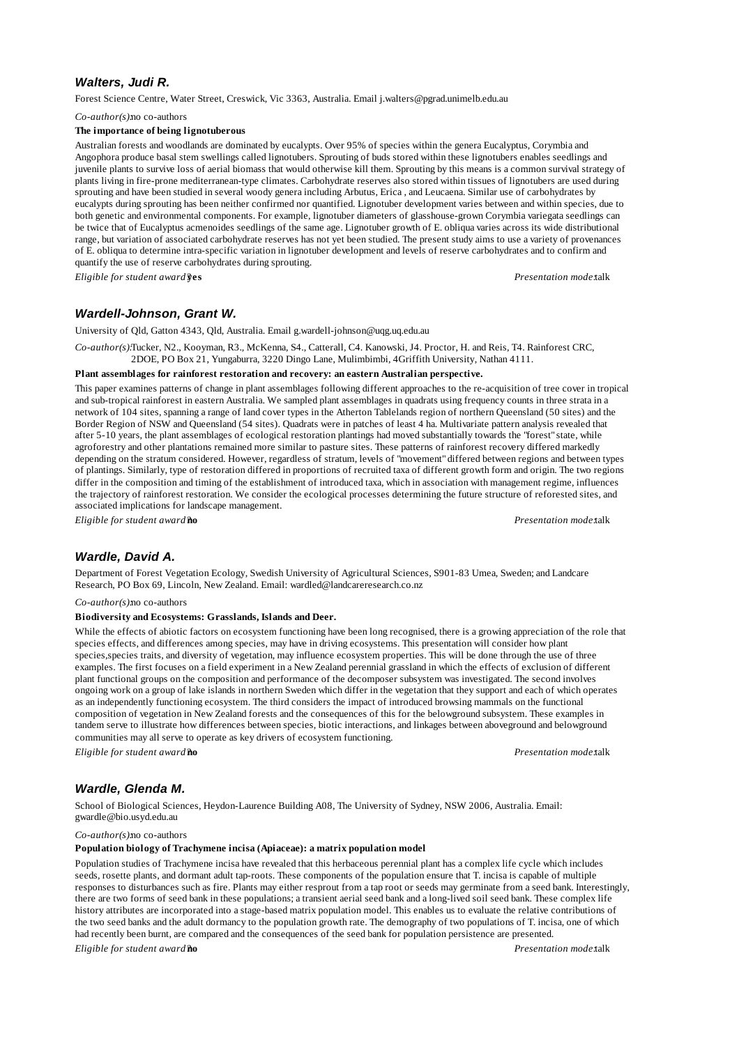### *Walters, Judi R.*

Forest Science Centre, Water Street, Creswick, Vic 3363, Australia. Email j.walters@pgrad.unimelb.edu.au

*Co-author(s):* no co-authors

**The importance of being lignotuberous**

Australian forests and woodlands are dominated by eucalypts. Over 95% of species within the genera Eucalyptus, Corymbia and Angophora produce basal stem swellings called lignotubers. Sprouting of buds stored within these lignotubers enables seedlings and juvenile plants to survive loss of aerial biomass that would otherwise kill them. Sprouting by this means is a common survival strategy of plants living in fire-prone mediterranean-type climates. Carbohydrate reserves also stored within tissues of lignotubers are used during sprouting and have been studied in several woody genera including Arbutus, Erica , and Leucaena. Similar use of carbohydrates by eucalypts during sprouting has been neither confirmed nor quantified. Lignotuber development varies between and within species, due to both genetic and environmental components. For example, lignotuber diameters of glasshouse-grown Corymbia variegata seedlings can be twice that of Eucalyptus acmenoides seedlings of the same age. Lignotuber growth of E. obliqua varies across its wide distributional range, but variation of associated carbohydrate reserves has not yet been studied. The present study aims to use a variety of provenances of E. obliqua to determine intra-specific variation in lignotuber development and levels of reserve carbohydrates and to confirm and quantify the use of reserve carbohydrates during sprouting.

*Eligible for student award:* **yes** *Presentation mode:* talk

### *Wardell-Johnson, Grant W.*

University of Qld, Gatton 4343, Qld, Australia. Email g.wardell-johnson@uqg.uq.edu.au

*Co-author(s):* Tucker, N2., Kooyman, R3., McKenna, S4., Catterall, C4. Kanowski, J4. Proctor, H. and Reis, T4. Rainforest CRC, 2DOE, PO Box 21, Yungaburra, 3220 Dingo Lane, Mulimbimbi, 4Griffith University, Nathan 4111.

**Plant assemblages for rainforest restoration and recovery: an eastern Australian perspective.**

This paper examines patterns of change in plant assemblages following different approaches to the re-acquisition of tree cover in tropical and sub-tropical rainforest in eastern Australia. We sampled plant assemblages in quadrats using frequency counts in three strata in a network of 104 sites, spanning a range of land cover types in the Atherton Tablelands region of northern Queensland (50 sites) and the Border Region of NSW and Queensland (54 sites). Quadrats were in patches of least 4 ha. Multivariate pattern analysis revealed that after 5-10 years, the plant assemblages of ecological restoration plantings had moved substantially towards the "forest" state, while agroforestry and other plantations remained more similar to pasture sites. These patterns of rainforest recovery differed markedly depending on the stratum considered. However, regardless of stratum, levels of "movement" differed between regions and between types of plantings. Similarly, type of restoration differed in proportions of recruited taxa of different growth form and origin. The two regions differ in the composition and timing of the establishment of introduced taxa, which in association with management regime, influences the trajectory of rainforest restoration. We consider the ecological processes determining the future structure of reforested sites, and associated implications for landscape management.

*Eligible for student award:* **no** *Presentation mode:* talk

### *Wardle, David A.*

Department of Forest Vegetation Ecology, Swedish University of Agricultural Sciences, S901-83 Umea, Sweden; and Landcare Research, PO Box 69, Lincoln, New Zealand. Email: wardled@landcareresearch.co.nz

*Co-author(s):* no co-authors

**Biodiversity and Ecosystems: Grasslands, Islands and Deer.**

While the effects of abiotic factors on ecosystem functioning have been long recognised, there is a growing appreciation of the role that species effects, and differences among species, may have in driving ecosystems. This presentation will consider how plant species,species traits, and diversity of vegetation, may influence ecosystem properties. This will be done through the use of three examples. The first focuses on a field experiment in a New Zealand perennial grassland in which the effects of exclusion of different plant functional groups on the composition and performance of the decomposer subsystem was investigated. The second involves ongoing work on a group of lake islands in northern Sweden which differ in the vegetation that they support and each of which operates as an independently functioning ecosystem. The third considers the impact of introduced browsing mammals on the functional composition of vegetation in New Zealand forests and the consequences of this for the belowground subsystem. These examples in tandem serve to illustrate how differences between species, biotic interactions, and linkages between aboveground and belowground communities may all serve to operate as key drivers of ecosystem functioning.

*Eligible for student award:* **no** *Presentation mode:* talk

### *Wardle, Glenda M.*

School of Biological Sciences, Heydon-Laurence Building A08, The University of Sydney, NSW 2006, Australia. Email: gwardle@bio.usyd.edu.au

*Co-author(s):* no co-authors

**Population biology of Trachymene incisa (Apiaceae): a matrix population model**

Population studies of Trachymene incisa have revealed that this herbaceous perennial plant has a complex life cycle which includes seeds, rosette plants, and dormant adult tap-roots. These components of the population ensure that T. incisa is capable of multiple responses to disturbances such as fire. Plants may either resprout from a tap root or seeds may germinate from a seed bank. Interestingly, there are two forms of seed bank in these populations; a transient aerial seed bank and a long-lived soil seed bank. These complex life history attributes are incorporated into a stage-based matrix population model. This enables us to evaluate the relative contributions of the two seed banks and the adult dormancy to the population growth rate. The demography of two populations of T. incisa, one of which had recently been burnt, are compared and the consequences of the seed bank for population persistence are presented.

*Eligible for student award:* **no** *Presentation mode:* talk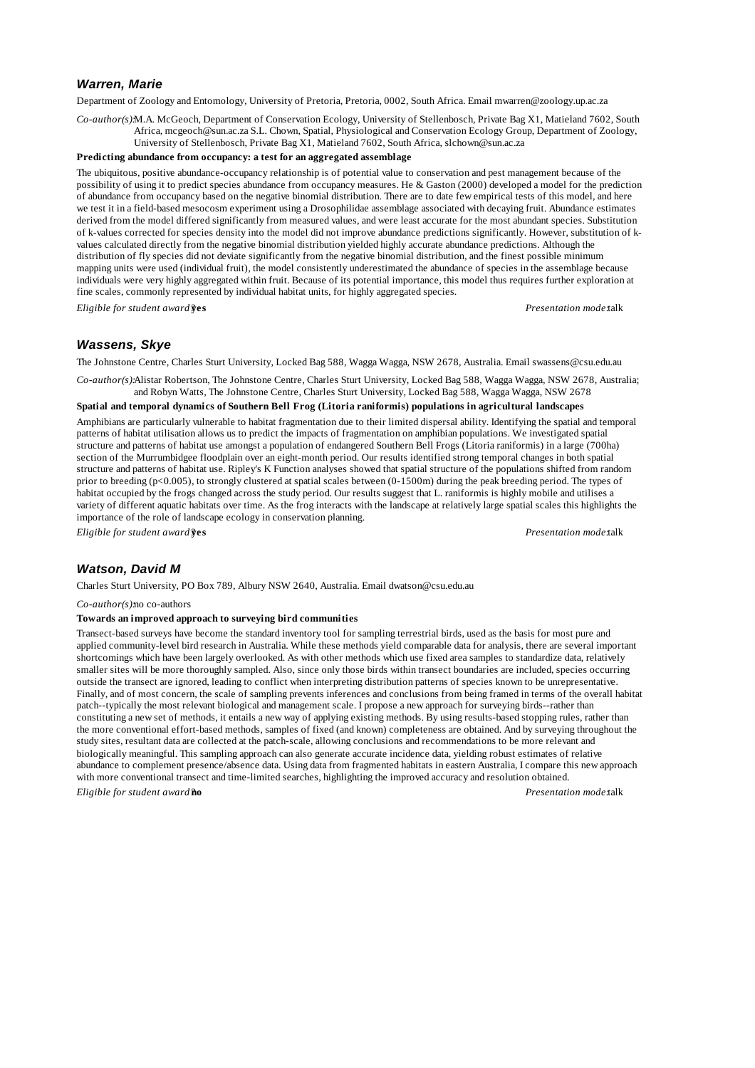### *Warren, Marie*

Department of Zoology and Entomology, University of Pretoria, Pretoria, 0002, South Africa. Email mwarren@zoology.up.ac.za

*Co-author(s):* M.A. McGeoch, Department of Conservation Ecology, University of Stellenbosch, Private Bag X1, Matieland 7602, South Africa, mcgeoch@sun.ac.za S.L. Chown, Spatial, Physiological and Conservation Ecology Group, Department of Zoology, University of Stellenbosch, Private Bag X1, Matieland 7602, South Africa, slchown@sun.ac.za

**Predicting abundance from occupancy: a test for an aggregated assemblage**

The ubiquitous, positive abundance-occupancy relationship is of potential value to conservation and pest management because of the possibility of using it to predict species abundance from occupancy measures. He & Gaston (2000) developed a model for the prediction of abundance from occupancy based on the negative binomial distribution. There are to date few empirical tests of this model, and here we test it in a field-based mesocosm experiment using a Drosophilidae assemblage associated with decaying fruit. Abundance estimates derived from the model differed significantly from measured values, and were least accurate for the most abundant species. Substitution of k-values corrected for species density into the model did not improve abundance predictions significantly. However, substitution of k-values calculated directly from the negative binomial distribution yielded highly accurate abundance predictions. Although the distribution of fly species did not deviate significantly from the negative binomial distribution, and the finest possible minimum mapping units were used (individual fruit), the model consistently underestimated the abundance of species in the assemblage because individuals were very highly aggregated within fruit. Because of its potential importance, this model thus requires further exploration at fine scales, commonly represented by individual habitat units, for highly aggregated species.

*Eligible for student award?* **yes** *Presentation mode:* talk

### *Wassens, Skye*

The Johnstone Centre, Charles Sturt University, Locked Bag 588, Wagga Wagga, NSW 2678, Australia. Email swassens@csu.edu.au

*Co-author(s):* Alistar Robertson, The Johnstone Centre, Charles Sturt University, Locked Bag 588, Wagga Wagga, NSW 2678, Australia; and Robyn Watts, The Johnstone Centre, Charles Sturt University, Locked Bag 588, Wagga Wagga, NSW 2678

**Spatial and temporal dynamics of Southern Bell Frog (Litoria raniformis) populations in agricultural landscapes**

Amphibians are particularly vulnerable to habitat fragmentation due to their limited dispersal ability. Identifying the spatial and temporal patterns of habitat utilisation allows us to predict the impacts of fragmentation on amphibian populations. We investigated spatial structure and patterns of habitat use amongst a population of endangered Southern Bell Frogs (Litoria raniformis) in a large (700ha) section of the Murrumbidgee floodplain over an eight-month period. Our results identified strong temporal changes in both spatial structure and patterns of habitat use. Ripley's K Function analyses showed that spatial structure of the populations shifted from random prior to breeding ($p<0.005$), to strongly clustered at spatial scales between (0-1500m) during the peak breeding period. The types of habitat occupied by the frogs changed across the study period. Our results suggest that L. raniformis is highly mobile and utilises a variety of different aquatic habitats over time. As the frog interacts with the landscape at relatively large spatial scales this highlights the importance of the role of landscape ecology in conservation planning.

*Eligible for student award?* **yes** *Presentation mode:* talk

### *Watson, David M*

Charles Sturt University, PO Box 789, Albury NSW 2640, Australia. Email dwatson@csu.edu.au

*Co-author(s):* no co-authors

**Towards an improved approach to surveying bird communities**

Transect-based surveys have become the standard inventory tool for sampling terrestrial birds, used as the basis for most pure and applied community-level bird research in Australia. While these methods yield comparable data for analysis, there are several important shortcomings which have been largely overlooked. As with other methods which use fixed area samples to standardize data, relatively smaller sites will be more thoroughly sampled. Also, since only those birds within transect boundaries are included, species occurring outside the transect are ignored, leading to conflict when interpreting distribution patterns of species known to be unrepresentative. Finally, and of most concern, the scale of sampling prevents inferences and conclusions from being framed in terms of the overall habitat patch--typically the most relevant biological and management scale. I propose a new approach for surveying birds--rather than constituting a new set of methods, it entails a new way of applying existing methods. By using results-based stopping rules, rather than the more conventional effort-based methods, samples of fixed (and known) completeness are obtained. And by surveying throughout the study sites, resultant data are collected at the patch-scale, allowing conclusions and recommendations to be more relevant and biologically meaningful. This sampling approach can also generate accurate incidence data, yielding robust estimates of relative abundance to complement presence/absence data. Using data from fragmented habitats in eastern Australia, I compare this new approach with more conventional transect and time-limited searches, highlighting the improved accuracy and resolution obtained.

*Eligible for student award?* **no** *Presentation mode:* talk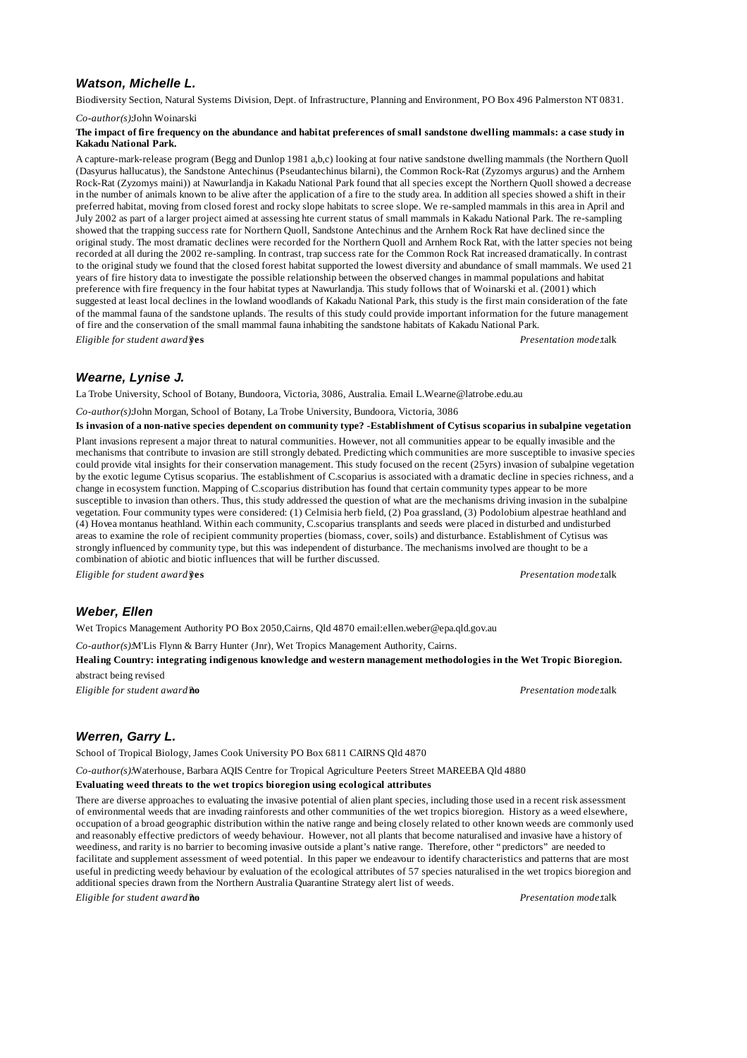### *Watson, Michelle L.*

Biodiversity Section, Natural Systems Division, Dept. of Infrastructure, Planning and Environment, PO Box 496 Palmerston NT 0831.

*Co-author(s):* John Woinarski

**The impact of fire frequency on the abundance and habitat preferences of small sandstone dwelling mammals: a case study in Kakadu National Park.**

A capture-mark-release program (Begg and Dunlop 1981 a,b,c) looking at four native sandstone dwelling mammals (the Northern Quoll (Dasyurus hallucatus), the Sandstone Antechinus (Pseudantechinus bilarni), the Common Rock-Rat (Zyzomys argurus) and the Arnhem Rock-Rat (Zyzomys maini)) at Nawurlandja in Kakadu National Park found that all species except the Northern Quoll showed a decrease in the number of animals known to be alive after the application of a fire to the study area. In addition all species showed a shift in their preferred habitat, moving from closed forest and rocky slope habitats to scree slope. We re-sampled mammals in this area in April and July 2002 as part of a larger project aimed at assessing hte current status of small mammals in Kakadu National Park. The re-sampling showed that the trapping success rate for Northern Quoll, Sandstone Antechinus and the Arnhem Rock Rat have declined since the original study. The most dramatic declines were recorded for the Northern Quoll and Arnhem Rock Rat, with the latter species not being recorded at all during the 2002 re-sampling. In contrast, trap success rate for the Common Rock Rat increased dramatically. In contrast to the original study we found that the closed forest habitat supported the lowest diversity and abundance of small mammals. We used 21 years of fire history data to investigate the possible relationship between the observed changes in mammal populations and habitat preference with fire frequency in the four habitat types at Nawurlandja. This study follows that of Woinarski et al. (2001) which suggested at least local declines in the lowland woodlands of Kakadu National Park, this study is the first main consideration of the fate of the mammal fauna of the sandstone uplands. The results of this study could provide important information for the future management of fire and the conservation of the small mammal fauna inhabiting the sandstone habitats of Kakadu National Park.

*Eligible for student award?* **yes** *Presentation mode:* talk

### *Wearne, Lynise J.*

La Trobe University, School of Botany, Bundoora, Victoria, 3086, Australia. Email L.Wearne@latrobe.edu.au

*Co-author(s):* John Morgan, School of Botany, La Trobe University, Bundoora, Victoria, 3086

**Is invasion of a non-native species dependent on community type? -Establishment of Cytisus scoparius in subalpine vegetation**

Plant invasions represent a major threat to natural communities. However, not all communities appear to be equally invasible and the mechanisms that contribute to invasion are still strongly debated. Predicting which communities are more susceptible to invasive species could provide vital insights for their conservation management. This study focused on the recent (25yrs) invasion of subalpine vegetation by the exotic legume Cytisus scoparius. The establishment of C.scoparius is associated with a dramatic decline in species richness, and a change in ecosystem function. Mapping of C.scoparius distribution has found that certain community types appear to be more susceptible to invasion than others. Thus, this study addressed the question of what are the mechanisms driving invasion in the subalpine vegetation. Four community types were considered: (1) Celmisia herb field, (2) Poa grassland, (3) Podolobium alpestrae heathland and (4) Hovea montanus heathland. Within each community, C.scoparius transplants and seeds were placed in disturbed and undisturbed areas to examine the role of recipient community properties (biomass, cover, soils) and disturbance. Establishment of Cytisus was strongly influenced by community type, but this was independent of disturbance. The mechanisms involved are thought to be a combination of abiotic and biotic influences that will be further discussed.

*Eligible for student award?* **yes** *Presentation mode:* talk

### *Weber, Ellen*

Wet Tropics Management Authority PO Box 2050,Cairns, Qld 4870 email:ellen.weber@epa.qld.gov.au

*Co-author(s):* M'Lis Flynn & Barry Hunter (Jnr), Wet Tropics Management Authority, Cairns.

**Healing Country: integrating indigenous knowledge and western management methodologies in the Wet Tropic Bioregion.**

abstract being revised

*Eligible for student award?* **no** *Presentation mode:* talk

### *Werren, Garry L.*

School of Tropical Biology, James Cook University PO Box 6811 CAIRNS Qld 4870

*Co-author(s):* Waterhouse, Barbara AQIS Centre for Tropical Agriculture Peeters Street MAREEBA Qld 4880

**Evaluating weed threats to the wet tropics bioregion using ecological attributes**

There are diverse approaches to evaluating the invasive potential of alien plant species, including those used in a recent risk assessment of environmental weeds that are invading rainforests and other communities of the wet tropics bioregion. History as a weed elsewhere, occupation of a broad geographic distribution within the native range and being closely related to other known weeds are commonly used and reasonably effective predictors of weedy behaviour. However, not all plants that become naturalised and invasive have a history of weediness, and rarity is no barrier to becoming invasive outside a plant's native range. Therefore, other "predictors" are needed to facilitate and supplement assessment of weed potential. In this paper we endeavour to identify characteristics and patterns that are most useful in predicting weedy behaviour by evaluation of the ecological attributes of 57 species naturalised in the wet tropics bioregion and additional species drawn from the Northern Australia Quarantine Strategy alert list of weeds.

*Eligible for student award?* **no** *Presentation mode:* talk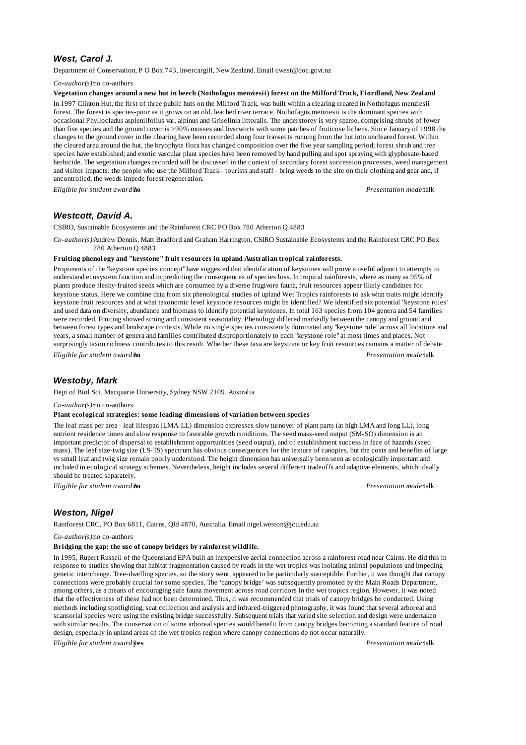### *West, Carol J.*

Department of Conservation, P O Box 743, Invercargill, New Zealand. Email cwest@doc.govt.nz

*Co-author(s):* no co-authors

**Vegetation changes around a new hut in beech (Nothofagus menziesii) forest on the Milford Track, Fiordland, New Zealand**

In 1997 Clinton Hut, the first of three public huts on the Milford Track, was built within a clearing created in Nothofagus menziesii forest. The forest is species-poor as it grows on an old, leached river terrace. Nothofagus menziesii is the dominant species with occasional Phyllocladus aspleniifolius var. alpinus and Griselinia littoralis. The understorey is very sparse, comprising shrubs of fewer than five species and the ground cover is >90% mosses and liverworts with some patches of fruticose lichens. Since January of 1998 the changes to the ground cover in the clearing have been recorded along four transects running from the hut into uncleared forest. Within the cleared area around the hut, the bryophyte flora has changed composition over the five year sampling period; forest shrub and tree species have established; and exotic vascular plant species have been removed by hand pulling and spot spraying with glyphosate-based herbicide. The vegetation changes recorded will be discussed in the context of secondary forest succession processes, weed management and visitor impacts: the people who use the Milford Track - tourists and staff - bring weeds to the site on their clothing and gear and, if uncontrolled, the weeds impede forest regeneration.

*Eligible for student award?* **no** *Presentation mode:* talk

### *Westcott, David A.*

CSIRO, Sustainable Ecosystems and the Rainforest CRC PO Box 780 Atherton Q 4883

*Co-author(s):* Andrew Dennis, Matt Bradford and Graham Harrington, CSIRO Sustainable Ecosystems and the Rainforest CRC PO Box 780 Atherton Q 4883

**Fruiting phenology and "keystone" fruit resources in upland Australian tropical rainforests.**

Proponents of the "keystone species concept" have suggested that identification of keystones will prove a useful adjunct to attempts to understand ecosystem function and in predicting the consequences of species loss. In tropical rainforests, where as many as 95% of plants produce fleshy-fruited seeds which are consumed by a diverse frugivore fauna, fruit resources appear likely candidates for keystone status. Here we combine data from six phenological studies of upland Wet Tropics rainforests to ask what traits might identify keystone fruit resources and at what taxonomic level keystone resources might be identified? We identified six potential "keystone roles' and used data on diversity, abundance and biomass to identify potential keystones. In total 163 species from 104 genera and 54 families were recorded. Fruiting showed strong and consistent seasonality. Phenology differed markedly between the canopy and ground and between forest types and landscape contexts. While no single species consistently dominated any "keystone role" across all locations and years, a small number of genera and families contributed disproportionately to each "keystone role" at most times and places. Not surprisingly taxon richness contributes to this result. Whether these taxa are keystone or key fruit resources remains a matter of debate.

*Eligible for student award?* **no** *Presentation mode:* talk

### *Westoby, Mark*

Dept of Biol Sci, Macquarie University, Sydney NSW 2109, Australia

*Co-author(s):* no co-authors

**Plant ecological strategies: some leading dimensions of variation between species**

The leaf mass per area - leaf lifespan (LMA-LL) dimension expresses slow turnover of plant parts (at high LMA and long LL), long nutrient residence times and slow response to favorable growth conditions. The seed mass-seed output (SM-SO) dimension is an important predictor of dispersal to establishment opportunities (seed output), and of establishment success in face of hazards (seed mass). The leaf size-twig size (LS-TS) spectrum has obvious consequences for the texture of canopies, but the costs and benefits of large vs small leaf and twig size remain poorly understood. The height dimension has universally been seen as ecologically important and included in ecological strategy schemes. Nevertheless, height includes several different tradeoffs and adaptive elements, which ideally should be treated separately.

*Eligible for student award?* **no** *Presentation mode:* talk

### *Weston, Nigel*

Rainforest CRC, PO Box 6811, Cairns, Qld 4870, Australia. Email nigel.weston@jcu.edu.au

*Co-author(s):* no co-authors

**Bridging the gap: the use of canopy bridges by rainforest wildlife.**

In 1995, Rupert Russell of the Queensland EPA built an inexpensive aerial connection across a rainforest road near Cairns. He did this in response to studies showing that habitat fragmentation caused by roads in the wet tropics was isolating animal populations and impeding genetic interchange. Tree-dwelling species, so the story went, appeared to be particularly susceptible. Further, it was thought that canopy connections were probably crucial for some species. The 'canopy bridge' was subsequently promoted by the Main Roads Department, among others, as a means of encouraging safe fauna movement across road corridors in the wet tropics region. However, it was noted that the effectiveness of these had not been determined. Thus, it was recommended that trials of canopy bridges be conducted. Using methods including spotlighting, scat collection and analysis and infrared-triggered photography, it was found that several arboreal and scansorial species were using the existing bridge successfully. Subsequent trials that varied site selection and design were undertaken with similar results. The conservation of some arboreal species would benefit from canopy bridges becoming a standard feature of road design, especially in upland areas of the wet tropics region where canopy connections do not occur naturally.

*Eligible for student award?* **yes** *Presentation mode:* talk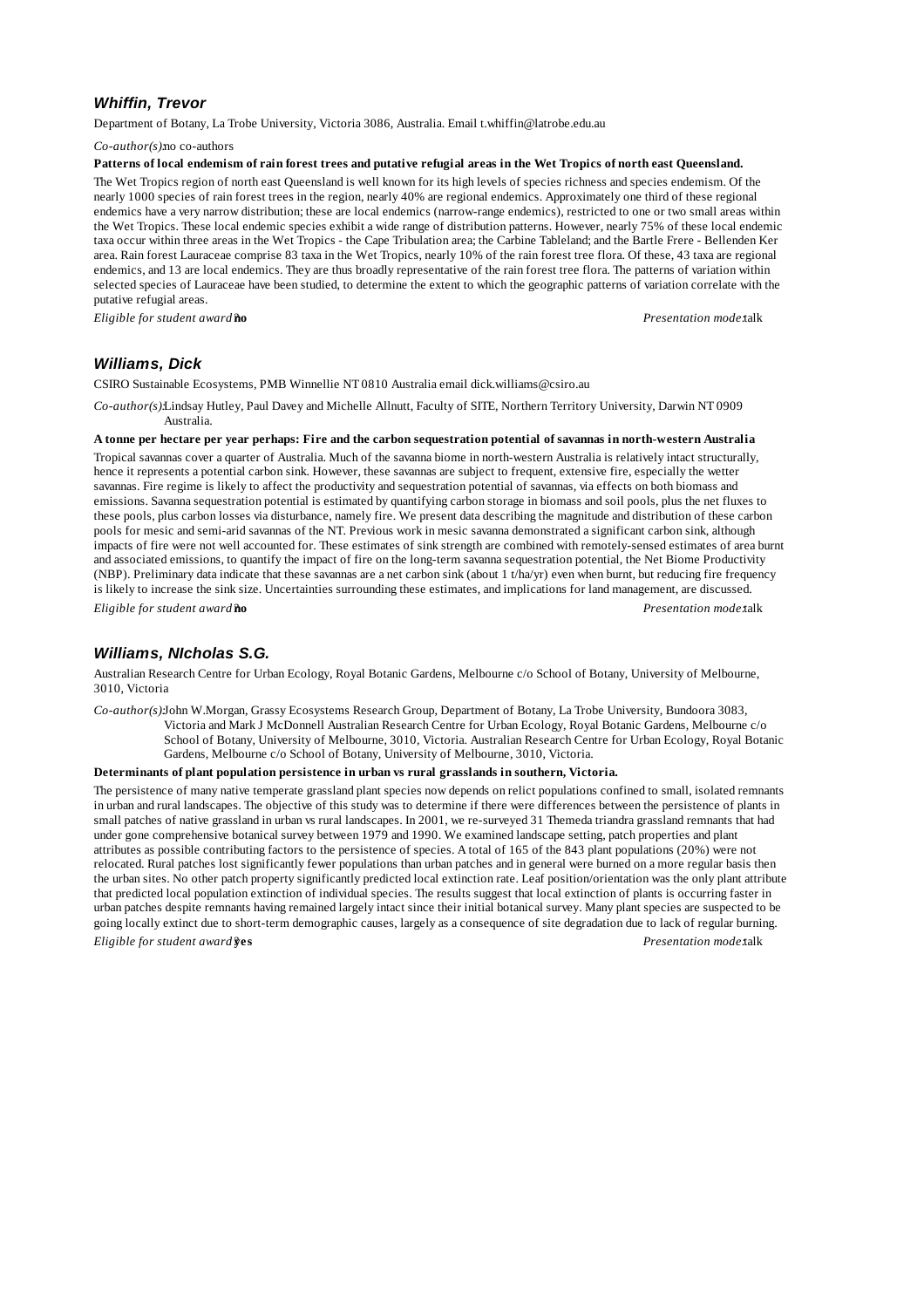### *Whiffin, Trevor*

Department of Botany, La Trobe University, Victoria 3086, Australia. Email t.whiffin@latrobe.edu.au

*Co-author(s):* no co-authors

**Patterns of local endemism of rain forest trees and putative refugial areas in the Wet Tropics of north east Queensland.**

The Wet Tropics region of north east Queensland is well known for its high levels of species richness and species endemism. Of the nearly 1000 species of rain forest trees in the region, nearly 40% are regional endemics. Approximately one third of these regional endemics have a very narrow distribution; these are local endemics (narrow-range endemics), restricted to one or two small areas within the Wet Tropics. These local endemic species exhibit a wide range of distribution patterns. However, nearly 75% of these local endemic taxa occur within three areas in the Wet Tropics - the Cape Tribulation area; the Carbine Tableland; and the Bartle Frere - Bellenden Ker area. Rain forest Lauraceae comprise 83 taxa in the Wet Tropics, nearly 10% of the rain forest tree flora. Of these, 43 taxa are regional endemics, and 13 are local endemics. They are thus broadly representative of the rain forest tree flora. The patterns of variation within selected species of Lauraceae have been studied, to determine the extent to which the geographic patterns of variation correlate with the putative refugial areas.

*Eligible for student award?* **no** *Presentation mode:* talk

### *Williams, Dick*

CSIRO Sustainable Ecosystems, PMB Winnellie NT 0810 Australia email dick.williams@csiro.au

*Co-author(s):* Lindsay Hutley, Paul Davey and Michelle Allnutt, Faculty of SITE, Northern Territory University, Darwin NT 0909 Australia.

**A tonne per hectare per year perhaps: Fire and the carbon sequestration potential of savannas in north-western Australia**

Tropical savannas cover a quarter of Australia. Much of the savanna biome in north-western Australia is relatively intact structurally, hence it represents a potential carbon sink. However, these savannas are subject to frequent, extensive fire, especially the wetter savannas. Fire regime is likely to affect the productivity and sequestration potential of savannas, via effects on both biomass and emissions. Savanna sequestration potential is estimated by quantifying carbon storage in biomass and soil pools, plus the net fluxes to these pools, plus carbon losses via disturbance, namely fire. We present data describing the magnitude and distribution of these carbon pools for mesic and semi-arid savannas of the NT. Previous work in mesic savanna demonstrated a significant carbon sink, although impacts of fire were not well accounted for. These estimates of sink strength are combined with remotely-sensed estimates of area burnt and associated emissions, to quantify the impact of fire on the long-term savanna sequestration potential, the Net Biome Productivity (NBP). Preliminary data indicate that these savannas are a net carbon sink (about 1 t/ha/yr) even when burnt, but reducing fire frequency is likely to increase the sink size. Uncertainties surrounding these estimates, and implications for land management, are discussed.

*Eligible for student award?* **no** *Presentation mode:* talk

### *Williams, NIcholas S.G.*

Australian Research Centre for Urban Ecology, Royal Botanic Gardens, Melbourne c/o School of Botany, University of Melbourne, 3010, Victoria

*Co-author(s):* John W.Morgan, Grassy Ecosystems Research Group, Department of Botany, La Trobe University, Bundoora 3083, Victoria and Mark J McDonnell Australian Research Centre for Urban Ecology, Royal Botanic Gardens, Melbourne c/o School of Botany, University of Melbourne, 3010, Victoria. Australian Research Centre for Urban Ecology, Royal Botanic Gardens, Melbourne c/o School of Botany, University of Melbourne, 3010, Victoria.

**Determinants of plant population persistence in urban vs rural grasslands in southern, Victoria.**

The persistence of many native temperate grassland plant species now depends on relict populations confined to small, isolated remnants in urban and rural landscapes. The objective of this study was to determine if there were differences between the persistence of plants in small patches of native grassland in urban vs rural landscapes. In 2001, we re-surveyed 31 Themeda triandra grassland remnants that had under gone comprehensive botanical survey between 1979 and 1990. We examined landscape setting, patch properties and plant attributes as possible contributing factors to the persistence of species. A total of 165 of the 843 plant populations (20%) were not relocated. Rural patches lost significantly fewer populations than urban patches and in general were burned on a more regular basis then the urban sites. No other patch property significantly predicted local extinction rate. Leaf position/orientation was the only plant attribute that predicted local population extinction of individual species. The results suggest that local extinction of plants is occurring faster in urban patches despite remnants having remained largely intact since their initial botanical survey. Many plant species are suspected to be going locally extinct due to short-term demographic causes, largely as a consequence of site degradation due to lack of regular burning.

*Eligible for student award?* **yes** *Presentation mode:* talk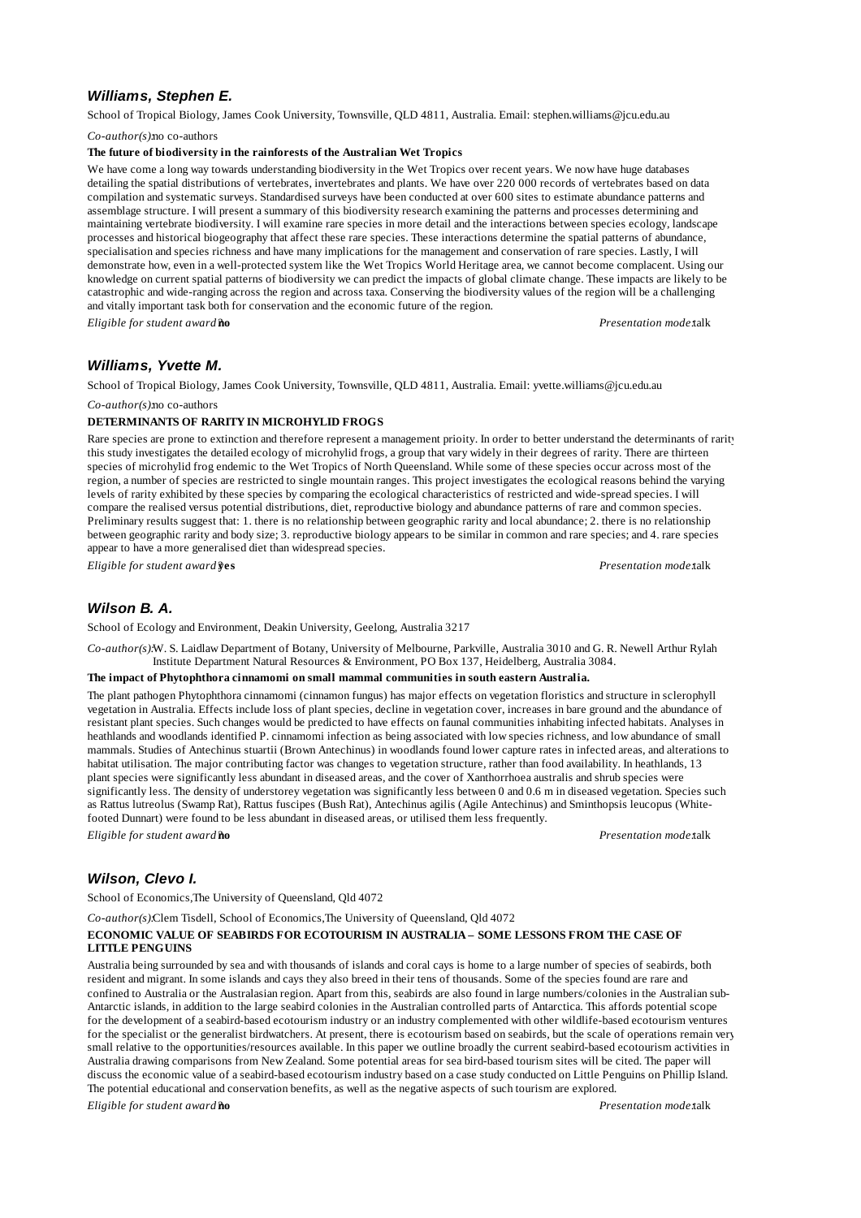### *Williams, Stephen E.*

School of Tropical Biology, James Cook University, Townsville, QLD 4811, Australia. Email: stephen.williams@jcu.edu.au

*Co-author(s):* no co-authors

**The future of biodiversity in the rainforests of the Australian Wet Tropics**

We have come a long way towards understanding biodiversity in the Wet Tropics over recent years. We now have huge databases detailing the spatial distributions of vertebrates, invertebrates and plants. We have over 220 000 records of vertebrates based on data compilation and systematic surveys. Standardised surveys have been conducted at over 600 sites to estimate abundance patterns and assemblage structure. I will present a summary of this biodiversity research examining the patterns and processes determining and maintaining vertebrate biodiversity. I will examine rare species in more detail and the interactions between species ecology, landscape processes and historical biogeography that affect these rare species. These interactions determine the spatial patterns of abundance, specialisation and species richness and have many implications for the management and conservation of rare species. Lastly, I will demonstrate how, even in a well-protected system like the Wet Tropics World Heritage area, we cannot become complacent. Using our knowledge on current spatial patterns of biodiversity we can predict the impacts of global climate change. These impacts are likely to be catastrophic and wide-ranging across the region and across taxa. Conserving the biodiversity values of the region will be a challenging and vitally important task both for conservation and the economic future of the region.

*Eligible for student award:* **no** *Presentation mode:* talk

### *Williams, Yvette M.*

School of Tropical Biology, James Cook University, Townsville, QLD 4811, Australia. Email: yvette.williams@jcu.edu.au

*Co-author(s):* no co-authors

**DETERMINANTS OF RARITY IN MICROHYLID FROGS**

Rare species are prone to extinction and therefore represent a management prioity. In order to better understand the determinants of rarity this study investigates the detailed ecology of microhylid frogs, a group that vary widely in their degrees of rarity. There are thirteen species of microhylid frog endemic to the Wet Tropics of North Queensland. While some of these species occur across most of the region, a number of species are restricted to single mountain ranges. This project investigates the ecological reasons behind the varying levels of rarity exhibited by these species by comparing the ecological characteristics of restricted and wide-spread species. I will compare the realised versus potential distributions, diet, reproductive biology and abundance patterns of rare and common species. Preliminary results suggest that: 1. there is no relationship between geographic rarity and local abundance; 2. there is no relationship between geographic rarity and body size; 3. reproductive biology appears to be similar in common and rare species; and 4. rare species appear to have a more generalised diet than widespread species.

*Eligible for student award:* **yes** *Presentation mode:* talk

### *Wilson B. A.*

School of Ecology and Environment, Deakin University, Geelong, Australia 3217

*Co-author(s):* W. S. Laidlaw Department of Botany, University of Melbourne, Parkville, Australia 3010 and G. R. Newell Arthur Rylah Institute Department Natural Resources & Environment, PO Box 137, Heidelberg, Australia 3084.

**The impact of Phytophthora cinnamomi on small mammal communities in south eastern Australia.**

The plant pathogen Phytophthora cinnamomi (cinnamon fungus) has major effects on vegetation floristics and structure in sclerophyll vegetation in Australia. Effects include loss of plant species, decline in vegetation cover, increases in bare ground and the abundance of resistant plant species. Such changes would be predicted to have effects on faunal communities inhabiting infected habitats. Analyses in heathlands and woodlands identified P. cinnamomi infection as being associated with low species richness, and low abundance of small mammals. Studies of Antechinus stuartii (Brown Antechinus) in woodlands found lower capture rates in infected areas, and alterations to habitat utilisation. The major contributing factor was changes to vegetation structure, rather than food availability. In heathlands, 13 plant species were significantly less abundant in diseased areas, and the cover of Xanthorrhoea australis and shrub species were significantly less. The density of understorey vegetation was significantly less between 0 and 0.6 m in diseased vegetation. Species such as Rattus lutreolus (Swamp Rat), Rattus fuscipes (Bush Rat), Antechinus agilis (Agile Antechinus) and Sminthopsis leucopus (White-footed Dunnart) were found to be less abundant in diseased areas, or utilised them less frequently.

*Eligible for student award:* **no** *Presentation mode:* talk

### *Wilson, Clevo I.*

School of Economics,The University of Queensland, Qld 4072

*Co-author(s):* Clem Tisdell, School of Economics,The University of Queensland, Qld 4072

**ECONOMIC VALUE OF SEABIRDS FOR ECOTOURISM IN AUSTRALIA – SOME LESSONS FROM THE CASE OF LITTLE PENGUINS**

Australia being surrounded by sea and with thousands of islands and coral cays is home to a large number of species of seabirds, both resident and migrant. In some islands and cays they also breed in their tens of thousands. Some of the species found are rare and confined to Australia or the Australasian region. Apart from this, seabirds are also found in large numbers/colonies in the Australian sub-Antarctic islands, in addition to the large seabird colonies in the Australian controlled parts of Antarctica. This affords potential scope for the development of a seabird-based ecotourism industry or an industry complemented with other wildlife-based ecotourism ventures for the specialist or the generalist birdwatchers. At present, there is ecotourism based on seabirds, but the scale of operations remain very small relative to the opportunities/resources available. In this paper we outline broadly the current seabird-based ecotourism activities in Australia drawing comparisons from New Zealand. Some potential areas for sea bird-based tourism sites will be cited. The paper will discuss the economic value of a seabird-based ecotourism industry based on a case study conducted on Little Penguins on Phillip Island. The potential educational and conservation benefits, as well as the negative aspects of such tourism are explored.

*Eligible for student award:* **no** *Presentation mode:* talk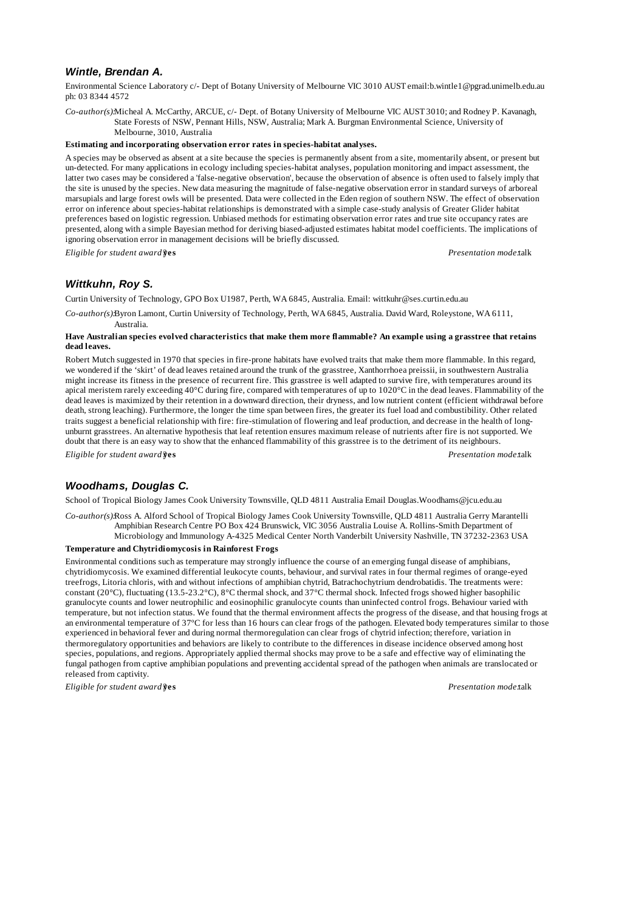### *Wintle, Brendan A.*

Environmental Science Laboratory c/- Dept of Botany University of Melbourne VIC 3010 AUST email:b.wintle1@pgrad.unimelb.edu.au ph: 03 8344 4572

*Co-author(s):* Micheal A. McCarthy, ARCUE, c/- Dept. of Botany University of Melbourne VIC AUST 3010; and Rodney P. Kavanagh, State Forests of NSW, Pennant Hills, NSW, Australia; Mark A. Burgman Environmental Science, University of Melbourne, 3010, Australia

**Estimating and incorporating observation error rates in species-habitat analyses.**

A species may be observed as absent at a site because the species is permanently absent from a site, momentarily absent, or present but un-detected. For many applications in ecology including species-habitat analyses, population monitoring and impact assessment, the latter two cases may be considered a 'false-negative observation', because the observation of absence is often used to falsely imply that the site is unused by the species. New data measuring the magnitude of false-negative observation error in standard surveys of arboreal marsupials and large forest owls will be presented. Data were collected in the Eden region of southern NSW. The effect of observation error on inference about species-habitat relationships is demonstrated with a simple case-study analysis of Greater Glider habitat preferences based on logistic regression. Unbiased methods for estimating observation error rates and true site occupancy rates are presented, along with a simple Bayesian method for deriving biased-adjusted estimates habitat model coefficients. The implications of ignoring observation error in management decisions will be briefly discussed.

*Eligible for student award?* **yes** *Presentation mode:* talk

### *Wittkuhn, Roy S.*

Curtin University of Technology, GPO Box U1987, Perth, WA 6845, Australia. Email: wittkuhr@ses.curtin.edu.au

*Co-author(s):* Byron Lamont, Curtin University of Technology, Perth, WA 6845, Australia. David Ward, Roleystone, WA 6111, Australia.

**Have Australian species evolved characteristics that make them more flammable? An example using a grasstree that retains dead leaves.**

Robert Mutch suggested in 1970 that species in fire-prone habitats have evolved traits that make them more flammable. In this regard, we wondered if the 'skirt' of dead leaves retained around the trunk of the grasstree, Xanthorrhoea preissii, in southwestern Australia might increase its fitness in the presence of recurrent fire. This grasstree is well adapted to survive fire, with temperatures around its apical meristem rarely exceeding 40°C during fire, compared with temperatures of up to 1020°C in the dead leaves. Flammability of the dead leaves is maximized by their retention in a downward direction, their dryness, and low nutrient content (efficient withdrawal before death, strong leaching). Furthermore, the longer the time span between fires, the greater its fuel load and combustibility. Other related traits suggest a beneficial relationship with fire: fire-stimulation of flowering and leaf production, and decrease in the health of long-unburnt grasstrees. An alternative hypothesis that leaf retention ensures maximum release of nutrients after fire is not supported. We doubt that there is an easy way to show that the enhanced flammability of this grasstree is to the detriment of its neighbours.

*Eligible for student award?* **yes** *Presentation mode:* talk

### *Woodhams, Douglas C.*

School of Tropical Biology James Cook University Townsville, QLD 4811 Australia Email Douglas.Woodhams@jcu.edu.au

*Co-author(s):* Ross A. Alford School of Tropical Biology James Cook University Townsville, QLD 4811 Australia Gerry Marantelli Amphibian Research Centre PO Box 424 Brunswick, VIC 3056 Australia Louise A. Rollins-Smith Department of Microbiology and Immunology A-4325 Medical Center North Vanderbilt University Nashville, TN 37232-2363 USA

**Temperature and Chytridiomycosis in Rainforest Frogs**

Environmental conditions such as temperature may strongly influence the course of an emerging fungal disease of amphibians, chytridiomycosis. We examined differential leukocyte counts, behaviour, and survival rates in four thermal regimes of orange-eyed treefrogs, Litoria chloris, with and without infections of amphibian chytrid, Batrachochytrium dendrobatidis. The treatments were: constant (20°C), fluctuating (13.5-23.2°C), 8°C thermal shock, and 37°C thermal shock. Infected frogs showed higher basophilic granulocyte counts and lower neutrophilic and eosinophilic granulocyte counts than uninfected control frogs. Behaviour varied with temperature, but not infection status. We found that the thermal environment affects the progress of the disease, and that housing frogs at an environmental temperature of 37ºC for less than 16 hours can clear frogs of the pathogen. Elevated body temperatures similar to those experienced in behavioral fever and during normal thermoregulation can clear frogs of chytrid infection; therefore, variation in thermoregulatory opportunities and behaviors are likely to contribute to the differences in disease incidence observed among host species, populations, and regions. Appropriately applied thermal shocks may prove to be a safe and effective way of eliminating the fungal pathogen from captive amphibian populations and preventing accidental spread of the pathogen when animals are translocated or released from captivity.

*Eligible for student award?* **yes** *Presentation mode:* talk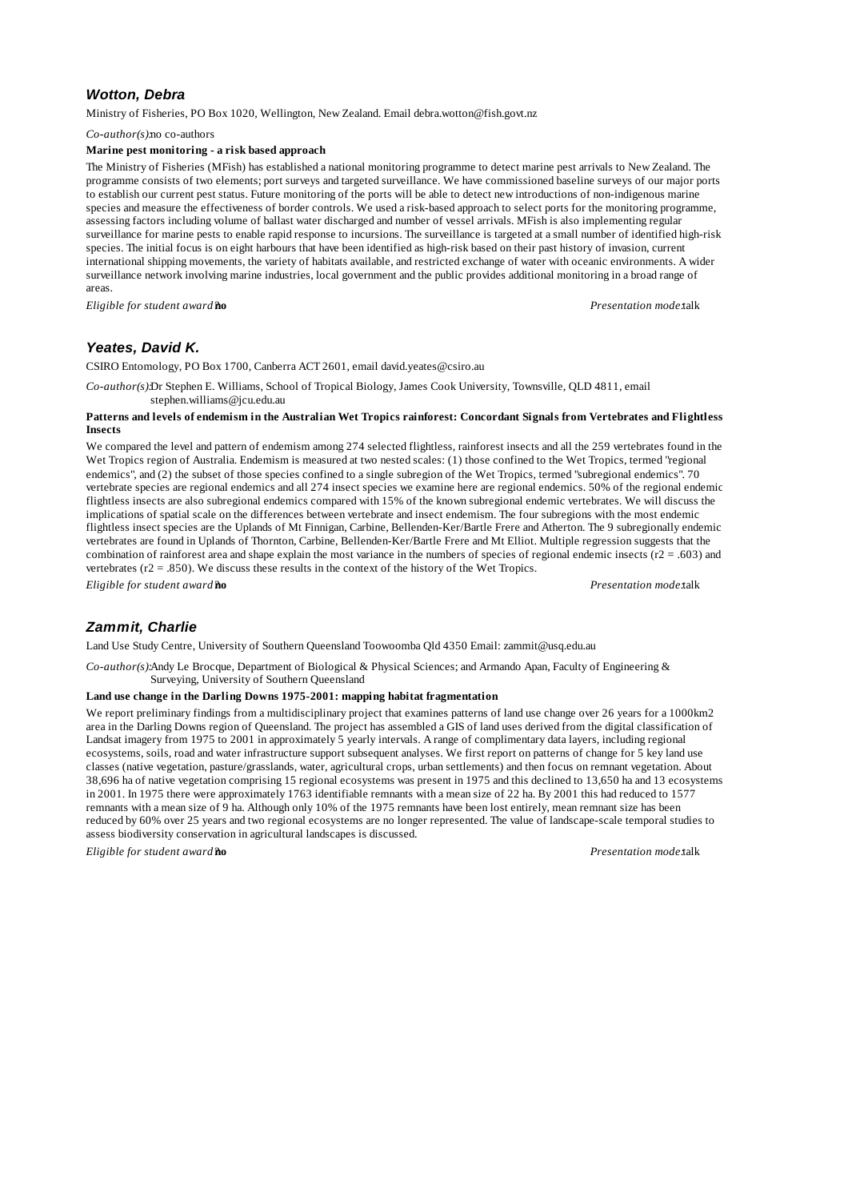### *Wotton, Debra*

Ministry of Fisheries, PO Box 1020, Wellington, New Zealand. Email debra.wotton@fish.govt.nz

*Co-author(s):* no co-authors

**Marine pest monitoring - a risk based approach**

The Ministry of Fisheries (MFish) has established a national monitoring programme to detect marine pest arrivals to New Zealand. The programme consists of two elements; port surveys and targeted surveillance. We have commissioned baseline surveys of our major ports to establish our current pest status. Future monitoring of the ports will be able to detect new introductions of non-indigenous marine species and measure the effectiveness of border controls. We used a risk-based approach to select ports for the monitoring programme, assessing factors including volume of ballast water discharged and number of vessel arrivals. MFish is also implementing regular surveillance for marine pests to enable rapid response to incursions. The surveillance is targeted at a small number of identified high-risk species. The initial focus is on eight harbours that have been identified as high-risk based on their past history of invasion, current international shipping movements, the variety of habitats available, and restricted exchange of water with oceanic environments. A wider surveillance network involving marine industries, local government and the public provides additional monitoring in a broad range of areas.

*Eligible for student award:* **no** *Presentation mode:* talk

### *Yeates, David K.*

CSIRO Entomology, PO Box 1700, Canberra ACT 2601, email david.yeates@csiro.au

*Co-author(s):* Dr Stephen E. Williams, School of Tropical Biology, James Cook University, Townsville, QLD 4811, email stephen.williams@jcu.edu.au

**Patterns and levels of endemism in the Australian Wet Tropics rainforest: Concordant Signals from Vertebrates and Flightless Insects**

We compared the level and pattern of endemism among 274 selected flightless, rainforest insects and all the 259 vertebrates found in the Wet Tropics region of Australia. Endemism is measured at two nested scales: (1) those confined to the Wet Tropics, termed "regional endemics", and (2) the subset of those species confined to a single subregion of the Wet Tropics, termed "subregional endemics". 70 vertebrate species are regional endemics and all 274 insect species we examine here are regional endemics. 50% of the regional endemic flightless insects are also subregional endemics compared with 15% of the known subregional endemic vertebrates. We will discuss the implications of spatial scale on the differences between vertebrate and insect endemism. The four subregions with the most endemic flightless insect species are the Uplands of Mt Finnigan, Carbine, Bellenden-Ker/Bartle Frere and Atherton. The 9 subregionally endemic vertebrates are found in Uplands of Thornton, Carbine, Bellenden-Ker/Bartle Frere and Mt Elliot. Multiple regression suggests that the combination of rainforest area and shape explain the most variance in the numbers of species of regional endemic insects ($r2 = .603$) and vertebrates ($r2 = .850$). We discuss these results in the context of the history of the Wet Tropics.

*Eligible for student award:* **no** *Presentation mode:* talk

### *Zammit, Charlie*

Land Use Study Centre, University of Southern Queensland Toowoomba Qld 4350 Email: zammit@usq.edu.au

*Co-author(s):* Andy Le Brocque, Department of Biological & Physical Sciences; and Armando Apan, Faculty of Engineering & Surveying, University of Southern Queensland

**Land use change in the Darling Downs 1975-2001: mapping habitat fragmentation**

We report preliminary findings from a multidisciplinary project that examines patterns of land use change over 26 years for a 1000km2 area in the Darling Downs region of Queensland. The project has assembled a GIS of land uses derived from the digital classification of Landsat imagery from 1975 to 2001 in approximately 5 yearly intervals. A range of complimentary data layers, including regional ecosystems, soils, road and water infrastructure support subsequent analyses. We first report on patterns of change for 5 key land use classes (native vegetation, pasture/grasslands, water, agricultural crops, urban settlements) and then focus on remnant vegetation. About 38,696 ha of native vegetation comprising 15 regional ecosystems was present in 1975 and this declined to 13,650 ha and 13 ecosystems in 2001. In 1975 there were approximately 1763 identifiable remnants with a mean size of 22 ha. By 2001 this had reduced to 1577 remnants with a mean size of 9 ha. Although only 10% of the 1975 remnants have been lost entirely, mean remnant size has been reduced by 60% over 25 years and two regional ecosystems are no longer represented. The value of landscape-scale temporal studies to assess biodiversity conservation in agricultural landscapes is discussed.

*Eligible for student award:* **no** *Presentation mode:* talk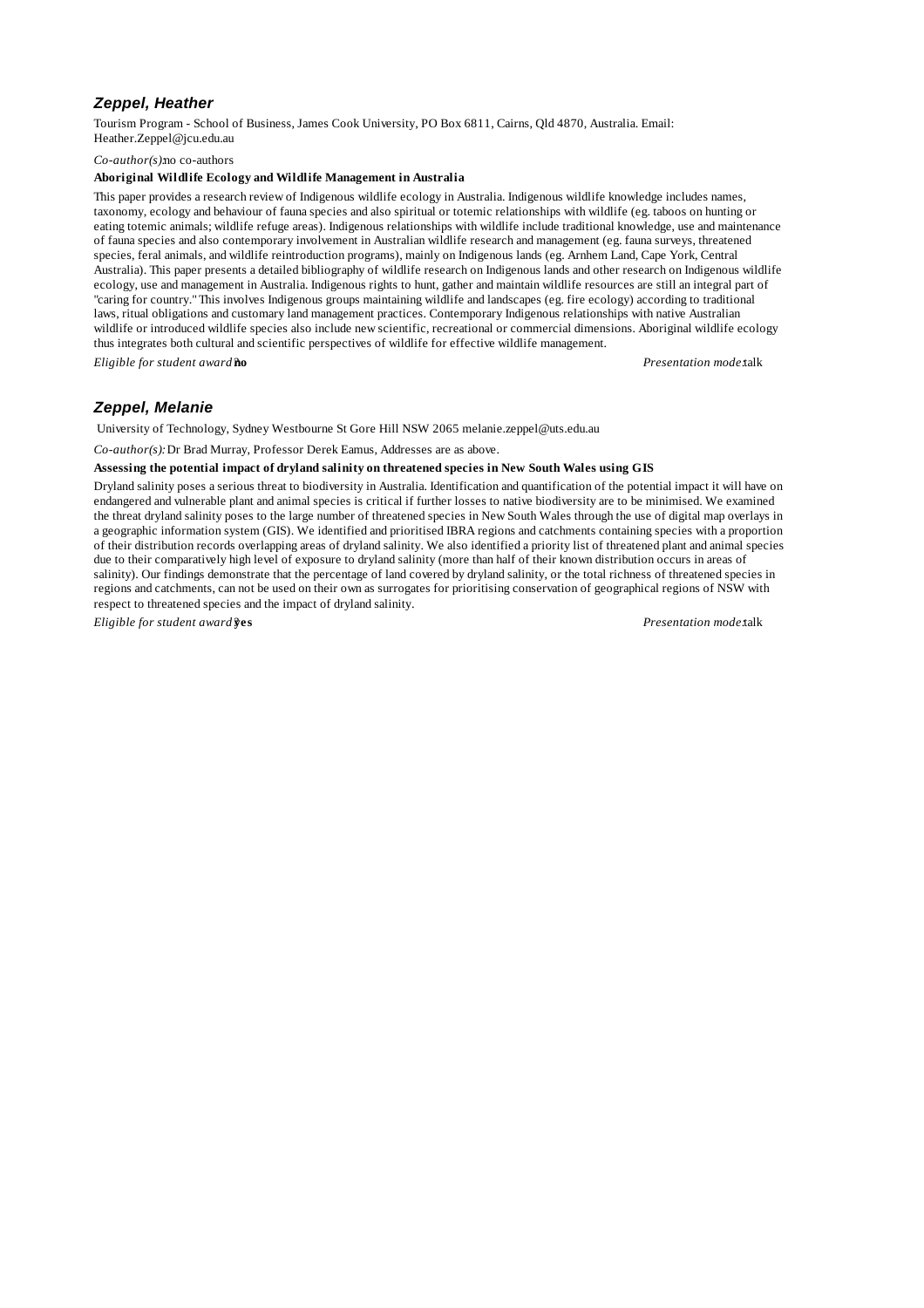## *Zeppel, Heather*

Tourism Program - School of Business, James Cook University, PO Box 6811, Cairns, Qld 4870, Australia. Email: Heather.Zeppel@jcu.edu.au

*Co-author(s):* no co-authors

**Aboriginal Wildlife Ecology and Wildlife Management in Australia**

This paper provides a research review of Indigenous wildlife ecology in Australia. Indigenous wildlife knowledge includes names, taxonomy, ecology and behaviour of fauna species and also spiritual or totemic relationships with wildlife (eg. taboos on hunting or eating totemic animals; wildlife refuge areas). Indigenous relationships with wildlife include traditional knowledge, use and maintenance of fauna species and also contemporary involvement in Australian wildlife research and management (eg. fauna surveys, threatened species, feral animals, and wildlife reintroduction programs), mainly on Indigenous lands (eg. Arnhem Land, Cape York, Central Australia). This paper presents a detailed bibliography of wildlife research on Indigenous lands and other research on Indigenous wildlife ecology, use and management in Australia. Indigenous rights to hunt, gather and maintain wildlife resources are still an integral part of "caring for country." This involves Indigenous groups maintaining wildlife and landscapes (eg. fire ecology) according to traditional laws, ritual obligations and customary land management practices. Contemporary Indigenous relationships with native Australian wildlife or introduced wildlife species also include new scientific, recreational or commercial dimensions. Aboriginal wildlife ecology thus integrates both cultural and scientific perspectives of wildlife for effective wildlife management.

*Eligible for student award?* **no** *Presentation mode:* talk

## *Zeppel, Melanie*

University of Technology, Sydney Westbourne St Gore Hill NSW 2065 melanie.zeppel@uts.edu.au

*Co-author(s):* Dr Brad Murray, Professor Derek Eamus, Addresses are as above.

**Assessing the potential impact of dryland salinity on threatened species in New South Wales using GIS**

Dryland salinity poses a serious threat to biodiversity in Australia. Identification and quantification of the potential impact it will have on endangered and vulnerable plant and animal species is critical if further losses to native biodiversity are to be minimised. We examined the threat dryland salinity poses to the large number of threatened species in New South Wales through the use of digital map overlays in a geographic information system (GIS). We identified and prioritised IBRA regions and catchments containing species with a proportion of their distribution records overlapping areas of dryland salinity. We also identified a priority list of threatened plant and animal species due to their comparatively high level of exposure to dryland salinity (more than half of their known distribution occurs in areas of salinity). Our findings demonstrate that the percentage of land covered by dryland salinity, or the total richness of threatened species in regions and catchments, can not be used on their own as surrogates for prioritising conservation of geographical regions of NSW with respect to threatened species and the impact of dryland salinity.

*Eligible for student award?* **yes** *Presentation mode:* talk